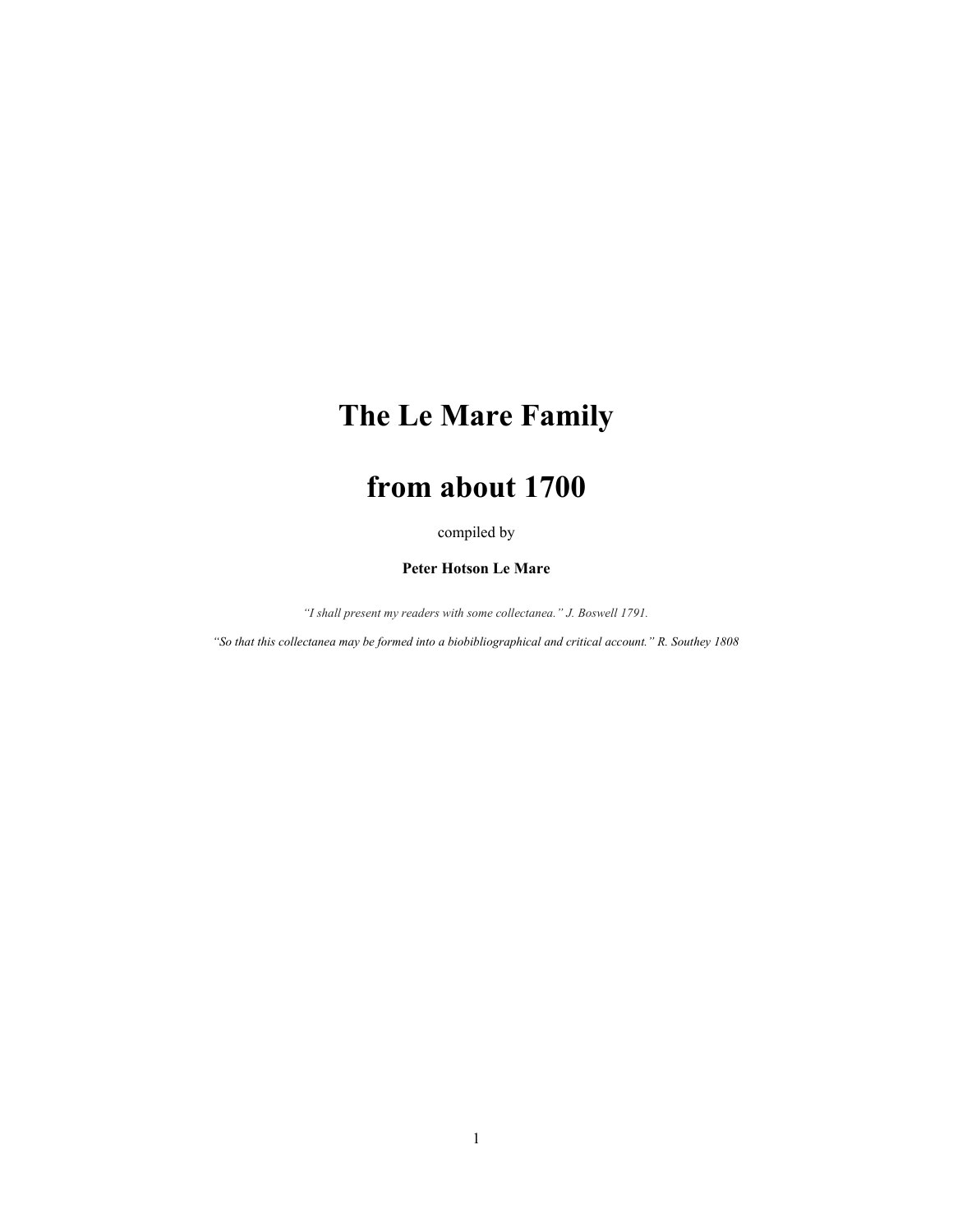# The Le Mare Family

# from about 1700

compiled by

**Peter Hotson Le Mare**

*"I shall present my readers with some collectanea." J. Boswell 1791.*

*"So that this collectanea may be formed into a biobibliographical and critical account." R. Southey 1808*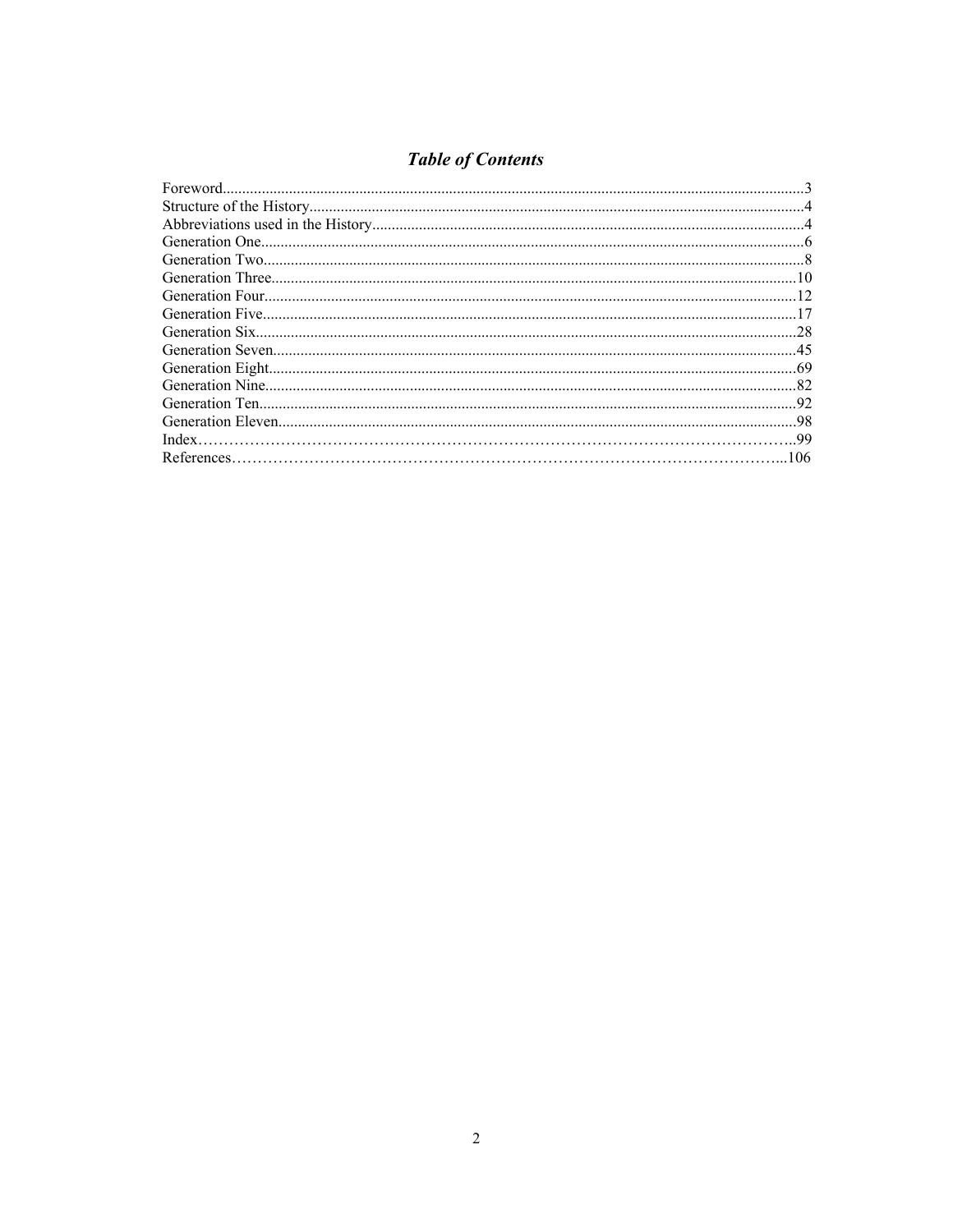## *Table of Contents*

Foreword....................................................................................................................................3
Structure of the History..............................................................................................................4
Abbreviations used in the History..............................................................................................4
Generation One..........................................................................................................................6
Generation Two..........................................................................................................................8
Generation Three......................................................................................................................10
Generation Four........................................................................................................................12
Generation Five........................................................................................................................17
Generation Six..........................................................................................................................28
Generation Seven.....................................................................................................................45
Generation Eight......................................................................................................................69
Generation Nine.......................................................................................................................82
Generation Ten.........................................................................................................................92
Generation Eleven....................................................................................................................98
Index……………………………………………………………………………………………..99
References……………………………………………………………………………………...106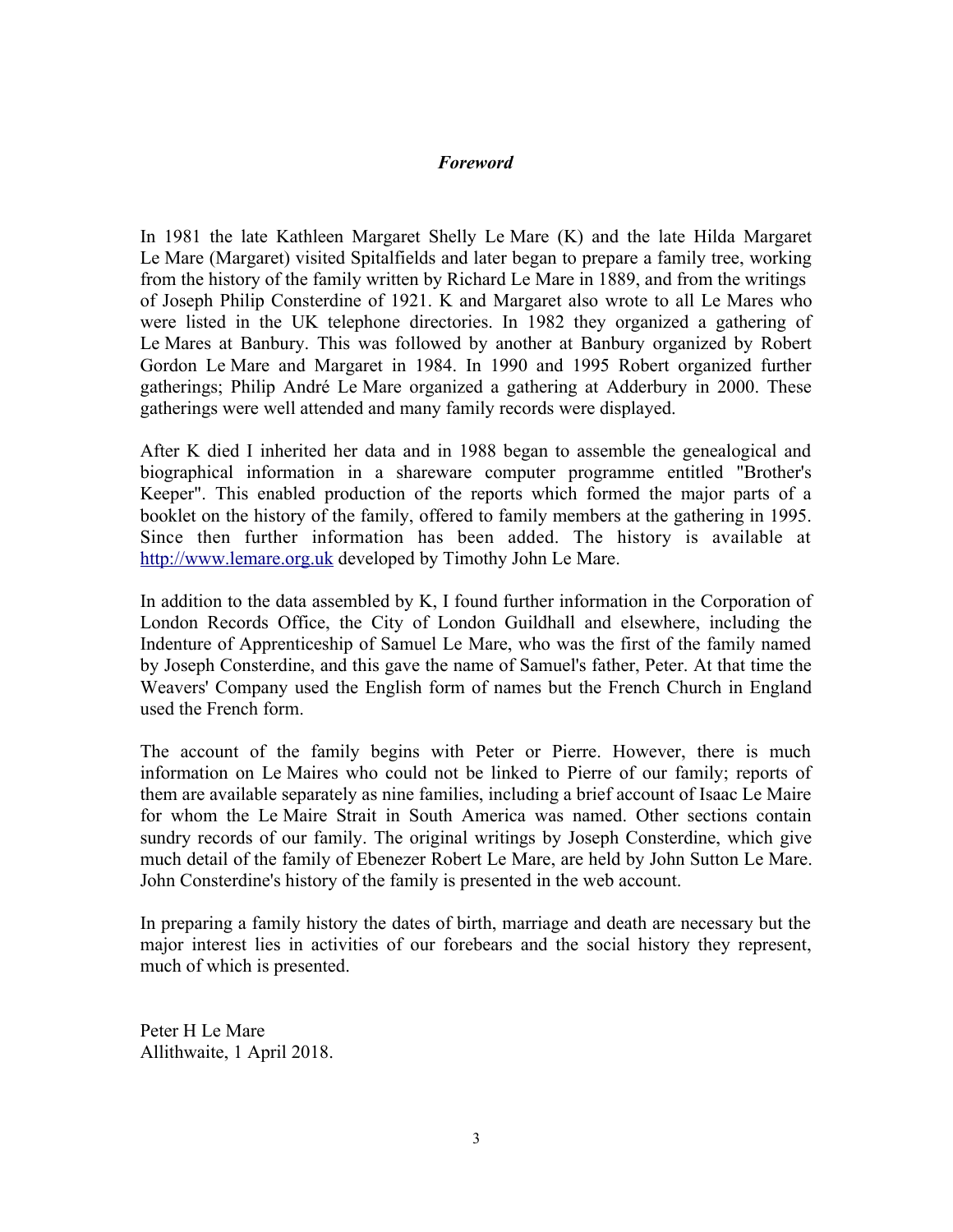*Foreword*

In 1981 the late Kathleen Margaret Shelly Le Mare (K) and the late Hilda Margaret Le Mare (Margaret) visited Spitalfields and later began to prepare a family tree, working from the history of the family written by Richard Le Mare in 1889, and from the writings of Joseph Philip Consterdine of 1921. K and Margaret also wrote to all Le Mares who were listed in the UK telephone directories. In 1982 they organized a gathering of Le Mares at Banbury. This was followed by another at Banbury organized by Robert Gordon Le Mare and Margaret in 1984. In 1990 and 1995 Robert organized further gatherings; Philip André Le Mare organized a gathering at Adderbury in 2000. These gatherings were well attended and many family records were displayed.

After K died I inherited her data and in 1988 began to assemble the genealogical and biographical information in a shareware computer programme entitled "Brother's Keeper". This enabled production of the reports which formed the major parts of a booklet on the history of the family, offered to family members at the gathering in 1995. Since then further information has been added. The history is available at [http://www.lemare.org.uk](http://www.lemare.org.uk) developed by Timothy John Le Mare.

In addition to the data assembled by K, I found further information in the Corporation of London Records Office, the City of London Guildhall and elsewhere, including the Indenture of Apprenticeship of Samuel Le Mare, who was the first of the family named by Joseph Consterdine, and this gave the name of Samuel's father, Peter. At that time the Weavers' Company used the English form of names but the French Church in England used the French form.

The account of the family begins with Peter or Pierre. However, there is much information on Le Maires who could not be linked to Pierre of our family; reports of them are available separately as nine families, including a brief account of Isaac Le Maire for whom the Le Maire Strait in South America was named. Other sections contain sundry records of our family. The original writings by Joseph Consterdine, which give much detail of the family of Ebenezer Robert Le Mare, are held by John Sutton Le Mare. John Consterdine's history of the family is presented in the web account.

In preparing a family history the dates of birth, marriage and death are necessary but the major interest lies in activities of our forebears and the social history they represent, much of which is presented.

Peter H Le Mare
Allithwaite, 1 April 2018.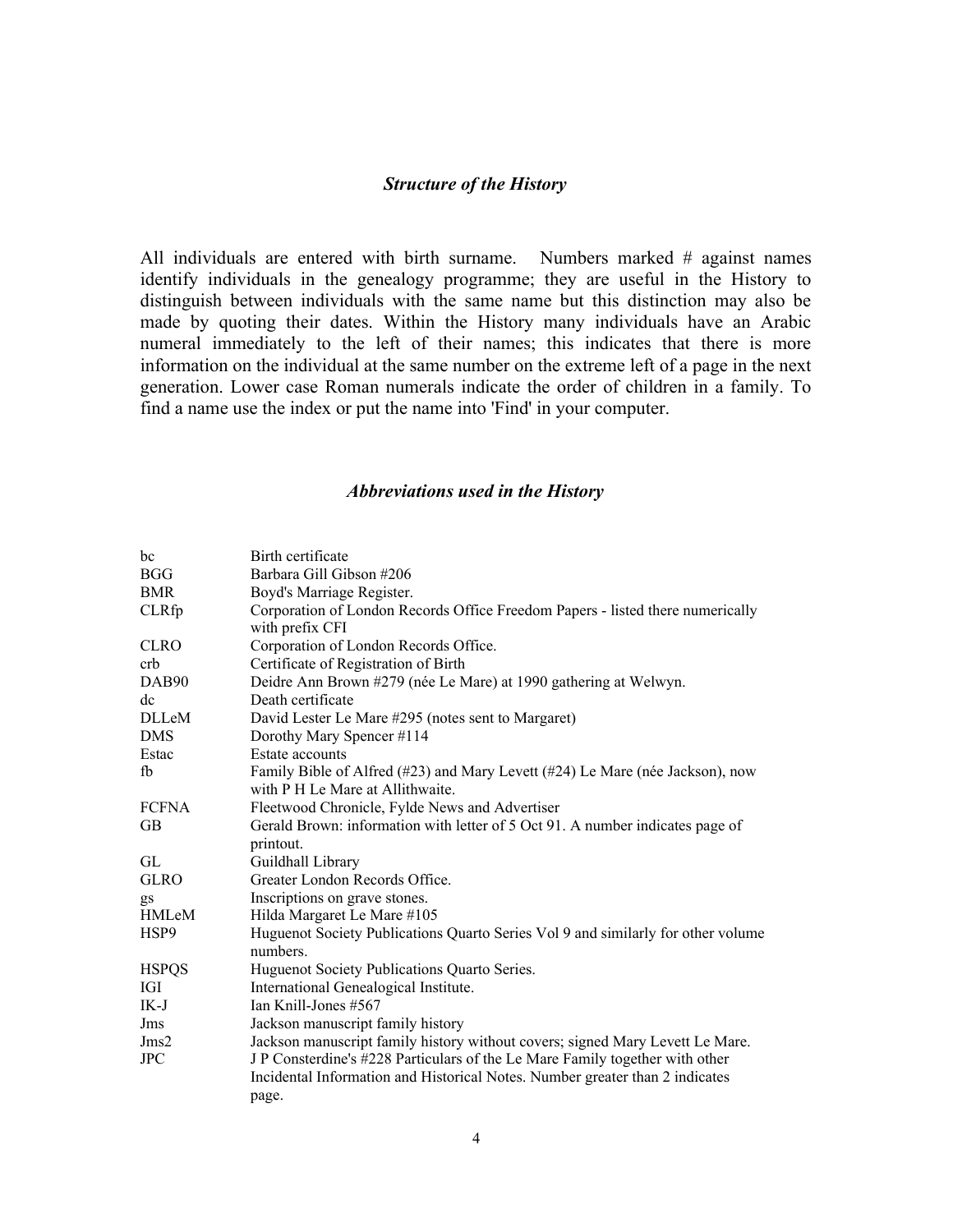## *Structure of the History*

All individuals are entered with birth surname. Numbers marked # against names identify individuals in the genealogy programme; they are useful in the History to distinguish between individuals with the same name but this distinction may also be made by quoting their dates. Within the History many individuals have an Arabic numeral immediately to the left of their names; this indicates that there is more information on the individual at the same number on the extreme left of a page in the next generation. Lower case Roman numerals indicate the order of children in a family. To find a name use the index or put the name into 'Find' in your computer.

## *Abbreviations used in the History*

| | |
|---|---|
| bc | Birth certificate |
| BGG | Barbara Gill Gibson #206 |
| BMR | Boyd's Marriage Register. |
| CLRfp | Corporation of London Records Office Freedom Papers - listed there numerically with prefix CFI |
| CLRO | Corporation of London Records Office. |
| crb | Certificate of Registration of Birth |
| DAB90 | Deidre Ann Brown #279 (née Le Mare) at 1990 gathering at Welwyn. |
| dc | Death certificate |
| DLLeM | David Lester Le Mare #295 (notes sent to Margaret) |
| DMS | Dorothy Mary Spencer #114 |
| Estac | Estate accounts |
| fb | Family Bible of Alfred (#23) and Mary Levett (#24) Le Mare (née Jackson), now with P H Le Mare at Allithwaite. |
| FCFNA | Fleetwood Chronicle, Fylde News and Advertiser |
| GB | Gerald Brown: information with letter of 5 Oct 91. A number indicates page of printout. |
| GL | Guildhall Library |
| GLRO | Greater London Records Office. |
| gs | Inscriptions on grave stones. |
| HMLeM | Hilda Margaret Le Mare #105 |
| HSP9 | Huguenot Society Publications Quarto Series Vol 9 and similarly for other volume numbers. |
| HSPQS | Huguenot Society Publications Quarto Series. |
| IGI | International Genealogical Institute. |
| IK-J | Ian Knill-Jones #567 |
| Jms | Jackson manuscript family history |
| Jms2 | Jackson manuscript family history without covers; signed Mary Levett Le Mare. |
| JPC | J P Consterdine's #228 Particulars of the Le Mare Family together with other Incidental Information and Historical Notes. Number greater than 2 indicates page. |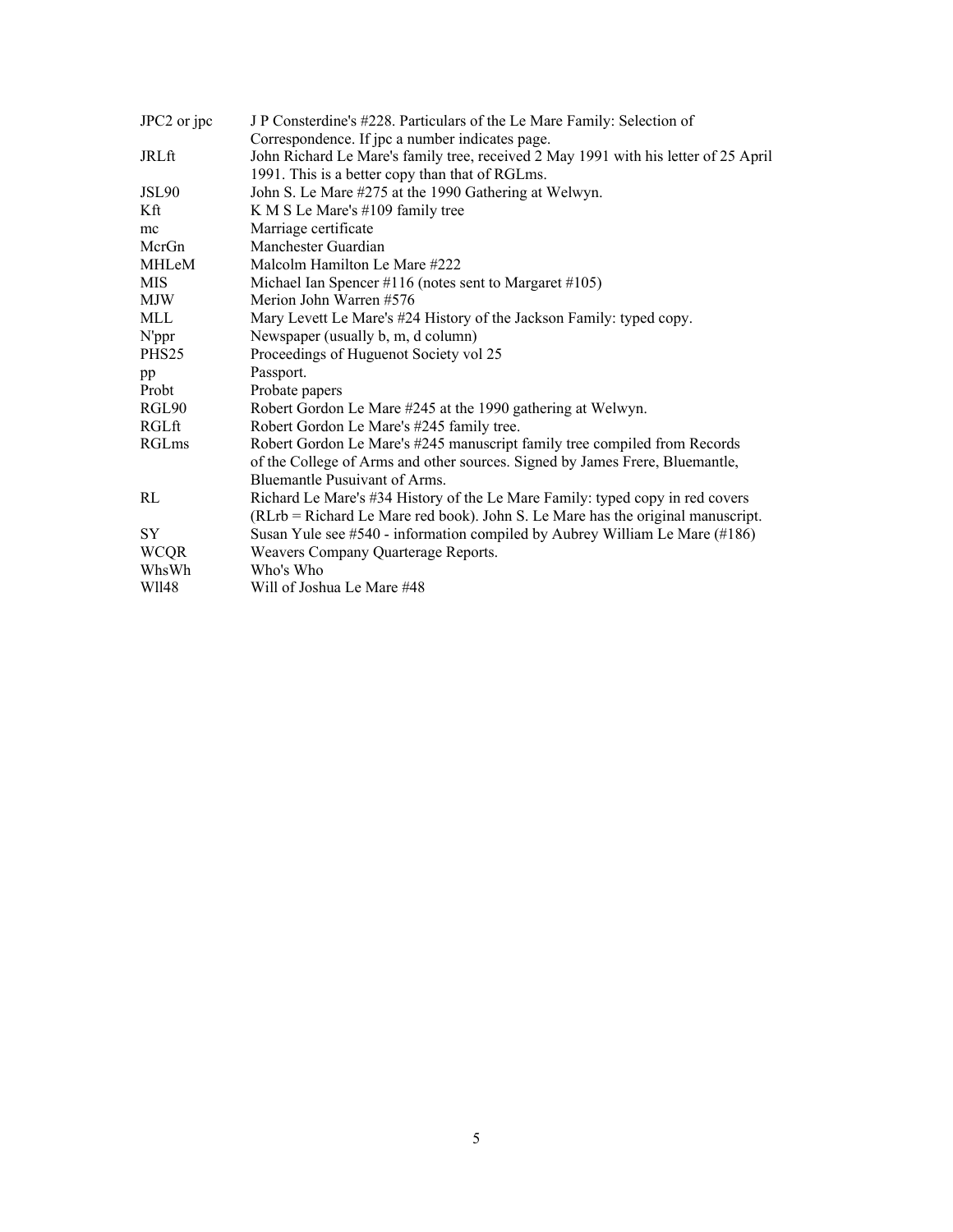| | |
|---|---|
| JPC2 or jpc | J P Consterdine's #228. Particulars of the Le Mare Family: Selection of Correspondence. If jpc a number indicates page. |
| JRLft | John Richard Le Mare's family tree, received 2 May 1991 with his letter of 25 April 1991. This is a better copy than that of RGLms. |
| JSL90 | John S. Le Mare #275 at the 1990 Gathering at Welwyn. |
| Kft | K M S Le Mare's #109 family tree |
| mc | Marriage certificate |
| McrGn | Manchester Guardian |
| MHLeM | Malcolm Hamilton Le Mare #222 |
| MIS | Michael Ian Spencer #116 (notes sent to Margaret #105) |
| MJW | Merion John Warren #576 |
| MLL | Mary Levett Le Mare's #24 History of the Jackson Family: typed copy. |
| N'ppr | Newspaper (usually b, m, d column) |
| PHS25 | Proceedings of Huguenot Society vol 25 |
| pp | Passport. |
| Probt | Probate papers |
| RGL90 | Robert Gordon Le Mare #245 at the 1990 gathering at Welwyn. |
| RGLft | Robert Gordon Le Mare's #245 family tree. |
| RGLms | Robert Gordon Le Mare's #245 manuscript family tree compiled from Records of the College of Arms and other sources. Signed by James Frere, Bluemantle, Bluemantle Pusuivant of Arms. |
| RL | Richard Le Mare's #34 History of the Le Mare Family: typed copy in red covers (RLrb = Richard Le Mare red book). John S. Le Mare has the original manuscript. |
| SY | Susan Yule see #540 - information compiled by Aubrey William Le Mare (#186) |
| WCQR | Weavers Company Quarterage Reports. |
| WhsWh | Who's Who |
| Wll48 | Will of Joshua Le Mare #48 |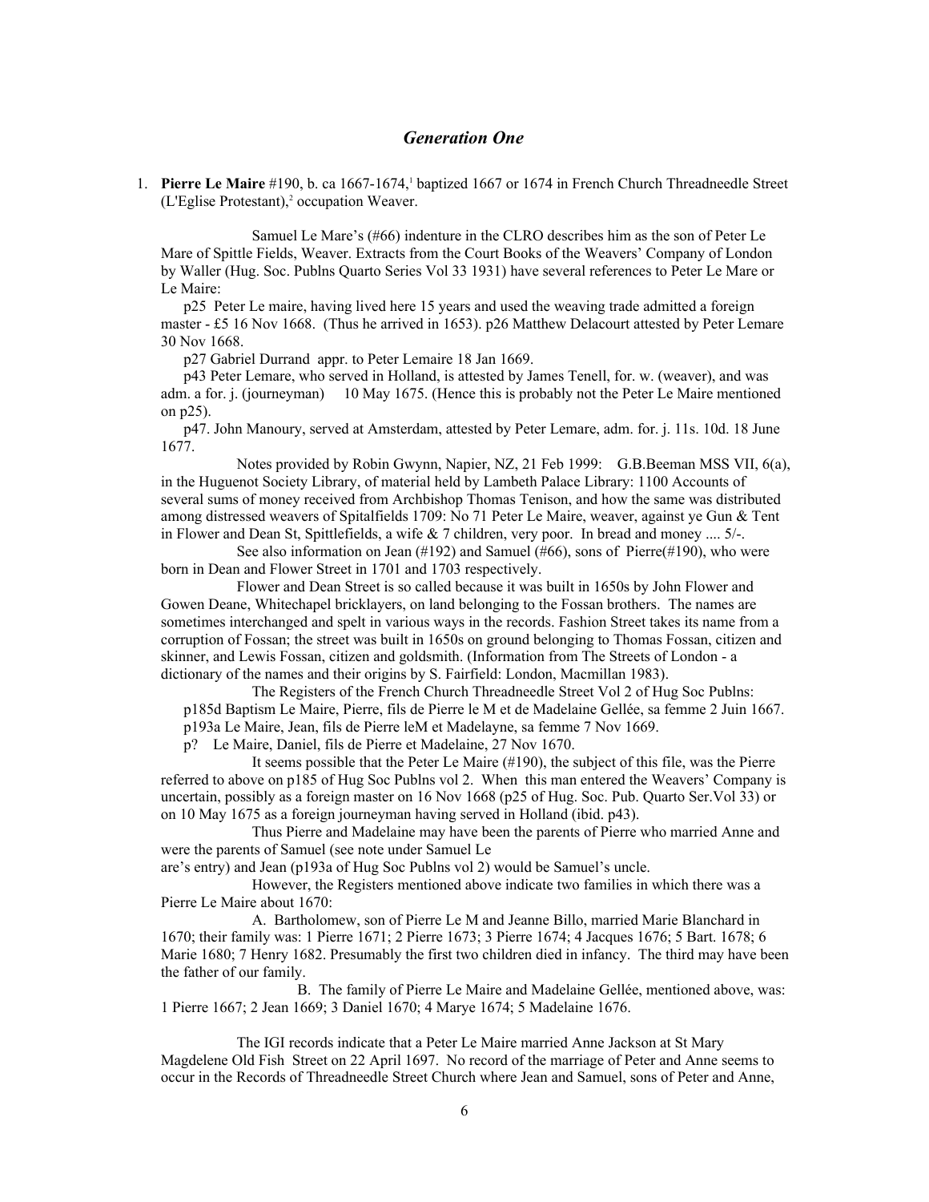## *Generation One*

1. **Pierre Le Maire** #190, b. ca 1667-1674,[1] baptized 1667 or 1674 in French Church Threadneedle Street (L'Eglise Protestant),[2] occupation Weaver.

Samuel Le Mare's (#66) indenture in the CLRO describes him as the son of Peter Le Mare of Spittle Fields, Weaver. Extracts from the Court Books of the Weavers' Company of London by Waller (Hug. Soc. Publns Quarto Series Vol 33 1931) have several references to Peter Le Mare or Le Maire:

p25 Peter Le maire, having lived here 15 years and used the weaving trade admitted a foreign master - £5 16 Nov 1668. (Thus he arrived in 1653). p26 Matthew Delacourt attested by Peter Lemare 30 Nov 1668.

p27 Gabriel Durrand appr. to Peter Lemaire 18 Jan 1669.

p43 Peter Lemare, who served in Holland, is attested by James Tenell, for. w. (weaver), and was adm. a for. j. (journeyman) 10 May 1675. (Hence this is probably not the Peter Le Maire mentioned on p25).

p47. John Manoury, served at Amsterdam, attested by Peter Lemare, adm. for. j. 11s. 10d. 18 June 1677.

Notes provided by Robin Gwynn, Napier, NZ, 21 Feb 1999: G.B.Beeman MSS VII, 6(a), in the Huguenot Society Library, of material held by Lambeth Palace Library: 1100 Accounts of several sums of money received from Archbishop Thomas Tenison, and how the same was distributed among distressed weavers of Spitalfields 1709: No 71 Peter Le Maire, weaver, against ye Gun & Tent in Flower and Dean St, Spittlefields, a wife & 7 children, very poor. In bread and money .... 5/-.

See also information on Jean (#192) and Samuel (#66), sons of Pierre(#190), who were born in Dean and Flower Street in 1701 and 1703 respectively.

Flower and Dean Street is so called because it was built in 1650s by John Flower and Gowen Deane, Whitechapel bricklayers, on land belonging to the Fossan brothers. The names are sometimes interchanged and spelt in various ways in the records. Fashion Street takes its name from a corruption of Fossan; the street was built in 1650s on ground belonging to Thomas Fossan, citizen and skinner, and Lewis Fossan, citizen and goldsmith. (Information from The Streets of London - a dictionary of the names and their origins by S. Fairfield: London, Macmillan 1983).

The Registers of the French Church Threadneedle Street Vol 2 of Hug Soc Publns:

p185d Baptism Le Maire, Pierre, fils de Pierre le M et de Madelaine Gellée, sa femme 2 Juin 1667.

p193a Le Maire, Jean, fils de Pierre leM et Madelayne, sa femme 7 Nov 1669.

p? Le Maire, Daniel, fils de Pierre et Madelaine, 27 Nov 1670.

It seems possible that the Peter Le Maire (#190), the subject of this file, was the Pierre referred to above on p185 of Hug Soc Publns vol 2. When this man entered the Weavers' Company is uncertain, possibly as a foreign master on 16 Nov 1668 (p25 of Hug. Soc. Pub. Quarto Ser.Vol 33) or on 10 May 1675 as a foreign journeyman having served in Holland (ibid. p43).

Thus Pierre and Madelaine may have been the parents of Pierre who married Anne and were the parents of Samuel (see note under Samuel Le
are's entry) and Jean (p193a of Hug Soc Publns vol 2) would be Samuel's uncle.

However, the Registers mentioned above indicate two families in which there was a Pierre Le Maire about 1670:

A. Bartholomew, son of Pierre Le M and Jeanne Billo, married Marie Blanchard in 1670; their family was: 1 Pierre 1671; 2 Pierre 1673; 3 Pierre 1674; 4 Jacques 1676; 5 Bart. 1678; 6 Marie 1680; 7 Henry 1682. Presumably the first two children died in infancy. The third may have been the father of our family.

B. The family of Pierre Le Maire and Madelaine Gellée, mentioned above, was: 1 Pierre 1667; 2 Jean 1669; 3 Daniel 1670; 4 Marye 1674; 5 Madelaine 1676.

The IGI records indicate that a Peter Le Maire married Anne Jackson at St Mary Magdelene Old Fish Street on 22 April 1697. No record of the marriage of Peter and Anne seems to occur in the Records of Threadneedle Street Church where Jean and Samuel, sons of Peter and Anne,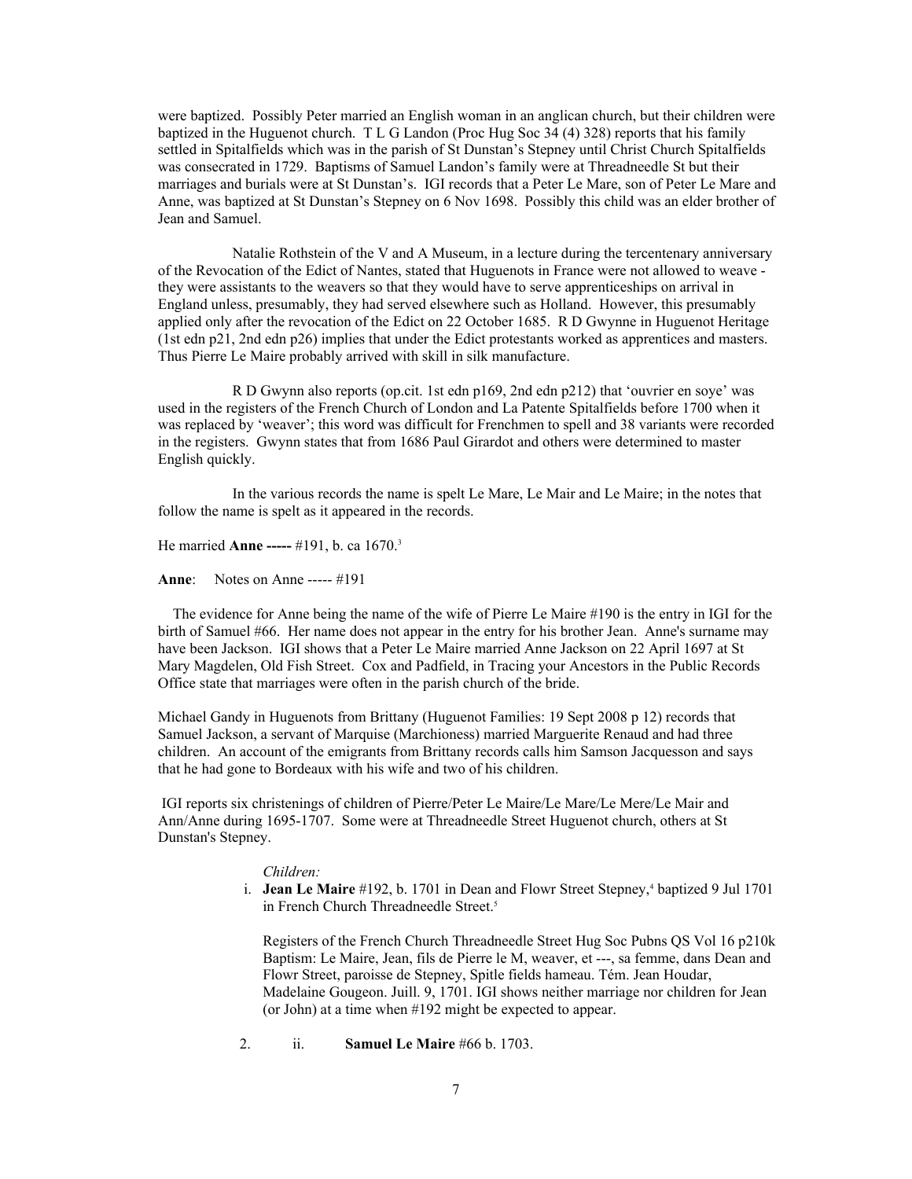were baptized. Possibly Peter married an English woman in an anglican church, but their children were baptized in the Huguenot church. T L G Landon (Proc Hug Soc 34 (4) 328) reports that his family settled in Spitalfields which was in the parish of St Dunstan's Stepney until Christ Church Spitalfields was consecrated in 1729. Baptisms of Samuel Landon's family were at Threadneedle St but their marriages and burials were at St Dunstan's. IGI records that a Peter Le Mare, son of Peter Le Mare and Anne, was baptized at St Dunstan's Stepney on 6 Nov 1698. Possibly this child was an elder brother of Jean and Samuel.

Natalie Rothstein of the V and A Museum, in a lecture during the tercentenary anniversary of the Revocation of the Edict of Nantes, stated that Huguenots in France were not allowed to weave - they were assistants to the weavers so that they would have to serve apprenticeships on arrival in England unless, presumably, they had served elsewhere such as Holland. However, this presumably applied only after the revocation of the Edict on 22 October 1685. R D Gwynne in Huguenot Heritage (1st edn p21, 2nd edn p26) implies that under the Edict protestants worked as apprentices and masters. Thus Pierre Le Maire probably arrived with skill in silk manufacture.

R D Gwynn also reports (op.cit. 1st edn p169, 2nd edn p212) that 'ouvrier en soye' was used in the registers of the French Church of London and La Patente Spitalfields before 1700 when it was replaced by 'weaver'; this word was difficult for Frenchmen to spell and 38 variants were recorded in the registers. Gwynn states that from 1686 Paul Girardot and others were determined to master English quickly.

In the various records the name is spelt Le Mare, Le Mair and Le Maire; in the notes that follow the name is spelt as it appeared in the records.

He married **Anne -----** #191, b. ca 1670.[3]

**Anne**: Notes on Anne ----- #191

The evidence for Anne being the name of the wife of Pierre Le Maire #190 is the entry in IGI for the birth of Samuel #66. Her name does not appear in the entry for his brother Jean. Anne's surname may have been Jackson. IGI shows that a Peter Le Maire married Anne Jackson on 22 April 1697 at St Mary Magdelen, Old Fish Street. Cox and Padfield, in Tracing your Ancestors in the Public Records Office state that marriages were often in the parish church of the bride.

Michael Gandy in Huguenots from Brittany (Huguenot Families: 19 Sept 2008 p 12) records that Samuel Jackson, a servant of Marquise (Marchioness) married Marguerite Renaud and had three children. An account of the emigrants from Brittany records calls him Samson Jacquesson and says that he had gone to Bordeaux with his wife and two of his children.

IGI reports six christenings of children of Pierre/Peter Le Maire/Le Mare/Le Mere/Le Mair and Ann/Anne during 1695-1707. Some were at Threadneedle Street Huguenot church, others at St Dunstan's Stepney.

*Children:*

i. **Jean Le Maire** #192, b. 1701 in Dean and Flowr Street Stepney,[4] baptized 9 Jul 1701 in French Church Threadneedle Street.[5]

   Registers of the French Church Threadneedle Street Hug Soc Pubns QS Vol 16 p210k Baptism: Le Maire, Jean, fils de Pierre le M, weaver, et ---, sa femme, dans Dean and Flowr Street, paroisse de Stepney, Spitle fields hameau. Tém. Jean Houdar, Madelaine Gougeon. Juill. 9, 1701. IGI shows neither marriage nor children for Jean (or John) at a time when #192 might be expected to appear.

2. ii. **Samuel Le Maire** #66 b. 1703.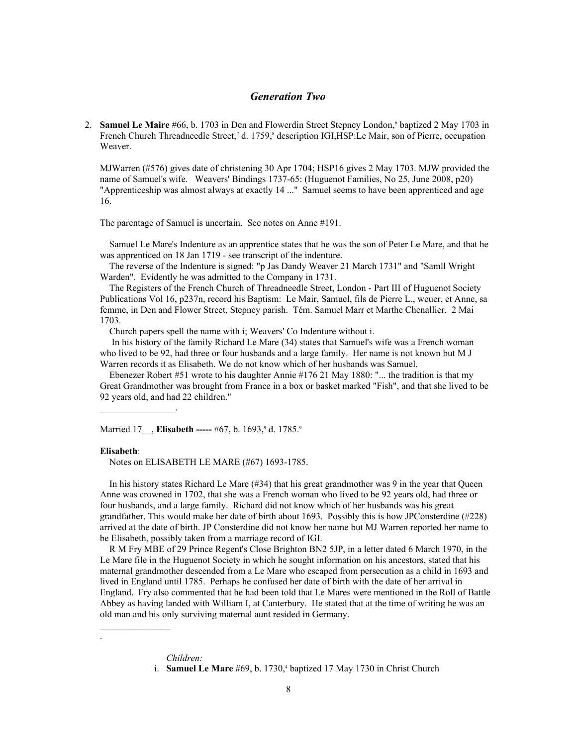## *Generation Two*

2. **Samuel Le Maire** #66, b. 1703 in Den and Flowerdin Street Stepney London,[6] baptized 2 May 1703 in French Church Threadneedle Street,[7] d. 1759,[8] description IGI,HSP:Le Mair, son of Pierre, occupation Weaver.

   MJWarren (#576) gives date of christening 30 Apr 1704; HSP16 gives 2 May 1703. MJW provided the name of Samuel's wife. Weavers' Bindings 1737-65: (Huguenot Families, No 25, June 2008, p20) "Apprenticeship was almost always at exactly 14 ..." Samuel seems to have been apprenticed and age 16.

   The parentage of Samuel is uncertain. See notes on Anne #191.

   Samuel Le Mare's Indenture as an apprentice states that he was the son of Peter Le Mare, and that he was apprenticed on 18 Jan 1719 - see transcript of the indenture.

   The reverse of the Indenture is signed: "p Jas Dandy Weaver 21 March 1731" and "Samll Wright Warden". Evidently he was admitted to the Company in 1731.

   The Registers of the French Church of Threadneedle Street, London - Part III of Huguenot Society Publications Vol 16, p237n, record his Baptism: Le Mair, Samuel, fils de Pierre L., weuer, et Anne, sa femme, in Den and Flower Street, Stepney parish. Tém. Samuel Marr et Marthe Chenallier. 2 Mai 1703.

   Church papers spell the name with i; Weavers' Co Indenture without i.

   In his history of the family Richard Le Mare (34) states that Samuel's wife was a French woman who lived to be 92, had three or four husbands and a large family. Her name is not known but M J Warren records it as Elisabeth. We do not know which of her husbands was Samuel.

   Ebenezer Robert #51 wrote to his daughter Annie #176 21 May 1880: "... the tradition is that my Great Grandmother was brought from France in a box or basket marked "Fish", and that she lived to be 92 years old, and had 22 children."

   \_\_\_\_\_\_\_\_\_\_\_\_\_\_\_\_.

   Married 17\_\_, **Elisabeth -----** #67, b. 1693,[9] d. 1785.[9]

   **Elisabeth**:

   Notes on ELISABETH LE MARE (#67) 1693-1785.

   In his history states Richard Le Mare (#34) that his great grandmother was 9 in the year that Queen Anne was crowned in 1702, that she was a French woman who lived to be 92 years old, had three or four husbands, and a large family. Richard did not know which of her husbands was his great grandfather. This would make her date of birth about 1693. Possibly this is how JPConsterdine (#228) arrived at the date of birth. JP Consterdine did not know her name but MJ Warren reported her name to be Elisabeth, possibly taken from a marriage record of IGI.

   R M Fry MBE of 29 Prince Regent's Close Brighton BN2 5JP, in a letter dated 6 March 1970, in the Le Mare file in the Huguenot Society in which he sought information on his ancestors, stated that his maternal grandmother descended from a Le Mare who escaped from persecution as a child in 1693 and lived in England until 1785. Perhaps he confused her date of birth with the date of her arrival in England. Fry also commented that he had been told that Le Mares were mentioned in the Roll of Battle Abbey as having landed with William I, at Canterbury. He stated that at the time of writing he was an old man and his only surviving maternal aunt resided in Germany.

   \_\_\_\_\_\_\_\_\_\_\_\_\_\_\_

   .

   *Children:*

   i. **Samuel Le Mare** #69, b. 1730,[4] baptized 17 May 1730 in Christ Church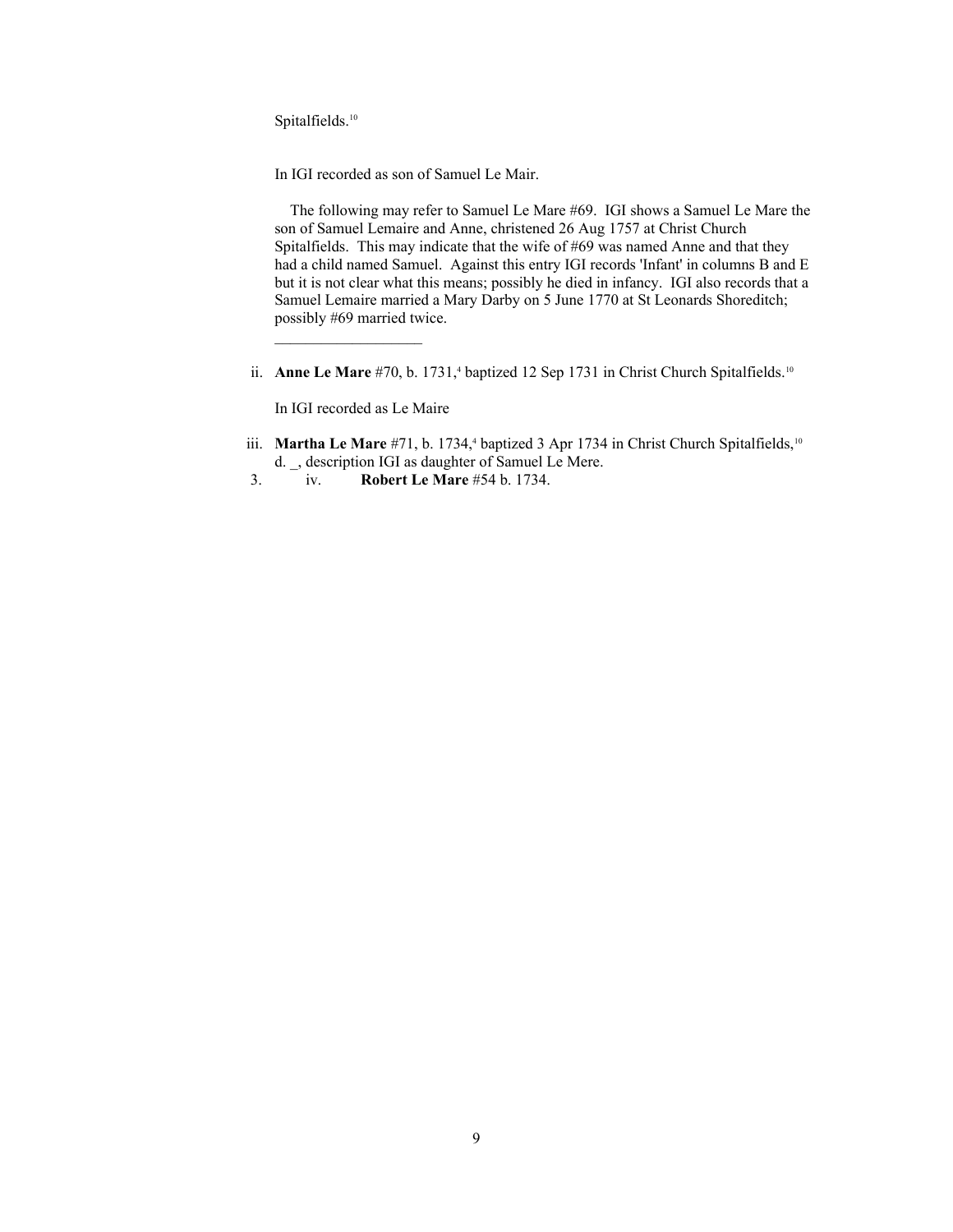Spitalfields.[10]

In IGI recorded as son of Samuel Le Mair.

The following may refer to Samuel Le Mare #69. IGI shows a Samuel Le Mare the son of Samuel Lemaire and Anne, christened 26 Aug 1757 at Christ Church Spitalfields. This may indicate that the wife of #69 was named Anne and that they had a child named Samuel. Against this entry IGI records 'Infant' in columns B and E but it is not clear what this means; possibly he died in infancy. IGI also records that a Samuel Lemaire married a Mary Darby on 5 June 1770 at St Leonards Shoreditch; possibly #69 married twice.

———————————

ii. **Anne Le Mare** #70, b. 1731,[4] baptized 12 Sep 1731 in Christ Church Spitalfields.[10]

In IGI recorded as Le Maire

iii. **Martha Le Mare** #71, b. 1734,[4] baptized 3 Apr 1734 in Christ Church Spitalfields,[10] d. _, description IGI as daughter of Samuel Le Mere.

3. iv. **Robert Le Mare** #54 b. 1734.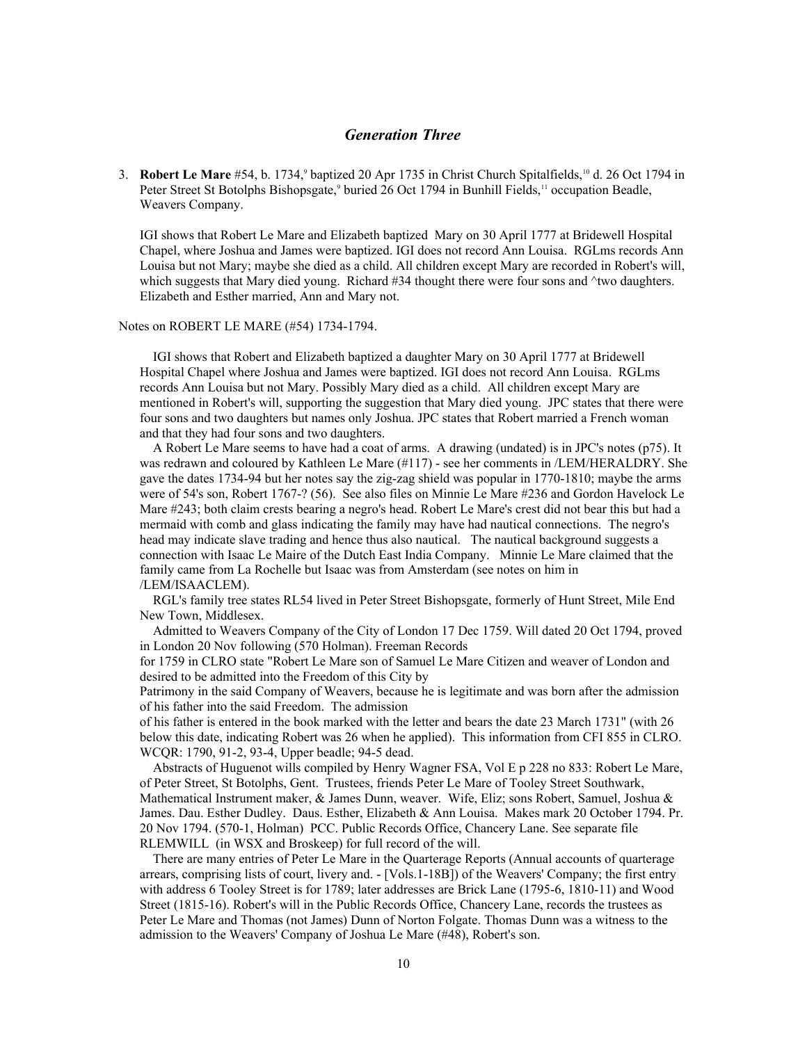## *Generation Three*

3. **Robert Le Mare** #54, b. 1734,[9] baptized 20 Apr 1735 in Christ Church Spitalfields,[10] d. 26 Oct 1794 in Peter Street St Botolphs Bishopsgate,[9] buried 26 Oct 1794 in Bunhill Fields,[11] occupation Beadle, Weavers Company.

   IGI shows that Robert Le Mare and Elizabeth baptized Mary on 30 April 1777 at Bridewell Hospital Chapel, where Joshua and James were baptized. IGI does not record Ann Louisa. RGLms records Ann Louisa but not Mary; maybe she died as a child. All children except Mary are recorded in Robert's will, which suggests that Mary died young. Richard #34 thought there were four sons and ^two daughters. Elizabeth and Esther married, Ann and Mary not.

Notes on ROBERT LE MARE (#54) 1734-1794.

IGI shows that Robert and Elizabeth baptized a daughter Mary on 30 April 1777 at Bridewell Hospital Chapel where Joshua and James were baptized. IGI does not record Ann Louisa. RGLms records Ann Louisa but not Mary. Possibly Mary died as a child. All children except Mary are mentioned in Robert's will, supporting the suggestion that Mary died young. JPC states that there were four sons and two daughters but names only Joshua. JPC states that Robert married a French woman and that they had four sons and two daughters.

A Robert Le Mare seems to have had a coat of arms. A drawing (undated) is in JPC's notes (p75). It was redrawn and coloured by Kathleen Le Mare (#117) - see her comments in /LEM/HERALDRY. She gave the dates 1734-94 but her notes say the zig-zag shield was popular in 1770-1810; maybe the arms were of 54's son, Robert 1767-? (56). See also files on Minnie Le Mare #236 and Gordon Havelock Le Mare #243; both claim crests bearing a negro's head. Robert Le Mare's crest did not bear this but had a mermaid with comb and glass indicating the family may have had nautical connections. The negro's head may indicate slave trading and hence thus also nautical. The nautical background suggests a connection with Isaac Le Maire of the Dutch East India Company. Minnie Le Mare claimed that the family came from La Rochelle but Isaac was from Amsterdam (see notes on him in /LEM/ISAACLEM).

RGL's family tree states RL54 lived in Peter Street Bishopsgate, formerly of Hunt Street, Mile End New Town, Middlesex.

Admitted to Weavers Company of the City of London 17 Dec 1759. Will dated 20 Oct 1794, proved in London 20 Nov following (570 Holman). Freeman Records for 1759 in CLRO state "Robert Le Mare son of Samuel Le Mare Citizen and weaver of London and desired to be admitted into the Freedom of this City by Patrimony in the said Company of Weavers, because he is legitimate and was born after the admission of his father into the said Freedom. The admission of his father is entered in the book marked with the letter and bears the date 23 March 1731" (with 26 below this date, indicating Robert was 26 when he applied). This information from CFI 855 in CLRO. WCQR: 1790, 91-2, 93-4, Upper beadle; 94-5 dead.

Abstracts of Huguenot wills compiled by Henry Wagner FSA, Vol E p 228 no 833: Robert Le Mare, of Peter Street, St Botolphs, Gent. Trustees, friends Peter Le Mare of Tooley Street Southwark, Mathematical Instrument maker, & James Dunn, weaver. Wife, Eliz; sons Robert, Samuel, Joshua & James. Dau. Esther Dudley. Daus. Esther, Elizabeth & Ann Louisa. Makes mark 20 October 1794. Pr. 20 Nov 1794. (570-1, Holman) PCC. Public Records Office, Chancery Lane. See separate file RLEMWILL (in WSX and Broskeep) for full record of the will.

There are many entries of Peter Le Mare in the Quarterage Reports (Annual accounts of quarterage arrears, comprising lists of court, livery and. - [Vols.1-18B]) of the Weavers' Company; the first entry with address 6 Tooley Street is for 1789; later addresses are Brick Lane (1795-6, 1810-11) and Wood Street (1815-16). Robert's will in the Public Records Office, Chancery Lane, records the trustees as Peter Le Mare and Thomas (not James) Dunn of Norton Folgate. Thomas Dunn was a witness to the admission to the Weavers' Company of Joshua Le Mare (#48), Robert's son.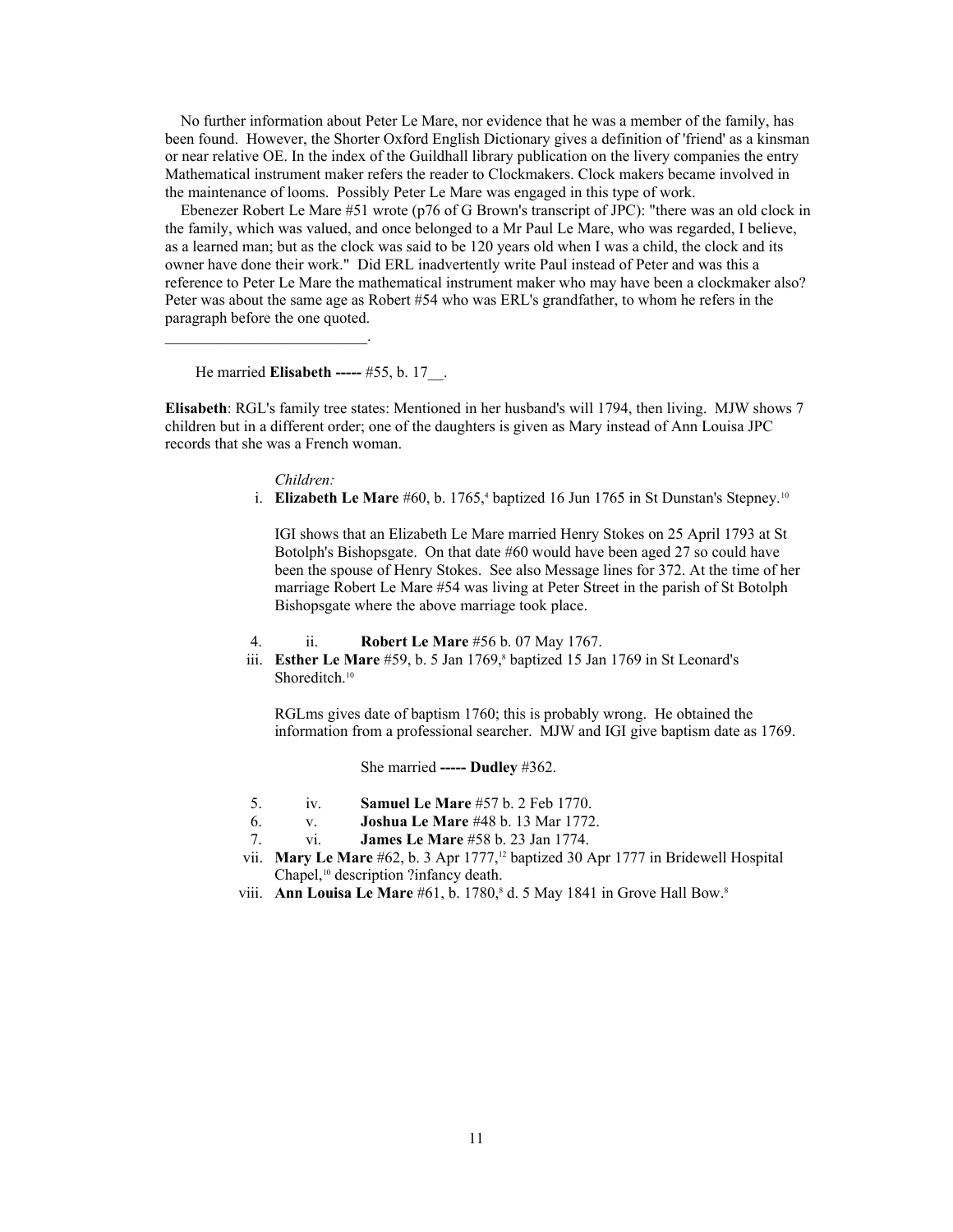No further information about Peter Le Mare, nor evidence that he was a member of the family, has been found. However, the Shorter Oxford English Dictionary gives a definition of 'friend' as a kinsman or near relative OE. In the index of the Guildhall library publication on the livery companies the entry Mathematical instrument maker refers the reader to Clockmakers. Clock makers became involved in the maintenance of looms. Possibly Peter Le Mare was engaged in this type of work.

Ebenezer Robert Le Mare #51 wrote (p76 of G Brown's transcript of JPC): "there was an old clock in the family, which was valued, and once belonged to a Mr Paul Le Mare, who was regarded, I believe, as a learned man; but as the clock was said to be 120 years old when I was a child, the clock and its owner have done their work." Did ERL inadvertently write Paul instead of Peter and was this a reference to Peter Le Mare the mathematical instrument maker who may have been a clockmaker also? Peter was about the same age as Robert #54 who was ERL's grandfather, to whom he refers in the paragraph before the one quoted.

__________________________.

He married **Elisabeth -----** #55, b. 17__.

**Elisabeth**: RGL's family tree states: Mentioned in her husband's will 1794, then living. MJW shows 7 children but in a different order; one of the daughters is given as Mary instead of Ann Louisa JPC records that she was a French woman.

*Children:*

i. **Elizabeth Le Mare** #60, b. 1765,[4] baptized 16 Jun 1765 in St Dunstan's Stepney.[10]

IGI shows that an Elizabeth Le Mare married Henry Stokes on 25 April 1793 at St Botolph's Bishopsgate. On that date #60 would have been aged 27 so could have been the spouse of Henry Stokes. See also Message lines for 372. At the time of her marriage Robert Le Mare #54 was living at Peter Street in the parish of St Botolph Bishopsgate where the above marriage took place.

4. ii. **Robert Le Mare** #56 b. 07 May 1767.

iii. **Esther Le Mare** #59, b. 5 Jan 1769,[8] baptized 15 Jan 1769 in St Leonard's Shoreditch.[10]

RGLms gives date of baptism 1760; this is probably wrong. He obtained the information from a professional searcher. MJW and IGI give baptism date as 1769.

She married **----- Dudley** #362.

5. iv. **Samuel Le Mare** #57 b. 2 Feb 1770.

6. v. **Joshua Le Mare** #48 b. 13 Mar 1772.

7. vi. **James Le Mare** #58 b. 23 Jan 1774.

vii. **Mary Le Mare** #62, b. 3 Apr 1777,[12] baptized 30 Apr 1777 in Bridewell Hospital Chapel,[10] description ?infancy death.

viii. **Ann Louisa Le Mare** #61, b. 1780,[8] d. 5 May 1841 in Grove Hall Bow.[8]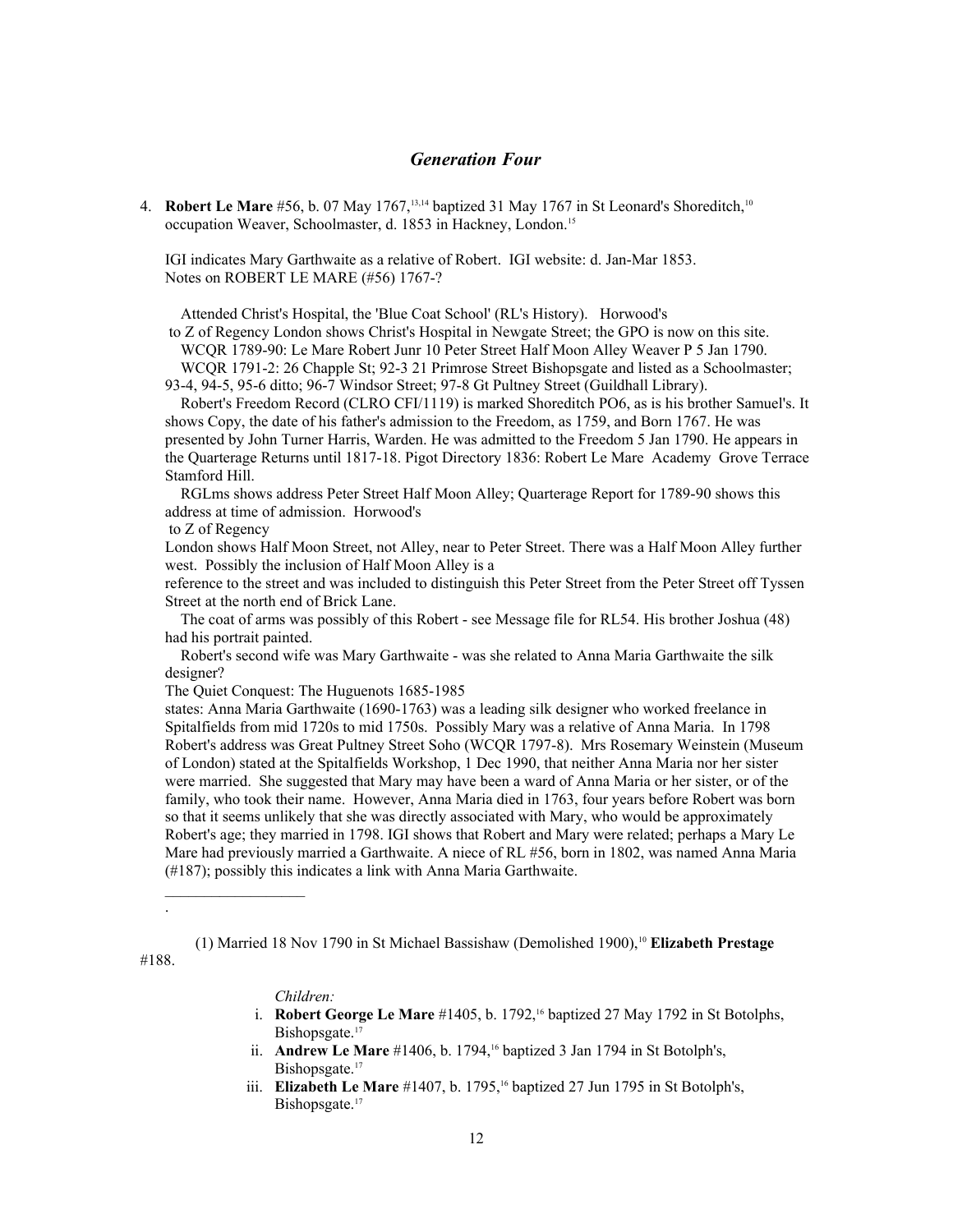## *Generation Four*

4. **Robert Le Mare** #56, b. 07 May 1767,[13,14] baptized 31 May 1767 in St Leonard's Shoreditch,[10] occupation Weaver, Schoolmaster, d. 1853 in Hackney, London.[15]

IGI indicates Mary Garthwaite as a relative of Robert. IGI website: d. Jan-Mar 1853.
Notes on ROBERT LE MARE (#56) 1767-?

Attended Christ's Hospital, the 'Blue Coat School' (RL's History). Horwood's to Z of Regency London shows Christ's Hospital in Newgate Street; the GPO is now on this site.
WCQR 1789-90: Le Mare Robert Junr 10 Peter Street Half Moon Alley Weaver P 5 Jan 1790.
WCQR 1791-2: 26 Chapple St; 92-3 21 Primrose Street Bishopsgate and listed as a Schoolmaster; 93-4, 94-5, 95-6 ditto; 96-7 Windsor Street; 97-8 Gt Pultney Street (Guildhall Library).
Robert's Freedom Record (CLRO CFI/1119) is marked Shoreditch PO6, as is his brother Samuel's. It shows Copy, the date of his father's admission to the Freedom, as 1759, and Born 1767. He was presented by John Turner Harris, Warden. He was admitted to the Freedom 5 Jan 1790. He appears in the Quarterage Returns until 1817-18. Pigot Directory 1836: Robert Le Mare Academy Grove Terrace Stamford Hill.
RGLms shows address Peter Street Half Moon Alley; Quarterage Report for 1789-90 shows this address at time of admission. Horwood's to Z of Regency London shows Half Moon Street, not Alley, near to Peter Street. There was a Half Moon Alley further west. Possibly the inclusion of Half Moon Alley is a reference to the street and was included to distinguish this Peter Street from the Peter Street off Tyssen Street at the north end of Brick Lane.
The coat of arms was possibly of this Robert - see Message file for RL54. His brother Joshua (48) had his portrait painted.
Robert's second wife was Mary Garthwaite - was she related to Anna Maria Garthwaite the silk designer?
The Quiet Conquest: The Huguenots 1685-1985
states: Anna Maria Garthwaite (1690-1763) was a leading silk designer who worked freelance in Spitalfields from mid 1720s to mid 1750s. Possibly Mary was a relative of Anna Maria. In 1798 Robert's address was Great Pultney Street Soho (WCQR 1797-8). Mrs Rosemary Weinstein (Museum of London) stated at the Spitalfields Workshop, 1 Dec 1990, that neither Anna Maria nor her sister were married. She suggested that Mary may have been a ward of Anna Maria or her sister, or of the family, who took their name. However, Anna Maria died in 1763, four years before Robert was born so that it seems unlikely that she was directly associated with Mary, who would be approximately Robert's age; they married in 1798. IGI shows that Robert and Mary were related; perhaps a Mary Le Mare had previously married a Garthwaite. A niece of RL #56, born in 1802, was named Anna Maria (#187); possibly this indicates a link with Anna Maria Garthwaite.

---

.

(1) Married 18 Nov 1790 in St Michael Bassishaw (Demolished 1900),[10] **Elizabeth Prestage** #188.

*Children:*

i. **Robert George Le Mare** #1405, b. 1792,[16] baptized 27 May 1792 in St Botolphs, Bishopsgate.[17]
ii. **Andrew Le Mare** #1406, b. 1794,[16] baptized 3 Jan 1794 in St Botolph's, Bishopsgate.[17]
iii. **Elizabeth Le Mare** #1407, b. 1795,[16] baptized 27 Jun 1795 in St Botolph's, Bishopsgate.[17]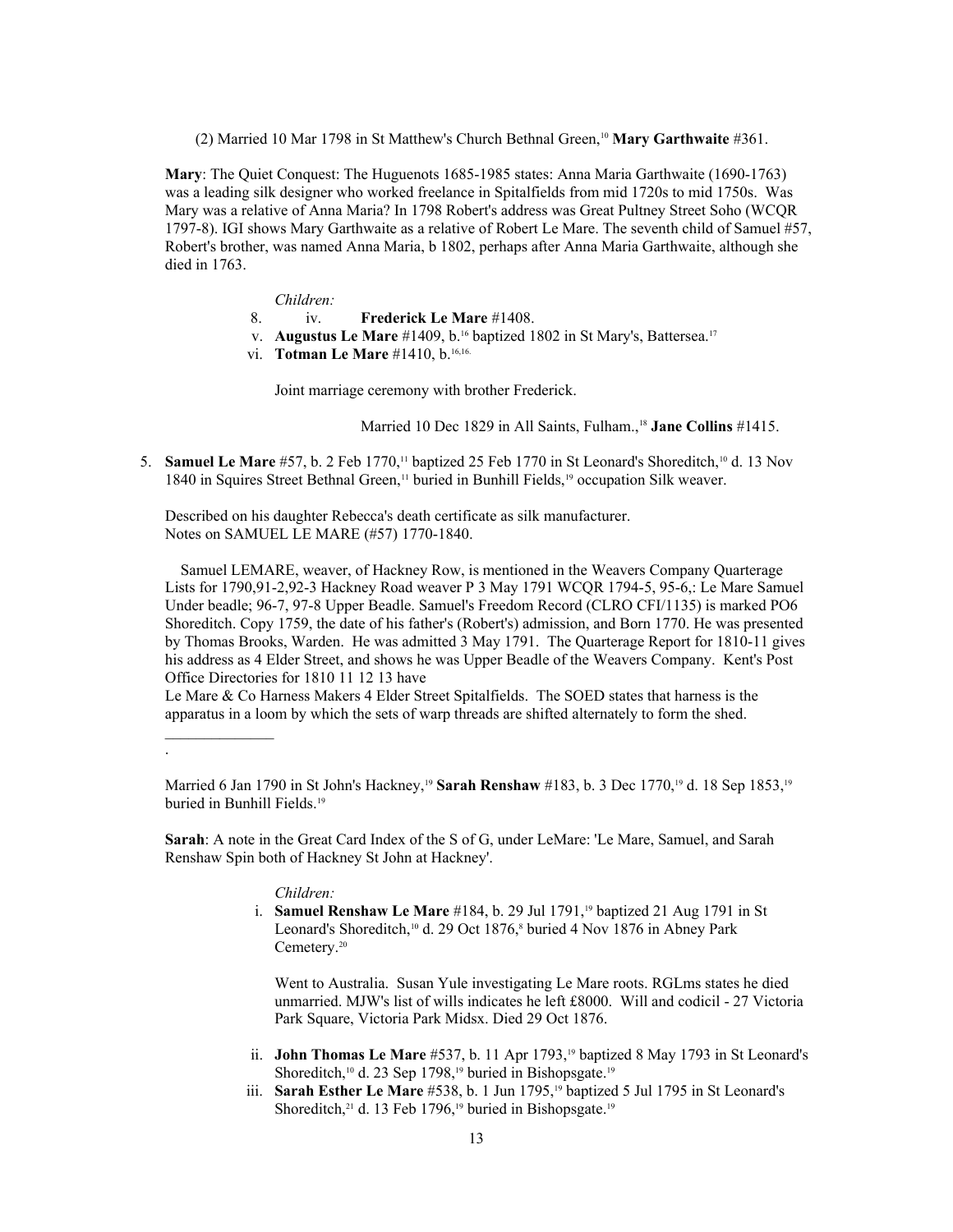(2) Married 10 Mar 1798 in St Matthew's Church Bethnal Green,[10] **Mary Garthwaite** #361.

**Mary**: The Quiet Conquest: The Huguenots 1685-1985 states: Anna Maria Garthwaite (1690-1763) was a leading silk designer who worked freelance in Spitalfields from mid 1720s to mid 1750s. Was Mary was a relative of Anna Maria? In 1798 Robert's address was Great Pultney Street Soho (WCQR 1797-8). IGI shows Mary Garthwaite as a relative of Robert Le Mare. The seventh child of Samuel #57, Robert's brother, was named Anna Maria, b 1802, perhaps after Anna Maria Garthwaite, although she died in 1763.

*Children:*

8. iv. **Frederick Le Mare** #1408.

v. **Augustus Le Mare** #1409, b.[16] baptized 1802 in St Mary's, Battersea.[17]

vi. **Totman Le Mare** #1410, b.[16,16.]

Joint marriage ceremony with brother Frederick.

Married 10 Dec 1829 in All Saints, Fulham.,[18] **Jane Collins** #1415.

5. **Samuel Le Mare** #57, b. 2 Feb 1770,[11] baptized 25 Feb 1770 in St Leonard's Shoreditch,[10] d. 13 Nov 1840 in Squires Street Bethnal Green,[11] buried in Bunhill Fields,[19] occupation Silk weaver.

Described on his daughter Rebecca's death certificate as silk manufacturer.
Notes on SAMUEL LE MARE (#57) 1770-1840.

Samuel LEMARE, weaver, of Hackney Row, is mentioned in the Weavers Company Quarterage Lists for 1790,91-2,92-3 Hackney Road weaver P 3 May 1791 WCQR 1794-5, 95-6,: Le Mare Samuel Under beadle; 96-7, 97-8 Upper Beadle. Samuel's Freedom Record (CLRO CFI/1135) is marked PO6 Shoreditch. Copy 1759, the date of his father's (Robert's) admission, and Born 1770. He was presented by Thomas Brooks, Warden. He was admitted 3 May 1791. The Quarterage Report for 1810-11 gives his address as 4 Elder Street, and shows he was Upper Beadle of the Weavers Company. Kent's Post Office Directories for 1810 11 12 13 have
Le Mare & Co Harness Makers 4 Elder Street Spitalfields. The SOED states that harness is the apparatus in a loom by which the sets of warp threads are shifted alternately to form the shed.

---

.

Married 6 Jan 1790 in St John's Hackney,[19] **Sarah Renshaw** #183, b. 3 Dec 1770,[19] d. 18 Sep 1853,[19] buried in Bunhill Fields.[19]

**Sarah**: A note in the Great Card Index of the S of G, under LeMare: 'Le Mare, Samuel, and Sarah Renshaw Spin both of Hackney St John at Hackney'.

*Children:*

i. **Samuel Renshaw Le Mare** #184, b. 29 Jul 1791,[19] baptized 21 Aug 1791 in St Leonard's Shoreditch,[10] d. 29 Oct 1876,[8] buried 4 Nov 1876 in Abney Park Cemetery.[20]

Went to Australia. Susan Yule investigating Le Mare roots. RGLms states he died unmarried. MJW's list of wills indicates he left £8000. Will and codicil - 27 Victoria Park Square, Victoria Park Midsx. Died 29 Oct 1876.

ii. **John Thomas Le Mare** #537, b. 11 Apr 1793,[19] baptized 8 May 1793 in St Leonard's Shoreditch,[10] d. 23 Sep 1798,[19] buried in Bishopsgate.[19]

iii. **Sarah Esther Le Mare** #538, b. 1 Jun 1795,[19] baptized 5 Jul 1795 in St Leonard's Shoreditch,[21] d. 13 Feb 1796,[19] buried in Bishopsgate.[19]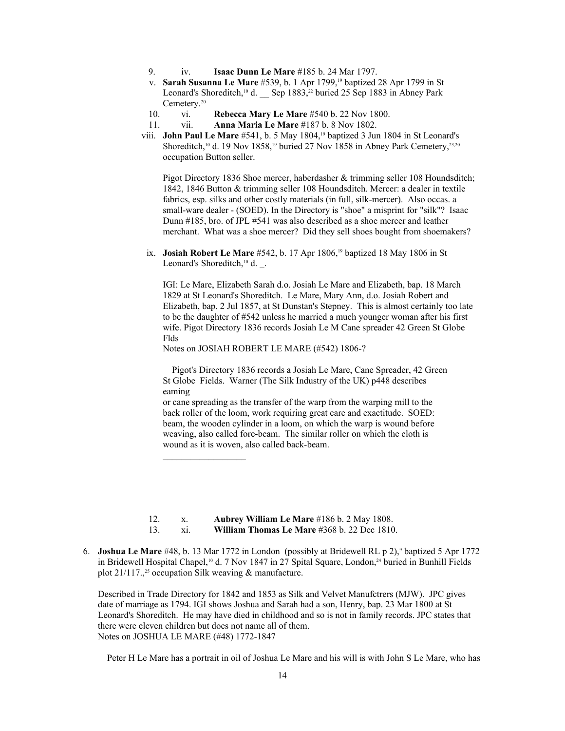9. iv. **Isaac Dunn Le Mare** #185 b. 24 Mar 1797.

v. **Sarah Susanna Le Mare** #539, b. 1 Apr 1799,[19] baptized 28 Apr 1799 in St Leonard's Shoreditch,[10] d. __ Sep 1883,[22] buried 25 Sep 1883 in Abney Park Cemetery.[20]

10. vi. **Rebecca Mary Le Mare** #540 b. 22 Nov 1800.

11. vii. **Anna Maria Le Mare** #187 b. 8 Nov 1802.

viii. **John Paul Le Mare** #541, b. 5 May 1804,[19] baptized 3 Jun 1804 in St Leonard's Shoreditch,[10] d. 19 Nov 1858,[19] buried 27 Nov 1858 in Abney Park Cemetery,[23,20] occupation Button seller.

Pigot Directory 1836 Shoe mercer, haberdasher & trimming seller 108 Houndsditch; 1842, 1846 Button & trimming seller 108 Houndsditch. Mercer: a dealer in textile fabrics, esp. silks and other costly materials (in full, silk-mercer). Also occas. a small-ware dealer - (SOED). In the Directory is "shoe" a misprint for "silk"? Isaac Dunn #185, bro. of JPL #541 was also described as a shoe mercer and leather merchant. What was a shoe mercer? Did they sell shoes bought from shoemakers?

ix. **Josiah Robert Le Mare** #542, b. 17 Apr 1806,[19] baptized 18 May 1806 in St Leonard's Shoreditch,[10] d. _.

IGI: Le Mare, Elizabeth Sarah d.o. Josiah Le Mare and Elizabeth, bap. 18 March 1829 at St Leonard's Shoreditch. Le Mare, Mary Ann, d.o. Josiah Robert and Elizabeth, bap. 2 Jul 1857, at St Dunstan's Stepney. This is almost certainly too late to be the daughter of #542 unless he married a much younger woman after his first wife. Pigot Directory 1836 records Josiah Le M Cane spreader 42 Green St Globe Flds

Notes on JOSIAH ROBERT LE MARE (#542) 1806-?

Pigot's Directory 1836 records a Josiah Le Mare, Cane Spreader, 42 Green St Globe Fields. Warner (The Silk Industry of the UK) p448 describes eaming
or cane spreading as the transfer of the warp from the warping mill to the back roller of the loom, work requiring great care and exactitude. SOED: beam, the wooden cylinder in a loom, on which the warp is wound before weaving, also called fore-beam. The similar roller on which the cloth is wound as it is woven, also called back-beam.

__________________

12. x. **Aubrey William Le Mare** #186 b. 2 May 1808.

13. xi. **William Thomas Le Mare** #368 b. 22 Dec 1810.

6. **Joshua Le Mare** #48, b. 13 Mar 1772 in London (possibly at Bridewell RL p 2),[9] baptized 5 Apr 1772 in Bridewell Hospital Chapel,[10] d. 7 Nov 1847 in 27 Spital Square, London,[24] buried in Bunhill Fields plot 21/117.,[25] occupation Silk weaving & manufacture.

Described in Trade Directory for 1842 and 1853 as Silk and Velvet Manufctrers (MJW). JPC gives date of marriage as 1794. IGI shows Joshua and Sarah had a son, Henry, bap. 23 Mar 1800 at St Leonard's Shoreditch. He may have died in childhood and so is not in family records. JPC states that there were eleven children but does not name all of them.
Notes on JOSHUA LE MARE (#48) 1772-1847

Peter H Le Mare has a portrait in oil of Joshua Le Mare and his will is with John S Le Mare, who has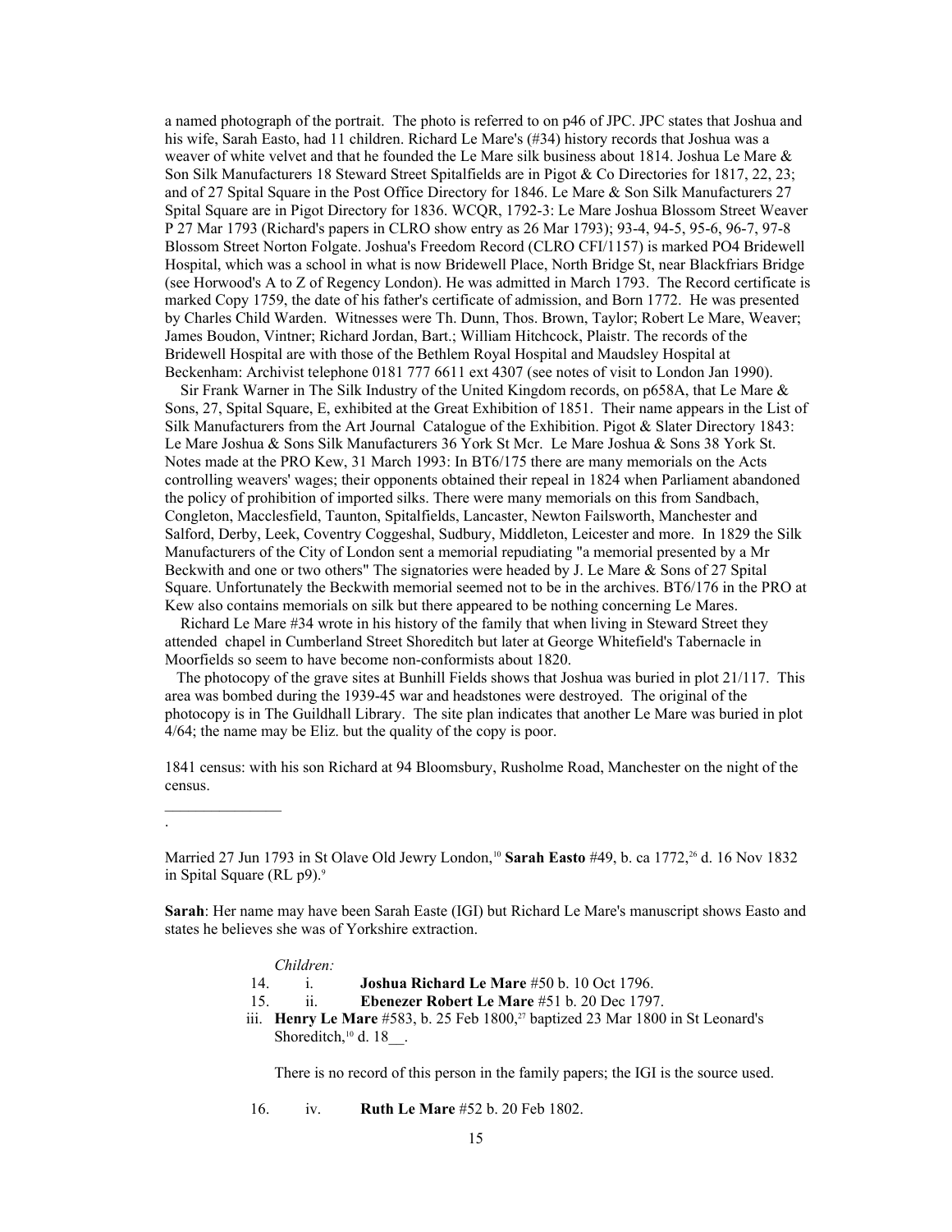a named photograph of the portrait. The photo is referred to on p46 of JPC. JPC states that Joshua and his wife, Sarah Easto, had 11 children. Richard Le Mare's (#34) history records that Joshua was a weaver of white velvet and that he founded the Le Mare silk business about 1814. Joshua Le Mare & Son Silk Manufacturers 18 Steward Street Spitalfields are in Pigot & Co Directories for 1817, 22, 23; and of 27 Spital Square in the Post Office Directory for 1846. Le Mare & Son Silk Manufacturers 27 Spital Square are in Pigot Directory for 1836. WCQR, 1792-3: Le Mare Joshua Blossom Street Weaver P 27 Mar 1793 (Richard's papers in CLRO show entry as 26 Mar 1793); 93-4, 94-5, 95-6, 96-7, 97-8 Blossom Street Norton Folgate. Joshua's Freedom Record (CLRO CFI/1157) is marked PO4 Bridewell Hospital, which was a school in what is now Bridewell Place, North Bridge St, near Blackfriars Bridge (see Horwood's A to Z of Regency London). He was admitted in March 1793. The Record certificate is marked Copy 1759, the date of his father's certificate of admission, and Born 1772. He was presented by Charles Child Warden. Witnesses were Th. Dunn, Thos. Brown, Taylor; Robert Le Mare, Weaver; James Boudon, Vintner; Richard Jordan, Bart.; William Hitchcock, Plaistr. The records of the Bridewell Hospital are with those of the Bethlem Royal Hospital and Maudsley Hospital at Beckenham: Archivist telephone 0181 777 6611 ext 4307 (see notes of visit to London Jan 1990).

Sir Frank Warner in The Silk Industry of the United Kingdom records, on p658A, that Le Mare & Sons, 27, Spital Square, E, exhibited at the Great Exhibition of 1851. Their name appears in the List of Silk Manufacturers from the Art Journal Catalogue of the Exhibition. Pigot & Slater Directory 1843: Le Mare Joshua & Sons Silk Manufacturers 36 York St Mcr. Le Mare Joshua & Sons 38 York St. Notes made at the PRO Kew, 31 March 1993: In BT6/175 there are many memorials on the Acts controlling weavers' wages; their opponents obtained their repeal in 1824 when Parliament abandoned the policy of prohibition of imported silks. There were many memorials on this from Sandbach, Congleton, Macclesfield, Taunton, Spitalfields, Lancaster, Newton Failsworth, Manchester and Salford, Derby, Leek, Coventry Coggeshal, Sudbury, Middleton, Leicester and more. In 1829 the Silk Manufacturers of the City of London sent a memorial repudiating "a memorial presented by a Mr Beckwith and one or two others" The signatories were headed by J. Le Mare & Sons of 27 Spital Square. Unfortunately the Beckwith memorial seemed not to be in the archives. BT6/176 in the PRO at Kew also contains memorials on silk but there appeared to be nothing concerning Le Mares.

Richard Le Mare #34 wrote in his history of the family that when living in Steward Street they attended chapel in Cumberland Street Shoreditch but later at George Whitefield's Tabernacle in Moorfields so seem to have become non-conformists about 1820.

The photocopy of the grave sites at Bunhill Fields shows that Joshua was buried in plot 21/117. This area was bombed during the 1939-45 war and headstones were destroyed. The original of the photocopy is in The Guildhall Library. The site plan indicates that another Le Mare was buried in plot 4/64; the name may be Eliz. but the quality of the copy is poor.

1841 census: with his son Richard at 94 Bloomsbury, Rusholme Road, Manchester on the night of the census.

---

.

Married 27 Jun 1793 in St Olave Old Jewry London,[10] **Sarah Easto** #49, b. ca 1772,[26] d. 16 Nov 1832 in Spital Square (RL p9).[9]

**Sarah**: Her name may have been Sarah Easte (IGI) but Richard Le Mare's manuscript shows Easto and states he believes she was of Yorkshire extraction.

*Children:*

14. i. **Joshua Richard Le Mare** #50 b. 10 Oct 1796.
15. ii. **Ebenezer Robert Le Mare** #51 b. 20 Dec 1797.

iii. **Henry Le Mare** #583, b. 25 Feb 1800,[27] baptized 23 Mar 1800 in St Leonard's Shoreditch,[10] d. 18__.

There is no record of this person in the family papers; the IGI is the source used.

16. iv. **Ruth Le Mare** #52 b. 20 Feb 1802.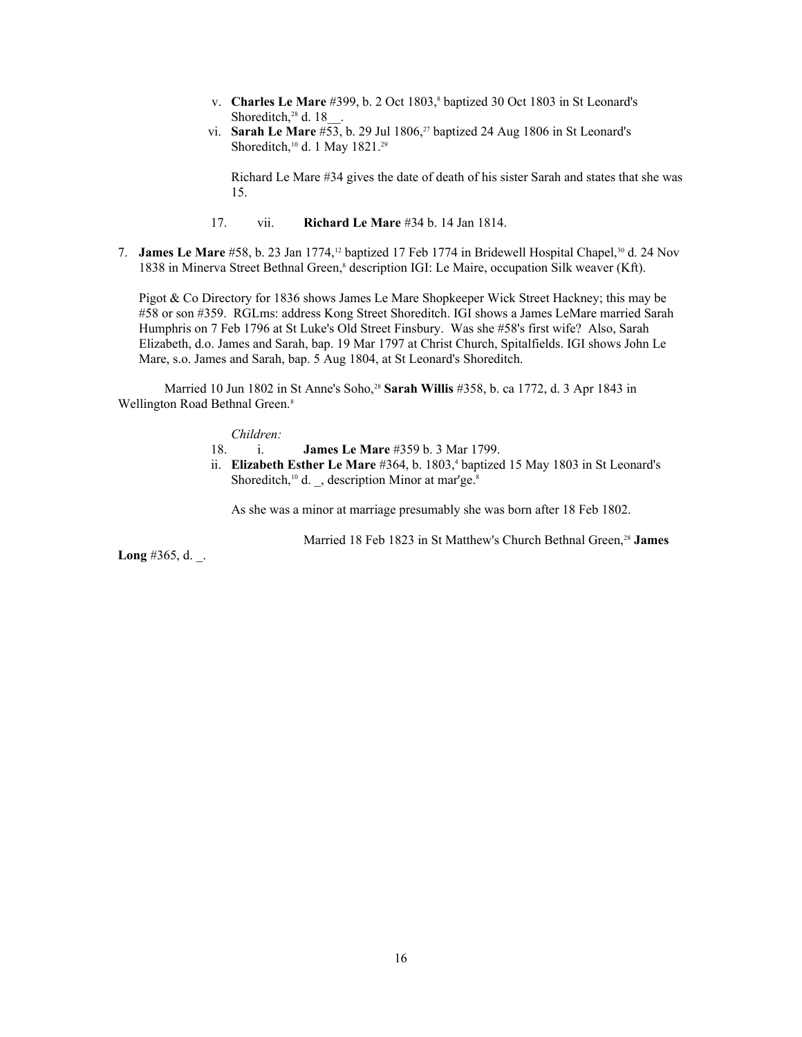v. **Charles Le Mare** #399, b. 2 Oct 1803,[8] baptized 30 Oct 1803 in St Leonard's Shoreditch,[28] d. 18__.

vi. **Sarah Le Mare** #53, b. 29 Jul 1806,[27] baptized 24 Aug 1806 in St Leonard's Shoreditch,[10] d. 1 May 1821.[29]

Richard Le Mare #34 gives the date of death of his sister Sarah and states that she was 15.

17. vii. **Richard Le Mare** #34 b. 14 Jan 1814.

7. **James Le Mare** #58, b. 23 Jan 1774,[12] baptized 17 Feb 1774 in Bridewell Hospital Chapel,[30] d. 24 Nov 1838 in Minerva Street Bethnal Green,[8] description IGI: Le Maire, occupation Silk weaver (Kft).

Pigot & Co Directory for 1836 shows James Le Mare Shopkeeper Wick Street Hackney; this may be #58 or son #359. RGLms: address Kong Street Shoreditch. IGI shows a James LeMare married Sarah Humphris on 7 Feb 1796 at St Luke's Old Street Finsbury. Was she #58's first wife? Also, Sarah Elizabeth, d.o. James and Sarah, bap. 19 Mar 1797 at Christ Church, Spitalfields. IGI shows John Le Mare, s.o. James and Sarah, bap. 5 Aug 1804, at St Leonard's Shoreditch.

Married 10 Jun 1802 in St Anne's Soho,[28] **Sarah Willis** #358, b. ca 1772, d. 3 Apr 1843 in Wellington Road Bethnal Green.[8]

*Children:*

18. i. **James Le Mare** #359 b. 3 Mar 1799.

ii. **Elizabeth Esther Le Mare** #364, b. 1803,[4] baptized 15 May 1803 in St Leonard's Shoreditch,[10] d. _, description Minor at mar'ge.[8]

As she was a minor at marriage presumably she was born after 18 Feb 1802.

Married 18 Feb 1823 in St Matthew's Church Bethnal Green,[28] **James Long** #365, d. _.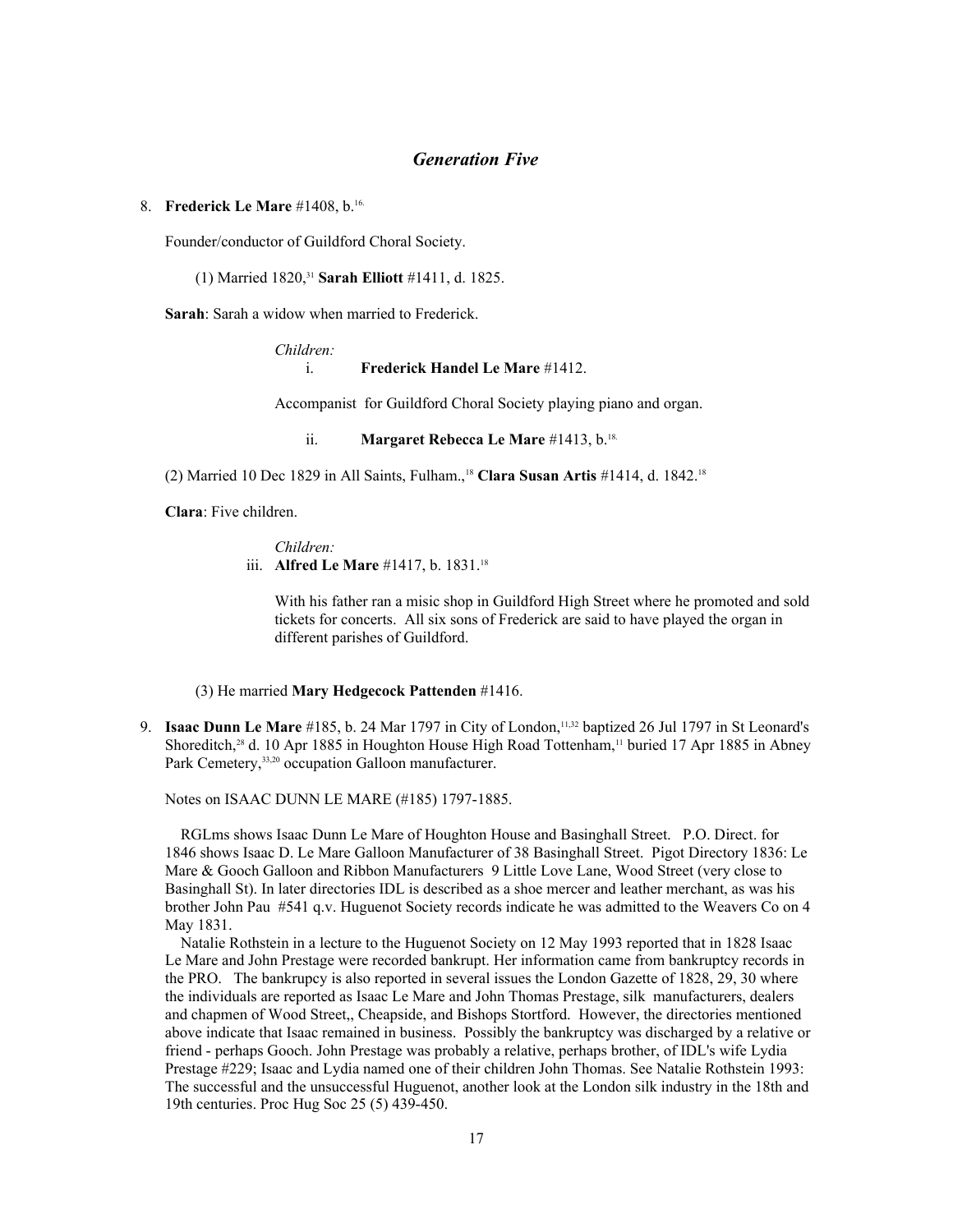## *Generation Five*

8. **Frederick Le Mare** #1408, b.[16.]

   Founder/conductor of Guildford Choral Society.

   (1) Married 1820,[31] **Sarah Elliott** #1411, d. 1825.

   **Sarah**: Sarah a widow when married to Frederick.

   *Children:*

   i. **Frederick Handel Le Mare** #1412.

   Accompanist for Guildford Choral Society playing piano and organ.

   ii. **Margaret Rebecca Le Mare** #1413, b.[18.]

   (2) Married 10 Dec 1829 in All Saints, Fulham.,[18] **Clara Susan Artis** #1414, d. 1842.[18]

   **Clara**: Five children.

   *Children:*

   iii. **Alfred Le Mare** #1417, b. 1831.[18]

   With his father ran a misic shop in Guildford High Street where he promoted and sold tickets for concerts. All six sons of Frederick are said to have played the organ in different parishes of Guildford.

   (3) He married **Mary Hedgecock Pattenden** #1416.

9. **Isaac Dunn Le Mare** #185, b. 24 Mar 1797 in City of London,[11,32] baptized 26 Jul 1797 in St Leonard's Shoreditch,[28] d. 10 Apr 1885 in Houghton House High Road Tottenham,[11] buried 17 Apr 1885 in Abney Park Cemetery,[33,20] occupation Galloon manufacturer.

   Notes on ISAAC DUNN LE MARE (#185) 1797-1885.

   RGLms shows Isaac Dunn Le Mare of Houghton House and Basinghall Street. P.O. Direct. for 1846 shows Isaac D. Le Mare Galloon Manufacturer of 38 Basinghall Street. Pigot Directory 1836: Le Mare & Gooch Galloon and Ribbon Manufacturers 9 Little Love Lane, Wood Street (very close to Basinghall St). In later directories IDL is described as a shoe mercer and leather merchant, as was his brother John Pau #541 q.v. Huguenot Society records indicate he was admitted to the Weavers Co on 4 May 1831.

   Natalie Rothstein in a lecture to the Huguenot Society on 12 May 1993 reported that in 1828 Isaac Le Mare and John Prestage were recorded bankrupt. Her information came from bankruptcy records in the PRO. The bankrupcy is also reported in several issues the London Gazette of 1828, 29, 30 where the individuals are reported as Isaac Le Mare and John Thomas Prestage, silk manufacturers, dealers and chapmen of Wood Street,, Cheapside, and Bishops Stortford. However, the directories mentioned above indicate that Isaac remained in business. Possibly the bankruptcy was discharged by a relative or friend - perhaps Gooch. John Prestage was probably a relative, perhaps brother, of IDL's wife Lydia Prestage #229; Isaac and Lydia named one of their children John Thomas. See Natalie Rothstein 1993: The successful and the unsuccessful Huguenot, another look at the London silk industry in the 18th and 19th centuries. Proc Hug Soc 25 (5) 439-450.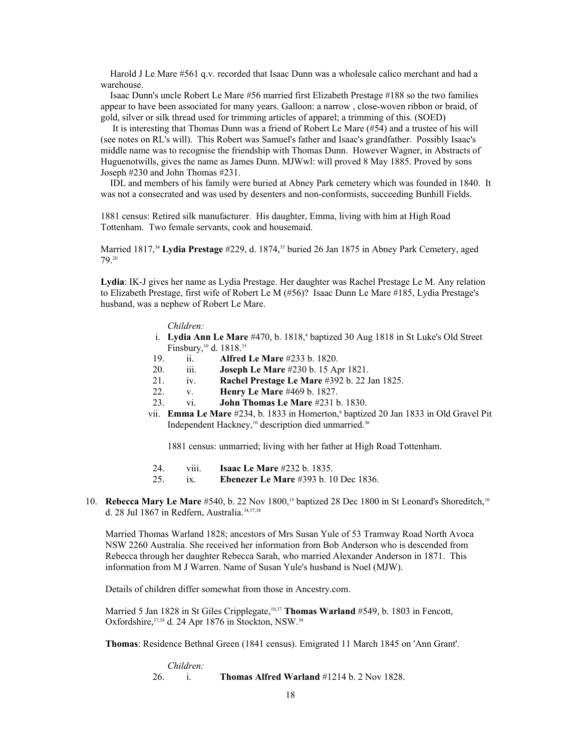Harold J Le Mare #561 q.v. recorded that Isaac Dunn was a wholesale calico merchant and had a warehouse.

Isaac Dunn's uncle Robert Le Mare #56 married first Elizabeth Prestage #188 so the two families appear to have been associated for many years. Galloon: a narrow , close-woven ribbon or braid, of gold, silver or silk thread used for trimming articles of apparel; a trimming of this. (SOED)

It is interesting that Thomas Dunn was a friend of Robert Le Mare (#54) and a trustee of his will (see notes on RL's will). This Robert was Samuel's father and Isaac's grandfather. Possibly Isaac's middle name was to recognise the friendship with Thomas Dunn. However Wagner, in Abstracts of Huguenotwills, gives the name as James Dunn. MJWwl: will proved 8 May 1885. Proved by sons Joseph #230 and John Thomas #231.

IDL and members of his family were buried at Abney Park cemetery which was founded in 1840. It was not a consecrated and was used by desenters and non-conformists, succeeding Bunhill Fields.

1881 census: Retired silk manufacturer. His daughter, Emma, living with him at High Road Tottenham. Two female servants, cook and housemaid.

Married 1817,[34] **Lydia Prestage** #229, d. 1874,[35] buried 26 Jan 1875 in Abney Park Cemetery, aged 79.[20]

**Lydia**: IK-J gives her name as Lydia Prestage. Her daughter was Rachel Prestage Le M. Any relation to Elizabeth Prestage, first wife of Robert Le M (#56)? Isaac Dunn Le Mare #185, Lydia Prestage's husband, was a nephew of Robert Le Mare.

*Children:*

i. **Lydia Ann Le Mare** #470, b. 1818,[4] baptized 30 Aug 1818 in St Luke's Old Street Finsbury,[10] d. 1818.[35]

19. ii. **Alfred Le Mare** #233 b. 1820.

20. iii. **Joseph Le Mare** #230 b. 15 Apr 1821.

21. iv. **Rachel Prestage Le Mare** #392 b. 22 Jan 1825.

22. v. **Henry Le Mare** #469 b. 1827.

23. vi. **John Thomas Le Mare** #231 b. 1830.

vii. **Emma Le Mare** #234, b. 1833 in Homerton,[8] baptized 20 Jan 1833 in Old Gravel Pit Independent Hackney,[10] description died unmarried.[36]

1881 census: unmarried; living with her father at High Road Tottenham.

24. viii. **Isaac Le Mare** #232 b. 1835.

25. ix. **Ebenezer Le Mare** #393 b. 10 Dec 1836.

10. **Rebecca Mary Le Mare** #540, b. 22 Nov 1800,[19] baptized 28 Dec 1800 in St Leonard's Shoreditch,[10] d. 28 Jul 1867 in Redfern, Australia.[34,37,38]

Married Thomas Warland 1828; ancestors of Mrs Susan Yule of 53 Tramway Road North Avoca NSW 2260 Australia. She received her information from Bob Anderson who is descended from Rebecca through her daughter Rebecca Sarah, who married Alexander Anderson in 1871. This information from M J Warren. Name of Susan Yule's husband is Noel (MJW).

Details of children differ somewhat from those in Ancestry.com.

Married 5 Jan 1828 in St Giles Cripplegate,[10,37] **Thomas Warland** #549, b. 1803 in Fencott, Oxfordshire,[37,38] d. 24 Apr 1876 in Stockton, NSW.[38]

**Thomas**: Residence Bethnal Green (1841 census). Emigrated 11 March 1845 on 'Ann Grant'.

*Children:*

26. i. **Thomas Alfred Warland** #1214 b. 2 Nov 1828.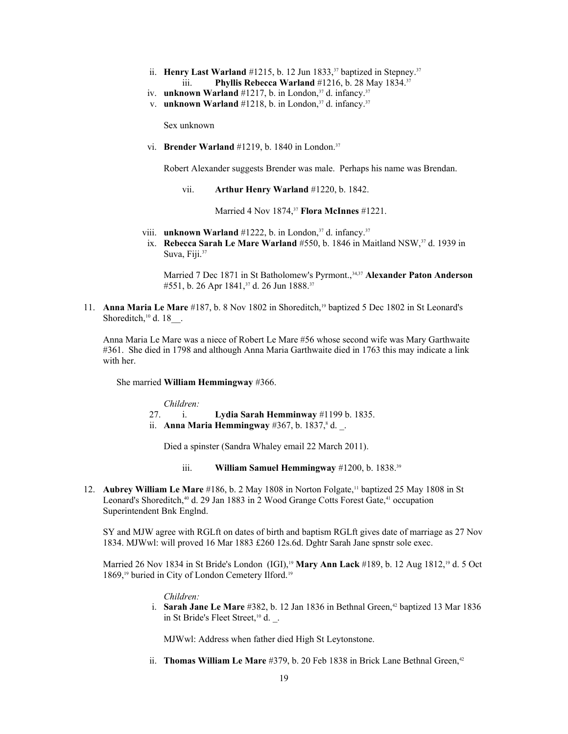ii. **Henry Last Warland** #1215, b. 12 Jun 1833,[37] baptized in Stepney.[37]

iii. **Phyllis Rebecca Warland** #1216, b. 28 May 1834.[37]

iv. **unknown Warland** #1217, b. in London,[37] d. infancy.[37]

v. **unknown Warland** #1218, b. in London,[37] d. infancy.[37]

Sex unknown

vi. **Brender Warland** #1219, b. 1840 in London.[37]

Robert Alexander suggests Brender was male. Perhaps his name was Brendan.

vii. **Arthur Henry Warland** #1220, b. 1842.

Married 4 Nov 1874,[37] **Flora McInnes** #1221.

viii. **unknown Warland** #1222, b. in London,[37] d. infancy.[37]

ix. **Rebecca Sarah Le Mare Warland** #550, b. 1846 in Maitland NSW,[37] d. 1939 in Suva, Fiji.[37]

Married 7 Dec 1871 in St Batholomew's Pyrmont.,[34,37] **Alexander Paton Anderson** #551, b. 26 Apr 1841,[37] d. 26 Jun 1888.[37]

11. **Anna Maria Le Mare** #187, b. 8 Nov 1802 in Shoreditch,[19] baptized 5 Dec 1802 in St Leonard's Shoreditch,[10] d. 18__.

Anna Maria Le Mare was a niece of Robert Le Mare #56 whose second wife was Mary Garthwaite #361. She died in 1798 and although Anna Maria Garthwaite died in 1763 this may indicate a link with her.

She married **William Hemmingway** #366.

*Children:*

27. i. **Lydia Sarah Hemminway** #1199 b. 1835.

ii. **Anna Maria Hemmingway** #367, b. 1837,[8] d. _.

Died a spinster (Sandra Whaley email 22 March 2011).

iii. **William Samuel Hemmingway** #1200, b. 1838.[39]

12. **Aubrey William Le Mare** #186, b. 2 May 1808 in Norton Folgate,[11] baptized 25 May 1808 in St Leonard's Shoreditch,[40] d. 29 Jan 1883 in 2 Wood Grange Cotts Forest Gate,[41] occupation Superintendent Bnk Englnd.

SY and MJW agree with RGLft on dates of birth and baptism RGLft gives date of marriage as 27 Nov 1834. MJWwl: will proved 16 Mar 1883 £260 12s.6d. Dghtr Sarah Jane spnstr sole exec.

Married 26 Nov 1834 in St Bride's London (IGI),[19] **Mary Ann Lack** #189, b. 12 Aug 1812,[19] d. 5 Oct 1869,[19] buried in City of London Cemetery Ilford.[19]

*Children:*

i. **Sarah Jane Le Mare** #382, b. 12 Jan 1836 in Bethnal Green,[42] baptized 13 Mar 1836 in St Bride's Fleet Street,[10] d. _.

MJWwl: Address when father died High St Leytonstone.

ii. **Thomas William Le Mare** #379, b. 20 Feb 1838 in Brick Lane Bethnal Green,[42]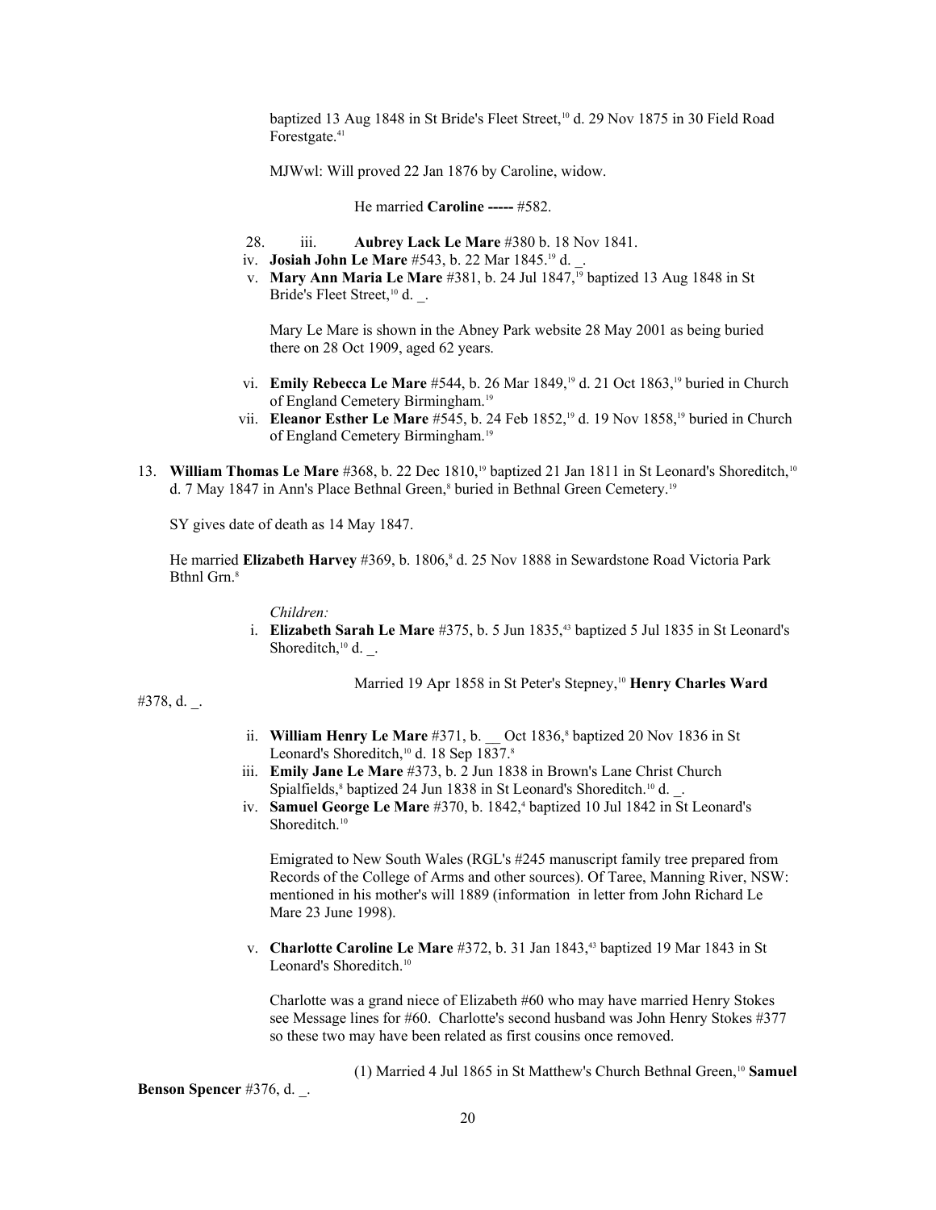baptized 13 Aug 1848 in St Bride's Fleet Street,[10] d. 29 Nov 1875 in 30 Field Road Forestgate.[41]

MJWwl: Will proved 22 Jan 1876 by Caroline, widow.

He married **Caroline -----** #582.

28. iii. **Aubrey Lack Le Mare** #380 b. 18 Nov 1841.

iv. **Josiah John Le Mare** #543, b. 22 Mar 1845.[19] d. _.

v. **Mary Ann Maria Le Mare** #381, b. 24 Jul 1847,[19] baptized 13 Aug 1848 in St Bride's Fleet Street,[10] d. _.

Mary Le Mare is shown in the Abney Park website 28 May 2001 as being buried there on 28 Oct 1909, aged 62 years.

vi. **Emily Rebecca Le Mare** #544, b. 26 Mar 1849,[19] d. 21 Oct 1863,[19] buried in Church of England Cemetery Birmingham.[19]

vii. **Eleanor Esther Le Mare** #545, b. 24 Feb 1852,[19] d. 19 Nov 1858,[19] buried in Church of England Cemetery Birmingham.[19]

13. **William Thomas Le Mare** #368, b. 22 Dec 1810,[19] baptized 21 Jan 1811 in St Leonard's Shoreditch,[10] d. 7 May 1847 in Ann's Place Bethnal Green,[8] buried in Bethnal Green Cemetery.[19]

SY gives date of death as 14 May 1847.

He married **Elizabeth Harvey** #369, b. 1806,[8] d. 25 Nov 1888 in Sewardstone Road Victoria Park Bthnl Grn.[8]

*Children:*

i. **Elizabeth Sarah Le Mare** #375, b. 5 Jun 1835,[43] baptized 5 Jul 1835 in St Leonard's Shoreditch,[10] d. _.

Married 19 Apr 1858 in St Peter's Stepney,[10] **Henry Charles Ward** #378, d. _.

ii. **William Henry Le Mare** #371, b. __ Oct 1836,[8] baptized 20 Nov 1836 in St Leonard's Shoreditch,[10] d. 18 Sep 1837.[8]

iii. **Emily Jane Le Mare** #373, b. 2 Jun 1838 in Brown's Lane Christ Church Spialfields,[8] baptized 24 Jun 1838 in St Leonard's Shoreditch.[10] d. _.

iv. **Samuel George Le Mare** #370, b. 1842,[4] baptized 10 Jul 1842 in St Leonard's Shoreditch.[10]

Emigrated to New South Wales (RGL's #245 manuscript family tree prepared from Records of the College of Arms and other sources). Of Taree, Manning River, NSW: mentioned in his mother's will 1889 (information in letter from John Richard Le Mare 23 June 1998).

v. **Charlotte Caroline Le Mare** #372, b. 31 Jan 1843,[43] baptized 19 Mar 1843 in St Leonard's Shoreditch.[10]

Charlotte was a grand niece of Elizabeth #60 who may have married Henry Stokes see Message lines for #60. Charlotte's second husband was John Henry Stokes #377 so these two may have been related as first cousins once removed.

(1) Married 4 Jul 1865 in St Matthew's Church Bethnal Green,[10] **Samuel Benson Spencer** #376, d. _.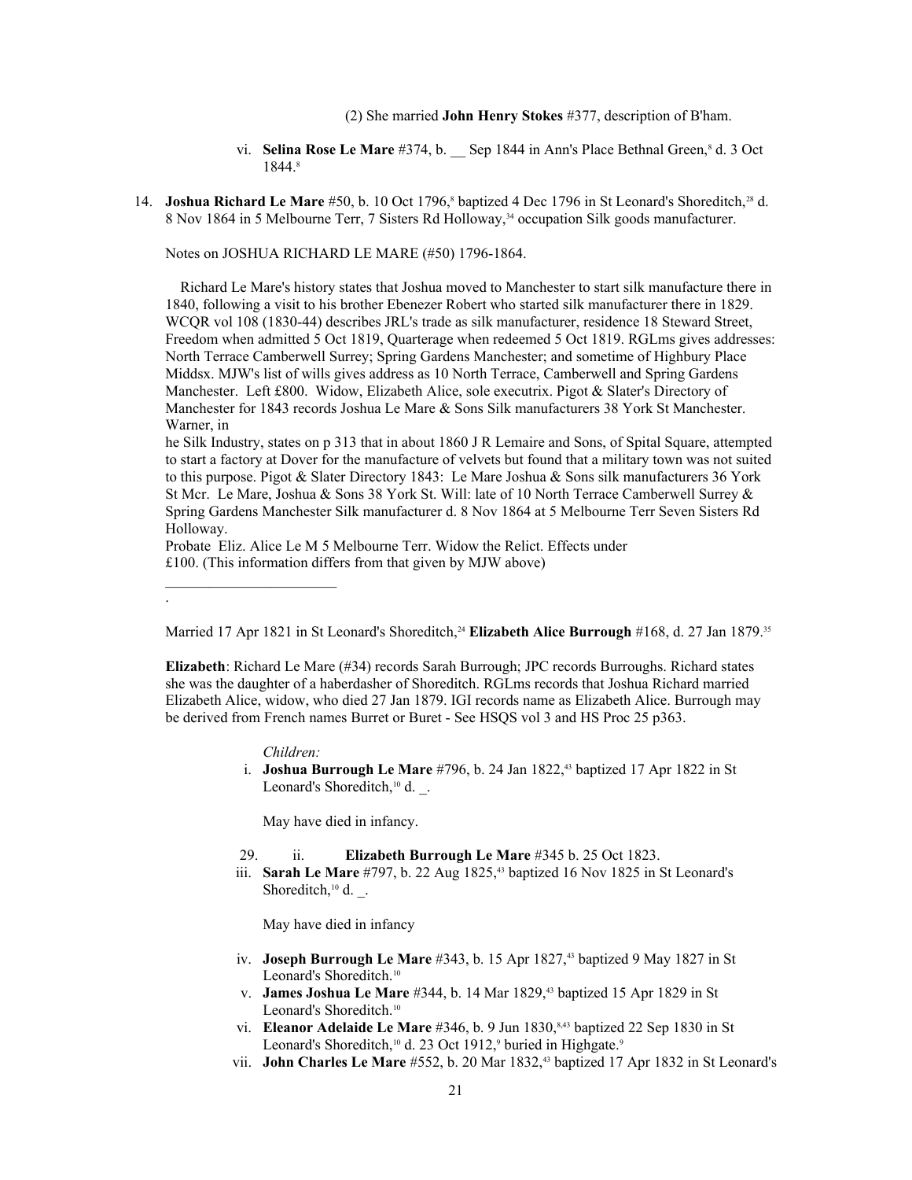(2) She married **John Henry Stokes** #377, description of B'ham.

vi. **Selina Rose Le Mare** #374, b. __ Sep 1844 in Ann's Place Bethnal Green,[8] d. 3 Oct 1844.[8]

14. **Joshua Richard Le Mare** #50, b. 10 Oct 1796,[8] baptized 4 Dec 1796 in St Leonard's Shoreditch,[28] d. 8 Nov 1864 in 5 Melbourne Terr, 7 Sisters Rd Holloway,[34] occupation Silk goods manufacturer.

Notes on JOSHUA RICHARD LE MARE (#50) 1796-1864.

Richard Le Mare's history states that Joshua moved to Manchester to start silk manufacture there in 1840, following a visit to his brother Ebenezer Robert who started silk manufacturer there in 1829. WCQR vol 108 (1830-44) describes JRL's trade as silk manufacturer, residence 18 Steward Street, Freedom when admitted 5 Oct 1819, Quarterage when redeemed 5 Oct 1819. RGLms gives addresses: North Terrace Camberwell Surrey; Spring Gardens Manchester; and sometime of Highbury Place Middsx. MJW's list of wills gives address as 10 North Terrace, Camberwell and Spring Gardens Manchester. Left £800. Widow, Elizabeth Alice, sole executrix. Pigot & Slater's Directory of Manchester for 1843 records Joshua Le Mare & Sons Silk manufacturers 38 York St Manchester. Warner, in
he Silk Industry, states on p 313 that in about 1860 J R Lemaire and Sons, of Spital Square, attempted to start a factory at Dover for the manufacture of velvets but found that a military town was not suited to this purpose. Pigot & Slater Directory 1843: Le Mare Joshua & Sons silk manufacturers 36 York St Mcr. Le Mare, Joshua & Sons 38 York St. Will: late of 10 North Terrace Camberwell Surrey & Spring Gardens Manchester Silk manufacturer d. 8 Nov 1864 at 5 Melbourne Terr Seven Sisters Rd Holloway.
Probate Eliz. Alice Le M 5 Melbourne Terr. Widow the Relict. Effects under £100. (This information differs from that given by MJW above)

_______________________
.

Married 17 Apr 1821 in St Leonard's Shoreditch,[24] **Elizabeth Alice Burrough** #168, d. 27 Jan 1879.[35]

**Elizabeth**: Richard Le Mare (#34) records Sarah Burrough; JPC records Burroughs. Richard states she was the daughter of a haberdasher of Shoreditch. RGLms records that Joshua Richard married Elizabeth Alice, widow, who died 27 Jan 1879. IGI records name as Elizabeth Alice. Burrough may be derived from French names Burret or Buret - See HSQS vol 3 and HS Proc 25 p363.

*Children:*

i. **Joshua Burrough Le Mare** #796, b. 24 Jan 1822,[43] baptized 17 Apr 1822 in St Leonard's Shoreditch,[10] d. _.

May have died in infancy.

29. ii. **Elizabeth Burrough Le Mare** #345 b. 25 Oct 1823.

iii. **Sarah Le Mare** #797, b. 22 Aug 1825,[43] baptized 16 Nov 1825 in St Leonard's Shoreditch,[10] d. _.

May have died in infancy

iv. **Joseph Burrough Le Mare** #343, b. 15 Apr 1827,[43] baptized 9 May 1827 in St Leonard's Shoreditch.[10]

v. **James Joshua Le Mare** #344, b. 14 Mar 1829,[43] baptized 15 Apr 1829 in St Leonard's Shoreditch.[10]

vi. **Eleanor Adelaide Le Mare** #346, b. 9 Jun 1830,[8,43] baptized 22 Sep 1830 in St Leonard's Shoreditch,[10] d. 23 Oct 1912,[9] buried in Highgate.[9]

vii. **John Charles Le Mare** #552, b. 20 Mar 1832,[43] baptized 17 Apr 1832 in St Leonard's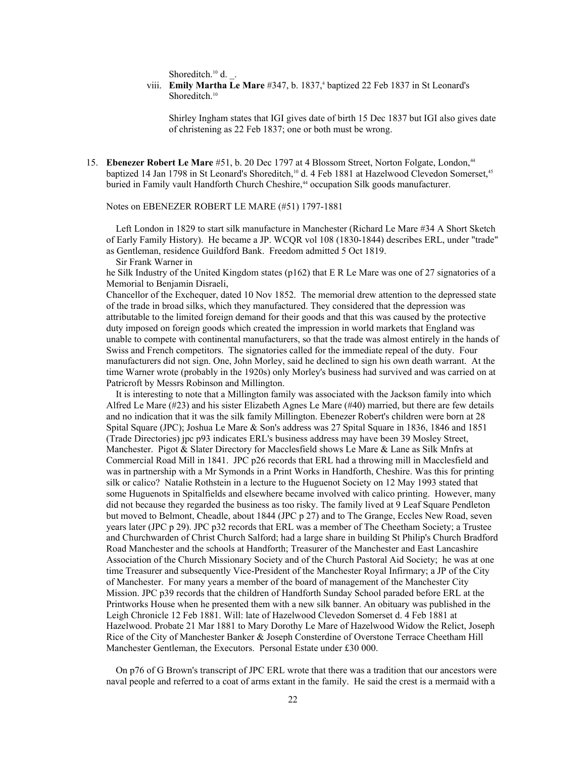Shoreditch.[10] d. _.

viii. **Emily Martha Le Mare** #347, b. 1837,[4] baptized 22 Feb 1837 in St Leonard's Shoreditch.[10]

Shirley Ingham states that IGI gives date of birth 15 Dec 1837 but IGI also gives date of christening as 22 Feb 1837; one or both must be wrong.

15. **Ebenezer Robert Le Mare** #51, b. 20 Dec 1797 at 4 Blossom Street, Norton Folgate, London,[44] baptized 14 Jan 1798 in St Leonard's Shoreditch,[10] d. 4 Feb 1881 at Hazelwood Clevedon Somerset,[45] buried in Family vault Handforth Church Cheshire,[44] occupation Silk goods manufacturer.

Notes on EBENEZER ROBERT LE MARE (#51) 1797-1881

Left London in 1829 to start silk manufacture in Manchester (Richard Le Mare #34 A Short Sketch of Early Family History). He became a JP. WCQR vol 108 (1830-1844) describes ERL, under "trade" as Gentleman, residence Guildford Bank. Freedom admitted 5 Oct 1819.

Sir Frank Warner in
he Silk Industry of the United Kingdom states (p162) that E R Le Mare was one of 27 signatories of a Memorial to Benjamin Disraeli,
Chancellor of the Exchequer, dated 10 Nov 1852. The memorial drew attention to the depressed state of the trade in broad silks, which they manufactured. They considered that the depression was attributable to the limited foreign demand for their goods and that this was caused by the protective duty imposed on foreign goods which created the impression in world markets that England was unable to compete with continental manufacturers, so that the trade was almost entirely in the hands of Swiss and French competitors. The signatories called for the immediate repeal of the duty. Four manufacturers did not sign. One, John Morley, said he declined to sign his own death warrant. At the time Warner wrote (probably in the 1920s) only Morley's business had survived and was carried on at Patricroft by Messrs Robinson and Millington.

It is interesting to note that a Millington family was associated with the Jackson family into which Alfred Le Mare (#23) and his sister Elizabeth Agnes Le Mare (#40) married, but there are few details and no indication that it was the silk family Millington. Ebenezer Robert's children were born at 28 Spital Square (JPC); Joshua Le Mare & Son's address was 27 Spital Square in 1836, 1846 and 1851 (Trade Directories) jpc p93 indicates ERL's business address may have been 39 Mosley Street, Manchester. Pigot & Slater Directory for Macclesfield shows Le Mare & Lane as Silk Mnfrs at Commercial Road Mill in 1841. JPC p26 records that ERL had a throwing mill in Macclesfield and was in partnership with a Mr Symonds in a Print Works in Handforth, Cheshire. Was this for printing silk or calico? Natalie Rothstein in a lecture to the Huguenot Society on 12 May 1993 stated that some Huguenots in Spitalfields and elsewhere became involved with calico printing. However, many did not because they regarded the business as too risky. The family lived at 9 Leaf Square Pendleton but moved to Belmont, Cheadle, about 1844 (JPC p 27) and to The Grange, Eccles New Road, seven years later (JPC p 29). JPC p32 records that ERL was a member of The Cheetham Society; a Trustee and Churchwarden of Christ Church Salford; had a large share in building St Philip's Church Bradford Road Manchester and the schools at Handforth; Treasurer of the Manchester and East Lancashire Association of the Church Missionary Society and of the Church Pastoral Aid Society; he was at one time Treasurer and subsequently Vice-President of the Manchester Royal Infirmary; a JP of the City of Manchester. For many years a member of the board of management of the Manchester City Mission. JPC p39 records that the children of Handforth Sunday School paraded before ERL at the Printworks House when he presented them with a new silk banner. An obituary was published in the Leigh Chronicle 12 Feb 1881. Will: late of Hazelwood Clevedon Somerset d. 4 Feb 1881 at Hazelwood. Probate 21 Mar 1881 to Mary Dorothy Le Mare of Hazelwood Widow the Relict, Joseph Rice of the City of Manchester Banker & Joseph Consterdine of Overstone Terrace Cheetham Hill Manchester Gentleman, the Executors. Personal Estate under £30 000.

On p76 of G Brown's transcript of JPC ERL wrote that there was a tradition that our ancestors were naval people and referred to a coat of arms extant in the family. He said the crest is a mermaid with a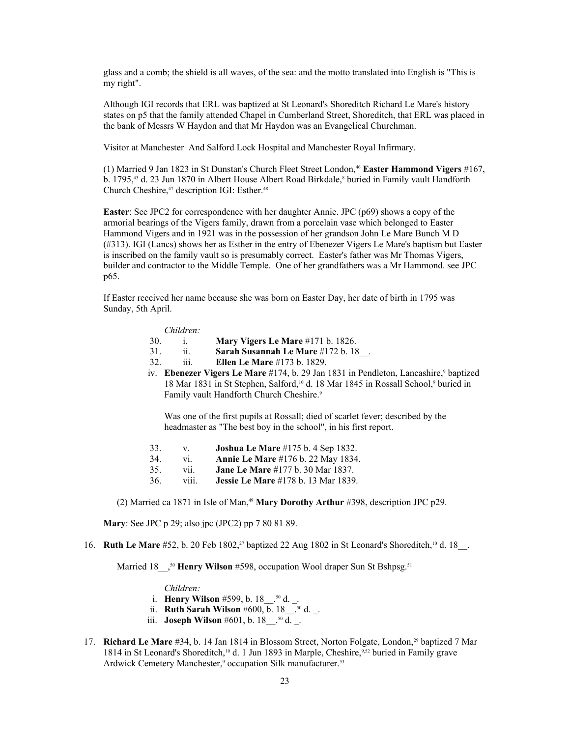glass and a comb; the shield is all waves, of the sea: and the motto translated into English is "This is my right".

Although IGI records that ERL was baptized at St Leonard's Shoreditch Richard Le Mare's history states on p5 that the family attended Chapel in Cumberland Street, Shoreditch, that ERL was placed in the bank of Messrs W Haydon and that Mr Haydon was an Evangelical Churchman.

Visitor at Manchester And Salford Lock Hospital and Manchester Royal Infirmary.

(1) Married 9 Jan 1823 in St Dunstan's Church Fleet Street London,[46] **Easter Hammond Vigers** #167, b. 1795,[43] d. 23 Jun 1870 in Albert House Albert Road Birkdale,[8] buried in Family vault Handforth Church Cheshire,[47] description IGI: Esther.[48]

**Easter**: See JPC2 for correspondence with her daughter Annie. JPC (p69) shows a copy of the armorial bearings of the Vigers family, drawn from a porcelain vase which belonged to Easter Hammond Vigers and in 1921 was in the possession of her grandson John Le Mare Bunch M D (#313). IGI (Lancs) shows her as Esther in the entry of Ebenezer Vigers Le Mare's baptism but Easter is inscribed on the family vault so is presumably correct. Easter's father was Mr Thomas Vigers, builder and contractor to the Middle Temple. One of her grandfathers was a Mr Hammond. see JPC p65.

If Easter received her name because she was born on Easter Day, her date of birth in 1795 was Sunday, 5th April.

*Children:*

30. i. **Mary Vigers Le Mare** #171 b. 1826.
31. ii. **Sarah Susannah Le Mare** #172 b. 18__.
32. iii. **Ellen Le Mare** #173 b. 1829.

iv. **Ebenezer Vigers Le Mare** #174, b. 29 Jan 1831 in Pendleton, Lancashire,[9] baptized 18 Mar 1831 in St Stephen, Salford,[10] d. 18 Mar 1845 in Rossall School,[9] buried in Family vault Handforth Church Cheshire.[9]

Was one of the first pupils at Rossall; died of scarlet fever; described by the headmaster as "The best boy in the school", in his first report.

33. v. **Joshua Le Mare** #175 b. 4 Sep 1832.
34. vi. **Annie Le Mare** #176 b. 22 May 1834.
35. vii. **Jane Le Mare** #177 b. 30 Mar 1837.
36. viii. **Jessie Le Mare** #178 b. 13 Mar 1839.

(2) Married ca 1871 in Isle of Man,[49] **Mary Dorothy Arthur** #398, description JPC p29.

**Mary**: See JPC p 29; also jpc (JPC2) pp 7 80 81 89.

16. **Ruth Le Mare** #52, b. 20 Feb 1802,[27] baptized 22 Aug 1802 in St Leonard's Shoreditch,[10] d. 18__.

Married 18__,[50] **Henry Wilson** #598, occupation Wool draper Sun St Bshpsg.[51]

*Children:*

i. **Henry Wilson** #599, b. 18__.[50] d. _.
ii. **Ruth Sarah Wilson** #600, b. 18__.[50] d. _.
iii. **Joseph Wilson** #601, b. 18__.[50] d. _.

17. **Richard Le Mare** #34, b. 14 Jan 1814 in Blossom Street, Norton Folgate, London,[29] baptized 7 Mar 1814 in St Leonard's Shoreditch,[10] d. 1 Jun 1893 in Marple, Cheshire,[9,52] buried in Family grave Ardwick Cemetery Manchester,[9] occupation Silk manufacturer.[53]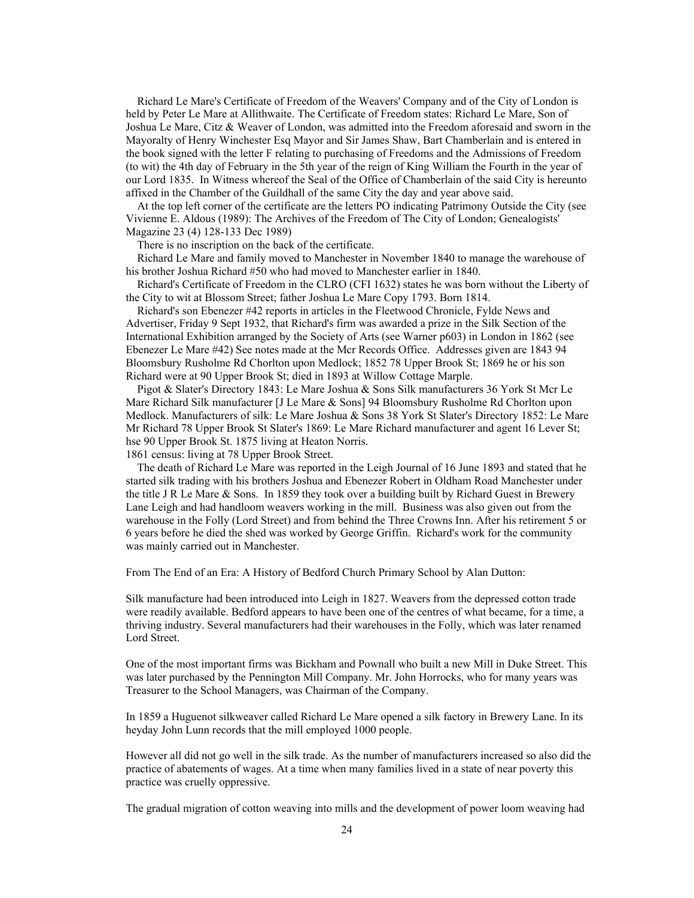Richard Le Mare's Certificate of Freedom of the Weavers' Company and of the City of London is held by Peter Le Mare at Allithwaite. The Certificate of Freedom states: Richard Le Mare, Son of Joshua Le Mare, Citz & Weaver of London, was admitted into the Freedom aforesaid and sworn in the Mayoralty of Henry Winchester Esq Mayor and Sir James Shaw, Bart Chamberlain and is entered in the book signed with the letter F relating to purchasing of Freedoms and the Admissions of Freedom (to wit) the 4th day of February in the 5th year of the reign of King William the Fourth in the year of our Lord 1835. In Witness whereof the Seal of the Office of Chamberlain of the said City is hereunto affixed in the Chamber of the Guildhall of the same City the day and year above said.

At the top left corner of the certificate are the letters PO indicating Patrimony Outside the City (see Vivienne E. Aldous (1989): The Archives of the Freedom of The City of London; Genealogists' Magazine 23 (4) 128-133 Dec 1989)

There is no inscription on the back of the certificate.

Richard Le Mare and family moved to Manchester in November 1840 to manage the warehouse of his brother Joshua Richard #50 who had moved to Manchester earlier in 1840.

Richard's Certificate of Freedom in the CLRO (CFI 1632) states he was born without the Liberty of the City to wit at Blossom Street; father Joshua Le Mare Copy 1793. Born 1814.

Richard's son Ebenezer #42 reports in articles in the Fleetwood Chronicle, Fylde News and Advertiser, Friday 9 Sept 1932, that Richard's firm was awarded a prize in the Silk Section of the International Exhibition arranged by the Society of Arts (see Warner p603) in London in 1862 (see Ebenezer Le Mare #42) See notes made at the Mcr Records Office. Addresses given are 1843 94 Bloomsbury Rusholme Rd Chorlton upon Medlock; 1852 78 Upper Brook St; 1869 he or his son Richard were at 90 Upper Brook St; died in 1893 at Willow Cottage Marple.

Pigot & Slater's Directory 1843: Le Mare Joshua & Sons Silk manufacturers 36 York St Mcr Le Mare Richard Silk manufacturer [J Le Mare & Sons] 94 Bloomsbury Rusholme Rd Chorlton upon Medlock. Manufacturers of silk: Le Mare Joshua & Sons 38 York St Slater's Directory 1852: Le Mare Mr Richard 78 Upper Brook St Slater's 1869: Le Mare Richard manufacturer and agent 16 Lever St; hse 90 Upper Brook St. 1875 living at Heaton Norris.

1861 census: living at 78 Upper Brook Street.

The death of Richard Le Mare was reported in the Leigh Journal of 16 June 1893 and stated that he started silk trading with his brothers Joshua and Ebenezer Robert in Oldham Road Manchester under the title J R Le Mare & Sons. In 1859 they took over a building built by Richard Guest in Brewery Lane Leigh and had handloom weavers working in the mill. Business was also given out from the warehouse in the Folly (Lord Street) and from behind the Three Crowns Inn. After his retirement 5 or 6 years before he died the shed was worked by George Griffin. Richard's work for the community was mainly carried out in Manchester.

From The End of an Era: A History of Bedford Church Primary School by Alan Dutton:

Silk manufacture had been introduced into Leigh in 1827. Weavers from the depressed cotton trade were readily available. Bedford appears to have been one of the centres of what became, for a time, a thriving industry. Several manufacturers had their warehouses in the Folly, which was later renamed Lord Street.

One of the most important firms was Bickham and Pownall who built a new Mill in Duke Street. This was later purchased by the Pennington Mill Company. Mr. John Horrocks, who for many years was Treasurer to the School Managers, was Chairman of the Company.

In 1859 a Huguenot silkweaver called Richard Le Mare opened a silk factory in Brewery Lane. In its heyday John Lunn records that the mill employed 1000 people.

However all did not go well in the silk trade. As the number of manufacturers increased so also did the practice of abatements of wages. At a time when many families lived in a state of near poverty this practice was cruelly oppressive.

The gradual migration of cotton weaving into mills and the development of power loom weaving had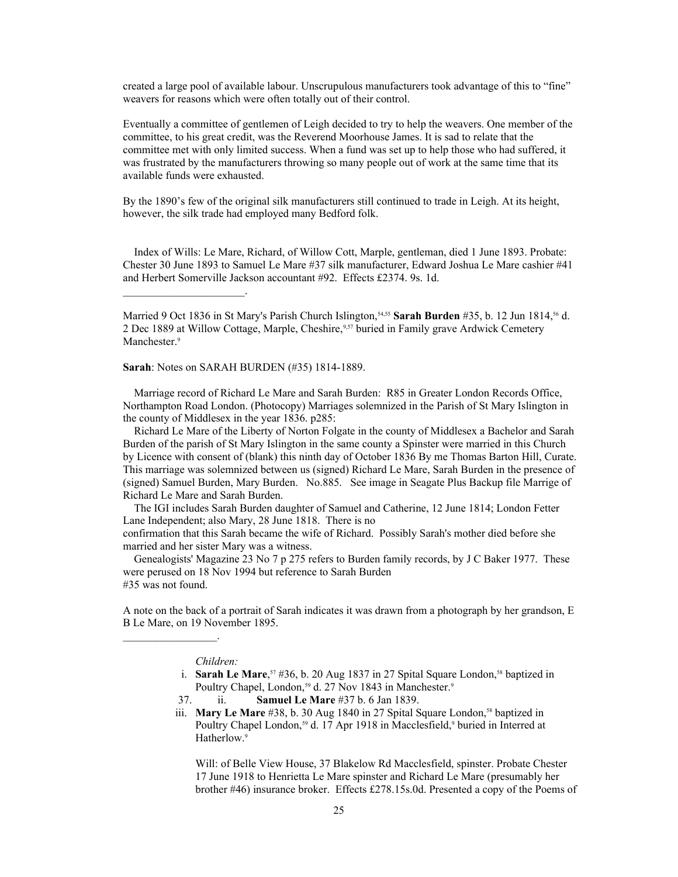created a large pool of available labour. Unscrupulous manufacturers took advantage of this to "fine" weavers for reasons which were often totally out of their control.

Eventually a committee of gentlemen of Leigh decided to try to help the weavers. One member of the committee, to his great credit, was the Reverend Moorhouse James. It is sad to relate that the committee met with only limited success. When a fund was set up to help those who had suffered, it was frustrated by the manufacturers throwing so many people out of work at the same time that its available funds were exhausted.

By the 1890's few of the original silk manufacturers still continued to trade in Leigh. At its height, however, the silk trade had employed many Bedford folk.

Index of Wills: Le Mare, Richard, of Willow Cott, Marple, gentleman, died 1 June 1893. Probate: Chester 30 June 1893 to Samuel Le Mare #37 silk manufacturer, Edward Joshua Le Mare cashier #41 and Herbert Somerville Jackson accountant #92. Effects £2374. 9s. 1d.

______________________.

Married 9 Oct 1836 in St Mary's Parish Church Islington,[54,55] **Sarah Burden** #35, b. 12 Jun 1814,[56] d. 2 Dec 1889 at Willow Cottage, Marple, Cheshire,[9,57] buried in Family grave Ardwick Cemetery Manchester.[9]

**Sarah**: Notes on SARAH BURDEN (#35) 1814-1889.

Marriage record of Richard Le Mare and Sarah Burden: R85 in Greater London Records Office, Northampton Road London. (Photocopy) Marriages solemnized in the Parish of St Mary Islington in the county of Middlesex in the year 1836. p285:

Richard Le Mare of the Liberty of Norton Folgate in the county of Middlesex a Bachelor and Sarah Burden of the parish of St Mary Islington in the same county a Spinster were married in this Church by Licence with consent of (blank) this ninth day of October 1836 By me Thomas Barton Hill, Curate. This marriage was solemnized between us (signed) Richard Le Mare, Sarah Burden in the presence of (signed) Samuel Burden, Mary Burden. No.885. See image in Seagate Plus Backup file Marrige of Richard Le Mare and Sarah Burden.

The IGI includes Sarah Burden daughter of Samuel and Catherine, 12 June 1814; London Fetter Lane Independent; also Mary, 28 June 1818. There is no confirmation that this Sarah became the wife of Richard. Possibly Sarah's mother died before she married and her sister Mary was a witness.

Genealogists' Magazine 23 No 7 p 275 refers to Burden family records, by J C Baker 1977. These were perused on 18 Nov 1994 but reference to Sarah Burden #35 was not found.

A note on the back of a portrait of Sarah indicates it was drawn from a photograph by her grandson, E B Le Mare, on 19 November 1895.

_________________.

*Children:*

i. **Sarah Le Mare**,[57] #36, b. 20 Aug 1837 in 27 Spital Square London,[58] baptized in Poultry Chapel, London,[59] d. 27 Nov 1843 in Manchester.[9]

37. ii. **Samuel Le Mare** #37 b. 6 Jan 1839.

iii. **Mary Le Mare** #38, b. 30 Aug 1840 in 27 Spital Square London,[58] baptized in Poultry Chapel London,[59] d. 17 Apr 1918 in Macclesfield,[9] buried in Interred at Hatherlow.[9]

Will: of Belle View House, 37 Blakelow Rd Macclesfield, spinster. Probate Chester 17 June 1918 to Henrietta Le Mare spinster and Richard Le Mare (presumably her brother #46) insurance broker. Effects £278.15s.0d. Presented a copy of the Poems of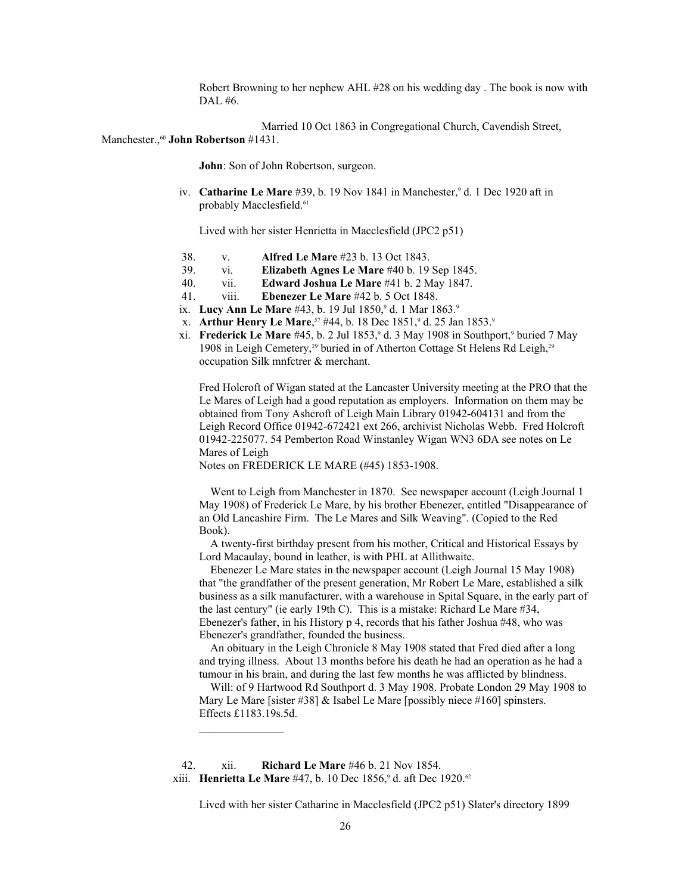Robert Browning to her nephew AHL #28 on his wedding day . The book is now with DAL #6.

Married 10 Oct 1863 in Congregational Church, Cavendish Street, Manchester.,[60] **John Robertson** #1431.

**John**: Son of John Robertson, surgeon.

iv. **Catharine Le Mare** #39, b. 19 Nov 1841 in Manchester,[9] d. 1 Dec 1920 aft in probably Macclesfield.[61]

Lived with her sister Henrietta in Macclesfield (JPC2 p51)

38. v. **Alfred Le Mare** #23 b. 13 Oct 1843.
39. vi. **Elizabeth Agnes Le Mare** #40 b. 19 Sep 1845.
40. vii. **Edward Joshua Le Mare** #41 b. 2 May 1847.
41. viii. **Ebenezer Le Mare** #42 b. 5 Oct 1848.

ix. **Lucy Ann Le Mare** #43, b. 19 Jul 1850,[9] d. 1 Mar 1863.[9]

x. **Arthur Henry Le Mare**,[57] #44, b. 18 Dec 1851,[9] d. 25 Jan 1853.[9]

xi. **Frederick Le Mare** #45, b. 2 Jul 1853,[9] d. 3 May 1908 in Southport,[9] buried 7 May 1908 in Leigh Cemetery,[29] buried in of Atherton Cottage St Helens Rd Leigh,[29] occupation Silk mnfctrer & merchant.

Fred Holcroft of Wigan stated at the Lancaster University meeting at the PRO that the Le Mares of Leigh had a good reputation as employers. Information on them may be obtained from Tony Ashcroft of Leigh Main Library 01942-604131 and from the Leigh Record Office 01942-672421 ext 266, archivist Nicholas Webb. Fred Holcroft 01942-225077. 54 Pemberton Road Winstanley Wigan WN3 6DA see notes on Le Mares of Leigh
Notes on FREDERICK LE MARE (#45) 1853-1908.

Went to Leigh from Manchester in 1870. See newspaper account (Leigh Journal 1 May 1908) of Frederick Le Mare, by his brother Ebenezer, entitled "Disappearance of an Old Lancashire Firm. The Le Mares and Silk Weaving". (Copied to the Red Book).

A twenty-first birthday present from his mother, Critical and Historical Essays by Lord Macaulay, bound in leather, is with PHL at Allithwaite.

Ebenezer Le Mare states in the newspaper account (Leigh Journal 15 May 1908) that "the grandfather of the present generation, Mr Robert Le Mare, established a silk business as a silk manufacturer, with a warehouse in Spital Square, in the early part of the last century" (ie early 19th C). This is a mistake: Richard Le Mare #34, Ebenezer's father, in his History p 4, records that his father Joshua #48, who was Ebenezer's grandfather, founded the business.

An obituary in the Leigh Chronicle 8 May 1908 stated that Fred died after a long and trying illness. About 13 months before his death he had an operation as he had a tumour in his brain, and during the last few months he was afflicted by blindness.

Will: of 9 Hartwood Rd Southport d. 3 May 1908. Probate London 29 May 1908 to Mary Le Mare [sister #38] & Isabel Le Mare [possibly niece #160] spinsters. Effects £1183.19s.5d.

---

42. xii. **Richard Le Mare** #46 b. 21 Nov 1854.

xiii. **Henrietta Le Mare** #47, b. 10 Dec 1856,[9] d. aft Dec 1920.[62]

Lived with her sister Catharine in Macclesfield (JPC2 p51) Slater's directory 1899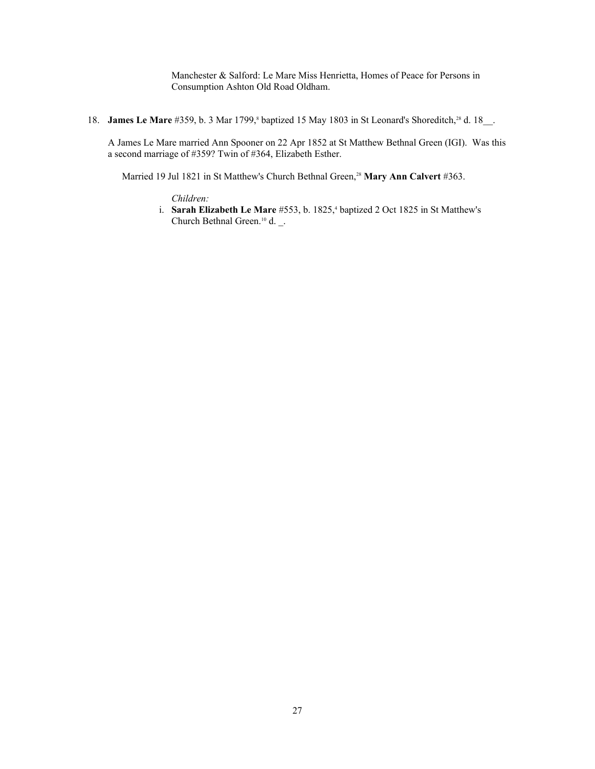Manchester & Salford: Le Mare Miss Henrietta, Homes of Peace for Persons in Consumption Ashton Old Road Oldham.

18. **James Le Mare** #359, b. 3 Mar 1799,[8] baptized 15 May 1803 in St Leonard's Shoreditch,[28] d. 18__.

A James Le Mare married Ann Spooner on 22 Apr 1852 at St Matthew Bethnal Green (IGI). Was this a second marriage of #359? Twin of #364, Elizabeth Esther.

Married 19 Jul 1821 in St Matthew's Church Bethnal Green,[28] **Mary Ann Calvert** #363.

*Children:*

i. **Sarah Elizabeth Le Mare** #553, b. 1825,[4] baptized 2 Oct 1825 in St Matthew's Church Bethnal Green.[10] d. _.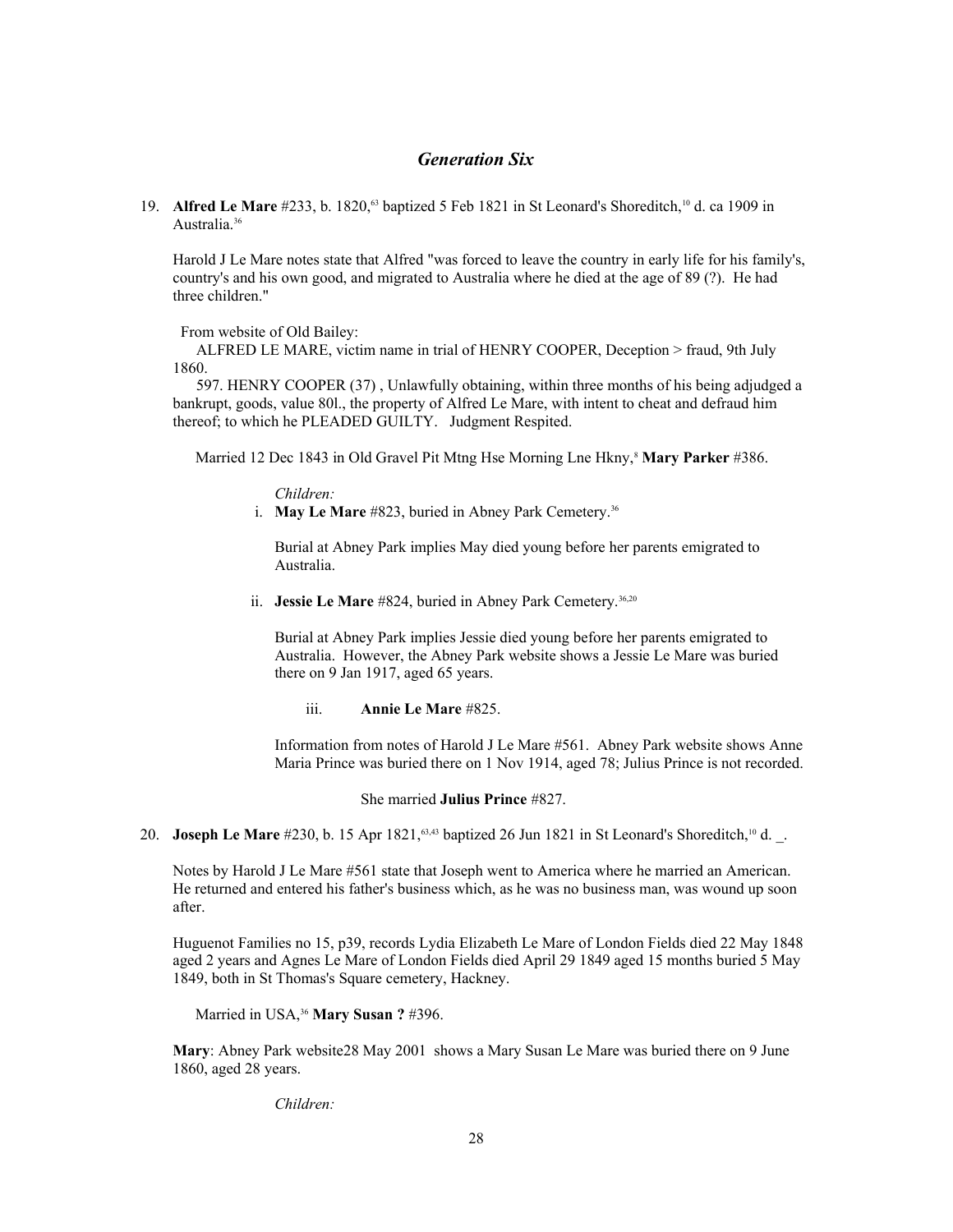## *Generation Six*

19. **Alfred Le Mare** #233, b. 1820,[63] baptized 5 Feb 1821 in St Leonard's Shoreditch,[10] d. ca 1909 in Australia.[36]

    Harold J Le Mare notes state that Alfred "was forced to leave the country in early life for his family's, country's and his own good, and migrated to Australia where he died at the age of 89 (?). He had three children."

    From website of Old Bailey:
    ALFRED LE MARE, victim name in trial of HENRY COOPER, Deception > fraud, 9th July 1860.
    597. HENRY COOPER (37) , Unlawfully obtaining, within three months of his being adjudged a bankrupt, goods, value 80l., the property of Alfred Le Mare, with intent to cheat and defraud him thereof; to which he PLEADED GUILTY. Judgment Respited.

    Married 12 Dec 1843 in Old Gravel Pit Mtng Hse Morning Lne Hkny,[8] **Mary Parker** #386.

    *Children:*

    i. **May Le Mare** #823, buried in Abney Park Cemetery.[36]

       Burial at Abney Park implies May died young before her parents emigrated to Australia.

    ii. **Jessie Le Mare** #824, buried in Abney Park Cemetery.[36,20]

       Burial at Abney Park implies Jessie died young before her parents emigrated to Australia. However, the Abney Park website shows a Jessie Le Mare was buried there on 9 Jan 1917, aged 65 years.

    iii. **Annie Le Mare** #825.

       Information from notes of Harold J Le Mare #561. Abney Park website shows Anne Maria Prince was buried there on 1 Nov 1914, aged 78; Julius Prince is not recorded.

       She married **Julius Prince** #827.

20. **Joseph Le Mare** #230, b. 15 Apr 1821,[63,43] baptized 26 Jun 1821 in St Leonard's Shoreditch,[10] d. _.

    Notes by Harold J Le Mare #561 state that Joseph went to America where he married an American. He returned and entered his father's business which, as he was no business man, was wound up soon after.

    Huguenot Families no 15, p39, records Lydia Elizabeth Le Mare of London Fields died 22 May 1848 aged 2 years and Agnes Le Mare of London Fields died April 29 1849 aged 15 months buried 5 May 1849, both in St Thomas's Square cemetery, Hackney.

    Married in USA,[36] **Mary Susan ?** #396.

    **Mary**: Abney Park website28 May 2001 shows a Mary Susan Le Mare was buried there on 9 June 1860, aged 28 years.

    *Children:*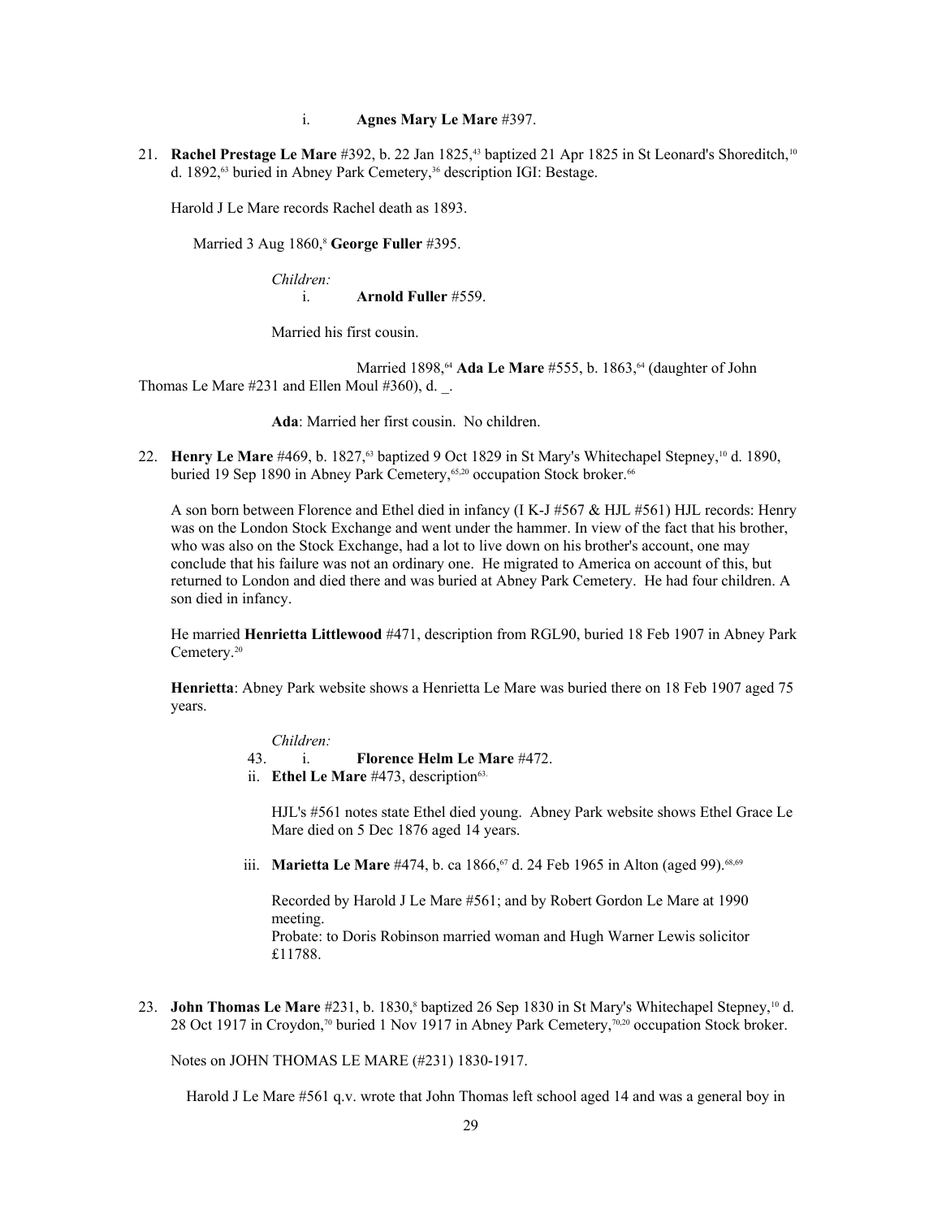i. **Agnes Mary Le Mare** #397.

21. **Rachel Prestage Le Mare** #392, b. 22 Jan 1825,[43] baptized 21 Apr 1825 in St Leonard's Shoreditch,[10] d. 1892,[63] buried in Abney Park Cemetery,[36] description IGI: Bestage.

Harold J Le Mare records Rachel death as 1893.

Married 3 Aug 1860,[8] **George Fuller** #395.

*Children:*

i. **Arnold Fuller** #559.

Married his first cousin.

Married 1898,[64] **Ada Le Mare** #555, b. 1863,[64] (daughter of John Thomas Le Mare #231 and Ellen Moul #360), d. _.

**Ada**: Married her first cousin. No children.

22. **Henry Le Mare** #469, b. 1827,[63] baptized 9 Oct 1829 in St Mary's Whitechapel Stepney,[10] d. 1890, buried 19 Sep 1890 in Abney Park Cemetery,[65,20] occupation Stock broker.[66]

A son born between Florence and Ethel died in infancy (I K-J #567 & HJL #561) HJL records: Henry was on the London Stock Exchange and went under the hammer. In view of the fact that his brother, who was also on the Stock Exchange, had a lot to live down on his brother's account, one may conclude that his failure was not an ordinary one. He migrated to America on account of this, but returned to London and died there and was buried at Abney Park Cemetery. He had four children. A son died in infancy.

He married **Henrietta Littlewood** #471, description from RGL90, buried 18 Feb 1907 in Abney Park Cemetery.[20]

**Henrietta**: Abney Park website shows a Henrietta Le Mare was buried there on 18 Feb 1907 aged 75 years.

*Children:*

43. i. **Florence Helm Le Mare** #472.

ii. **Ethel Le Mare** #473, description[63.]

HJL's #561 notes state Ethel died young. Abney Park website shows Ethel Grace Le Mare died on 5 Dec 1876 aged 14 years.

iii. **Marietta Le Mare** #474, b. ca 1866,[67] d. 24 Feb 1965 in Alton (aged 99).[68,69]

Recorded by Harold J Le Mare #561; and by Robert Gordon Le Mare at 1990 meeting.
Probate: to Doris Robinson married woman and Hugh Warner Lewis solicitor £11788.

23. **John Thomas Le Mare** #231, b. 1830,[8] baptized 26 Sep 1830 in St Mary's Whitechapel Stepney,[10] d. 28 Oct 1917 in Croydon,[70] buried 1 Nov 1917 in Abney Park Cemetery,[70,20] occupation Stock broker.

Notes on JOHN THOMAS LE MARE (#231) 1830-1917.

Harold J Le Mare #561 q.v. wrote that John Thomas left school aged 14 and was a general boy in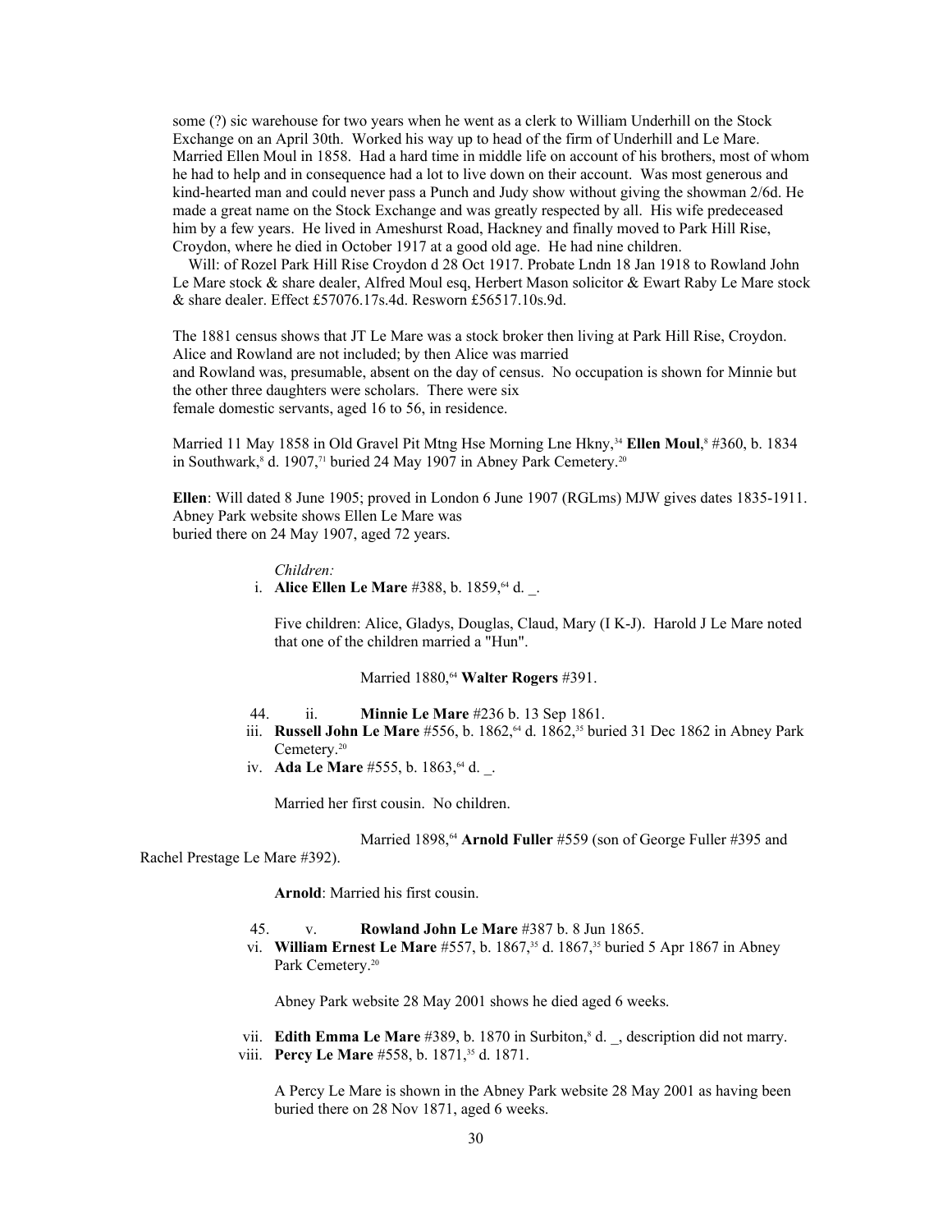some (?) sic warehouse for two years when he went as a clerk to William Underhill on the Stock Exchange on an April 30th. Worked his way up to head of the firm of Underhill and Le Mare. Married Ellen Moul in 1858. Had a hard time in middle life on account of his brothers, most of whom he had to help and in consequence had a lot to live down on their account. Was most generous and kind-hearted man and could never pass a Punch and Judy show without giving the showman 2/6d. He made a great name on the Stock Exchange and was greatly respected by all. His wife predeceased him by a few years. He lived in Ameshurst Road, Hackney and finally moved to Park Hill Rise, Croydon, where he died in October 1917 at a good old age. He had nine children.

Will: of Rozel Park Hill Rise Croydon d 28 Oct 1917. Probate Lndn 18 Jan 1918 to Rowland John Le Mare stock & share dealer, Alfred Moul esq, Herbert Mason solicitor & Ewart Raby Le Mare stock & share dealer. Effect £57076.17s.4d. Resworn £56517.10s.9d.

The 1881 census shows that JT Le Mare was a stock broker then living at Park Hill Rise, Croydon. Alice and Rowland are not included; by then Alice was married and Rowland was, presumable, absent on the day of census. No occupation is shown for Minnie but the other three daughters were scholars. There were six female domestic servants, aged 16 to 56, in residence.

Married 11 May 1858 in Old Gravel Pit Mtng Hse Morning Lne Hkny,[34] **Ellen Moul**,[8] #360, b. 1834 in Southwark,[8] d. 1907,[71] buried 24 May 1907 in Abney Park Cemetery.[20]

**Ellen**: Will dated 8 June 1905; proved in London 6 June 1907 (RGLms) MJW gives dates 1835-1911. Abney Park website shows Ellen Le Mare was buried there on 24 May 1907, aged 72 years.

*Children:*

i. **Alice Ellen Le Mare** #388, b. 1859,[64] d. _.

Five children: Alice, Gladys, Douglas, Claud, Mary (I K-J). Harold J Le Mare noted that one of the children married a "Hun".

Married 1880,[64] **Walter Rogers** #391.

44. ii. **Minnie Le Mare** #236 b. 13 Sep 1861.

iii. **Russell John Le Mare** #556, b. 1862,[64] d. 1862,[35] buried 31 Dec 1862 in Abney Park Cemetery.[20]

iv. **Ada Le Mare** #555, b. 1863,[64] d. _.

Married her first cousin. No children.

Married 1898,[64] **Arnold Fuller** #559 (son of George Fuller #395 and Rachel Prestage Le Mare #392).

**Arnold**: Married his first cousin.

45. v. **Rowland John Le Mare** #387 b. 8 Jun 1865.

vi. **William Ernest Le Mare** #557, b. 1867,[35] d. 1867,[35] buried 5 Apr 1867 in Abney Park Cemetery.[20]

Abney Park website 28 May 2001 shows he died aged 6 weeks.

vii. **Edith Emma Le Mare** #389, b. 1870 in Surbiton,[8] d. _, description did not marry.

viii. **Percy Le Mare** #558, b. 1871,[35] d. 1871.

A Percy Le Mare is shown in the Abney Park website 28 May 2001 as having been buried there on 28 Nov 1871, aged 6 weeks.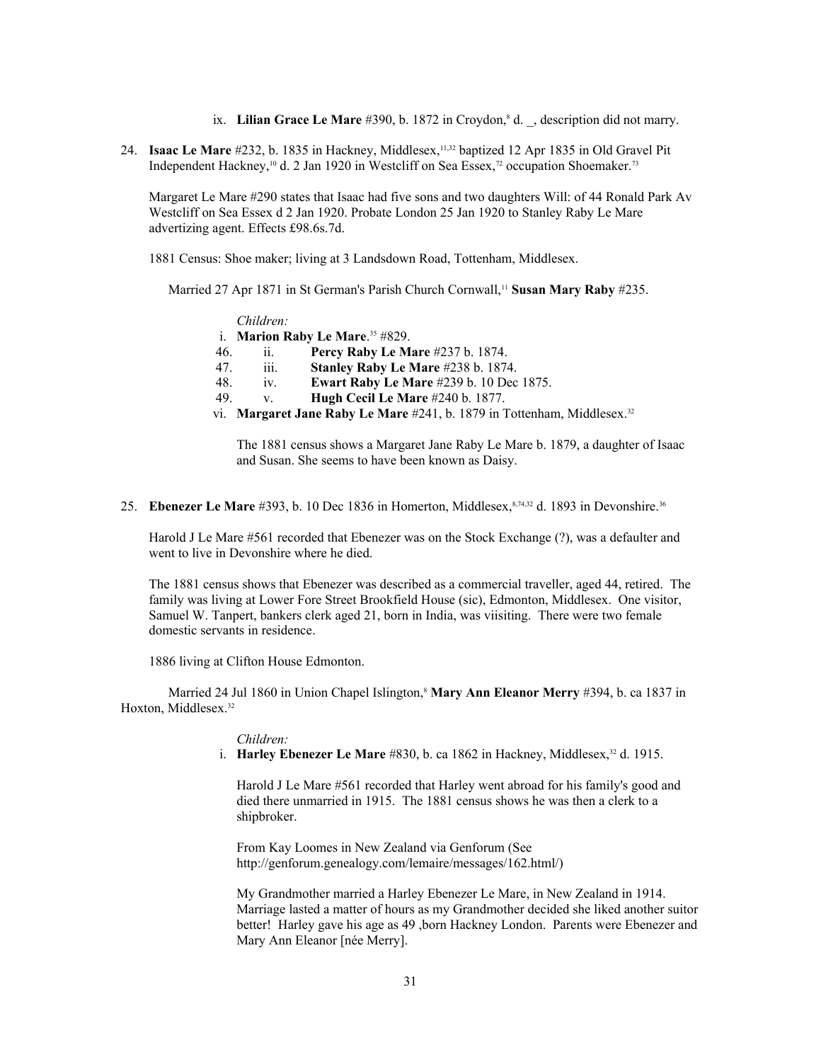ix. **Lilian Grace Le Mare** #390, b. 1872 in Croydon,[8] d. _, description did not marry.

24. **Isaac Le Mare** #232, b. 1835 in Hackney, Middlesex,[11,32] baptized 12 Apr 1835 in Old Gravel Pit Independent Hackney,[10] d. 2 Jan 1920 in Westcliff on Sea Essex,[72] occupation Shoemaker.[73]

Margaret Le Mare #290 states that Isaac had five sons and two daughters Will: of 44 Ronald Park Av Westcliff on Sea Essex d 2 Jan 1920. Probate London 25 Jan 1920 to Stanley Raby Le Mare advertizing agent. Effects £98.6s.7d.

1881 Census: Shoe maker; living at 3 Landsdown Road, Tottenham, Middlesex.

Married 27 Apr 1871 in St German's Parish Church Cornwall,[11] **Susan Mary Raby** #235.

*Children:*

i. **Marion Raby Le Mare**.[35] #829.
46. ii. **Percy Raby Le Mare** #237 b. 1874.
47. iii. **Stanley Raby Le Mare** #238 b. 1874.
48. iv. **Ewart Raby Le Mare** #239 b. 10 Dec 1875.
49. v. **Hugh Cecil Le Mare** #240 b. 1877.
vi. **Margaret Jane Raby Le Mare** #241, b. 1879 in Tottenham, Middlesex.[32]

The 1881 census shows a Margaret Jane Raby Le Mare b. 1879, a daughter of Isaac and Susan. She seems to have been known as Daisy.

25. **Ebenezer Le Mare** #393, b. 10 Dec 1836 in Homerton, Middlesex,[8,74,32] d. 1893 in Devonshire.[36]

Harold J Le Mare #561 recorded that Ebenezer was on the Stock Exchange (?), was a defaulter and went to live in Devonshire where he died.

The 1881 census shows that Ebenezer was described as a commercial traveller, aged 44, retired. The family was living at Lower Fore Street Brookfield House (sic), Edmonton, Middlesex. One visitor, Samuel W. Tanpert, bankers clerk aged 21, born in India, was viisiting. There were two female domestic servants in residence.

1886 living at Clifton House Edmonton.

Married 24 Jul 1860 in Union Chapel Islington,[8] **Mary Ann Eleanor Merry** #394, b. ca 1837 in Hoxton, Middlesex.[32]

*Children:*

i. **Harley Ebenezer Le Mare** #830, b. ca 1862 in Hackney, Middlesex,[32] d. 1915.

Harold J Le Mare #561 recorded that Harley went abroad for his family's good and died there unmarried in 1915. The 1881 census shows he was then a clerk to a shipbroker.

From Kay Loomes in New Zealand via Genforum (See http://genforum.genealogy.com/lemaire/messages/162.html/)

My Grandmother married a Harley Ebenezer Le Mare, in New Zealand in 1914. Marriage lasted a matter of hours as my Grandmother decided she liked another suitor better! Harley gave his age as 49 ,born Hackney London. Parents were Ebenezer and Mary Ann Eleanor [née Merry].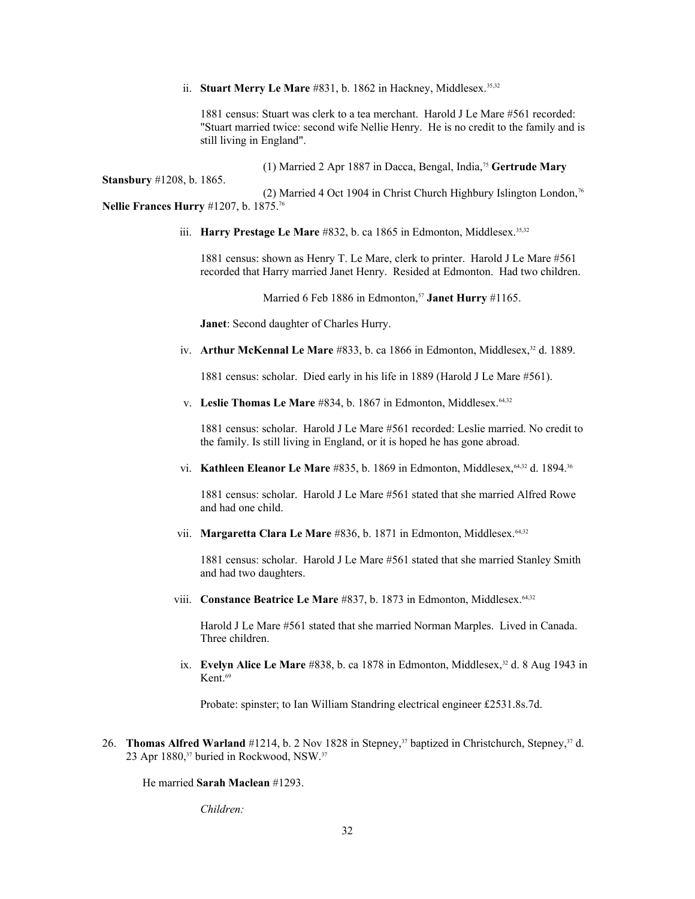ii. **Stuart Merry Le Mare** #831, b. 1862 in Hackney, Middlesex.[35,32]

1881 census: Stuart was clerk to a tea merchant. Harold J Le Mare #561 recorded: "Stuart married twice: second wife Nellie Henry. He is no credit to the family and is still living in England".

(1) Married 2 Apr 1887 in Dacca, Bengal, India,[75] **Gertrude Mary Stansbury** #1208, b. 1865.

(2) Married 4 Oct 1904 in Christ Church Highbury Islington London,[76] **Nellie Frances Hurry** #1207, b. 1875.[76]

iii. **Harry Prestage Le Mare** #832, b. ca 1865 in Edmonton, Middlesex.[35,32]

1881 census: shown as Henry T. Le Mare, clerk to printer. Harold J Le Mare #561 recorded that Harry married Janet Henry. Resided at Edmonton. Had two children.

Married 6 Feb 1886 in Edmonton,[57] **Janet Hurry** #1165.

**Janet**: Second daughter of Charles Hurry.

iv. **Arthur McKennal Le Mare** #833, b. ca 1866 in Edmonton, Middlesex,[32] d. 1889.

1881 census: scholar. Died early in his life in 1889 (Harold J Le Mare #561).

v. **Leslie Thomas Le Mare** #834, b. 1867 in Edmonton, Middlesex.[64,32]

1881 census: scholar. Harold J Le Mare #561 recorded: Leslie married. No credit to the family. Is still living in England, or it is hoped he has gone abroad.

vi. **Kathleen Eleanor Le Mare** #835, b. 1869 in Edmonton, Middlesex,[64,32] d. 1894.[36]

1881 census: scholar. Harold J Le Mare #561 stated that she married Alfred Rowe and had one child.

vii. **Margaretta Clara Le Mare** #836, b. 1871 in Edmonton, Middlesex.[64,32]

1881 census: scholar. Harold J Le Mare #561 stated that she married Stanley Smith and had two daughters.

viii. **Constance Beatrice Le Mare** #837, b. 1873 in Edmonton, Middlesex.[64,32]

Harold J Le Mare #561 stated that she married Norman Marples. Lived in Canada. Three children.

ix. **Evelyn Alice Le Mare** #838, b. ca 1878 in Edmonton, Middlesex,[32] d. 8 Aug 1943 in Kent.[69]

Probate: spinster; to Ian William Standring electrical engineer £2531.8s.7d.

26. **Thomas Alfred Warland** #1214, b. 2 Nov 1828 in Stepney,[37] baptized in Christchurch, Stepney,[37] d. 23 Apr 1880,[37] buried in Rockwood, NSW.[37]

He married **Sarah Maclean** #1293.

*Children:*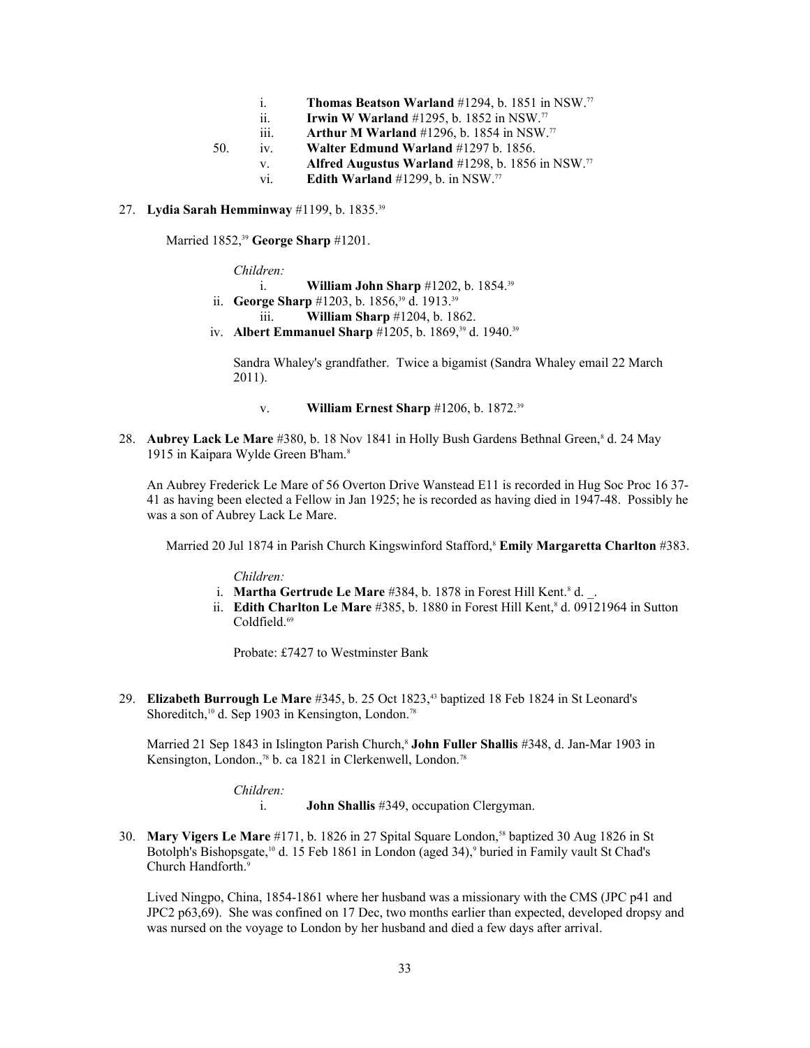- i. **Thomas Beatson Warland** #1294, b. 1851 in NSW.[77]
- ii. **Irwin W Warland** #1295, b. 1852 in NSW.[77]
- iii. **Arthur M Warland** #1296, b. 1854 in NSW.[77]
- 50. iv. **Walter Edmund Warland** #1297 b. 1856.
- v. **Alfred Augustus Warland** #1298, b. 1856 in NSW.[77]
- vi. **Edith Warland** #1299, b. in NSW.[77]

27. **Lydia Sarah Hemminway** #1199, b. 1835.[39]

Married 1852,[39] **George Sharp** #1201.

*Children:*

- i. **William John Sharp** #1202, b. 1854.[39]
- ii. **George Sharp** #1203, b. 1856,[39] d. 1913.[39]
- iii. **William Sharp** #1204, b. 1862.
- iv. **Albert Emmanuel Sharp** #1205, b. 1869,[39] d. 1940.[39]

  Sandra Whaley's grandfather. Twice a bigamist (Sandra Whaley email 22 March 2011).

- v. **William Ernest Sharp** #1206, b. 1872.[39]

28. **Aubrey Lack Le Mare** #380, b. 18 Nov 1841 in Holly Bush Gardens Bethnal Green,[8] d. 24 May 1915 in Kaipara Wylde Green B'ham.[8]

An Aubrey Frederick Le Mare of 56 Overton Drive Wanstead E11 is recorded in Hug Soc Proc 16 37-41 as having been elected a Fellow in Jan 1925; he is recorded as having died in 1947-48. Possibly he was a son of Aubrey Lack Le Mare.

Married 20 Jul 1874 in Parish Church Kingswinford Stafford,[8] **Emily Margaretta Charlton** #383.

*Children:*

- i. **Martha Gertrude Le Mare** #384, b. 1878 in Forest Hill Kent.[8] d. _.
- ii. **Edith Charlton Le Mare** #385, b. 1880 in Forest Hill Kent,[8] d. 09121964 in Sutton Coldfield.[69]

  Probate: £7427 to Westminster Bank

29. **Elizabeth Burrough Le Mare** #345, b. 25 Oct 1823,[43] baptized 18 Feb 1824 in St Leonard's Shoreditch,[10] d. Sep 1903 in Kensington, London.[78]

Married 21 Sep 1843 in Islington Parish Church,[8] **John Fuller Shallis** #348, d. Jan-Mar 1903 in Kensington, London.,[78] b. ca 1821 in Clerkenwell, London.[78]

*Children:*

- i. **John Shallis** #349, occupation Clergyman.

30. **Mary Vigers Le Mare** #171, b. 1826 in 27 Spital Square London,[58] baptized 30 Aug 1826 in St Botolph's Bishopsgate,[10] d. 15 Feb 1861 in London (aged 34),[9] buried in Family vault St Chad's Church Handforth.[9]

Lived Ningpo, China, 1854-1861 where her husband was a missionary with the CMS (JPC p41 and JPC2 p63,69). She was confined on 17 Dec, two months earlier than expected, developed dropsy and was nursed on the voyage to London by her husband and died a few days after arrival.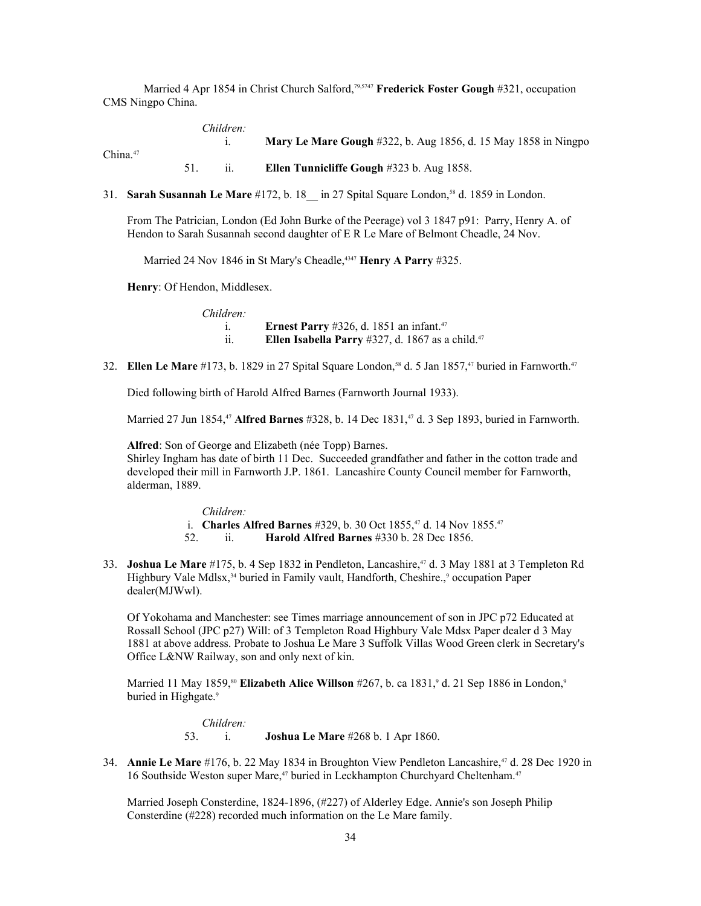Married 4 Apr 1854 in Christ Church Salford,[79,5747] **Frederick Foster Gough** #321, occupation CMS Ningpo China.

*Children:*

i. **Mary Le Mare Gough** #322, b. Aug 1856, d. 15 May 1858 in Ningpo China.[47]

51. ii. **Ellen Tunnicliffe Gough** #323 b. Aug 1858.

31. **Sarah Susannah Le Mare** #172, b. 18__ in 27 Spital Square London,[58] d. 1859 in London.

From The Patrician, London (Ed John Burke of the Peerage) vol 3 1847 p91: Parry, Henry A. of Hendon to Sarah Susannah second daughter of E R Le Mare of Belmont Cheadle, 24 Nov.

Married 24 Nov 1846 in St Mary's Cheadle,[4347] **Henry A Parry** #325.

**Henry**: Of Hendon, Middlesex.

*Children:*

i. **Ernest Parry** #326, d. 1851 an infant.[47]

ii. **Ellen Isabella Parry** #327, d. 1867 as a child.[47]

32. **Ellen Le Mare** #173, b. 1829 in 27 Spital Square London,[58] d. 5 Jan 1857,[47] buried in Farnworth.[47]

Died following birth of Harold Alfred Barnes (Farnworth Journal 1933).

Married 27 Jun 1854,[47] **Alfred Barnes** #328, b. 14 Dec 1831,[47] d. 3 Sep 1893, buried in Farnworth.

**Alfred**: Son of George and Elizabeth (née Topp) Barnes.
Shirley Ingham has date of birth 11 Dec. Succeeded grandfather and father in the cotton trade and developed their mill in Farnworth J.P. 1861. Lancashire County Council member for Farnworth, alderman, 1889.

*Children:*

i. **Charles Alfred Barnes** #329, b. 30 Oct 1855,[47] d. 14 Nov 1855.[47]

52. ii. **Harold Alfred Barnes** #330 b. 28 Dec 1856.

33. **Joshua Le Mare** #175, b. 4 Sep 1832 in Pendleton, Lancashire,[47] d. 3 May 1881 at 3 Templeton Rd Highbury Vale Mdlsx,[34] buried in Family vault, Handforth, Cheshire.,[9] occupation Paper dealer(MJWwl).

Of Yokohama and Manchester: see Times marriage announcement of son in JPC p72 Educated at Rossall School (JPC p27) Will: of 3 Templeton Road Highbury Vale Mdsx Paper dealer d 3 May 1881 at above address. Probate to Joshua Le Mare 3 Suffolk Villas Wood Green clerk in Secretary's Office L&NW Railway, son and only next of kin.

Married 11 May 1859,[80] **Elizabeth Alice Willson** #267, b. ca 1831,[9] d. 21 Sep 1886 in London,[9] buried in Highgate.[9]

*Children:*

53. i. **Joshua Le Mare** #268 b. 1 Apr 1860.

34. **Annie Le Mare** #176, b. 22 May 1834 in Broughton View Pendleton Lancashire,[47] d. 28 Dec 1920 in 16 Southside Weston super Mare,[47] buried in Leckhampton Churchyard Cheltenham.[47]

Married Joseph Consterdine, 1824-1896, (#227) of Alderley Edge. Annie's son Joseph Philip Consterdine (#228) recorded much information on the Le Mare family.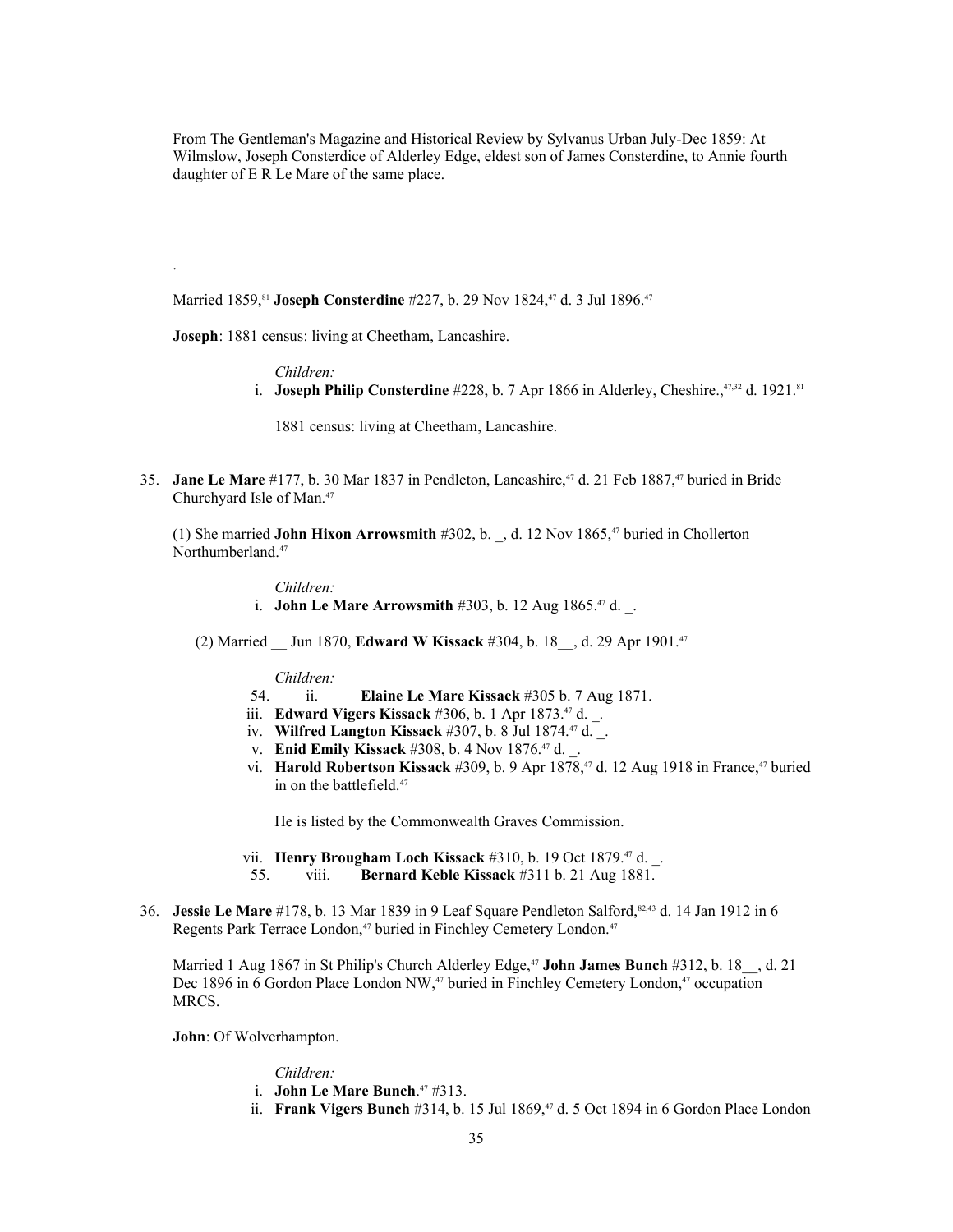From The Gentleman's Magazine and Historical Review by Sylvanus Urban July-Dec 1859: At Wilmslow, Joseph Consterdice of Alderley Edge, eldest son of James Consterdine, to Annie fourth daughter of E R Le Mare of the same place.

.

Married 1859,[81] **Joseph Consterdine** #227, b. 29 Nov 1824,[47] d. 3 Jul 1896.[47]

**Joseph**: 1881 census: living at Cheetham, Lancashire.

*Children:*

i. **Joseph Philip Consterdine** #228, b. 7 Apr 1866 in Alderley, Cheshire.,[47,32] d. 1921.[81]

   1881 census: living at Cheetham, Lancashire.

35. **Jane Le Mare** #177, b. 30 Mar 1837 in Pendleton, Lancashire,[47] d. 21 Feb 1887,[47] buried in Bride Churchyard Isle of Man.[47]

(1) She married **John Hixon Arrowsmith** #302, b. _, d. 12 Nov 1865,[47] buried in Chollerton Northumberland.[47]

*Children:*

i. **John Le Mare Arrowsmith** #303, b. 12 Aug 1865.[47] d. _.

(2) Married __ Jun 1870, **Edward W Kissack** #304, b. 18__, d. 29 Apr 1901.[47]

*Children:*

54. ii. **Elaine Le Mare Kissack** #305 b. 7 Aug 1871.

iii. **Edward Vigers Kissack** #306, b. 1 Apr 1873.[47] d. _.

iv. **Wilfred Langton Kissack** #307, b. 8 Jul 1874.[47] d. _.

v. **Enid Emily Kissack** #308, b. 4 Nov 1876.[47] d. _.

vi. **Harold Robertson Kissack** #309, b. 9 Apr 1878,[47] d. 12 Aug 1918 in France,[47] buried in on the battlefield.[47]

   He is listed by the Commonwealth Graves Commission.

vii. **Henry Brougham Loch Kissack** #310, b. 19 Oct 1879.[47] d. _.

55. viii. **Bernard Keble Kissack** #311 b. 21 Aug 1881.

36. **Jessie Le Mare** #178, b. 13 Mar 1839 in 9 Leaf Square Pendleton Salford,[82,43] d. 14 Jan 1912 in 6 Regents Park Terrace London,[47] buried in Finchley Cemetery London.[47]

Married 1 Aug 1867 in St Philip's Church Alderley Edge,[47] **John James Bunch** #312, b. 18__, d. 21 Dec 1896 in 6 Gordon Place London NW,[47] buried in Finchley Cemetery London,[47] occupation MRCS.

**John**: Of Wolverhampton.

*Children:*

i. **John Le Mare Bunch**.[47] #313.

ii. **Frank Vigers Bunch** #314, b. 15 Jul 1869,[47] d. 5 Oct 1894 in 6 Gordon Place London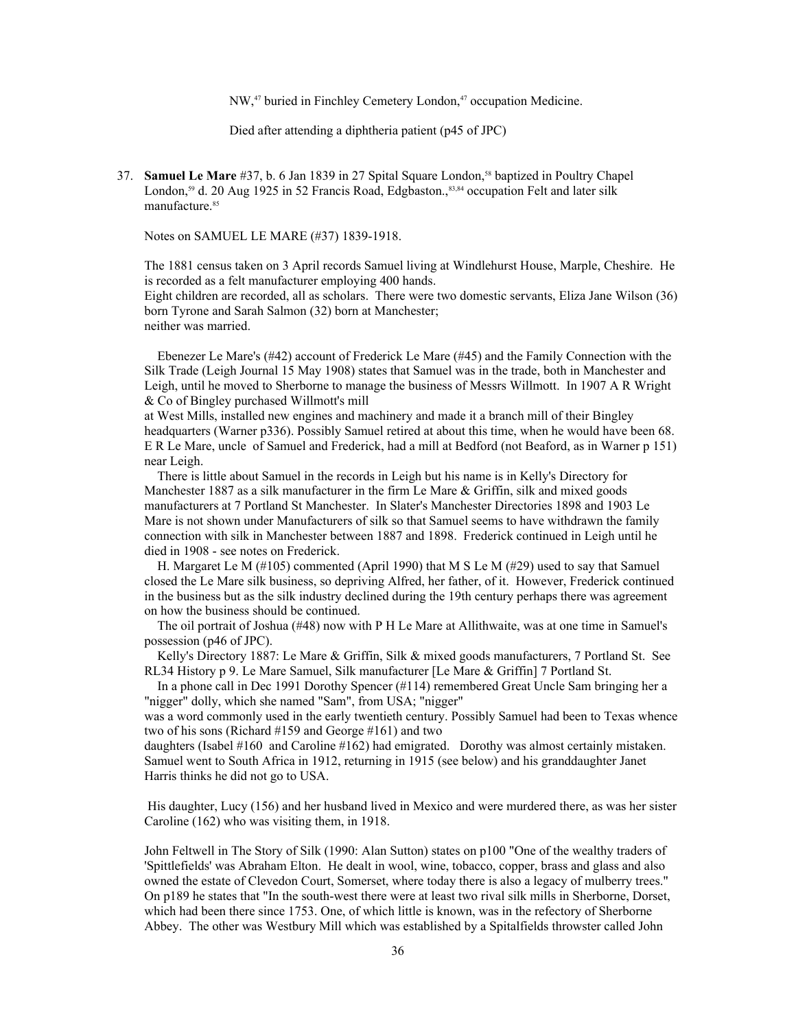NW,[47] buried in Finchley Cemetery London,[47] occupation Medicine.

Died after attending a diphtheria patient (p45 of JPC)

37. **Samuel Le Mare** #37, b. 6 Jan 1839 in 27 Spital Square London,[58] baptized in Poultry Chapel London,[59] d. 20 Aug 1925 in 52 Francis Road, Edgbaston.,[83,84] occupation Felt and later silk manufacture.[85]

Notes on SAMUEL LE MARE (#37) 1839-1918.

The 1881 census taken on 3 April records Samuel living at Windlehurst House, Marple, Cheshire. He is recorded as a felt manufacturer employing 400 hands.
Eight children are recorded, all as scholars. There were two domestic servants, Eliza Jane Wilson (36) born Tyrone and Sarah Salmon (32) born at Manchester;
neither was married.

Ebenezer Le Mare's (#42) account of Frederick Le Mare (#45) and the Family Connection with the Silk Trade (Leigh Journal 15 May 1908) states that Samuel was in the trade, both in Manchester and Leigh, until he moved to Sherborne to manage the business of Messrs Willmott. In 1907 A R Wright & Co of Bingley purchased Willmott's mill
at West Mills, installed new engines and machinery and made it a branch mill of their Bingley headquarters (Warner p336). Possibly Samuel retired at about this time, when he would have been 68. E R Le Mare, uncle of Samuel and Frederick, had a mill at Bedford (not Beaford, as in Warner p 151) near Leigh.

There is little about Samuel in the records in Leigh but his name is in Kelly's Directory for Manchester 1887 as a silk manufacturer in the firm Le Mare & Griffin, silk and mixed goods manufacturers at 7 Portland St Manchester. In Slater's Manchester Directories 1898 and 1903 Le Mare is not shown under Manufacturers of silk so that Samuel seems to have withdrawn the family connection with silk in Manchester between 1887 and 1898. Frederick continued in Leigh until he died in 1908 - see notes on Frederick.

H. Margaret Le M (#105) commented (April 1990) that M S Le M (#29) used to say that Samuel closed the Le Mare silk business, so depriving Alfred, her father, of it. However, Frederick continued in the business but as the silk industry declined during the 19th century perhaps there was agreement on how the business should be continued.

The oil portrait of Joshua (#48) now with P H Le Mare at Allithwaite, was at one time in Samuel's possession (p46 of JPC).

Kelly's Directory 1887: Le Mare & Griffin, Silk & mixed goods manufacturers, 7 Portland St. See RL34 History p 9. Le Mare Samuel, Silk manufacturer [Le Mare & Griffin] 7 Portland St.

In a phone call in Dec 1991 Dorothy Spencer (#114) remembered Great Uncle Sam bringing her a "nigger" dolly, which she named "Sam", from USA; "nigger"
was a word commonly used in the early twentieth century. Possibly Samuel had been to Texas whence two of his sons (Richard #159 and George #161) and two
daughters (Isabel #160 and Caroline #162) had emigrated. Dorothy was almost certainly mistaken. Samuel went to South Africa in 1912, returning in 1915 (see below) and his granddaughter Janet Harris thinks he did not go to USA.

His daughter, Lucy (156) and her husband lived in Mexico and were murdered there, as was her sister Caroline (162) who was visiting them, in 1918.

John Feltwell in The Story of Silk (1990: Alan Sutton) states on p100 "One of the wealthy traders of 'Spittlefields' was Abraham Elton. He dealt in wool, wine, tobacco, copper, brass and glass and also owned the estate of Clevedon Court, Somerset, where today there is also a legacy of mulberry trees." On p189 he states that "In the south-west there were at least two rival silk mills in Sherborne, Dorset, which had been there since 1753. One, of which little is known, was in the refectory of Sherborne Abbey. The other was Westbury Mill which was established by a Spitalfields throwster called John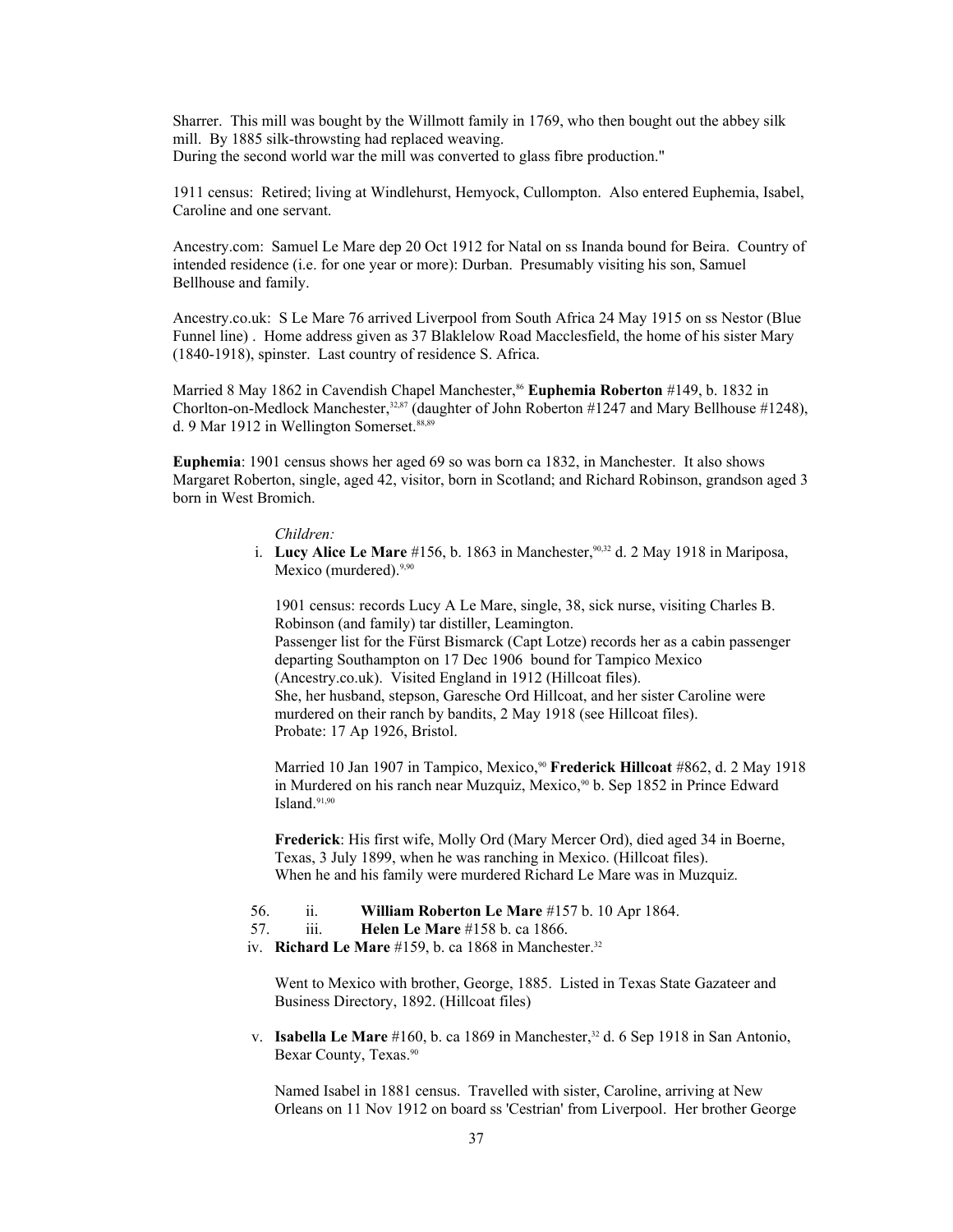Sharrer. This mill was bought by the Willmott family in 1769, who then bought out the abbey silk mill. By 1885 silk-throwsting had replaced weaving.
During the second world war the mill was converted to glass fibre production."

1911 census: Retired; living at Windlehurst, Hemyock, Cullompton. Also entered Euphemia, Isabel, Caroline and one servant.

Ancestry.com: Samuel Le Mare dep 20 Oct 1912 for Natal on ss Inanda bound for Beira. Country of intended residence (i.e. for one year or more): Durban. Presumably visiting his son, Samuel Bellhouse and family.

Ancestry.co.uk: S Le Mare 76 arrived Liverpool from South Africa 24 May 1915 on ss Nestor (Blue Funnel line) . Home address given as 37 Blaklelow Road Macclesfield, the home of his sister Mary (1840-1918), spinster. Last country of residence S. Africa.

Married 8 May 1862 in Cavendish Chapel Manchester,[86] **Euphemia Roberton** #149, b. 1832 in Chorlton-on-Medlock Manchester,[32,87] (daughter of John Roberton #1247 and Mary Bellhouse #1248), d. 9 Mar 1912 in Wellington Somerset.[88,89]

**Euphemia**: 1901 census shows her aged 69 so was born ca 1832, in Manchester. It also shows Margaret Roberton, single, aged 42, visitor, born in Scotland; and Richard Robinson, grandson aged 3 born in West Bromich.

*Children:*

i. **Lucy Alice Le Mare** #156, b. 1863 in Manchester,[90,32] d. 2 May 1918 in Mariposa, Mexico (murdered).[9,90]

1901 census: records Lucy A Le Mare, single, 38, sick nurse, visiting Charles B. Robinson (and family) tar distiller, Leamington.
Passenger list for the Fürst Bismarck (Capt Lotze) records her as a cabin passenger departing Southampton on 17 Dec 1906 bound for Tampico Mexico (Ancestry.co.uk). Visited England in 1912 (Hillcoat files).
She, her husband, stepson, Garesche Ord Hillcoat, and her sister Caroline were murdered on their ranch by bandits, 2 May 1918 (see Hillcoat files).
Probate: 17 Ap 1926, Bristol.

Married 10 Jan 1907 in Tampico, Mexico,[90] **Frederick Hillcoat** #862, d. 2 May 1918 in Murdered on his ranch near Muzquiz, Mexico,[90] b. Sep 1852 in Prince Edward Island.[91,90]

**Frederick**: His first wife, Molly Ord (Mary Mercer Ord), died aged 34 in Boerne, Texas, 3 July 1899, when he was ranching in Mexico. (Hillcoat files).
When he and his family were murdered Richard Le Mare was in Muzquiz.

56. ii. **William Roberton Le Mare** #157 b. 10 Apr 1864.

57. iii. **Helen Le Mare** #158 b. ca 1866.

iv. **Richard Le Mare** #159, b. ca 1868 in Manchester.[32]

Went to Mexico with brother, George, 1885. Listed in Texas State Gazateer and Business Directory, 1892. (Hillcoat files)

v. **Isabella Le Mare** #160, b. ca 1869 in Manchester,[32] d. 6 Sep 1918 in San Antonio, Bexar County, Texas.[90]

Named Isabel in 1881 census. Travelled with sister, Caroline, arriving at New Orleans on 11 Nov 1912 on board ss 'Cestrian' from Liverpool. Her brother George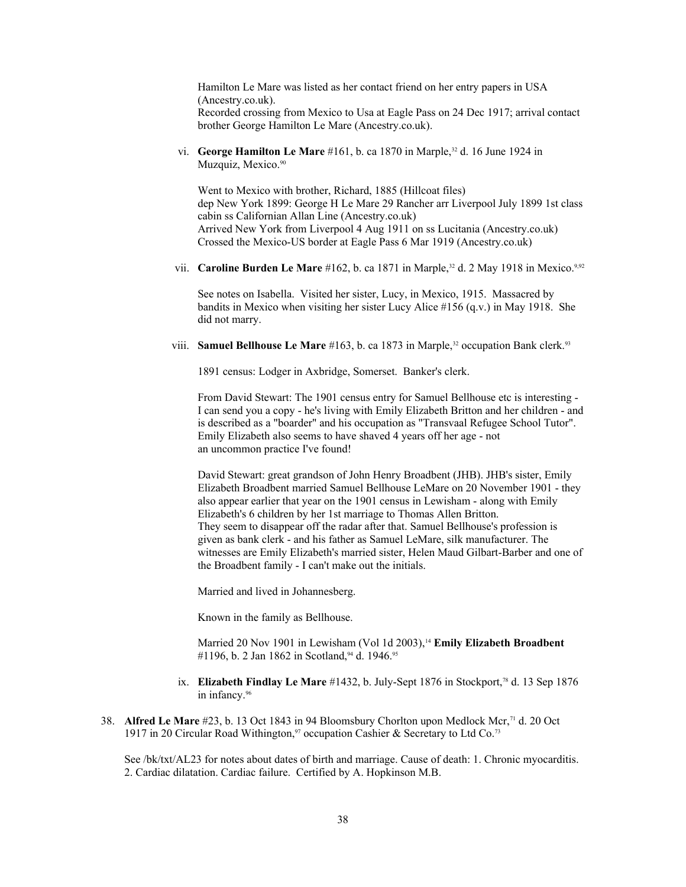Hamilton Le Mare was listed as her contact friend on her entry papers in USA (Ancestry.co.uk).
Recorded crossing from Mexico to Usa at Eagle Pass on 24 Dec 1917; arrival contact brother George Hamilton Le Mare (Ancestry.co.uk).

vi. **George Hamilton Le Mare** #161, b. ca 1870 in Marple,[32] d. 16 June 1924 in Muzquiz, Mexico.[90]

Went to Mexico with brother, Richard, 1885 (Hillcoat files)
dep New York 1899: George H Le Mare 29 Rancher arr Liverpool July 1899 1st class cabin ss Californian Allan Line (Ancestry.co.uk)
Arrived New York from Liverpool 4 Aug 1911 on ss Lucitania (Ancestry.co.uk)
Crossed the Mexico-US border at Eagle Pass 6 Mar 1919 (Ancestry.co.uk)

vii. **Caroline Burden Le Mare** #162, b. ca 1871 in Marple,[32] d. 2 May 1918 in Mexico.[9,92]

See notes on Isabella. Visited her sister, Lucy, in Mexico, 1915. Massacred by bandits in Mexico when visiting her sister Lucy Alice #156 (q.v.) in May 1918. She did not marry.

viii. **Samuel Bellhouse Le Mare** #163, b. ca 1873 in Marple,[32] occupation Bank clerk.[93]

1891 census: Lodger in Axbridge, Somerset. Banker's clerk.

From David Stewart: The 1901 census entry for Samuel Bellhouse etc is interesting - I can send you a copy - he's living with Emily Elizabeth Britton and her children - and is described as a "boarder" and his occupation as "Transvaal Refugee School Tutor". Emily Elizabeth also seems to have shaved 4 years off her age - not an uncommon practice I've found!

David Stewart: great grandson of John Henry Broadbent (JHB). JHB's sister, Emily Elizabeth Broadbent married Samuel Bellhouse LeMare on 20 November 1901 - they also appear earlier that year on the 1901 census in Lewisham - along with Emily Elizabeth's 6 children by her 1st marriage to Thomas Allen Britton.
They seem to disappear off the radar after that. Samuel Bellhouse's profession is given as bank clerk - and his father as Samuel LeMare, silk manufacturer. The witnesses are Emily Elizabeth's married sister, Helen Maud Gilbart-Barber and one of the Broadbent family - I can't make out the initials.

Married and lived in Johannesberg.

Known in the family as Bellhouse.

Married 20 Nov 1901 in Lewisham (Vol 1d 2003),[14] **Emily Elizabeth Broadbent** #1196, b. 2 Jan 1862 in Scotland,[94] d. 1946.[95]

ix. **Elizabeth Findlay Le Mare** #1432, b. July-Sept 1876 in Stockport,[78] d. 13 Sep 1876 in infancy.[96]

38. **Alfred Le Mare** #23, b. 13 Oct 1843 in 94 Bloomsbury Chorlton upon Medlock Mcr,[71] d. 20 Oct 1917 in 20 Circular Road Withington,[97] occupation Cashier & Secretary to Ltd Co.[73]

See /bk/txt/AL23 for notes about dates of birth and marriage. Cause of death: 1. Chronic myocarditis. 2. Cardiac dilatation. Cardiac failure. Certified by A. Hopkinson M.B.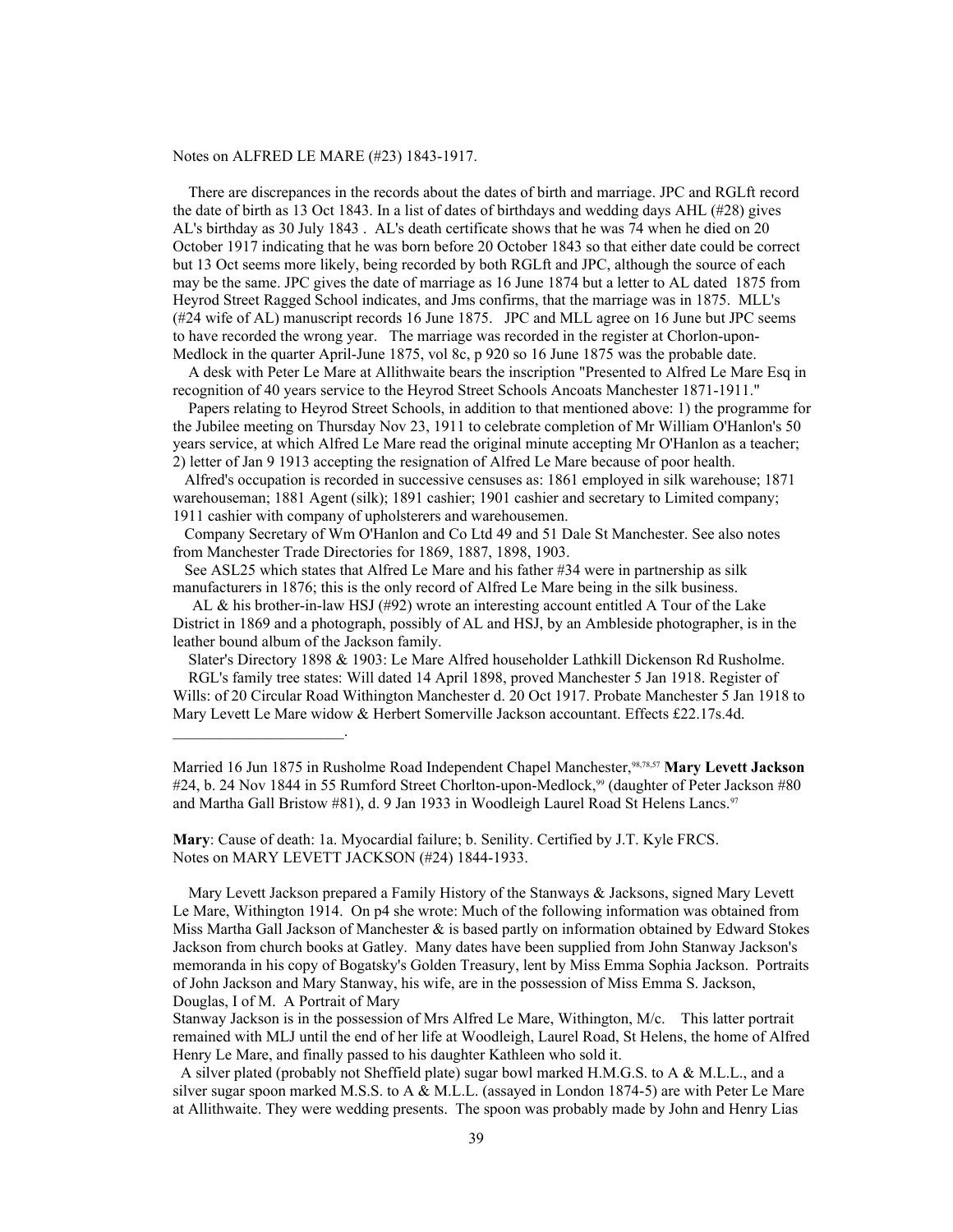Notes on ALFRED LE MARE (#23) 1843-1917.

There are discrepances in the records about the dates of birth and marriage. JPC and RGLft record the date of birth as 13 Oct 1843. In a list of dates of birthdays and wedding days AHL (#28) gives AL's birthday as 30 July 1843 . AL's death certificate shows that he was 74 when he died on 20 October 1917 indicating that he was born before 20 October 1843 so that either date could be correct but 13 Oct seems more likely, being recorded by both RGLft and JPC, although the source of each may be the same. JPC gives the date of marriage as 16 June 1874 but a letter to AL dated 1875 from Heyrod Street Ragged School indicates, and Jms confirms, that the marriage was in 1875. MLL's (#24 wife of AL) manuscript records 16 June 1875. JPC and MLL agree on 16 June but JPC seems to have recorded the wrong year. The marriage was recorded in the register at Chorlon-upon-Medlock in the quarter April-June 1875, vol 8c, p 920 so 16 June 1875 was the probable date.

A desk with Peter Le Mare at Allithwaite bears the inscription "Presented to Alfred Le Mare Esq in recognition of 40 years service to the Heyrod Street Schools Ancoats Manchester 1871-1911."

Papers relating to Heyrod Street Schools, in addition to that mentioned above: 1) the programme for the Jubilee meeting on Thursday Nov 23, 1911 to celebrate completion of Mr William O'Hanlon's 50 years service, at which Alfred Le Mare read the original minute accepting Mr O'Hanlon as a teacher; 2) letter of Jan 9 1913 accepting the resignation of Alfred Le Mare because of poor health.

Alfred's occupation is recorded in successive censuses as: 1861 employed in silk warehouse; 1871 warehouseman; 1881 Agent (silk); 1891 cashier; 1901 cashier and secretary to Limited company; 1911 cashier with company of upholsterers and warehousemen.

Company Secretary of Wm O'Hanlon and Co Ltd 49 and 51 Dale St Manchester. See also notes from Manchester Trade Directories for 1869, 1887, 1898, 1903.

See ASL25 which states that Alfred Le Mare and his father #34 were in partnership as silk manufacturers in 1876; this is the only record of Alfred Le Mare being in the silk business.

AL & his brother-in-law HSJ (#92) wrote an interesting account entitled A Tour of the Lake District in 1869 and a photograph, possibly of AL and HSJ, by an Ambleside photographer, is in the leather bound album of the Jackson family.

Slater's Directory 1898 & 1903: Le Mare Alfred householder Lathkill Dickenson Rd Rusholme.

RGL's family tree states: Will dated 14 April 1898, proved Manchester 5 Jan 1918. Register of Wills: of 20 Circular Road Withington Manchester d. 20 Oct 1917. Probate Manchester 5 Jan 1918 to Mary Levett Le Mare widow & Herbert Somerville Jackson accountant. Effects £22.17s.4d.

______________________.

Married 16 Jun 1875 in Rusholme Road Independent Chapel Manchester,[98,78,57] **Mary Levett Jackson** #24, b. 24 Nov 1844 in 55 Rumford Street Chorlton-upon-Medlock,[99] (daughter of Peter Jackson #80 and Martha Gall Bristow #81), d. 9 Jan 1933 in Woodleigh Laurel Road St Helens Lancs.[97]

**Mary**: Cause of death: 1a. Myocardial failure; b. Senility. Certified by J.T. Kyle FRCS.
Notes on MARY LEVETT JACKSON (#24) 1844-1933.

Mary Levett Jackson prepared a Family History of the Stanways & Jacksons, signed Mary Levett Le Mare, Withington 1914. On p4 she wrote: Much of the following information was obtained from Miss Martha Gall Jackson of Manchester & is based partly on information obtained by Edward Stokes Jackson from church books at Gatley. Many dates have been supplied from John Stanway Jackson's memoranda in his copy of Bogatsky's Golden Treasury, lent by Miss Emma Sophia Jackson. Portraits of John Jackson and Mary Stanway, his wife, are in the possession of Miss Emma S. Jackson, Douglas, I of M. A Portrait of Mary
Stanway Jackson is in the possession of Mrs Alfred Le Mare, Withington, M/c. This latter portrait remained with MLJ until the end of her life at Woodleigh, Laurel Road, St Helens, the home of Alfred Henry Le Mare, and finally passed to his daughter Kathleen who sold it.

A silver plated (probably not Sheffield plate) sugar bowl marked H.M.G.S. to A & M.L.L., and a silver sugar spoon marked M.S.S. to A & M.L.L. (assayed in London 1874-5) are with Peter Le Mare at Allithwaite. They were wedding presents. The spoon was probably made by John and Henry Lias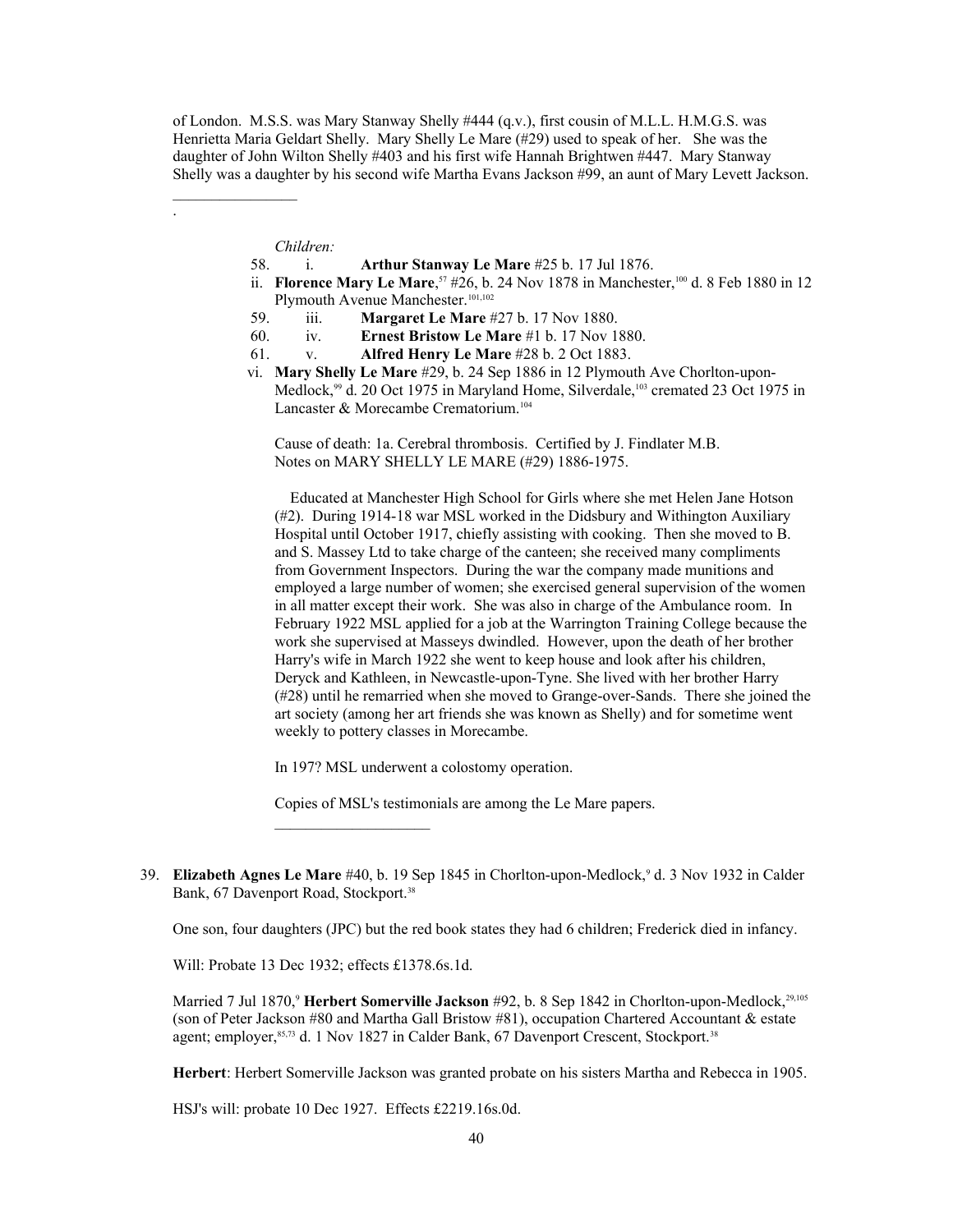of London. M.S.S. was Mary Stanway Shelly #444 (q.v.), first cousin of M.L.L. H.M.G.S. was Henrietta Maria Geldart Shelly. Mary Shelly Le Mare (#29) used to speak of her. She was the daughter of John Wilton Shelly #403 and his first wife Hannah Brightwen #447. Mary Stanway Shelly was a daughter by his second wife Martha Evans Jackson #99, an aunt of Mary Levett Jackson.

\_\_\_\_\_\_\_\_\_\_\_\_\_\_\_\_

.

*Children:*

58. i. **Arthur Stanway Le Mare** #25 b. 17 Jul 1876.

ii. **Florence Mary Le Mare**,[57] #26, b. 24 Nov 1878 in Manchester,[100] d. 8 Feb 1880 in 12 Plymouth Avenue Manchester.[101,102]

59. iii. **Margaret Le Mare** #27 b. 17 Nov 1880.

60. iv. **Ernest Bristow Le Mare** #1 b. 17 Nov 1880.

61. v. **Alfred Henry Le Mare** #28 b. 2 Oct 1883.

vi. **Mary Shelly Le Mare** #29, b. 24 Sep 1886 in 12 Plymouth Ave Chorlton-upon-Medlock,[99] d. 20 Oct 1975 in Maryland Home, Silverdale,[103] cremated 23 Oct 1975 in Lancaster & Morecambe Crematorium.[104]

Cause of death: 1a. Cerebral thrombosis. Certified by J. Findlater M.B.
Notes on MARY SHELLY LE MARE (#29) 1886-1975.

Educated at Manchester High School for Girls where she met Helen Jane Hotson (#2). During 1914-18 war MSL worked in the Didsbury and Withington Auxiliary Hospital until October 1917, chiefly assisting with cooking. Then she moved to B. and S. Massey Ltd to take charge of the canteen; she received many compliments from Government Inspectors. During the war the company made munitions and employed a large number of women; she exercised general supervision of the women in all matter except their work. She was also in charge of the Ambulance room. In February 1922 MSL applied for a job at the Warrington Training College because the work she supervised at Masseys dwindled. However, upon the death of her brother Harry's wife in March 1922 she went to keep house and look after his children, Deryck and Kathleen, in Newcastle-upon-Tyne. She lived with her brother Harry (#28) until he remarried when she moved to Grange-over-Sands. There she joined the art society (among her art friends she was known as Shelly) and for sometime went weekly to pottery classes in Morecambe.

In 197? MSL underwent a colostomy operation.

Copies of MSL's testimonials are among the Le Mare papers.

\_\_\_\_\_\_\_\_\_\_\_\_\_\_\_\_\_\_\_\_

39. **Elizabeth Agnes Le Mare** #40, b. 19 Sep 1845 in Chorlton-upon-Medlock,[9] d. 3 Nov 1932 in Calder Bank, 67 Davenport Road, Stockport.[38]

One son, four daughters (JPC) but the red book states they had 6 children; Frederick died in infancy.

Will: Probate 13 Dec 1932; effects £1378.6s.1d.

Married 7 Jul 1870,[9] **Herbert Somerville Jackson** #92, b. 8 Sep 1842 in Chorlton-upon-Medlock,[29,105] (son of Peter Jackson #80 and Martha Gall Bristow #81), occupation Chartered Accountant & estate agent; employer,[85,73] d. 1 Nov 1827 in Calder Bank, 67 Davenport Crescent, Stockport.[38]

**Herbert**: Herbert Somerville Jackson was granted probate on his sisters Martha and Rebecca in 1905.

HSJ's will: probate 10 Dec 1927. Effects £2219.16s.0d.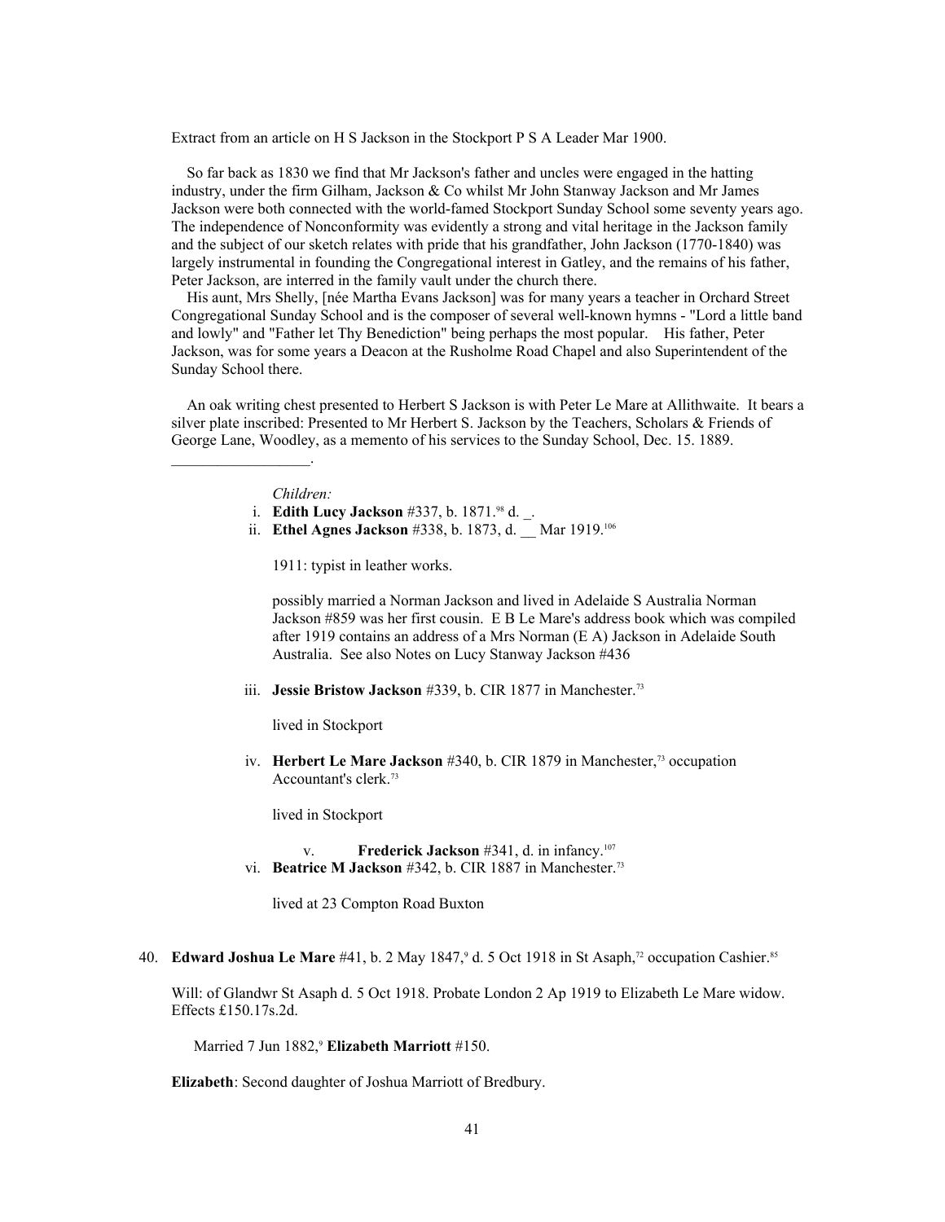Extract from an article on H S Jackson in the Stockport P S A Leader Mar 1900.

So far back as 1830 we find that Mr Jackson's father and uncles were engaged in the hatting industry, under the firm Gilham, Jackson & Co whilst Mr John Stanway Jackson and Mr James Jackson were both connected with the world-famed Stockport Sunday School some seventy years ago. The independence of Nonconformity was evidently a strong and vital heritage in the Jackson family and the subject of our sketch relates with pride that his grandfather, John Jackson (1770-1840) was largely instrumental in founding the Congregational interest in Gatley, and the remains of his father, Peter Jackson, are interred in the family vault under the church there.

His aunt, Mrs Shelly, [née Martha Evans Jackson] was for many years a teacher in Orchard Street Congregational Sunday School and is the composer of several well-known hymns - "Lord a little band and lowly" and "Father let Thy Benediction" being perhaps the most popular. His father, Peter Jackson, was for some years a Deacon at the Rusholme Road Chapel and also Superintendent of the Sunday School there.

An oak writing chest presented to Herbert S Jackson is with Peter Le Mare at Allithwaite. It bears a silver plate inscribed: Presented to Mr Herbert S. Jackson by the Teachers, Scholars & Friends of George Lane, Woodley, as a memento of his services to the Sunday School, Dec. 15. 1889.

__________________.

*Children:*

i. **Edith Lucy Jackson** #337, b. 1871.[98] d. _.

ii. **Ethel Agnes Jackson** #338, b. 1873, d. __ Mar 1919.[106]

1911: typist in leather works.

possibly married a Norman Jackson and lived in Adelaide S Australia Norman Jackson #859 was her first cousin. E B Le Mare's address book which was compiled after 1919 contains an address of a Mrs Norman (E A) Jackson in Adelaide South Australia. See also Notes on Lucy Stanway Jackson #436

iii. **Jessie Bristow Jackson** #339, b. CIR 1877 in Manchester.[73]

lived in Stockport

iv. **Herbert Le Mare Jackson** #340, b. CIR 1879 in Manchester,[73] occupation Accountant's clerk.[73]

lived in Stockport

v. **Frederick Jackson** #341, d. in infancy.[107]

vi. **Beatrice M Jackson** #342, b. CIR 1887 in Manchester.[73]

lived at 23 Compton Road Buxton

40. **Edward Joshua Le Mare** #41, b. 2 May 1847,[9] d. 5 Oct 1918 in St Asaph,[72] occupation Cashier.[85]

Will: of Glandwr St Asaph d. 5 Oct 1918. Probate London 2 Ap 1919 to Elizabeth Le Mare widow. Effects £150.17s.2d.

Married 7 Jun 1882,[9] **Elizabeth Marriott** #150.

**Elizabeth**: Second daughter of Joshua Marriott of Bredbury.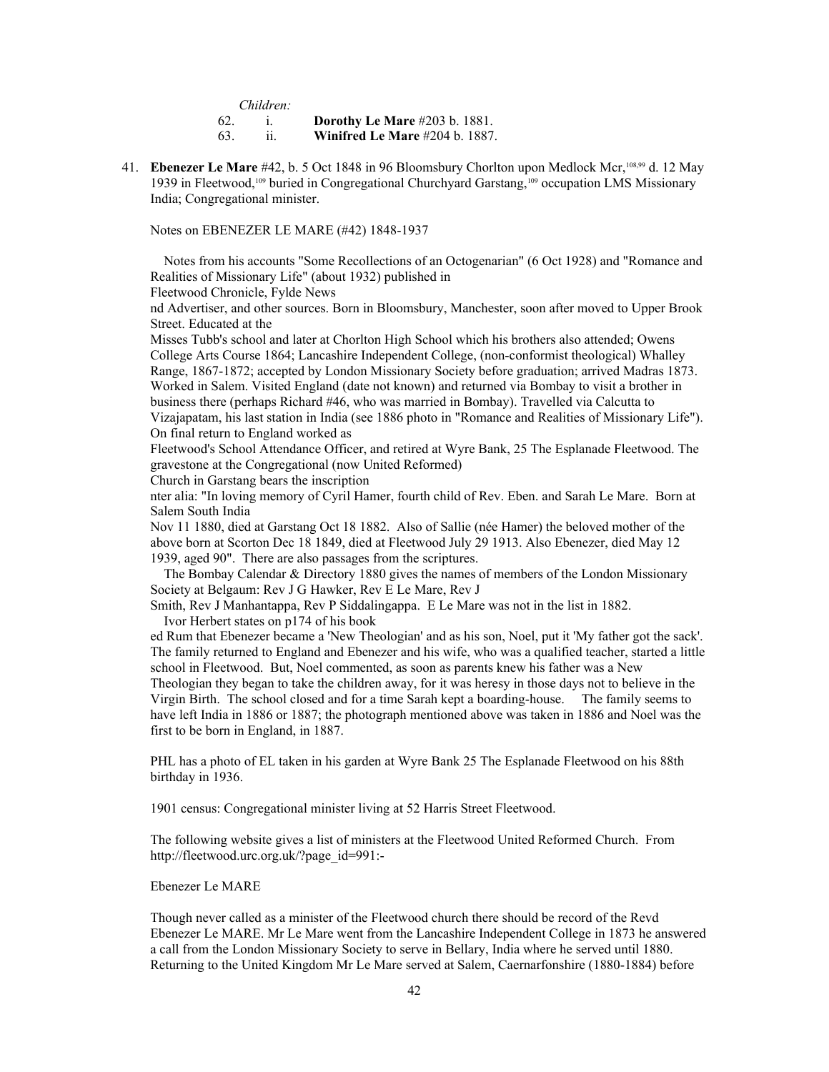*Children:*

62. i. **Dorothy Le Mare** #203 b. 1881.
63. ii. **Winifred Le Mare** #204 b. 1887.

41. **Ebenezer Le Mare** #42, b. 5 Oct 1848 in 96 Bloomsbury Chorlton upon Medlock Mcr,[108,99] d. 12 May 1939 in Fleetwood,[109] buried in Congregational Churchyard Garstang,[109] occupation LMS Missionary India; Congregational minister.

Notes on EBENEZER LE MARE (#42) 1848-1937

Notes from his accounts "Some Recollections of an Octogenarian" (6 Oct 1928) and "Romance and Realities of Missionary Life" (about 1932) published in
Fleetwood Chronicle, Fylde News
nd Advertiser, and other sources. Born in Bloomsbury, Manchester, soon after moved to Upper Brook Street. Educated at the
Misses Tubb's school and later at Chorlton High School which his brothers also attended; Owens College Arts Course 1864; Lancashire Independent College, (non-conformist theological) Whalley Range, 1867-1872; accepted by London Missionary Society before graduation; arrived Madras 1873. Worked in Salem. Visited England (date not known) and returned via Bombay to visit a brother in business there (perhaps Richard #46, who was married in Bombay). Travelled via Calcutta to Vizajapatam, his last station in India (see 1886 photo in "Romance and Realities of Missionary Life"). On final return to England worked as
Fleetwood's School Attendance Officer, and retired at Wyre Bank, 25 The Esplanade Fleetwood. The gravestone at the Congregational (now United Reformed)
Church in Garstang bears the inscription
nter alia: "In loving memory of Cyril Hamer, fourth child of Rev. Eben. and Sarah Le Mare. Born at Salem South India
Nov 11 1880, died at Garstang Oct 18 1882. Also of Sallie (née Hamer) the beloved mother of the above born at Scorton Dec 18 1849, died at Fleetwood July 29 1913. Also Ebenezer, died May 12 1939, aged 90". There are also passages from the scriptures.

The Bombay Calendar & Directory 1880 gives the names of members of the London Missionary Society at Belgaum: Rev J G Hawker, Rev E Le Mare, Rev J
Smith, Rev J Manhantappa, Rev P Siddalingappa. E Le Mare was not in the list in 1882.

Ivor Herbert states on p174 of his book
ed Rum that Ebenezer became a 'New Theologian' and as his son, Noel, put it 'My father got the sack'. The family returned to England and Ebenezer and his wife, who was a qualified teacher, started a little school in Fleetwood. But, Noel commented, as soon as parents knew his father was a New Theologian they began to take the children away, for it was heresy in those days not to believe in the Virgin Birth. The school closed and for a time Sarah kept a boarding-house. The family seems to have left India in 1886 or 1887; the photograph mentioned above was taken in 1886 and Noel was the first to be born in England, in 1887.

PHL has a photo of EL taken in his garden at Wyre Bank 25 The Esplanade Fleetwood on his 88th birthday in 1936.

1901 census: Congregational minister living at 52 Harris Street Fleetwood.

The following website gives a list of ministers at the Fleetwood United Reformed Church. From http://fleetwood.urc.org.uk/?page_id=991:-

Ebenezer Le MARE

Though never called as a minister of the Fleetwood church there should be record of the Revd Ebenezer Le MARE. Mr Le Mare went from the Lancashire Independent College in 1873 he answered a call from the London Missionary Society to serve in Bellary, India where he served until 1880. Returning to the United Kingdom Mr Le Mare served at Salem, Caernarfonshire (1880-1884) before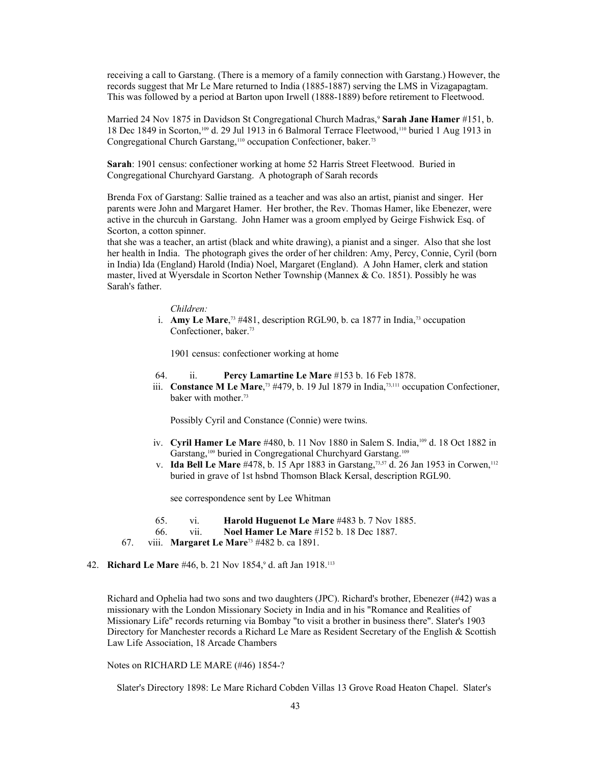receiving a call to Garstang. (There is a memory of a family connection with Garstang.) However, the records suggest that Mr Le Mare returned to India (1885-1887) serving the LMS in Vizagapagtam. This was followed by a period at Barton upon Irwell (1888-1889) before retirement to Fleetwood.

Married 24 Nov 1875 in Davidson St Congregational Church Madras,[9] **Sarah Jane Hamer** #151, b. 18 Dec 1849 in Scorton,[109] d. 29 Jul 1913 in 6 Balmoral Terrace Fleetwood,[110] buried 1 Aug 1913 in Congregational Church Garstang,[110] occupation Confectioner, baker.[73]

**Sarah**: 1901 census: confectioner working at home 52 Harris Street Fleetwood. Buried in Congregational Churchyard Garstang. A photograph of Sarah records

Brenda Fox of Garstang: Sallie trained as a teacher and was also an artist, pianist and singer. Her parents were John and Margaret Hamer. Her brother, the Rev. Thomas Hamer, like Ebenezer, were active in the churcuh in Garstang. John Hamer was a groom emplyed by Geirge Fishwick Esq. of Scorton, a cotton spinner.
that she was a teacher, an artist (black and white drawing), a pianist and a singer. Also that she lost her health in India. The photograph gives the order of her children: Amy, Percy, Connie, Cyril (born in India) Ida (England) Harold (India) Noel, Margaret (England). A John Hamer, clerk and station master, lived at Wyersdale in Scorton Nether Township (Mannex & Co. 1851). Possibly he was Sarah's father.

*Children:*

i. **Amy Le Mare**,[73] #481, description RGL90, b. ca 1877 in India,[73] occupation Confectioner, baker.[73]

1901 census: confectioner working at home

64. ii. **Percy Lamartine Le Mare** #153 b. 16 Feb 1878.

iii. **Constance M Le Mare**,[73] #479, b. 19 Jul 1879 in India,[73,111] occupation Confectioner, baker with mother.[73]

Possibly Cyril and Constance (Connie) were twins.

iv. **Cyril Hamer Le Mare** #480, b. 11 Nov 1880 in Salem S. India,[109] d. 18 Oct 1882 in Garstang,[109] buried in Congregational Churchyard Garstang.[109]

v. **Ida Bell Le Mare** #478, b. 15 Apr 1883 in Garstang,[73,57] d. 26 Jan 1953 in Corwen,[112] buried in grave of 1st hsbnd Thomson Black Kersal, description RGL90.

see correspondence sent by Lee Whitman

65. vi. **Harold Huguenot Le Mare** #483 b. 7 Nov 1885.

66. vii. **Noel Hamer Le Mare** #152 b. 18 Dec 1887.

67. viii. **Margaret Le Mare**[73] #482 b. ca 1891.

42. **Richard Le Mare** #46, b. 21 Nov 1854,[9] d. aft Jan 1918.[113]

Richard and Ophelia had two sons and two daughters (JPC). Richard's brother, Ebenezer (#42) was a missionary with the London Missionary Society in India and in his "Romance and Realities of Missionary Life" records returning via Bombay "to visit a brother in business there". Slater's 1903 Directory for Manchester records a Richard Le Mare as Resident Secretary of the English & Scottish Law Life Association, 18 Arcade Chambers

Notes on RICHARD LE MARE (#46) 1854-?

Slater's Directory 1898: Le Mare Richard Cobden Villas 13 Grove Road Heaton Chapel. Slater's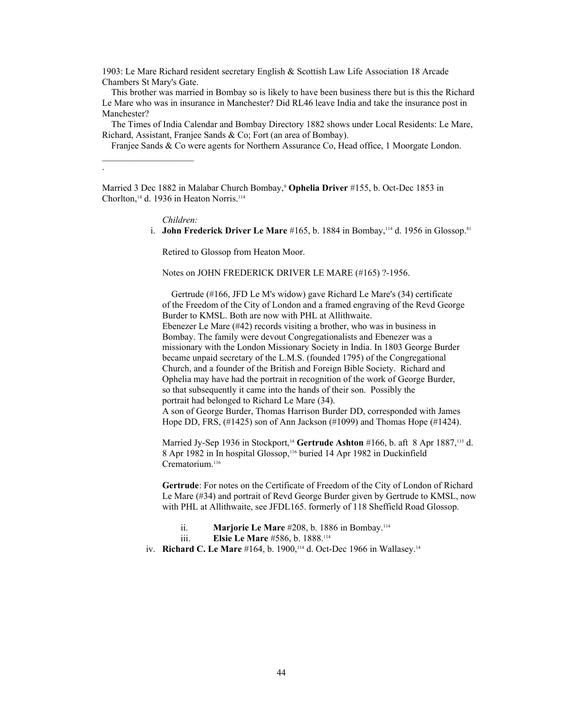1903: Le Mare Richard resident secretary English & Scottish Law Life Association 18 Arcade Chambers St Mary's Gate.

This brother was married in Bombay so is likely to have been business there but is this the Richard Le Mare who was in insurance in Manchester? Did RL46 leave India and take the insurance post in Manchester?

The Times of India Calendar and Bombay Directory 1882 shows under Local Residents: Le Mare, Richard, Assistant, Franjee Sands & Co; Fort (an area of Bombay).

Franjee Sands & Co were agents for Northern Assurance Co, Head office, 1 Moorgate London.

---

.

Married 3 Dec 1882 in Malabar Church Bombay,[9] **Ophelia Driver** #155, b. Oct-Dec 1853 in Chorlton,[14] d. 1936 in Heaton Norris.[114]

*Children:*

i. **John Frederick Driver Le Mare** #165, b. 1884 in Bombay,[114] d. 1956 in Glossop.[81]

Retired to Glossop from Heaton Moor.

Notes on JOHN FREDERICK DRIVER LE MARE (#165) ?-1956.

Gertrude (#166, JFD Le M's widow) gave Richard Le Mare's (34) certificate of the Freedom of the City of London and a framed engraving of the Revd George Burder to KMSL. Both are now with PHL at Allithwaite.
Ebenezer Le Mare (#42) records visiting a brother, who was in business in Bombay. The family were devout Congregationalists and Ebenezer was a missionary with the London Missionary Society in India. In 1803 George Burder became unpaid secretary of the L.M.S. (founded 1795) of the Congregational Church, and a founder of the British and Foreign Bible Society. Richard and Ophelia may have had the portrait in recognition of the work of George Burder, so that subsequently it came into the hands of their son. Possibly the portrait had belonged to Richard Le Mare (34).
A son of George Burder, Thomas Harrison Burder DD, corresponded with James Hope DD, FRS, (#1425) son of Ann Jackson (#1099) and Thomas Hope (#1424).

Married Jy-Sep 1936 in Stockport,[14] **Gertrude Ashton** #166, b. aft 8 Apr 1887,[115] d. 8 Apr 1982 in In hospital Glossop,[116] buried 14 Apr 1982 in Duckinfield Crematorium.[116]

**Gertrude**: For notes on the Certificate of Freedom of the City of London of Richard Le Mare (#34) and portrait of Revd George Burder given by Gertrude to KMSL, now with PHL at Allithwaite, see JFDL165. formerly of 118 Sheffield Road Glossop.

ii. **Marjorie Le Mare** #208, b. 1886 in Bombay.[114]

iii. **Elsie Le Mare** #586, b. 1888.[114]

iv. **Richard C. Le Mare** #164, b. 1900,[114] d. Oct-Dec 1966 in Wallasey.[14]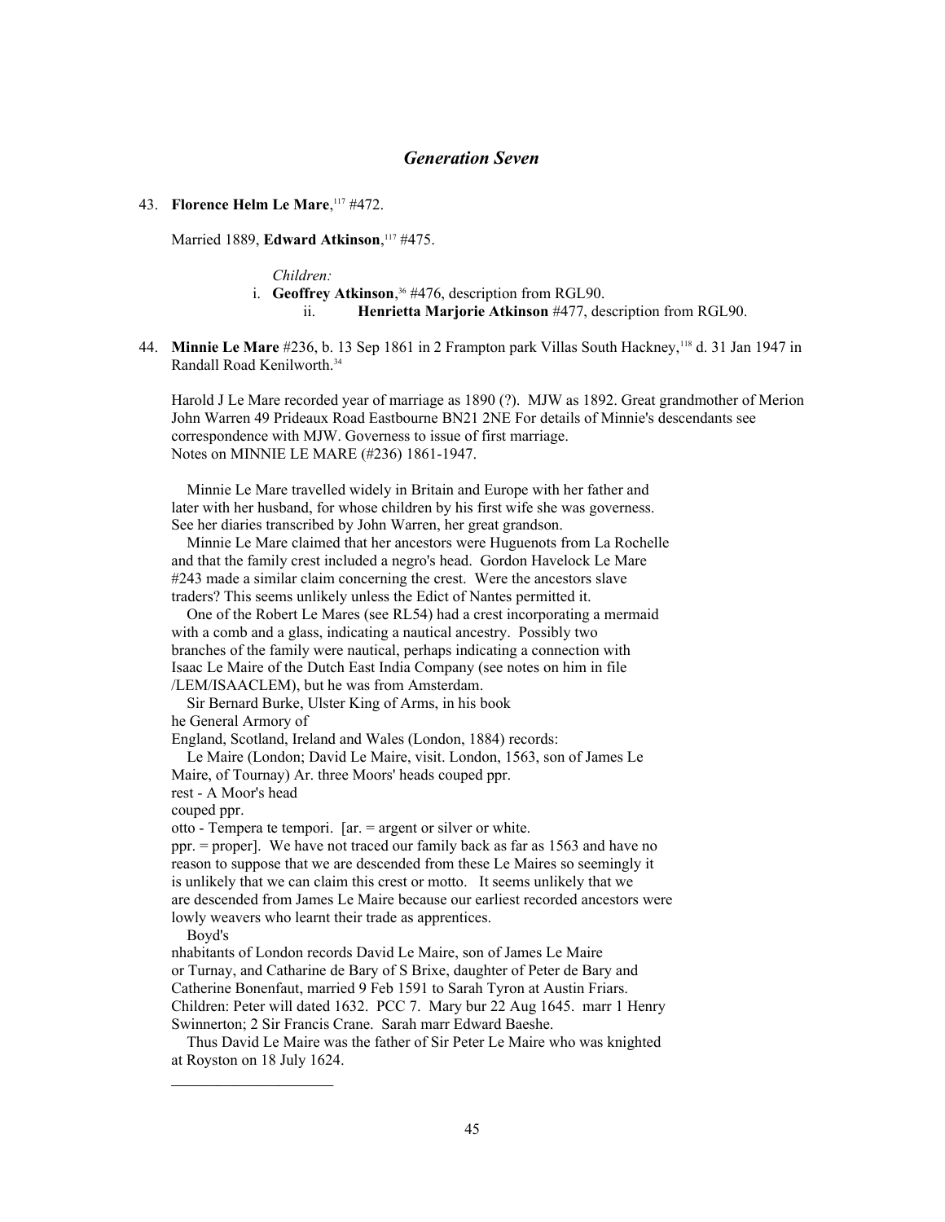## *Generation Seven*

43. **Florence Helm Le Mare**,[117] #472.

 Married 1889, **Edward Atkinson**,[117] #475.

 *Children:*
 i. **Geoffrey Atkinson**,[36] #476, description from RGL90.
 ii. **Henrietta Marjorie Atkinson** #477, description from RGL90.

44. **Minnie Le Mare** #236, b. 13 Sep 1861 in 2 Frampton park Villas South Hackney,[118] d. 31 Jan 1947 in Randall Road Kenilworth.[34]

 Harold J Le Mare recorded year of marriage as 1890 (?). MJW as 1892. Great grandmother of Merion John Warren 49 Prideaux Road Eastbourne BN21 2NE For details of Minnie's descendants see correspondence with MJW. Governess to issue of first marriage.
 Notes on MINNIE LE MARE (#236) 1861-1947.

 Minnie Le Mare travelled widely in Britain and Europe with her father and later with her husband, for whose children by his first wife she was governess. See her diaries transcribed by John Warren, her great grandson.
 Minnie Le Mare claimed that her ancestors were Huguenots from La Rochelle and that the family crest included a negro's head. Gordon Havelock Le Mare #243 made a similar claim concerning the crest. Were the ancestors slave traders? This seems unlikely unless the Edict of Nantes permitted it.
 One of the Robert Le Mares (see RL54) had a crest incorporating a mermaid with a comb and a glass, indicating a nautical ancestry. Possibly two branches of the family were nautical, perhaps indicating a connection with Isaac Le Maire of the Dutch East India Company (see notes on him in file /LEM/ISAACLEM), but he was from Amsterdam.
 Sir Bernard Burke, Ulster King of Arms, in his book
 he General Armory of
 England, Scotland, Ireland and Wales (London, 1884) records:
 Le Maire (London; David Le Maire, visit. London, 1563, son of James Le Maire, of Tournay) Ar. three Moors' heads couped ppr.
 rest - A Moor's head
 couped ppr.
 otto - Tempera te tempori. [ar. = argent or silver or white.
 ppr. = proper]. We have not traced our family back as far as 1563 and have no reason to suppose that we are descended from these Le Maires so seemingly it is unlikely that we can claim this crest or motto. It seems unlikely that we are descended from James Le Maire because our earliest recorded ancestors were lowly weavers who learnt their trade as apprentices.
 Boyd's
 nhabitants of London records David Le Maire, son of James Le Maire or Turnay, and Catharine de Bary of S Brixe, daughter of Peter de Bary and Catherine Bonenfaut, married 9 Feb 1591 to Sarah Tyron at Austin Friars. Children: Peter will dated 1632. PCC 7. Mary bur 22 Aug 1645. marr 1 Henry Swinnerton; 2 Sir Francis Crane. Sarah marr Edward Baeshe.
 Thus David Le Maire was the father of Sir Peter Le Maire who was knighted at Royston on 18 July 1624.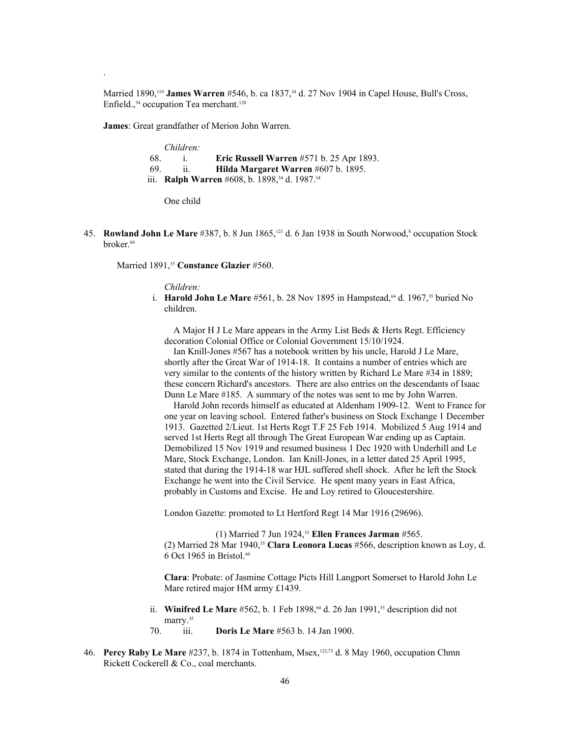.

Married 1890,[119] **James Warren** #546, b. ca 1837,[34] d. 27 Nov 1904 in Capel House, Bull's Cross, Enfield.,[34] occupation Tea merchant.[120]

**James**: Great grandfather of Merion John Warren.

*Children:*

68. i. **Eric Russell Warren** #571 b. 25 Apr 1893.
69. ii. **Hilda Margaret Warren** #607 b. 1895.

iii. **Ralph Warren** #608, b. 1898,[34] d. 1987.[34]

One child

45. **Rowland John Le Mare** #387, b. 8 Jun 1865,[121] d. 6 Jan 1938 in South Norwood,[8] occupation Stock broker.[66]

Married 1891,[35] **Constance Glazier** #560.

*Children:*

i. **Harold John Le Mare** #561, b. 28 Nov 1895 in Hampstead,[64] d. 1967,[35] buried No children.

A Major H J Le Mare appears in the Army List Beds & Herts Regt. Efficiency decoration Colonial Office or Colonial Government 15/10/1924.

Ian Knill-Jones #567 has a notebook written by his uncle, Harold J Le Mare, shortly after the Great War of 1914-18. It contains a number of entries which are very similar to the contents of the history written by Richard Le Mare #34 in 1889; these concern Richard's ancestors. There are also entries on the descendants of Isaac Dunn Le Mare #185. A summary of the notes was sent to me by John Warren.

Harold John records himself as educated at Aldenham 1909-12. Went to France for one year on leaving school. Entered father's business on Stock Exchange 1 December 1913. Gazetted 2/Lieut. 1st Herts Regt T.F 25 Feb 1914. Mobilized 5 Aug 1914 and served 1st Herts Regt all through The Great European War ending up as Captain. Demobilized 15 Nov 1919 and resumed business 1 Dec 1920 with Underhill and Le Mare, Stock Exchange, London. Ian Knill-Jones, in a letter dated 25 April 1995, stated that during the 1914-18 war HJL suffered shell shock. After he left the Stock Exchange he went into the Civil Service. He spent many years in East Africa, probably in Customs and Excise. He and Loy retired to Gloucestershire.

London Gazette: promoted to Lt Hertford Regt 14 Mar 1916 (29696).

(1) Married 7 Jun 1924,[35] **Ellen Frances Jarman** #565.
(2) Married 28 Mar 1940,[35] **Clara Leonora Lucas** #566, description known as Loy, d. 6 Oct 1965 in Bristol.[69]

**Clara**: Probate: of Jasmine Cottage Picts Hill Langport Somerset to Harold John Le Mare retired major HM army £1439.

ii. **Winifred Le Mare** #562, b. 1 Feb 1898,[64] d. 26 Jan 1991,[35] description did not marry.[35]

70. iii. **Doris Le Mare** #563 b. 14 Jan 1900.

46. **Percy Raby Le Mare** #237, b. 1874 in Tottenham, Msex,[122,73] d. 8 May 1960, occupation Chmn Rickett Cockerell & Co., coal merchants.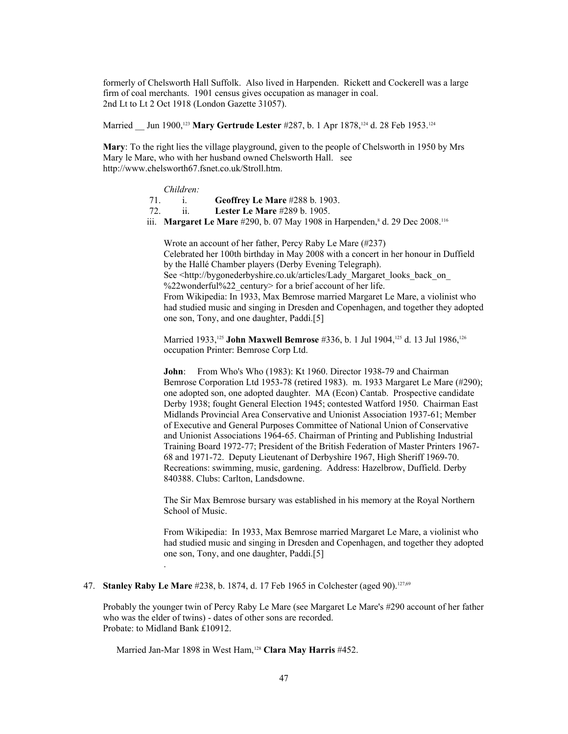formerly of Chelsworth Hall Suffolk. Also lived in Harpenden. Rickett and Cockerell was a large firm of coal merchants. 1901 census gives occupation as manager in coal.
2nd Lt to Lt 2 Oct 1918 (London Gazette 31057).

Married __ Jun 1900,[123] **Mary Gertrude Lester** #287, b. 1 Apr 1878,[124] d. 28 Feb 1953.[124]

**Mary**: To the right lies the village playground, given to the people of Chelsworth in 1950 by Mrs Mary le Mare, who with her husband owned Chelsworth Hall. see http://www.chelsworth67.fsnet.co.uk/Stroll.htm.

*Children:*

71. i. **Geoffrey Le Mare** #288 b. 1903.
72. ii. **Lester Le Mare** #289 b. 1905.

iii. **Margaret Le Mare** #290, b. 07 May 1908 in Harpenden,[8] d. 29 Dec 2008.[116]

Wrote an account of her father, Percy Raby Le Mare (#237)
Celebrated her 100th birthday in May 2008 with a concert in her honour in Duffield by the Hallé Chamber players (Derby Evening Telegraph).
See <http://bygonederbyshire.co.uk/articles/Lady_Margaret_looks_back_on_%22wonderful%22_century> for a brief account of her life.
From Wikipedia: In 1933, Max Bemrose married Margaret Le Mare, a violinist who had studied music and singing in Dresden and Copenhagen, and together they adopted one son, Tony, and one daughter, Paddi.[5]

Married 1933,[125] **John Maxwell Bemrose** #336, b. 1 Jul 1904,[125] d. 13 Jul 1986,[126] occupation Printer: Bemrose Corp Ltd.

**John**: From Who's Who (1983): Kt 1960. Director 1938-79 and Chairman Bemrose Corporation Ltd 1953-78 (retired 1983). m. 1933 Margaret Le Mare (#290); one adopted son, one adopted daughter. MA (Econ) Cantab. Prospective candidate Derby 1938; fought General Election 1945; contested Watford 1950. Chairman East Midlands Provincial Area Conservative and Unionist Association 1937-61; Member of Executive and General Purposes Committee of National Union of Conservative and Unionist Associations 1964-65. Chairman of Printing and Publishing Industrial Training Board 1972-77; President of the British Federation of Master Printers 1967-68 and 1971-72. Deputy Lieutenant of Derbyshire 1967, High Sheriff 1969-70. Recreations: swimming, music, gardening. Address: Hazelbrow, Duffield. Derby 840388. Clubs: Carlton, Landsdowne.

The Sir Max Bemrose bursary was established in his memory at the Royal Northern School of Music.

From Wikipedia: In 1933, Max Bemrose married Margaret Le Mare, a violinist who had studied music and singing in Dresden and Copenhagen, and together they adopted one son, Tony, and one daughter, Paddi.[5]

.

47. **Stanley Raby Le Mare** #238, b. 1874, d. 17 Feb 1965 in Colchester (aged 90).[127,69]

Probably the younger twin of Percy Raby Le Mare (see Margaret Le Mare's #290 account of her father who was the elder of twins) - dates of other sons are recorded.
Probate: to Midland Bank £10912.

Married Jan-Mar 1898 in West Ham,[128] **Clara May Harris** #452.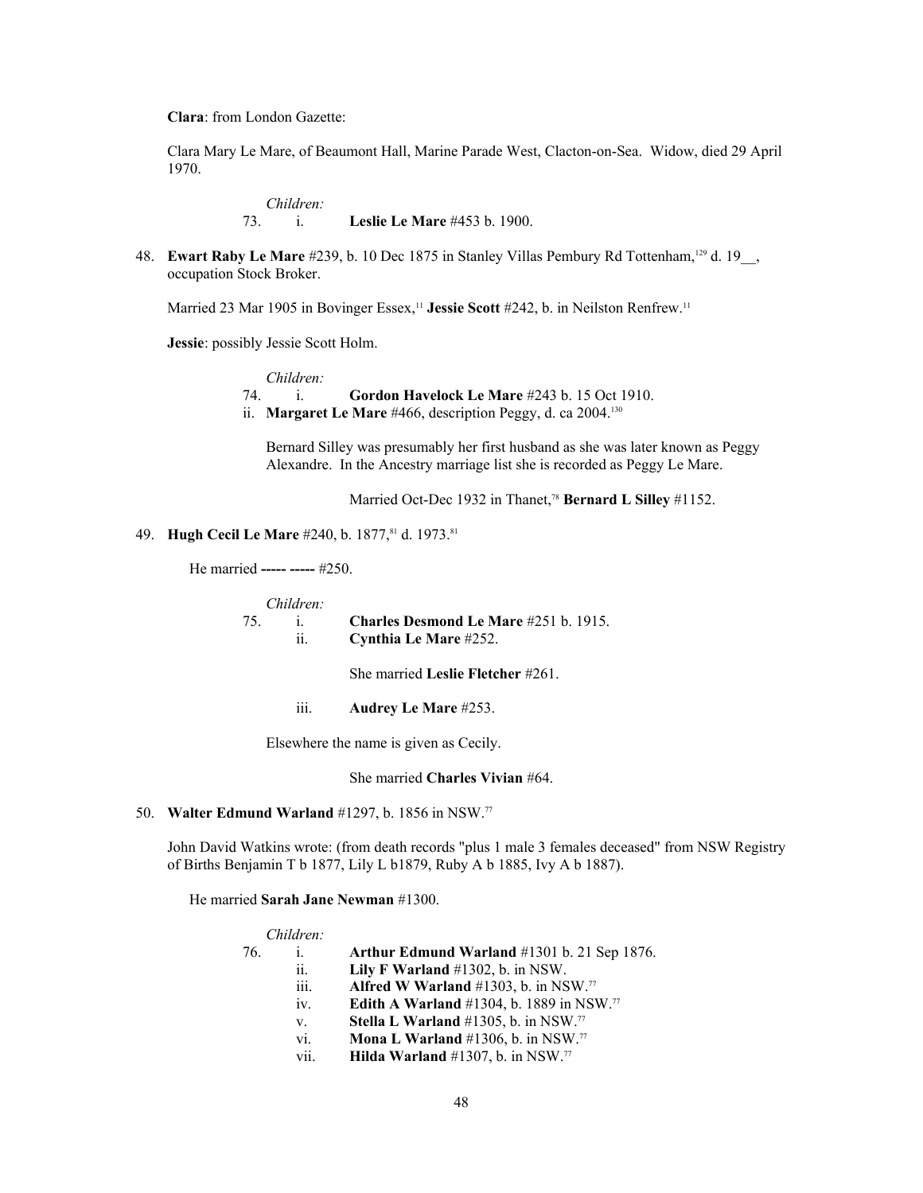**Clara**: from London Gazette:

Clara Mary Le Mare, of Beaumont Hall, Marine Parade West, Clacton-on-Sea. Widow, died 29 April 1970.

*Children:*

73. i. **Leslie Le Mare** #453 b. 1900.

48. **Ewart Raby Le Mare** #239, b. 10 Dec 1875 in Stanley Villas Pembury Rd Tottenham,[129] d. 19__, occupation Stock Broker.

Married 23 Mar 1905 in Bovinger Essex,[11] **Jessie Scott** #242, b. in Neilston Renfrew.[11]

**Jessie**: possibly Jessie Scott Holm.

*Children:*

74. i. **Gordon Havelock Le Mare** #243 b. 15 Oct 1910.

ii. **Margaret Le Mare** #466, description Peggy, d. ca 2004.[130]

Bernard Silley was presumably her first husband as she was later known as Peggy Alexandre. In the Ancestry marriage list she is recorded as Peggy Le Mare.

Married Oct-Dec 1932 in Thanet,[78] **Bernard L Silley** #1152.

49. **Hugh Cecil Le Mare** #240, b. 1877,[81] d. 1973.[81]

He married **----- -----** #250.

*Children:*

75. i. **Charles Desmond Le Mare** #251 b. 1915.

ii. **Cynthia Le Mare** #252.

She married **Leslie Fletcher** #261.

iii. **Audrey Le Mare** #253.

Elsewhere the name is given as Cecily.

She married **Charles Vivian** #64.

50. **Walter Edmund Warland** #1297, b. 1856 in NSW.[77]

John David Watkins wrote: (from death records "plus 1 male 3 females deceased" from NSW Registry of Births Benjamin T b 1877, Lily L b1879, Ruby A b 1885, Ivy A b 1887).

He married **Sarah Jane Newman** #1300.

*Children:*

76. i. **Arthur Edmund Warland** #1301 b. 21 Sep 1876.

ii. **Lily F Warland** #1302, b. in NSW.

iii. **Alfred W Warland** #1303, b. in NSW.[77]

iv. **Edith A Warland** #1304, b. 1889 in NSW.[77]

v. **Stella L Warland** #1305, b. in NSW.[77]

vi. **Mona L Warland** #1306, b. in NSW.[77]

vii. **Hilda Warland** #1307, b. in NSW.[77]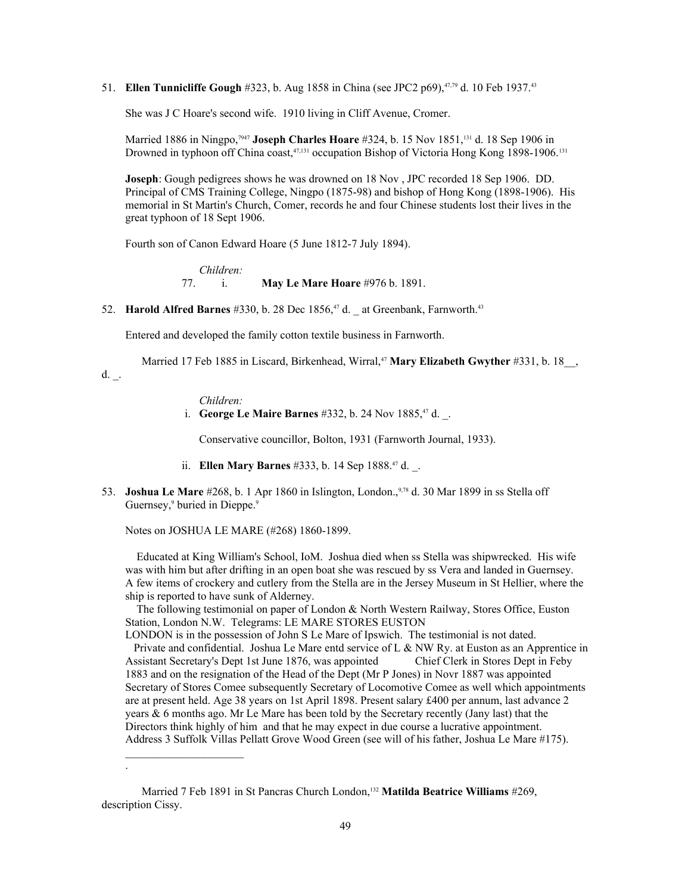51. **Ellen Tunnicliffe Gough** #323, b. Aug 1858 in China (see JPC2 p69),[47,79] d. 10 Feb 1937.[43]

She was J C Hoare's second wife. 1910 living in Cliff Avenue, Cromer.

Married 1886 in Ningpo,[79 47] **Joseph Charles Hoare** #324, b. 15 Nov 1851,[131] d. 18 Sep 1906 in Drowned in typhoon off China coast,[47,131] occupation Bishop of Victoria Hong Kong 1898-1906.[131]

**Joseph**: Gough pedigrees shows he was drowned on 18 Nov , JPC recorded 18 Sep 1906. DD. Principal of CMS Training College, Ningpo (1875-98) and bishop of Hong Kong (1898-1906). His memorial in St Martin's Church, Comer, records he and four Chinese students lost their lives in the great typhoon of 18 Sept 1906.

Fourth son of Canon Edward Hoare (5 June 1812-7 July 1894).

*Children:*

77. i. **May Le Mare Hoare** #976 b. 1891.

52. **Harold Alfred Barnes** #330, b. 28 Dec 1856,[47] d. _ at Greenbank, Farnworth.[43]

Entered and developed the family cotton textile business in Farnworth.

Married 17 Feb 1885 in Liscard, Birkenhead, Wirral,[47] **Mary Elizabeth Gwyther** #331, b. 18__, d. _.

*Children:*

i. **George Le Maire Barnes** #332, b. 24 Nov 1885,[47] d. _.

Conservative councillor, Bolton, 1931 (Farnworth Journal, 1933).

ii. **Ellen Mary Barnes** #333, b. 14 Sep 1888.[47] d. _.

53. **Joshua Le Mare** #268, b. 1 Apr 1860 in Islington, London.,[9,78] d. 30 Mar 1899 in ss Stella off Guernsey,[9] buried in Dieppe.[9]

Notes on JOSHUA LE MARE (#268) 1860-1899.

Educated at King William's School, IoM. Joshua died when ss Stella was shipwrecked. His wife was with him but after drifting in an open boat she was rescued by ss Vera and landed in Guernsey. A few items of crockery and cutlery from the Stella are in the Jersey Museum in St Hellier, where the ship is reported to have sunk of Alderney.

The following testimonial on paper of London & North Western Railway, Stores Office, Euston Station, London N.W. Telegrams: LE MARE STORES EUSTON LONDON is in the possession of John S Le Mare of Ipswich. The testimonial is not dated.

Private and confidential. Joshua Le Mare entd service of L & NW Ry. at Euston as an Apprentice in Assistant Secretary's Dept 1st June 1876, was appointed Chief Clerk in Stores Dept in Feby 1883 and on the resignation of the Head of the Dept (Mr P Jones) in Novr 1887 was appointed Secretary of Stores Comee subsequently Secretary of Locomotive Comee as well which appointments are at present held. Age 38 years on 1st April 1898. Present salary £400 per annum, last advance 2 years & 6 months ago. Mr Le Mare has been told by the Secretary recently (Jany last) that the Directors think highly of him and that he may expect in due course a lucrative appointment. Address 3 Suffolk Villas Pellatt Grove Wood Green (see will of his father, Joshua Le Mare #175).

_____________________

.

Married 7 Feb 1891 in St Pancras Church London,[132] **Matilda Beatrice Williams** #269, description Cissy.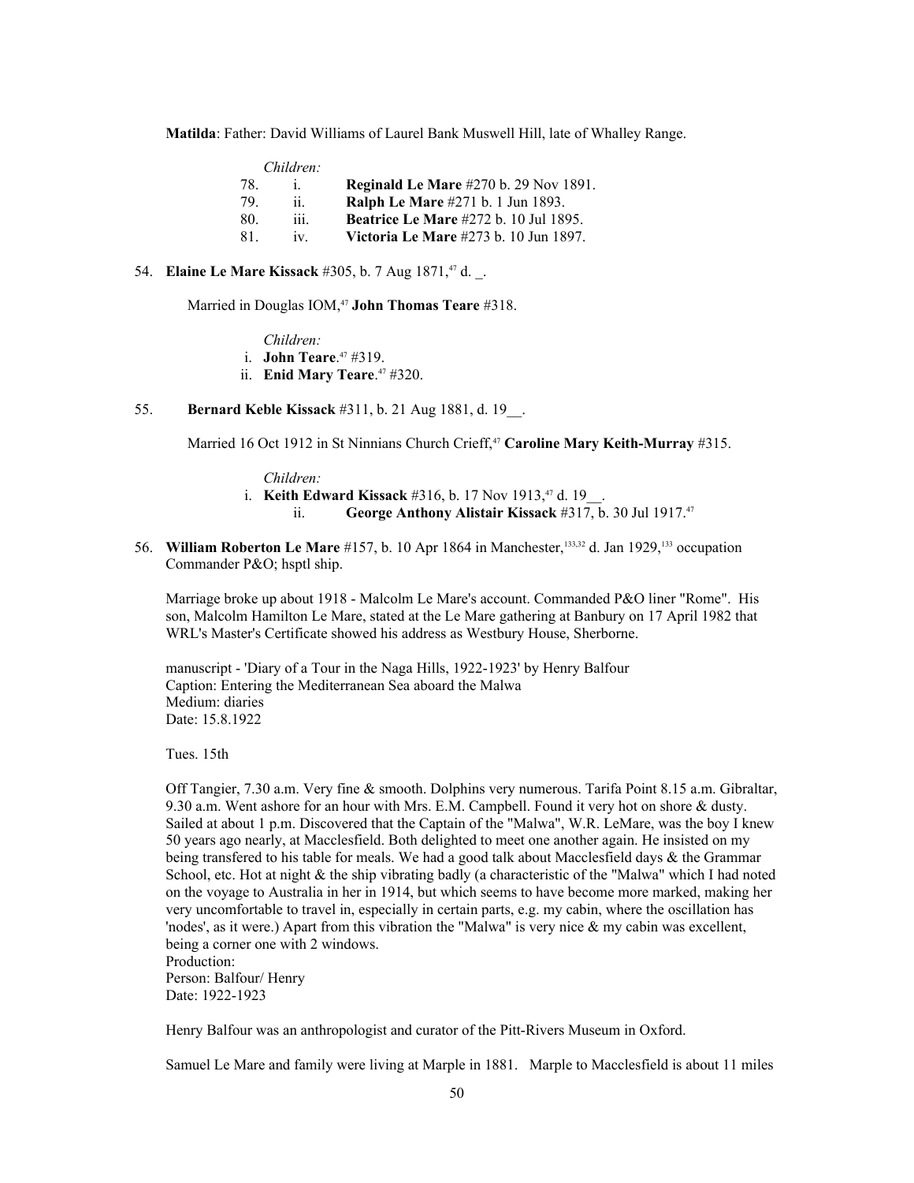**Matilda**: Father: David Williams of Laurel Bank Muswell Hill, late of Whalley Range.

*Children:*

78. i. **Reginald Le Mare** #270 b. 29 Nov 1891.
79. ii. **Ralph Le Mare** #271 b. 1 Jun 1893.
80. iii. **Beatrice Le Mare** #272 b. 10 Jul 1895.
81. iv. **Victoria Le Mare** #273 b. 10 Jun 1897.

54. **Elaine Le Mare Kissack** #305, b. 7 Aug 1871,[47] d. _.

Married in Douglas IOM,[47] **John Thomas Teare** #318.

*Children:*

i. **John Teare**.[47] #319.
ii. **Enid Mary Teare**.[47] #320.

55. **Bernard Keble Kissack** #311, b. 21 Aug 1881, d. 19__.

Married 16 Oct 1912 in St Ninnians Church Crieff,[47] **Caroline Mary Keith-Murray** #315.

*Children:*

i. **Keith Edward Kissack** #316, b. 17 Nov 1913,[47] d. 19__.
ii. **George Anthony Alistair Kissack** #317, b. 30 Jul 1917.[47]

56. **William Roberton Le Mare** #157, b. 10 Apr 1864 in Manchester,[133,32] d. Jan 1929,[133] occupation Commander P&O; hsptl ship.

Marriage broke up about 1918 - Malcolm Le Mare's account. Commanded P&O liner "Rome". His son, Malcolm Hamilton Le Mare, stated at the Le Mare gathering at Banbury on 17 April 1982 that WRL's Master's Certificate showed his address as Westbury House, Sherborne.

manuscript - 'Diary of a Tour in the Naga Hills, 1922-1923' by Henry Balfour
Caption: Entering the Mediterranean Sea aboard the Malwa
Medium: diaries
Date: 15.8.1922

Tues. 15th

Off Tangier, 7.30 a.m. Very fine & smooth. Dolphins very numerous. Tarifa Point 8.15 a.m. Gibraltar, 9.30 a.m. Went ashore for an hour with Mrs. E.M. Campbell. Found it very hot on shore & dusty. Sailed at about 1 p.m. Discovered that the Captain of the "Malwa", W.R. LeMare, was the boy I knew 50 years ago nearly, at Macclesfield. Both delighted to meet one another again. He insisted on my being transfered to his table for meals. We had a good talk about Macclesfield days & the Grammar School, etc. Hot at night & the ship vibrating badly (a characteristic of the "Malwa" which I had noted on the voyage to Australia in her in 1914, but which seems to have become more marked, making her very uncomfortable to travel in, especially in certain parts, e.g. my cabin, where the oscillation has 'nodes', as it were.) Apart from this vibration the "Malwa" is very nice & my cabin was excellent, being a corner one with 2 windows.
Production:
Person: Balfour/ Henry
Date: 1922-1923

Henry Balfour was an anthropologist and curator of the Pitt-Rivers Museum in Oxford.

Samuel Le Mare and family were living at Marple in 1881. Marple to Macclesfield is about 11 miles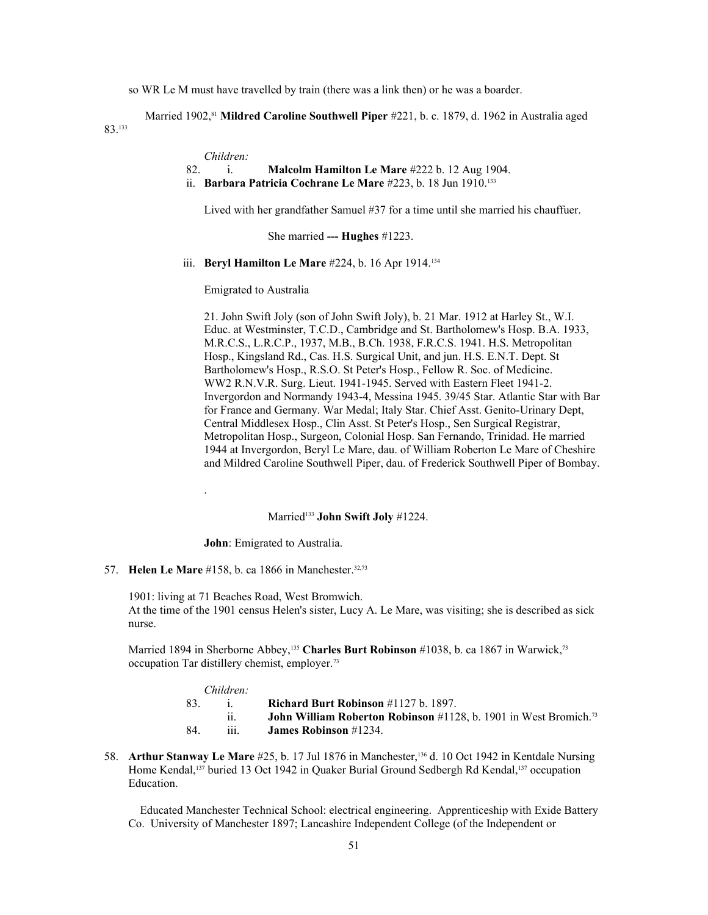so WR Le M must have travelled by train (there was a link then) or he was a boarder.

Married 1902,[81] **Mildred Caroline Southwell Piper** #221, b. c. 1879, d. 1962 in Australia aged 83.[133]

*Children:*

82. i. **Malcolm Hamilton Le Mare** #222 b. 12 Aug 1904.

ii. **Barbara Patricia Cochrane Le Mare** #223, b. 18 Jun 1910.[133]

Lived with her grandfather Samuel #37 for a time until she married his chauffuer.

She married **--- Hughes** #1223.

iii. **Beryl Hamilton Le Mare** #224, b. 16 Apr 1914.[134]

Emigrated to Australia

21. John Swift Joly (son of John Swift Joly), b. 21 Mar. 1912 at Harley St., W.I. Educ. at Westminster, T.C.D., Cambridge and St. Bartholomew's Hosp. B.A. 1933, M.R.C.S., L.R.C.P., 1937, M.B., B.Ch. 1938, F.R.C.S. 1941. H.S. Metropolitan Hosp., Kingsland Rd., Cas. H.S. Surgical Unit, and jun. H.S. E.N.T. Dept. St Bartholomew's Hosp., R.S.O. St Peter's Hosp., Fellow R. Soc. of Medicine. WW2 R.N.V.R. Surg. Lieut. 1941-1945. Served with Eastern Fleet 1941-2. Invergordon and Normandy 1943-4, Messina 1945. 39/45 Star. Atlantic Star with Bar for France and Germany. War Medal; Italy Star. Chief Asst. Genito-Urinary Dept, Central Middlesex Hosp., Clin Asst. St Peter's Hosp., Sen Surgical Registrar, Metropolitan Hosp., Surgeon, Colonial Hosp. San Fernando, Trinidad. He married 1944 at Invergordon, Beryl Le Mare, dau. of William Roberton Le Mare of Cheshire and Mildred Caroline Southwell Piper, dau. of Frederick Southwell Piper of Bombay.

.

Married[133] **John Swift Joly** #1224.

**John**: Emigrated to Australia.

57. **Helen Le Mare** #158, b. ca 1866 in Manchester.[32,73]

1901: living at 71 Beaches Road, West Bromwich.
At the time of the 1901 census Helen's sister, Lucy A. Le Mare, was visiting; she is described as sick nurse.

Married 1894 in Sherborne Abbey,[135] **Charles Burt Robinson** #1038, b. ca 1867 in Warwick,[73] occupation Tar distillery chemist, employer.[73]

*Children:*

83. i. **Richard Burt Robinson** #1127 b. 1897.

ii. **John William Roberton Robinson** #1128, b. 1901 in West Bromich.[73]

84. iii. **James Robinson** #1234.

58. **Arthur Stanway Le Mare** #25, b. 17 Jul 1876 in Manchester,[136] d. 10 Oct 1942 in Kentdale Nursing Home Kendal,[137] buried 13 Oct 1942 in Quaker Burial Ground Sedbergh Rd Kendal,[137] occupation Education.

Educated Manchester Technical School: electrical engineering. Apprenticeship with Exide Battery Co. University of Manchester 1897; Lancashire Independent College (of the Independent or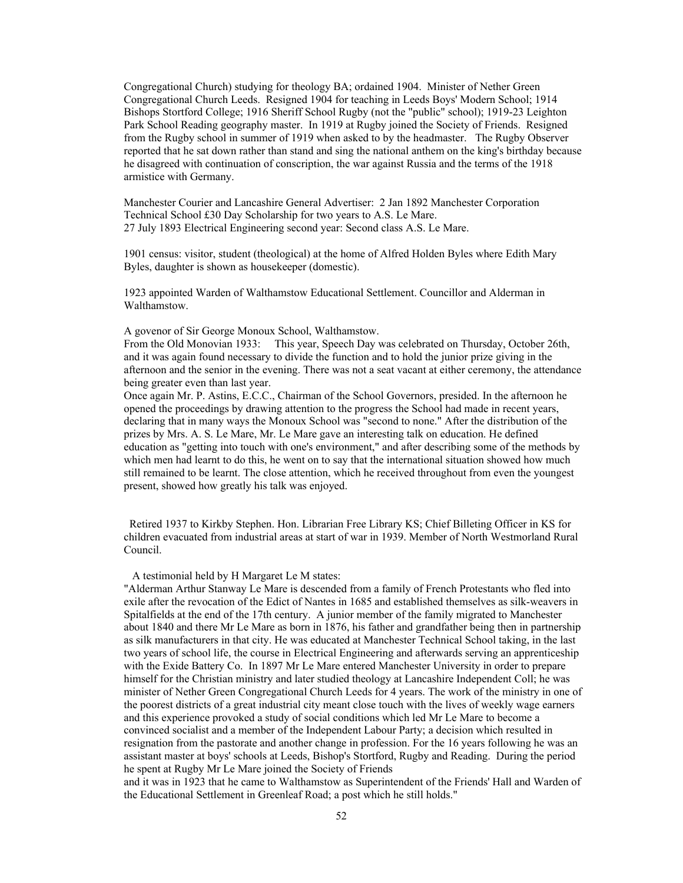Congregational Church) studying for theology BA; ordained 1904. Minister of Nether Green Congregational Church Leeds. Resigned 1904 for teaching in Leeds Boys' Modern School; 1914 Bishops Stortford College; 1916 Sheriff School Rugby (not the "public" school); 1919-23 Leighton Park School Reading geography master. In 1919 at Rugby joined the Society of Friends. Resigned from the Rugby school in summer of 1919 when asked to by the headmaster. The Rugby Observer reported that he sat down rather than stand and sing the national anthem on the king's birthday because he disagreed with continuation of conscription, the war against Russia and the terms of the 1918 armistice with Germany.

Manchester Courier and Lancashire General Advertiser: 2 Jan 1892 Manchester Corporation Technical School £30 Day Scholarship for two years to A.S. Le Mare.
27 July 1893 Electrical Engineering second year: Second class A.S. Le Mare.

1901 census: visitor, student (theological) at the home of Alfred Holden Byles where Edith Mary Byles, daughter is shown as housekeeper (domestic).

1923 appointed Warden of Walthamstow Educational Settlement. Councillor and Alderman in Walthamstow.

A govenor of Sir George Monoux School, Walthamstow.
From the Old Monovian 1933: This year, Speech Day was celebrated on Thursday, October 26th, and it was again found necessary to divide the function and to hold the junior prize giving in the afternoon and the senior in the evening. There was not a seat vacant at either ceremony, the attendance being greater even than last year.
Once again Mr. P. Astins, E.C.C., Chairman of the School Governors, presided. In the afternoon he opened the proceedings by drawing attention to the progress the School had made in recent years, declaring that in many ways the Monoux School was "second to none." After the distribution of the prizes by Mrs. A. S. Le Mare, Mr. Le Mare gave an interesting talk on education. He defined education as "getting into touch with one's environment," and after describing some of the methods by which men had learnt to do this, he went on to say that the international situation showed how much still remained to be learnt. The close attention, which he received throughout from even the youngest present, showed how greatly his talk was enjoyed.

Retired 1937 to Kirkby Stephen. Hon. Librarian Free Library KS; Chief Billeting Officer in KS for children evacuated from industrial areas at start of war in 1939. Member of North Westmorland Rural Council.

A testimonial held by H Margaret Le M states:
"Alderman Arthur Stanway Le Mare is descended from a family of French Protestants who fled into exile after the revocation of the Edict of Nantes in 1685 and established themselves as silk-weavers in Spitalfields at the end of the 17th century. A junior member of the family migrated to Manchester about 1840 and there Mr Le Mare as born in 1876, his father and grandfather being then in partnership as silk manufacturers in that city. He was educated at Manchester Technical School taking, in the last two years of school life, the course in Electrical Engineering and afterwards serving an apprenticeship with the Exide Battery Co. In 1897 Mr Le Mare entered Manchester University in order to prepare himself for the Christian ministry and later studied theology at Lancashire Independent Coll; he was minister of Nether Green Congregational Church Leeds for 4 years. The work of the ministry in one of the poorest districts of a great industrial city meant close touch with the lives of weekly wage earners and this experience provoked a study of social conditions which led Mr Le Mare to become a convinced socialist and a member of the Independent Labour Party; a decision which resulted in resignation from the pastorate and another change in profession. For the 16 years following he was an assistant master at boys' schools at Leeds, Bishop's Stortford, Rugby and Reading. During the period he spent at Rugby Mr Le Mare joined the Society of Friends
and it was in 1923 that he came to Walthamstow as Superintendent of the Friends' Hall and Warden of the Educational Settlement in Greenleaf Road; a post which he still holds."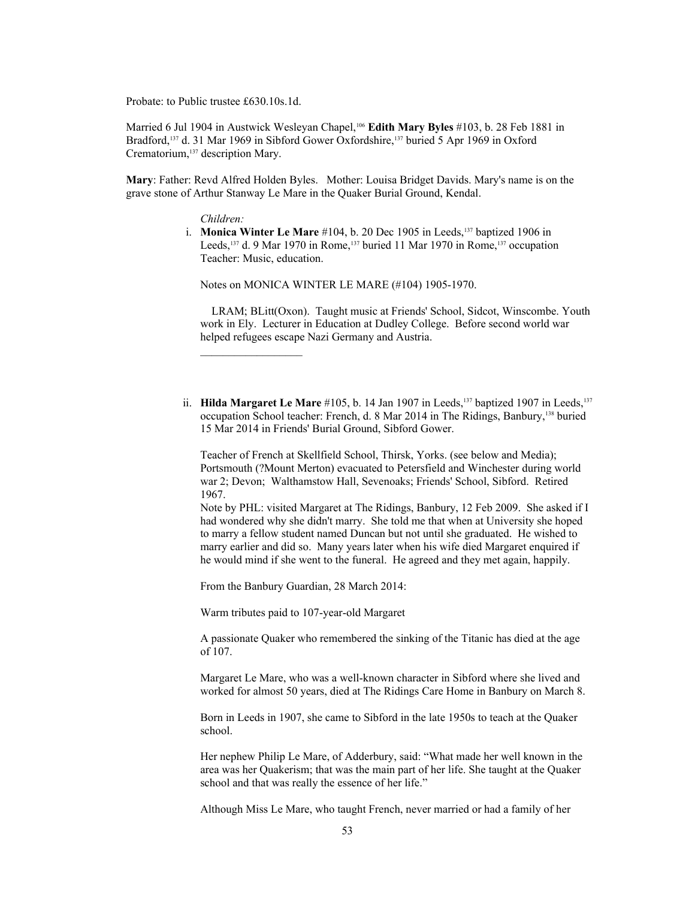Probate: to Public trustee £630.10s.1d.

Married 6 Jul 1904 in Austwick Wesleyan Chapel,[106] **Edith Mary Byles** #103, b. 28 Feb 1881 in Bradford,[137] d. 31 Mar 1969 in Sibford Gower Oxfordshire,[137] buried 5 Apr 1969 in Oxford Crematorium,[137] description Mary.

**Mary**: Father: Revd Alfred Holden Byles. Mother: Louisa Bridget Davids. Mary's name is on the grave stone of Arthur Stanway Le Mare in the Quaker Burial Ground, Kendal.

*Children:*

i. **Monica Winter Le Mare** #104, b. 20 Dec 1905 in Leeds,[137] baptized 1906 in Leeds,[137] d. 9 Mar 1970 in Rome,[137] buried 11 Mar 1970 in Rome,[137] occupation Teacher: Music, education.

Notes on MONICA WINTER LE MARE (#104) 1905-1970.

LRAM; BLitt(Oxon). Taught music at Friends' School, Sidcot, Winscombe. Youth work in Ely. Lecturer in Education at Dudley College. Before second world war helped refugees escape Nazi Germany and Austria.

\_\_\_\_\_\_\_\_\_\_\_\_\_\_\_\_\_\_

ii. **Hilda Margaret Le Mare** #105, b. 14 Jan 1907 in Leeds,[137] baptized 1907 in Leeds,[137] occupation School teacher: French, d. 8 Mar 2014 in The Ridings, Banbury,[138] buried 15 Mar 2014 in Friends' Burial Ground, Sibford Gower.

Teacher of French at Skellfield School, Thirsk, Yorks. (see below and Media); Portsmouth (?Mount Merton) evacuated to Petersfield and Winchester during world war 2; Devon; Walthamstow Hall, Sevenoaks; Friends' School, Sibford. Retired 1967.

Note by PHL: visited Margaret at The Ridings, Banbury, 12 Feb 2009. She asked if I had wondered why she didn't marry. She told me that when at University she hoped to marry a fellow student named Duncan but not until she graduated. He wished to marry earlier and did so. Many years later when his wife died Margaret enquired if he would mind if she went to the funeral. He agreed and they met again, happily.

From the Banbury Guardian, 28 March 2014:

Warm tributes paid to 107-year-old Margaret

A passionate Quaker who remembered the sinking of the Titanic has died at the age of 107.

Margaret Le Mare, who was a well-known character in Sibford where she lived and worked for almost 50 years, died at The Ridings Care Home in Banbury on March 8.

Born in Leeds in 1907, she came to Sibford in the late 1950s to teach at the Quaker school.

Her nephew Philip Le Mare, of Adderbury, said: "What made her well known in the area was her Quakerism; that was the main part of her life. She taught at the Quaker school and that was really the essence of her life."

Although Miss Le Mare, who taught French, never married or had a family of her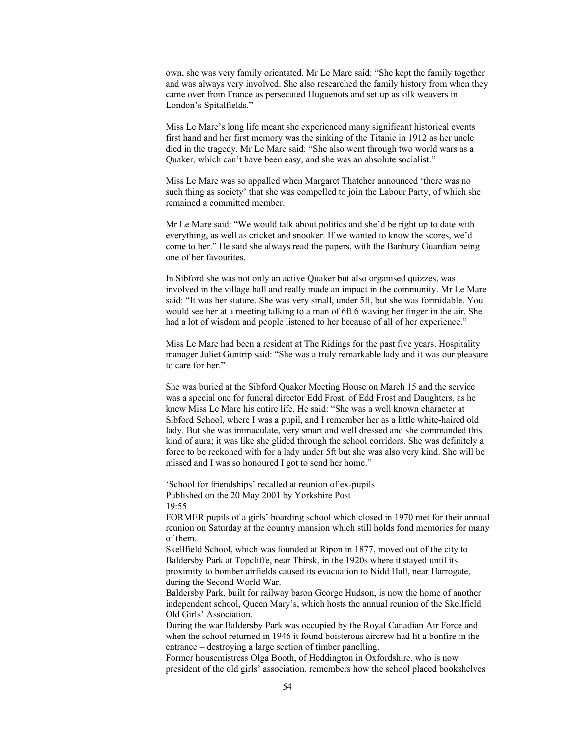own, she was very family orientated. Mr Le Mare said: "She kept the family together and was always very involved. She also researched the family history from when they came over from France as persecuted Huguenots and set up as silk weavers in London's Spitalfields."

Miss Le Mare's long life meant she experienced many significant historical events first hand and her first memory was the sinking of the Titanic in 1912 as her uncle died in the tragedy. Mr Le Mare said: "She also went through two world wars as a Quaker, which can't have been easy, and she was an absolute socialist."

Miss Le Mare was so appalled when Margaret Thatcher announced 'there was no such thing as society' that she was compelled to join the Labour Party, of which she remained a committed member.

Mr Le Mare said: "We would talk about politics and she'd be right up to date with everything, as well as cricket and snooker. If we wanted to know the scores, we'd come to her." He said she always read the papers, with the Banbury Guardian being one of her favourites.

In Sibford she was not only an active Quaker but also organised quizzes, was involved in the village hall and really made an impact in the community. Mr Le Mare said: "It was her stature. She was very small, under 5ft, but she was formidable. You would see her at a meeting talking to a man of 6ft 6 waving her finger in the air. She had a lot of wisdom and people listened to her because of all of her experience."

Miss Le Mare had been a resident at The Ridings for the past five years. Hospitality manager Juliet Guntrip said: "She was a truly remarkable lady and it was our pleasure to care for her."

She was buried at the Sibford Quaker Meeting House on March 15 and the service was a special one for funeral director Edd Frost, of Edd Frost and Daughters, as he knew Miss Le Mare his entire life. He said: "She was a well known character at Sibford School, where I was a pupil, and I remember her as a little white-haired old lady. But she was immaculate, very smart and well dressed and she commanded this kind of aura; it was like she glided through the school corridors. She was definitely a force to be reckoned with for a lady under 5ft but she was also very kind. She will be missed and I was so honoured I got to send her home."

'School for friendships' recalled at reunion of ex-pupils
Published on the 20 May 2001 by Yorkshire Post
19:55

FORMER pupils of a girls' boarding school which closed in 1970 met for their annual reunion on Saturday at the country mansion which still holds fond memories for many of them.

Skellfield School, which was founded at Ripon in 1877, moved out of the city to Baldersby Park at Topcliffe, near Thirsk, in the 1920s where it stayed until its proximity to bomber airfields caused its evacuation to Nidd Hall, near Harrogate, during the Second World War.

Baldersby Park, built for railway baron George Hudson, is now the home of another independent school, Queen Mary's, which hosts the annual reunion of the Skellfield Old Girls' Association.

During the war Baldersby Park was occupied by the Royal Canadian Air Force and when the school returned in 1946 it found boisterous aircrew had lit a bonfire in the entrance – destroying a large section of timber panelling.

Former housemistress Olga Booth, of Heddington in Oxfordshire, who is now president of the old girls' association, remembers how the school placed bookshelves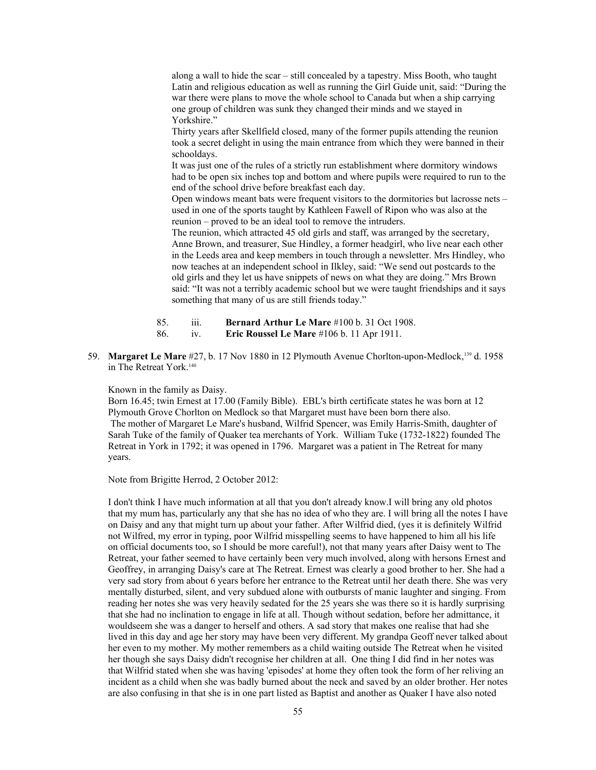along a wall to hide the scar – still concealed by a tapestry. Miss Booth, who taught Latin and religious education as well as running the Girl Guide unit, said: "During the war there were plans to move the whole school to Canada but when a ship carrying one group of children was sunk they changed their minds and we stayed in Yorkshire."

Thirty years after Skellfield closed, many of the former pupils attending the reunion took a secret delight in using the main entrance from which they were banned in their schooldays.

It was just one of the rules of a strictly run establishment where dormitory windows had to be open six inches top and bottom and where pupils were required to run to the end of the school drive before breakfast each day.

Open windows meant bats were frequent visitors to the dormitories but lacrosse nets – used in one of the sports taught by Kathleen Fawell of Ripon who was also at the reunion – proved to be an ideal tool to remove the intruders.

The reunion, which attracted 45 old girls and staff, was arranged by the secretary, Anne Brown, and treasurer, Sue Hindley, a former headgirl, who live near each other in the Leeds area and keep members in touch through a newsletter. Mrs Hindley, who now teaches at an independent school in Ilkley, said: "We send out postcards to the old girls and they let us have snippets of news on what they are doing." Mrs Brown said: "It was not a terribly academic school but we were taught friendships and it says something that many of us are still friends today."

85. iii. **Bernard Arthur Le Mare** #100 b. 31 Oct 1908.

86. iv. **Eric Roussel Le Mare** #106 b. 11 Apr 1911.

59. **Margaret Le Mare** #27, b. 17 Nov 1880 in 12 Plymouth Avenue Chorlton-upon-Medlock,[139] d. 1958 in The Retreat York.[140]

Known in the family as Daisy.

Born 16.45; twin Ernest at 17.00 (Family Bible). EBL's birth certificate states he was born at 12 Plymouth Grove Chorlton on Medlock so that Margaret must have been born there also.

The mother of Margaret Le Mare's husband, Wilfrid Spencer, was Emily Harris-Smith, daughter of Sarah Tuke of the family of Quaker tea merchants of York. William Tuke (1732-1822) founded The Retreat in York in 1792; it was opened in 1796. Margaret was a patient in The Retreat for many years.

Note from Brigitte Herrod, 2 October 2012:

I don't think I have much information at all that you don't already know.I will bring any old photos that my mum has, particularly any that she has no idea of who they are. I will bring all the notes I have on Daisy and any that might turn up about your father. After Wilfrid died, (yes it is definitely Wilfrid not Wilfred, my error in typing, poor Wilfrid misspelling seems to have happened to him all his life on official documents too, so I should be more careful!), not that many years after Daisy went to The Retreat, your father seemed to have certainly been very much involved, along with hersons Ernest and Geoffrey, in arranging Daisy's care at The Retreat. Ernest was clearly a good brother to her. She had a very sad story from about 6 years before her entrance to the Retreat until her death there. She was very mentally disturbed, silent, and very subdued alone with outbursts of manic laughter and singing. From reading her notes she was very heavily sedated for the 25 years she was there so it is hardly surprising that she had no inclination to engage in life at all. Though without sedation, before her admittance, it wouldseem she was a danger to herself and others. A sad story that makes one realise that had she lived in this day and age her story may have been very different. My grandpa Geoff never talked about her even to my mother. My mother remembers as a child waiting outside The Retreat when he visited her though she says Daisy didn't recognise her children at all. One thing I did find in her notes was that Wilfrid stated when she was having 'episodes' at home they often took the form of her reliving an incident as a child when she was badly burned about the neck and saved by an older brother. Her notes are also confusing in that she is in one part listed as Baptist and another as Quaker I have also noted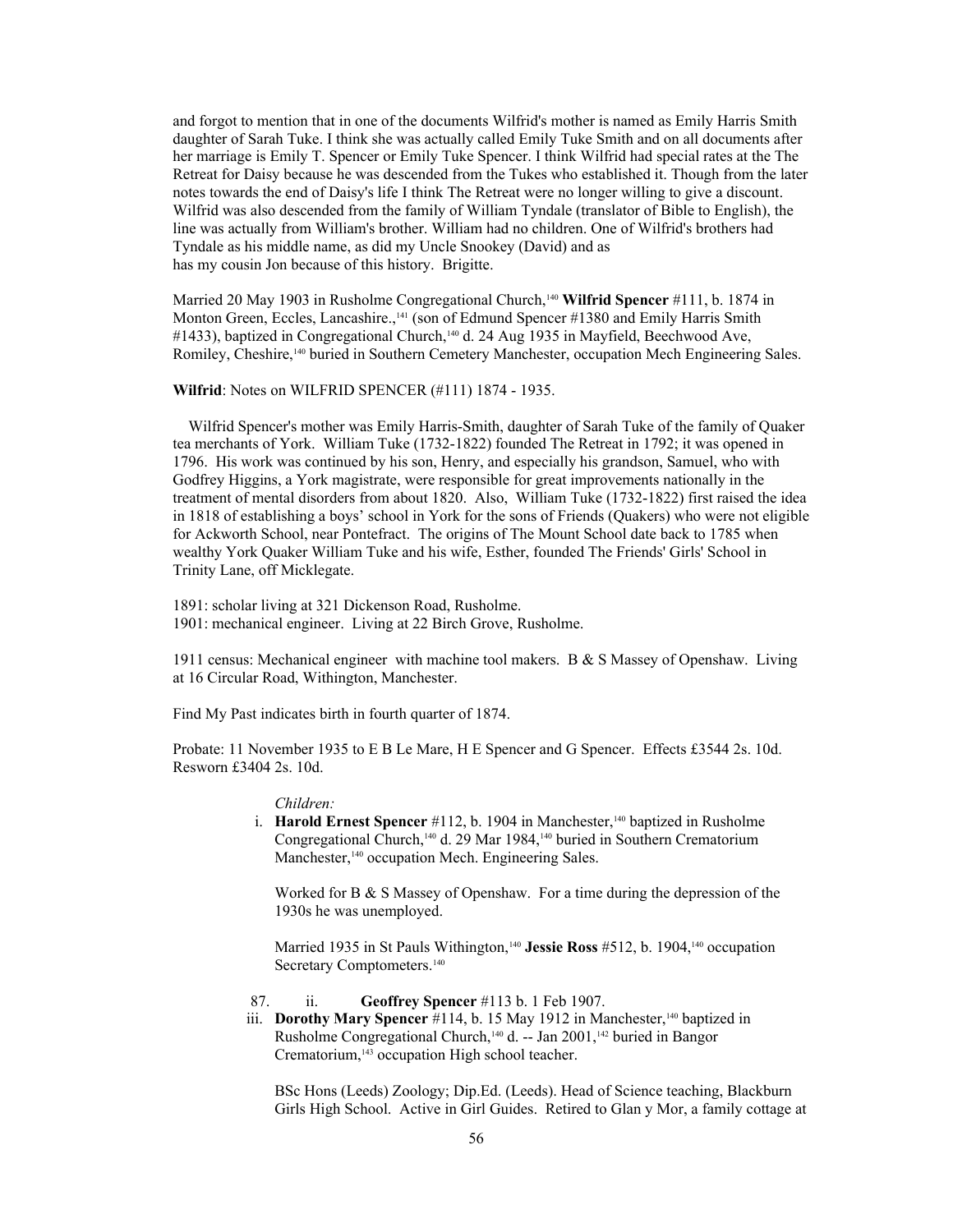and forgot to mention that in one of the documents Wilfrid's mother is named as Emily Harris Smith daughter of Sarah Tuke. I think she was actually called Emily Tuke Smith and on all documents after her marriage is Emily T. Spencer or Emily Tuke Spencer. I think Wilfrid had special rates at the The Retreat for Daisy because he was descended from the Tukes who established it. Though from the later notes towards the end of Daisy's life I think The Retreat were no longer willing to give a discount. Wilfrid was also descended from the family of William Tyndale (translator of Bible to English), the line was actually from William's brother. William had no children. One of Wilfrid's brothers had Tyndale as his middle name, as did my Uncle Snookey (David) and as has my cousin Jon because of this history. Brigitte.

Married 20 May 1903 in Rusholme Congregational Church,[140] **Wilfrid Spencer** #111, b. 1874 in Monton Green, Eccles, Lancashire.,[141] (son of Edmund Spencer #1380 and Emily Harris Smith #1433), baptized in Congregational Church,[140] d. 24 Aug 1935 in Mayfield, Beechwood Ave, Romiley, Cheshire,[140] buried in Southern Cemetery Manchester, occupation Mech Engineering Sales.

**Wilfrid**: Notes on WILFRID SPENCER (#111) 1874 - 1935.

Wilfrid Spencer's mother was Emily Harris-Smith, daughter of Sarah Tuke of the family of Quaker tea merchants of York. William Tuke (1732-1822) founded The Retreat in 1792; it was opened in 1796. His work was continued by his son, Henry, and especially his grandson, Samuel, who with Godfrey Higgins, a York magistrate, were responsible for great improvements nationally in the treatment of mental disorders from about 1820. Also, William Tuke (1732-1822) first raised the idea in 1818 of establishing a boys' school in York for the sons of Friends (Quakers) who were not eligible for Ackworth School, near Pontefract. The origins of The Mount School date back to 1785 when wealthy York Quaker William Tuke and his wife, Esther, founded The Friends' Girls' School in Trinity Lane, off Micklegate.

1891: scholar living at 321 Dickenson Road, Rusholme.
1901: mechanical engineer. Living at 22 Birch Grove, Rusholme.

1911 census: Mechanical engineer with machine tool makers. B & S Massey of Openshaw. Living at 16 Circular Road, Withington, Manchester.

Find My Past indicates birth in fourth quarter of 1874.

Probate: 11 November 1935 to E B Le Mare, H E Spencer and G Spencer. Effects £3544 2s. 10d. Resworn £3404 2s. 10d.

*Children:*

i. **Harold Ernest Spencer** #112, b. 1904 in Manchester,[140] baptized in Rusholme Congregational Church,[140] d. 29 Mar 1984,[140] buried in Southern Crematorium Manchester,[140] occupation Mech. Engineering Sales.

   Worked for B & S Massey of Openshaw. For a time during the depression of the 1930s he was unemployed.

   Married 1935 in St Pauls Withington,[140] **Jessie Ross** #512, b. 1904,[140] occupation Secretary Comptometers.[140]

87. ii. **Geoffrey Spencer** #113 b. 1 Feb 1907.

iii. **Dorothy Mary Spencer** #114, b. 15 May 1912 in Manchester,[140] baptized in Rusholme Congregational Church,[140] d. -- Jan 2001,[142] buried in Bangor Crematorium,[143] occupation High school teacher.

   BSc Hons (Leeds) Zoology; Dip.Ed. (Leeds). Head of Science teaching, Blackburn Girls High School. Active in Girl Guides. Retired to Glan y Mor, a family cottage at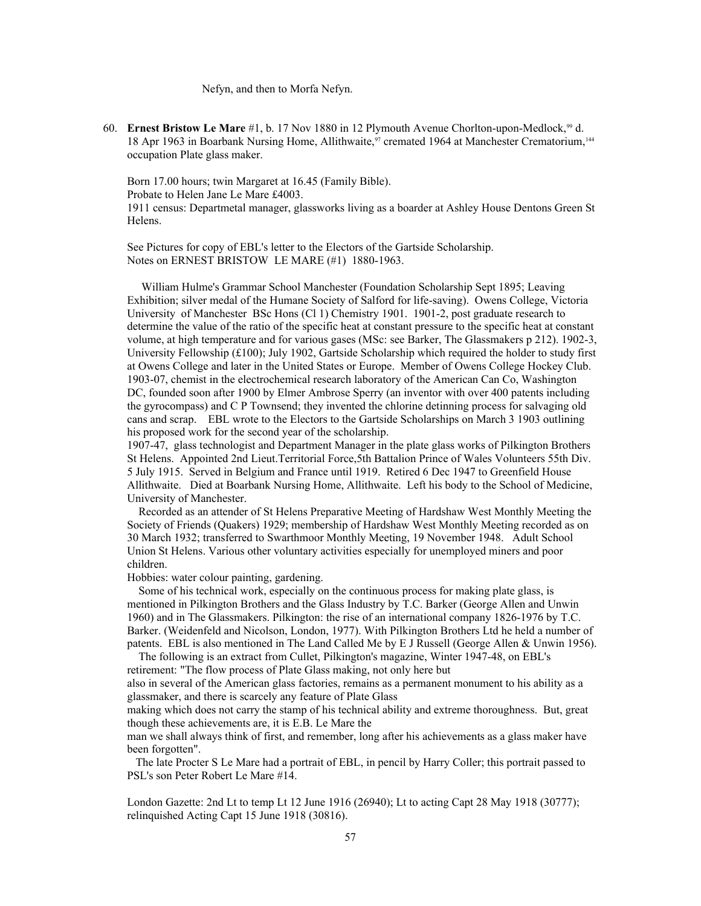Nefyn, and then to Morfa Nefyn.

60. **Ernest Bristow Le Mare** #1, b. 17 Nov 1880 in 12 Plymouth Avenue Chorlton-upon-Medlock,[99] d. 18 Apr 1963 in Boarbank Nursing Home, Allithwaite,[97] cremated 1964 at Manchester Crematorium,[144] occupation Plate glass maker.

   Born 17.00 hours; twin Margaret at 16.45 (Family Bible).
   Probate to Helen Jane Le Mare £4003.
   1911 census: Departmetal manager, glassworks living as a boarder at Ashley House Dentons Green St Helens.

   See Pictures for copy of EBL's letter to the Electors of the Gartside Scholarship.
   Notes on ERNEST BRISTOW LE MARE (#1) 1880-1963.

   William Hulme's Grammar School Manchester (Foundation Scholarship Sept 1895; Leaving Exhibition; silver medal of the Humane Society of Salford for life-saving). Owens College, Victoria University of Manchester BSc Hons (Cl 1) Chemistry 1901. 1901-2, post graduate research to determine the value of the ratio of the specific heat at constant pressure to the specific heat at constant volume, at high temperature and for various gases (MSc: see Barker, The Glassmakers p 212). 1902-3, University Fellowship (£100); July 1902, Gartside Scholarship which required the holder to study first at Owens College and later in the United States or Europe. Member of Owens College Hockey Club. 1903-07, chemist in the electrochemical research laboratory of the American Can Co, Washington DC, founded soon after 1900 by Elmer Ambrose Sperry (an inventor with over 400 patents including the gyrocompass) and C P Townsend; they invented the chlorine detinning process for salvaging old cans and scrap. EBL wrote to the Electors to the Gartside Scholarships on March 3 1903 outlining his proposed work for the second year of the scholarship.
   1907-47, glass technologist and Department Manager in the plate glass works of Pilkington Brothers St Helens. Appointed 2nd Lieut.Territorial Force,5th Battalion Prince of Wales Volunteers 55th Div. 5 July 1915. Served in Belgium and France until 1919. Retired 6 Dec 1947 to Greenfield House Allithwaite. Died at Boarbank Nursing Home, Allithwaite. Left his body to the School of Medicine, University of Manchester.
   Recorded as an attender of St Helens Preparative Meeting of Hardshaw West Monthly Meeting the Society of Friends (Quakers) 1929; membership of Hardshaw West Monthly Meeting recorded as on 30 March 1932; transferred to Swarthmoor Monthly Meeting, 19 November 1948. Adult School Union St Helens. Various other voluntary activities especially for unemployed miners and poor children.
   Hobbies: water colour painting, gardening.
   Some of his technical work, especially on the continuous process for making plate glass, is mentioned in Pilkington Brothers and the Glass Industry by T.C. Barker (George Allen and Unwin 1960) and in The Glassmakers. Pilkington: the rise of an international company 1826-1976 by T.C. Barker. (Weidenfeld and Nicolson, London, 1977). With Pilkington Brothers Ltd he held a number of patents. EBL is also mentioned in The Land Called Me by E J Russell (George Allen & Unwin 1956).
   The following is an extract from Cullet, Pilkington's magazine, Winter 1947-48, on EBL's retirement: "The flow process of Plate Glass making, not only here but also in several of the American glass factories, remains as a permanent monument to his ability as a glassmaker, and there is scarcely any feature of Plate Glass making which does not carry the stamp of his technical ability and extreme thoroughness. But, great though these achievements are, it is E.B. Le Mare the man we shall always think of first, and remember, long after his achievements as a glass maker have been forgotten".
   The late Procter S Le Mare had a portrait of EBL, in pencil by Harry Coller; this portrait passed to PSL's son Peter Robert Le Mare #14.

   London Gazette: 2nd Lt to temp Lt 12 June 1916 (26940); Lt to acting Capt 28 May 1918 (30777); relinquished Acting Capt 15 June 1918 (30816).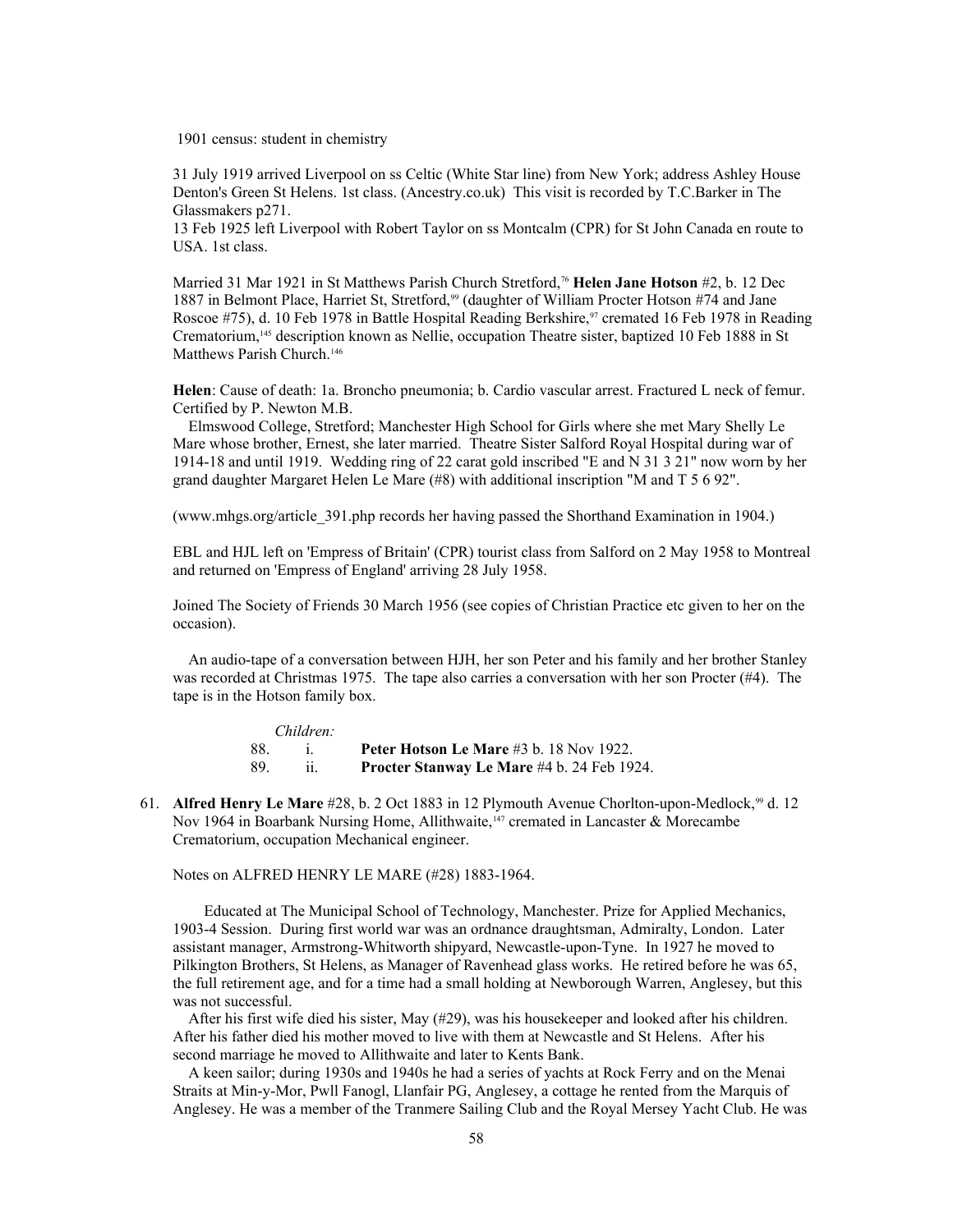1901 census: student in chemistry

31 July 1919 arrived Liverpool on ss Celtic (White Star line) from New York; address Ashley House Denton's Green St Helens. 1st class. (Ancestry.co.uk) This visit is recorded by T.C.Barker in The Glassmakers p271.
13 Feb 1925 left Liverpool with Robert Taylor on ss Montcalm (CPR) for St John Canada en route to USA. 1st class.

Married 31 Mar 1921 in St Matthews Parish Church Stretford,[76] **Helen Jane Hotson** #2, b. 12 Dec 1887 in Belmont Place, Harriet St, Stretford,[99] (daughter of William Procter Hotson #74 and Jane Roscoe #75), d. 10 Feb 1978 in Battle Hospital Reading Berkshire,[97] cremated 16 Feb 1978 in Reading Crematorium,[145] description known as Nellie, occupation Theatre sister, baptized 10 Feb 1888 in St Matthews Parish Church.[146]

**Helen**: Cause of death: 1a. Broncho pneumonia; b. Cardio vascular arrest. Fractured L neck of femur. Certified by P. Newton M.B.
Elmswood College, Stretford; Manchester High School for Girls where she met Mary Shelly Le Mare whose brother, Ernest, she later married. Theatre Sister Salford Royal Hospital during war of 1914-18 and until 1919. Wedding ring of 22 carat gold inscribed "E and N 31 3 21" now worn by her grand daughter Margaret Helen Le Mare (#8) with additional inscription "M and T 5 6 92".

(www.mhgs.org/article_391.php records her having passed the Shorthand Examination in 1904.)

EBL and HJL left on 'Empress of Britain' (CPR) tourist class from Salford on 2 May 1958 to Montreal and returned on 'Empress of England' arriving 28 July 1958.

Joined The Society of Friends 30 March 1956 (see copies of Christian Practice etc given to her on the occasion).

An audio-tape of a conversation between HJH, her son Peter and his family and her brother Stanley was recorded at Christmas 1975. The tape also carries a conversation with her son Procter (#4). The tape is in the Hotson family box.

*Children:*

88. i. **Peter Hotson Le Mare** #3 b. 18 Nov 1922.
89. ii. **Procter Stanway Le Mare** #4 b. 24 Feb 1924.

61. **Alfred Henry Le Mare** #28, b. 2 Oct 1883 in 12 Plymouth Avenue Chorlton-upon-Medlock,[99] d. 12 Nov 1964 in Boarbank Nursing Home, Allithwaite,[147] cremated in Lancaster & Morecambe Crematorium, occupation Mechanical engineer.

Notes on ALFRED HENRY LE MARE (#28) 1883-1964.

Educated at The Municipal School of Technology, Manchester. Prize for Applied Mechanics, 1903-4 Session. During first world war was an ordnance draughtsman, Admiralty, London. Later assistant manager, Armstrong-Whitworth shipyard, Newcastle-upon-Tyne. In 1927 he moved to Pilkington Brothers, St Helens, as Manager of Ravenhead glass works. He retired before he was 65, the full retirement age, and for a time had a small holding at Newborough Warren, Anglesey, but this was not successful.
After his first wife died his sister, May (#29), was his housekeeper and looked after his children. After his father died his mother moved to live with them at Newcastle and St Helens. After his second marriage he moved to Allithwaite and later to Kents Bank.
A keen sailor; during 1930s and 1940s he had a series of yachts at Rock Ferry and on the Menai Straits at Min-y-Mor, Pwll Fanogl, Llanfair PG, Anglesey, a cottage he rented from the Marquis of Anglesey. He was a member of the Tranmere Sailing Club and the Royal Mersey Yacht Club. He was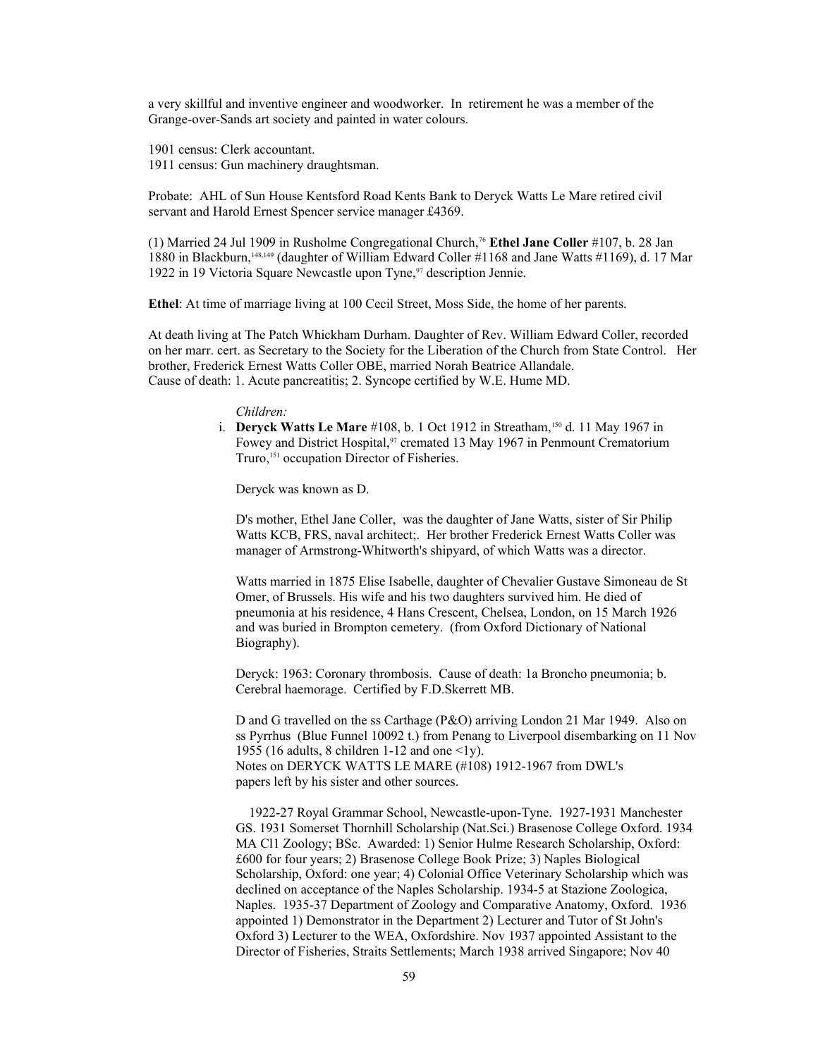a very skillful and inventive engineer and woodworker. In retirement he was a member of the Grange-over-Sands art society and painted in water colours.

1901 census: Clerk accountant.
1911 census: Gun machinery draughtsman.

Probate: AHL of Sun House Kentsford Road Kents Bank to Deryck Watts Le Mare retired civil servant and Harold Ernest Spencer service manager £4369.

(1) Married 24 Jul 1909 in Rusholme Congregational Church,[76] **Ethel Jane Coller** #107, b. 28 Jan 1880 in Blackburn,[148,149] (daughter of William Edward Coller #1168 and Jane Watts #1169), d. 17 Mar 1922 in 19 Victoria Square Newcastle upon Tyne,[97] description Jennie.

**Ethel**: At time of marriage living at 100 Cecil Street, Moss Side, the home of her parents.

At death living at The Patch Whickham Durham. Daughter of Rev. William Edward Coller, recorded on her marr. cert. as Secretary to the Society for the Liberation of the Church from State Control. Her brother, Frederick Ernest Watts Coller OBE, married Norah Beatrice Allandale.
Cause of death: 1. Acute pancreatitis; 2. Syncope certified by W.E. Hume MD.

*Children:*

i. **Deryck Watts Le Mare** #108, b. 1 Oct 1912 in Streatham,[150] d. 11 May 1967 in Fowey and District Hospital,[97] cremated 13 May 1967 in Penmount Crematorium Truro,[151] occupation Director of Fisheries.

Deryck was known as D.

D's mother, Ethel Jane Coller, was the daughter of Jane Watts, sister of Sir Philip Watts KCB, FRS, naval architect;. Her brother Frederick Ernest Watts Coller was manager of Armstrong-Whitworth's shipyard, of which Watts was a director.

Watts married in 1875 Elise Isabelle, daughter of Chevalier Gustave Simoneau de St Omer, of Brussels. His wife and his two daughters survived him. He died of pneumonia at his residence, 4 Hans Crescent, Chelsea, London, on 15 March 1926 and was buried in Brompton cemetery. (from Oxford Dictionary of National Biography).

Deryck: 1963: Coronary thrombosis. Cause of death: 1a Broncho pneumonia; b. Cerebral haemorage. Certified by F.D.Skerrett MB.

D and G travelled on the ss Carthage (P&O) arriving London 21 Mar 1949. Also on ss Pyrrhus (Blue Funnel 10092 t.) from Penang to Liverpool disembarking on 11 Nov 1955 (16 adults, 8 children 1-12 and one <1y).
Notes on DERYCK WATTS LE MARE (#108) 1912-1967 from DWL's papers left by his sister and other sources.

1922-27 Royal Grammar School, Newcastle-upon-Tyne. 1927-1931 Manchester GS. 1931 Somerset Thornhill Scholarship (Nat.Sci.) Brasenose College Oxford. 1934 MA Cl1 Zoology; BSc. Awarded: 1) Senior Hulme Research Scholarship, Oxford: £600 for four years; 2) Brasenose College Book Prize; 3) Naples Biological Scholarship, Oxford: one year; 4) Colonial Office Veterinary Scholarship which was declined on acceptance of the Naples Scholarship. 1934-5 at Stazione Zoologica, Naples. 1935-37 Department of Zoology and Comparative Anatomy, Oxford. 1936 appointed 1) Demonstrator in the Department 2) Lecturer and Tutor of St John's Oxford 3) Lecturer to the WEA, Oxfordshire. Nov 1937 appointed Assistant to the Director of Fisheries, Straits Settlements; March 1938 arrived Singapore; Nov 40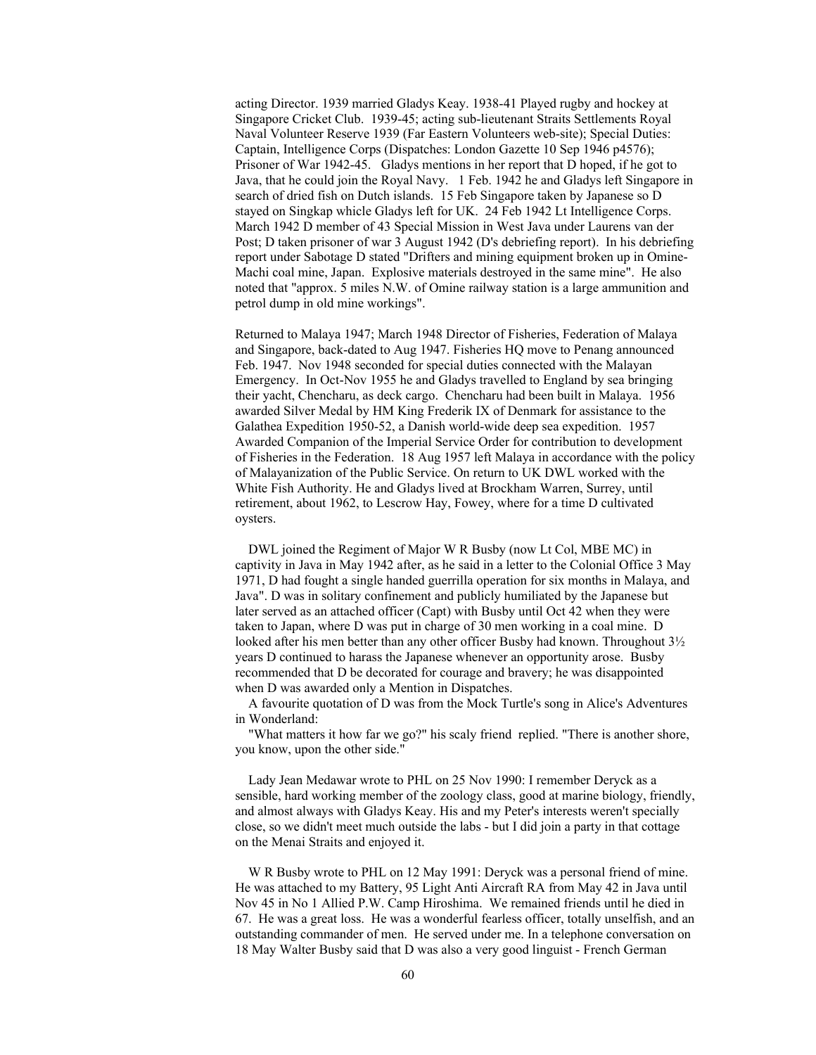acting Director. 1939 married Gladys Keay. 1938-41 Played rugby and hockey at Singapore Cricket Club. 1939-45; acting sub-lieutenant Straits Settlements Royal Naval Volunteer Reserve 1939 (Far Eastern Volunteers web-site); Special Duties: Captain, Intelligence Corps (Dispatches: London Gazette 10 Sep 1946 p4576); Prisoner of War 1942-45. Gladys mentions in her report that D hoped, if he got to Java, that he could join the Royal Navy. 1 Feb. 1942 he and Gladys left Singapore in search of dried fish on Dutch islands. 15 Feb Singapore taken by Japanese so D stayed on Singkap whicle Gladys left for UK. 24 Feb 1942 Lt Intelligence Corps. March 1942 D member of 43 Special Mission in West Java under Laurens van der Post; D taken prisoner of war 3 August 1942 (D's debriefing report). In his debriefing report under Sabotage D stated "Drifters and mining equipment broken up in Omine-Machi coal mine, Japan. Explosive materials destroyed in the same mine". He also noted that "approx. 5 miles N.W. of Omine railway station is a large ammunition and petrol dump in old mine workings".

Returned to Malaya 1947; March 1948 Director of Fisheries, Federation of Malaya and Singapore, back-dated to Aug 1947. Fisheries HQ move to Penang announced Feb. 1947. Nov 1948 seconded for special duties connected with the Malayan Emergency. In Oct-Nov 1955 he and Gladys travelled to England by sea bringing their yacht, Chencharu, as deck cargo. Chencharu had been built in Malaya. 1956 awarded Silver Medal by HM King Frederik IX of Denmark for assistance to the Galathea Expedition 1950-52, a Danish world-wide deep sea expedition. 1957 Awarded Companion of the Imperial Service Order for contribution to development of Fisheries in the Federation. 18 Aug 1957 left Malaya in accordance with the policy of Malayanization of the Public Service. On return to UK DWL worked with the White Fish Authority. He and Gladys lived at Brockham Warren, Surrey, until retirement, about 1962, to Lescrow Hay, Fowey, where for a time D cultivated oysters.

DWL joined the Regiment of Major W R Busby (now Lt Col, MBE MC) in captivity in Java in May 1942 after, as he said in a letter to the Colonial Office 3 May 1971, D had fought a single handed guerrilla operation for six months in Malaya, and Java". D was in solitary confinement and publicly humiliated by the Japanese but later served as an attached officer (Capt) with Busby until Oct 42 when they were taken to Japan, where D was put in charge of 30 men working in a coal mine. D looked after his men better than any other officer Busby had known. Throughout 3½ years D continued to harass the Japanese whenever an opportunity arose. Busby recommended that D be decorated for courage and bravery; he was disappointed when D was awarded only a Mention in Dispatches.

A favourite quotation of D was from the Mock Turtle's song in Alice's Adventures in Wonderland:

"What matters it how far we go?" his scaly friend replied. "There is another shore, you know, upon the other side."

Lady Jean Medawar wrote to PHL on 25 Nov 1990: I remember Deryck as a sensible, hard working member of the zoology class, good at marine biology, friendly, and almost always with Gladys Keay. His and my Peter's interests weren't specially close, so we didn't meet much outside the labs - but I did join a party in that cottage on the Menai Straits and enjoyed it.

W R Busby wrote to PHL on 12 May 1991: Deryck was a personal friend of mine. He was attached to my Battery, 95 Light Anti Aircraft RA from May 42 in Java until Nov 45 in No 1 Allied P.W. Camp Hiroshima. We remained friends until he died in 67. He was a great loss. He was a wonderful fearless officer, totally unselfish, and an outstanding commander of men. He served under me. In a telephone conversation on 18 May Walter Busby said that D was also a very good linguist - French German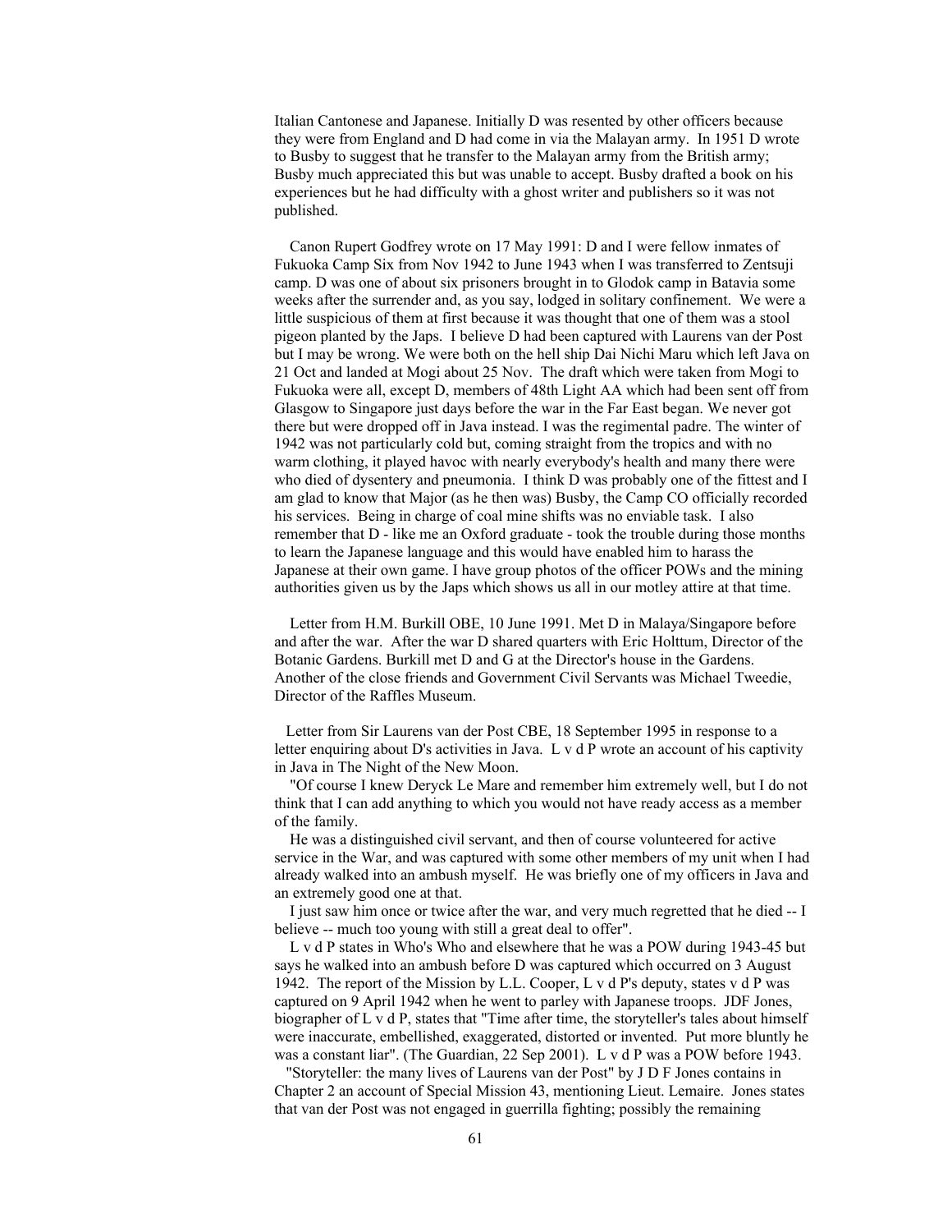Italian Cantonese and Japanese. Initially D was resented by other officers because they were from England and D had come in via the Malayan army. In 1951 D wrote to Busby to suggest that he transfer to the Malayan army from the British army; Busby much appreciated this but was unable to accept. Busby drafted a book on his experiences but he had difficulty with a ghost writer and publishers so it was not published.

Canon Rupert Godfrey wrote on 17 May 1991: D and I were fellow inmates of Fukuoka Camp Six from Nov 1942 to June 1943 when I was transferred to Zentsuji camp. D was one of about six prisoners brought in to Glodok camp in Batavia some weeks after the surrender and, as you say, lodged in solitary confinement. We were a little suspicious of them at first because it was thought that one of them was a stool pigeon planted by the Japs. I believe D had been captured with Laurens van der Post but I may be wrong. We were both on the hell ship Dai Nichi Maru which left Java on 21 Oct and landed at Mogi about 25 Nov. The draft which were taken from Mogi to Fukuoka were all, except D, members of 48th Light AA which had been sent off from Glasgow to Singapore just days before the war in the Far East began. We never got there but were dropped off in Java instead. I was the regimental padre. The winter of 1942 was not particularly cold but, coming straight from the tropics and with no warm clothing, it played havoc with nearly everybody's health and many there were who died of dysentery and pneumonia. I think D was probably one of the fittest and I am glad to know that Major (as he then was) Busby, the Camp CO officially recorded his services. Being in charge of coal mine shifts was no enviable task. I also remember that D - like me an Oxford graduate - took the trouble during those months to learn the Japanese language and this would have enabled him to harass the Japanese at their own game. I have group photos of the officer POWs and the mining authorities given us by the Japs which shows us all in our motley attire at that time.

Letter from H.M. Burkill OBE, 10 June 1991. Met D in Malaya/Singapore before and after the war. After the war D shared quarters with Eric Holttum, Director of the Botanic Gardens. Burkill met D and G at the Director's house in the Gardens. Another of the close friends and Government Civil Servants was Michael Tweedie, Director of the Raffles Museum.

Letter from Sir Laurens van der Post CBE, 18 September 1995 in response to a letter enquiring about D's activities in Java. L v d P wrote an account of his captivity in Java in The Night of the New Moon.

"Of course I knew Deryck Le Mare and remember him extremely well, but I do not think that I can add anything to which you would not have ready access as a member of the family.

He was a distinguished civil servant, and then of course volunteered for active service in the War, and was captured with some other members of my unit when I had already walked into an ambush myself. He was briefly one of my officers in Java and an extremely good one at that.

I just saw him once or twice after the war, and very much regretted that he died -- I believe -- much too young with still a great deal to offer".

L v d P states in Who's Who and elsewhere that he was a POW during 1943-45 but says he walked into an ambush before D was captured which occurred on 3 August 1942. The report of the Mission by L.L. Cooper, L v d P's deputy, states v d P was captured on 9 April 1942 when he went to parley with Japanese troops. JDF Jones, biographer of L v d P, states that "Time after time, the storyteller's tales about himself were inaccurate, embellished, exaggerated, distorted or invented. Put more bluntly he was a constant liar". (The Guardian, 22 Sep 2001). L v d P was a POW before 1943.

"Storyteller: the many lives of Laurens van der Post" by J D F Jones contains in Chapter 2 an account of Special Mission 43, mentioning Lieut. Lemaire. Jones states that van der Post was not engaged in guerrilla fighting; possibly the remaining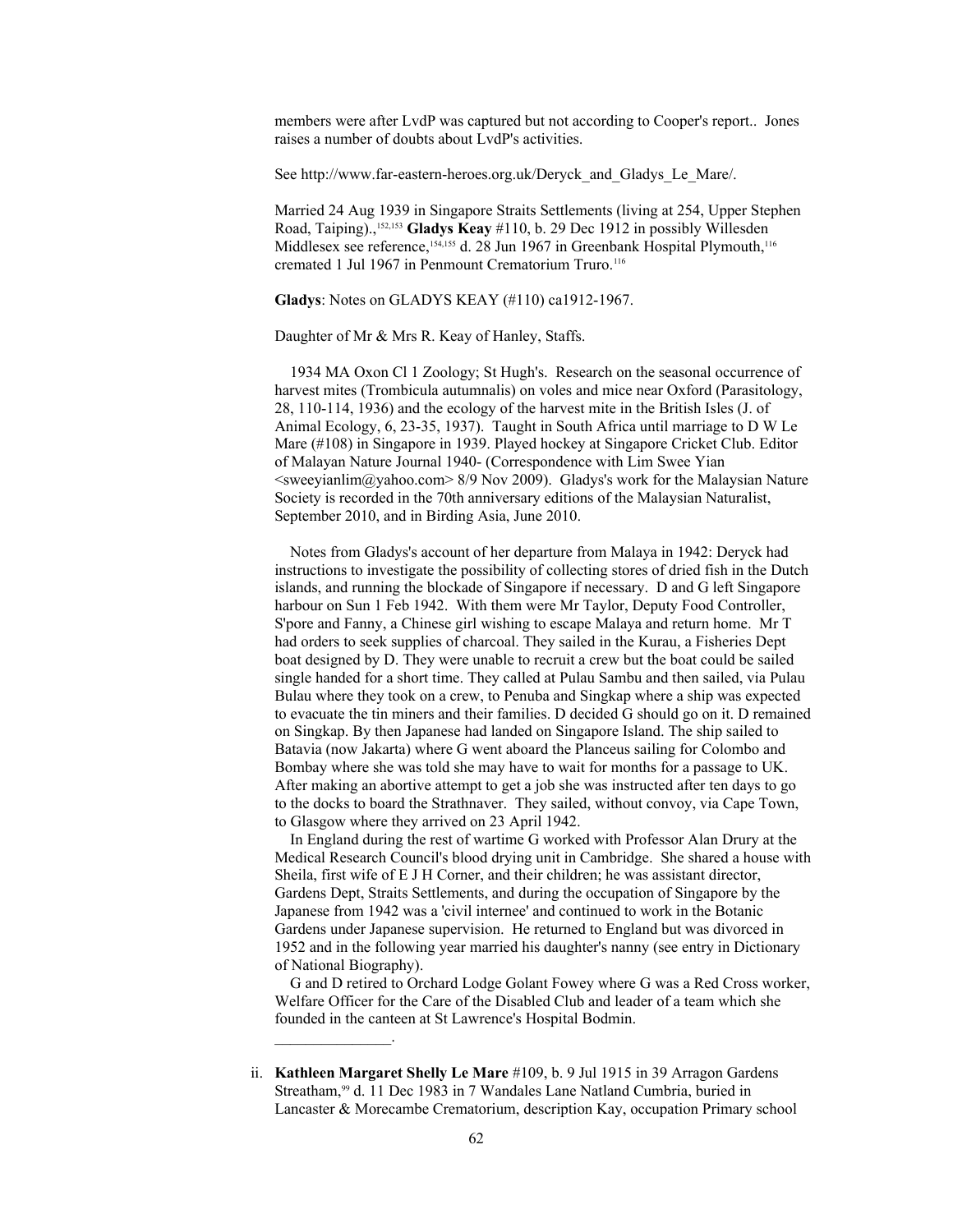members were after LvdP was captured but not according to Cooper's report.. Jones raises a number of doubts about LvdP's activities.

See http://www.far-eastern-heroes.org.uk/Deryck_and_Gladys_Le_Mare/.

Married 24 Aug 1939 in Singapore Straits Settlements (living at 254, Upper Stephen Road, Taiping).,[152,153] **Gladys Keay** #110, b. 29 Dec 1912 in possibly Willesden Middlesex see reference,[154,155] d. 28 Jun 1967 in Greenbank Hospital Plymouth,[116] cremated 1 Jul 1967 in Penmount Crematorium Truro.[116]

**Gladys**: Notes on GLADYS KEAY (#110) ca1912-1967.

Daughter of Mr & Mrs R. Keay of Hanley, Staffs.

1934 MA Oxon Cl 1 Zoology; St Hugh's. Research on the seasonal occurrence of harvest mites (Trombicula autumnalis) on voles and mice near Oxford (Parasitology, 28, 110-114, 1936) and the ecology of the harvest mite in the British Isles (J. of Animal Ecology, 6, 23-35, 1937). Taught in South Africa until marriage to D W Le Mare (#108) in Singapore in 1939. Played hockey at Singapore Cricket Club. Editor of Malayan Nature Journal 1940- (Correspondence with Lim Swee Yian <sweeyianlim@yahoo.com> 8/9 Nov 2009). Gladys's work for the Malaysian Nature Society is recorded in the 70th anniversary editions of the Malaysian Naturalist, September 2010, and in Birding Asia, June 2010.

Notes from Gladys's account of her departure from Malaya in 1942: Deryck had instructions to investigate the possibility of collecting stores of dried fish in the Dutch islands, and running the blockade of Singapore if necessary. D and G left Singapore harbour on Sun 1 Feb 1942. With them were Mr Taylor, Deputy Food Controller, S'pore and Fanny, a Chinese girl wishing to escape Malaya and return home. Mr T had orders to seek supplies of charcoal. They sailed in the Kurau, a Fisheries Dept boat designed by D. They were unable to recruit a crew but the boat could be sailed single handed for a short time. They called at Pulau Sambu and then sailed, via Pulau Bulau where they took on a crew, to Penuba and Singkap where a ship was expected to evacuate the tin miners and their families. D decided G should go on it. D remained on Singkap. By then Japanese had landed on Singapore Island. The ship sailed to Batavia (now Jakarta) where G went aboard the Planceus sailing for Colombo and Bombay where she was told she may have to wait for months for a passage to UK. After making an abortive attempt to get a job she was instructed after ten days to go to the docks to board the Strathnaver. They sailed, without convoy, via Cape Town, to Glasgow where they arrived on 23 April 1942.

In England during the rest of wartime G worked with Professor Alan Drury at the Medical Research Council's blood drying unit in Cambridge. She shared a house with Sheila, first wife of E J H Corner, and their children; he was assistant director, Gardens Dept, Straits Settlements, and during the occupation of Singapore by the Japanese from 1942 was a 'civil internee' and continued to work in the Botanic Gardens under Japanese supervision. He returned to England but was divorced in 1952 and in the following year married his daughter's nanny (see entry in Dictionary of National Biography).

G and D retired to Orchard Lodge Golant Fowey where G was a Red Cross worker, Welfare Officer for the Care of the Disabled Club and leader of a team which she founded in the canteen at St Lawrence's Hospital Bodmin.

_______________.

ii. **Kathleen Margaret Shelly Le Mare** #109, b. 9 Jul 1915 in 39 Arragon Gardens Streatham,[99] d. 11 Dec 1983 in 7 Wandales Lane Natland Cumbria, buried in Lancaster & Morecambe Crematorium, description Kay, occupation Primary school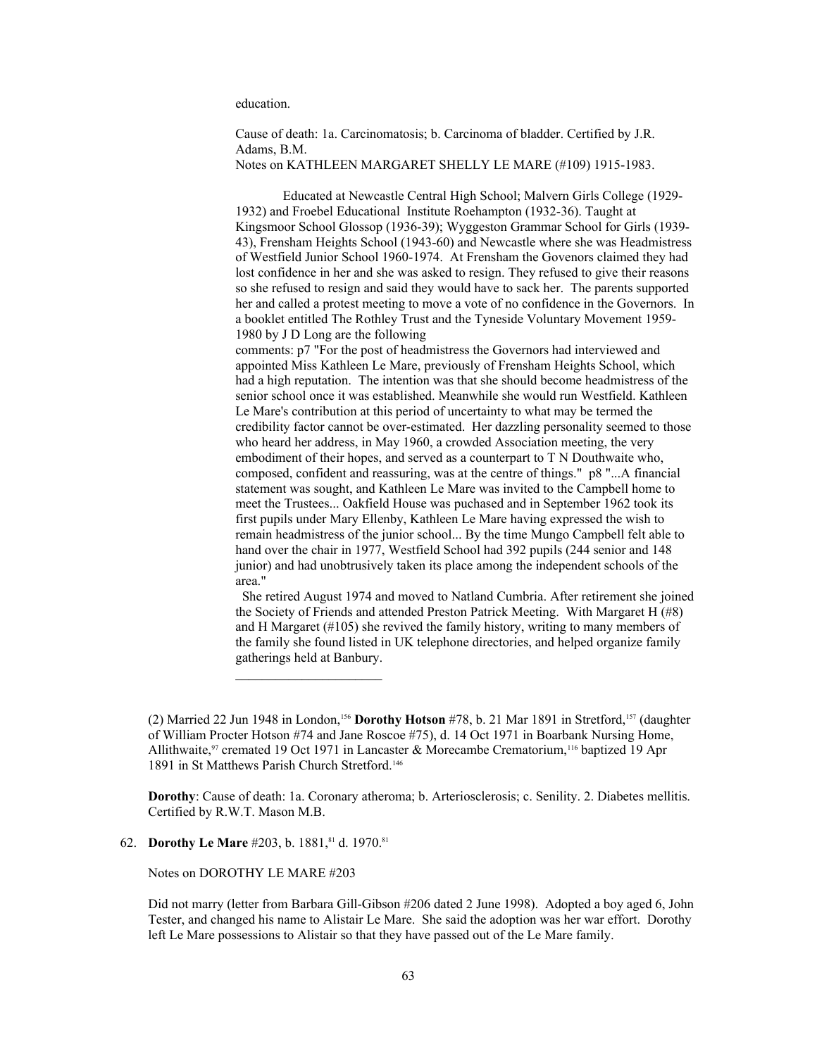education.

Cause of death: 1a. Carcinomatosis; b. Carcinoma of bladder. Certified by J.R. Adams, B.M.

Notes on KATHLEEN MARGARET SHELLY LE MARE (#109) 1915-1983.

Educated at Newcastle Central High School; Malvern Girls College (1929-1932) and Froebel Educational Institute Roehampton (1932-36). Taught at Kingsmoor School Glossop (1936-39); Wyggeston Grammar School for Girls (1939-43), Frensham Heights School (1943-60) and Newcastle where she was Headmistress of Westfield Junior School 1960-1974. At Frensham the Govenors claimed they had lost confidence in her and she was asked to resign. They refused to give their reasons so she refused to resign and said they would have to sack her. The parents supported her and called a protest meeting to move a vote of no confidence in the Governors. In a booklet entitled The Rothley Trust and the Tyneside Voluntary Movement 1959-1980 by J D Long are the following comments: p7 "For the post of headmistress the Governors had interviewed and appointed Miss Kathleen Le Mare, previously of Frensham Heights School, which had a high reputation. The intention was that she should become headmistress of the senior school once it was established. Meanwhile she would run Westfield. Kathleen Le Mare's contribution at this period of uncertainty to what may be termed the credibility factor cannot be over-estimated. Her dazzling personality seemed to those who heard her address, in May 1960, a crowded Association meeting, the very embodiment of their hopes, and served as a counterpart to T N Douthwaite who, composed, confident and reassuring, was at the centre of things." p8 "...A financial statement was sought, and Kathleen Le Mare was invited to the Campbell home to meet the Trustees... Oakfield House was puchased and in September 1962 took its first pupils under Mary Ellenby, Kathleen Le Mare having expressed the wish to remain headmistress of the junior school... By the time Mungo Campbell felt able to hand over the chair in 1977, Westfield School had 392 pupils (244 senior and 148 junior) and had unobtrusively taken its place among the independent schools of the area."

She retired August 1974 and moved to Natland Cumbria. After retirement she joined the Society of Friends and attended Preston Patrick Meeting. With Margaret H (#8) and H Margaret (#105) she revived the family history, writing to many members of the family she found listed in UK telephone directories, and helped organize family gatherings held at Banbury.

---

(2) Married 22 Jun 1948 in London,[156] **Dorothy Hotson** #78, b. 21 Mar 1891 in Stretford,[157] (daughter of William Procter Hotson #74 and Jane Roscoe #75), d. 14 Oct 1971 in Boarbank Nursing Home, Allithwaite,[97] cremated 19 Oct 1971 in Lancaster & Morecambe Crematorium,[116] baptized 19 Apr 1891 in St Matthews Parish Church Stretford.[146]

**Dorothy**: Cause of death: 1a. Coronary atheroma; b. Arteriosclerosis; c. Senility. 2. Diabetes mellitis. Certified by R.W.T. Mason M.B.

62. **Dorothy Le Mare** #203, b. 1881,[81] d. 1970.[81]

Notes on DOROTHY LE MARE #203

Did not marry (letter from Barbara Gill-Gibson #206 dated 2 June 1998). Adopted a boy aged 6, John Tester, and changed his name to Alistair Le Mare. She said the adoption was her war effort. Dorothy left Le Mare possessions to Alistair so that they have passed out of the Le Mare family.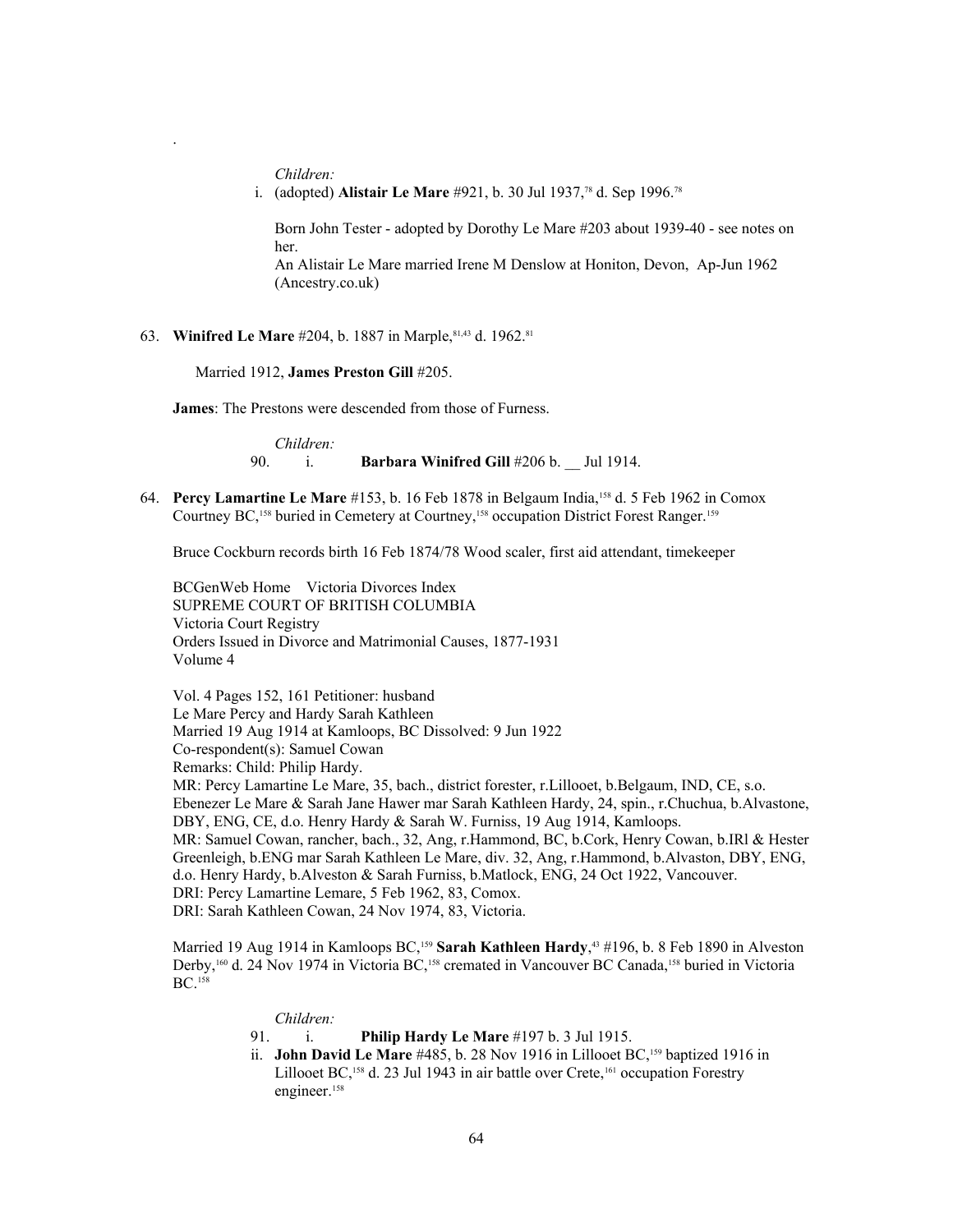.

*Children:*

i. (adopted) **Alistair Le Mare** #921, b. 30 Jul 1937,[78] d. Sep 1996.[78]

Born John Tester - adopted by Dorothy Le Mare #203 about 1939-40 - see notes on her.
An Alistair Le Mare married Irene M Denslow at Honiton, Devon, Ap-Jun 1962 (Ancestry.co.uk)

63. **Winifred Le Mare** #204, b. 1887 in Marple,[81,43] d. 1962.[81]

Married 1912, **James Preston Gill** #205.

**James**: The Prestons were descended from those of Furness.

*Children:*

90. i. **Barbara Winifred Gill** #206 b. __ Jul 1914.

64. **Percy Lamartine Le Mare** #153, b. 16 Feb 1878 in Belgaum India,[158] d. 5 Feb 1962 in Comox Courtney BC,[158] buried in Cemetery at Courtney,[158] occupation District Forest Ranger.[159]

Bruce Cockburn records birth 16 Feb 1874/78 Wood scaler, first aid attendant, timekeeper

BCGenWeb Home Victoria Divorces Index
SUPREME COURT OF BRITISH COLUMBIA
Victoria Court Registry
Orders Issued in Divorce and Matrimonial Causes, 1877-1931
Volume 4

Vol. 4 Pages 152, 161 Petitioner: husband
Le Mare Percy and Hardy Sarah Kathleen
Married 19 Aug 1914 at Kamloops, BC Dissolved: 9 Jun 1922
Co-respondent(s): Samuel Cowan
Remarks: Child: Philip Hardy.
MR: Percy Lamartine Le Mare, 35, bach., district forester, r.Lillooet, b.Belgaum, IND, CE, s.o. Ebenezer Le Mare & Sarah Jane Hawer mar Sarah Kathleen Hardy, 24, spin., r.Chuchua, b.Alvastone, DBY, ENG, CE, d.o. Henry Hardy & Sarah W. Furniss, 19 Aug 1914, Kamloops.
MR: Samuel Cowan, rancher, bach., 32, Ang, r.Hammond, BC, b.Cork, Henry Cowan, b.IRl & Hester Greenleigh, b.ENG mar Sarah Kathleen Le Mare, div. 32, Ang, r.Hammond, b.Alvaston, DBY, ENG, d.o. Henry Hardy, b.Alveston & Sarah Furniss, b.Matlock, ENG, 24 Oct 1922, Vancouver.
DRI: Percy Lamartine Lemare, 5 Feb 1962, 83, Comox.
DRI: Sarah Kathleen Cowan, 24 Nov 1974, 83, Victoria.

Married 19 Aug 1914 in Kamloops BC,[159] **Sarah Kathleen Hardy**,[43] #196, b. 8 Feb 1890 in Alveston Derby,[160] d. 24 Nov 1974 in Victoria BC,[158] cremated in Vancouver BC Canada,[158] buried in Victoria BC.[158]

*Children:*

91. i. **Philip Hardy Le Mare** #197 b. 3 Jul 1915.

ii. **John David Le Mare** #485, b. 28 Nov 1916 in Lillooet BC,[159] baptized 1916 in Lillooet BC,[158] d. 23 Jul 1943 in air battle over Crete,[161] occupation Forestry engineer.[158]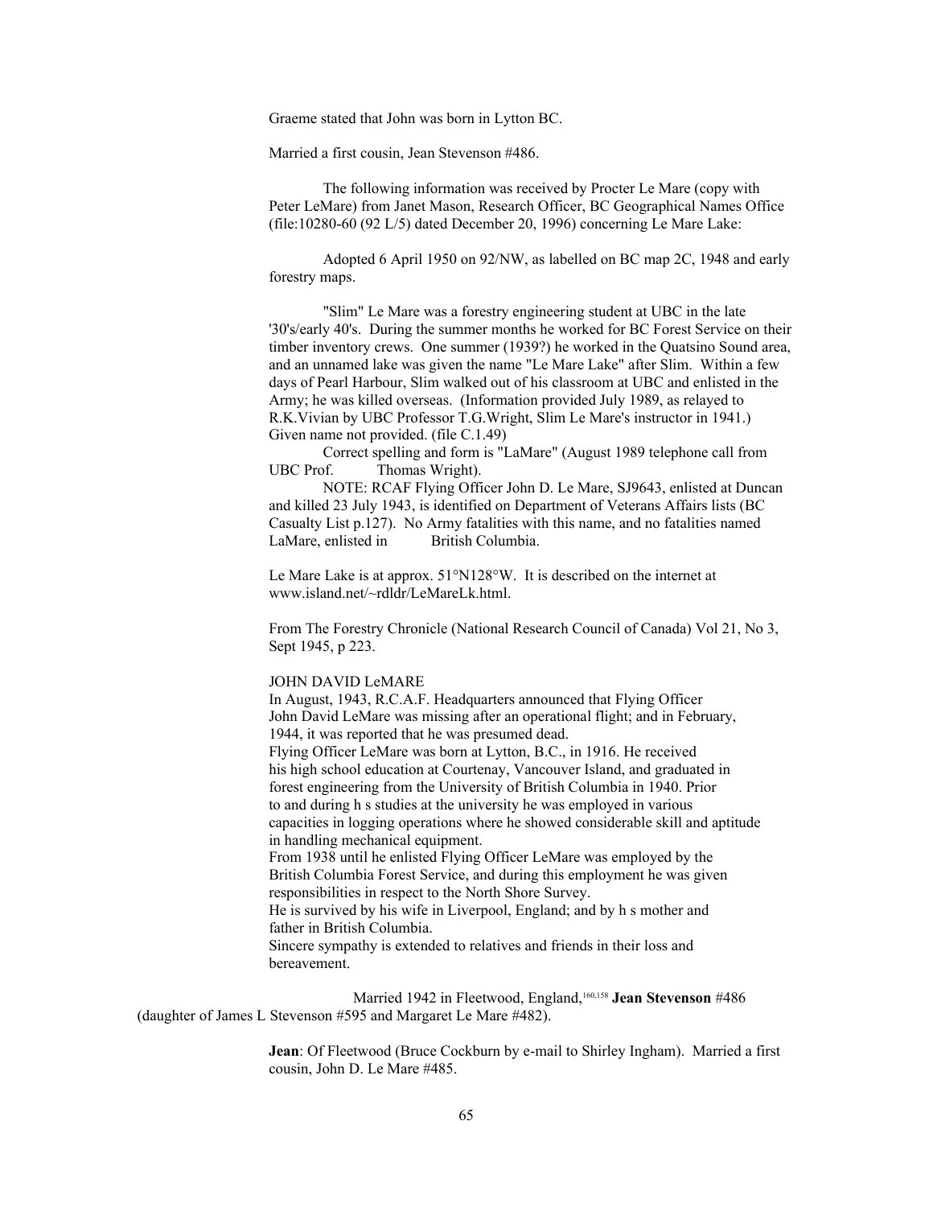Graeme stated that John was born in Lytton BC.

Married a first cousin, Jean Stevenson #486.

The following information was received by Procter Le Mare (copy with Peter LeMare) from Janet Mason, Research Officer, BC Geographical Names Office (file:10280-60 (92 L/5) dated December 20, 1996) concerning Le Mare Lake:

Adopted 6 April 1950 on 92/NW, as labelled on BC map 2C, 1948 and early forestry maps.

"Slim" Le Mare was a forestry engineering student at UBC in the late '30's/early 40's. During the summer months he worked for BC Forest Service on their timber inventory crews. One summer (1939?) he worked in the Quatsino Sound area, and an unnamed lake was given the name "Le Mare Lake" after Slim. Within a few days of Pearl Harbour, Slim walked out of his classroom at UBC and enlisted in the Army; he was killed overseas. (Information provided July 1989, as relayed to R.K.Vivian by UBC Professor T.G.Wright, Slim Le Mare's instructor in 1941.) Given name not provided. (file C.1.49)

Correct spelling and form is "LaMare" (August 1989 telephone call from UBC Prof. Thomas Wright).

NOTE: RCAF Flying Officer John D. Le Mare, SJ9643, enlisted at Duncan and killed 23 July 1943, is identified on Department of Veterans Affairs lists (BC Casualty List p.127). No Army fatalities with this name, and no fatalities named LaMare, enlisted in British Columbia.

Le Mare Lake is at approx. 51°N128°W. It is described on the internet at www.island.net/~rdldr/LeMareLk.html.

From The Forestry Chronicle (National Research Council of Canada) Vol 21, No 3, Sept 1945, p 223.

JOHN DAVID LeMARE

In August, 1943, R.C.A.F. Headquarters announced that Flying Officer John David LeMare was missing after an operational flight; and in February, 1944, it was reported that he was presumed dead.

Flying Officer LeMare was born at Lytton, B.C., in 1916. He received his high school education at Courtenay, Vancouver Island, and graduated in forest engineering from the University of British Columbia in 1940. Prior to and during h s studies at the university he was employed in various capacities in logging operations where he showed considerable skill and aptitude in handling mechanical equipment.

From 1938 until he enlisted Flying Officer LeMare was employed by the British Columbia Forest Service, and during this employment he was given responsibilities in respect to the North Shore Survey.

He is survived by his wife in Liverpool, England; and by h s mother and father in British Columbia.

Sincere sympathy is extended to relatives and friends in their loss and bereavement.

Married 1942 in Fleetwood, England,[160,158] **Jean Stevenson** #486 (daughter of James L Stevenson #595 and Margaret Le Mare #482).

**Jean**: Of Fleetwood (Bruce Cockburn by e-mail to Shirley Ingham). Married a first cousin, John D. Le Mare #485.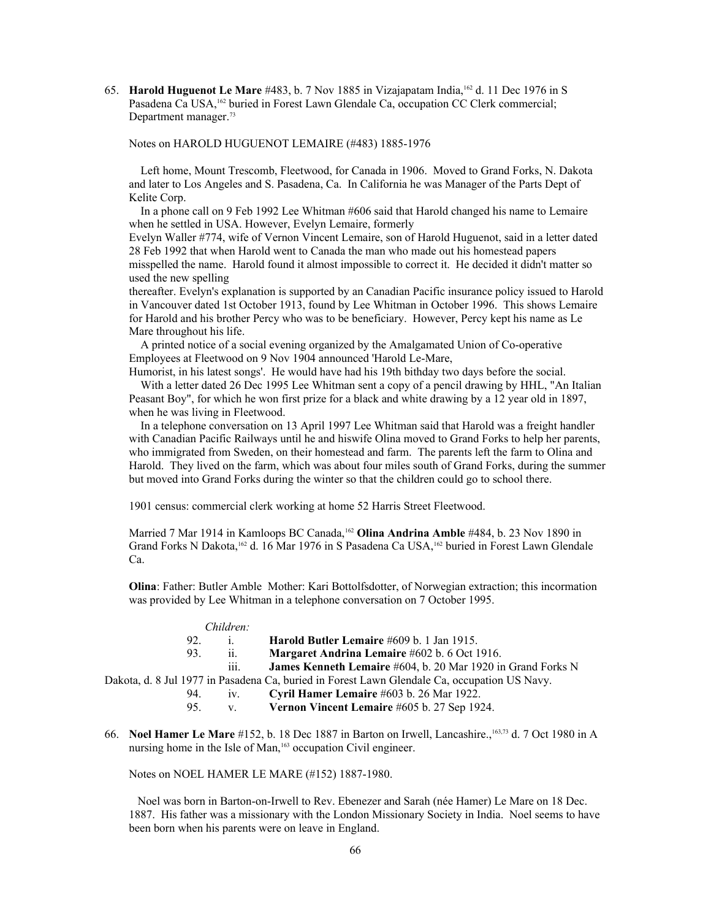65. **Harold Huguenot Le Mare** #483, b. 7 Nov 1885 in Vizajapatam India,[162] d. 11 Dec 1976 in S Pasadena Ca USA,[162] buried in Forest Lawn Glendale Ca, occupation CC Clerk commercial; Department manager.[73]

Notes on HAROLD HUGUENOT LEMAIRE (#483) 1885-1976

Left home, Mount Trescomb, Fleetwood, for Canada in 1906. Moved to Grand Forks, N. Dakota and later to Los Angeles and S. Pasadena, Ca. In California he was Manager of the Parts Dept of Kelite Corp.

In a phone call on 9 Feb 1992 Lee Whitman #606 said that Harold changed his name to Lemaire when he settled in USA. However, Evelyn Lemaire, formerly Evelyn Waller #774, wife of Vernon Vincent Lemaire, son of Harold Huguenot, said in a letter dated 28 Feb 1992 that when Harold went to Canada the man who made out his homestead papers misspelled the name. Harold found it almost impossible to correct it. He decided it didn't matter so used the new spelling thereafter. Evelyn's explanation is supported by an Canadian Pacific insurance policy issued to Harold in Vancouver dated 1st October 1913, found by Lee Whitman in October 1996. This shows Lemaire for Harold and his brother Percy who was to be beneficiary. However, Percy kept his name as Le Mare throughout his life.

A printed notice of a social evening organized by the Amalgamated Union of Co-operative Employees at Fleetwood on 9 Nov 1904 announced 'Harold Le-Mare, Humorist, in his latest songs'. He would have had his 19th bithday two days before the social.

With a letter dated 26 Dec 1995 Lee Whitman sent a copy of a pencil drawing by HHL, "An Italian Peasant Boy", for which he won first prize for a black and white drawing by a 12 year old in 1897, when he was living in Fleetwood.

In a telephone conversation on 13 April 1997 Lee Whitman said that Harold was a freight handler with Canadian Pacific Railways until he and hiswife Olina moved to Grand Forks to help her parents, who immigrated from Sweden, on their homestead and farm. The parents left the farm to Olina and Harold. They lived on the farm, which was about four miles south of Grand Forks, during the summer but moved into Grand Forks during the winter so that the children could go to school there.

1901 census: commercial clerk working at home 52 Harris Street Fleetwood.

Married 7 Mar 1914 in Kamloops BC Canada,[162] **Olina Andrina Amble** #484, b. 23 Nov 1890 in Grand Forks N Dakota,[162] d. 16 Mar 1976 in S Pasadena Ca USA,[162] buried in Forest Lawn Glendale Ca.

**Olina**: Father: Butler Amble Mother: Kari Bottolfsdotter, of Norwegian extraction; this incormation was provided by Lee Whitman in a telephone conversation on 7 October 1995.

*Children:*

92. i. **Harold Butler Lemaire** #609 b. 1 Jan 1915.
93. ii. **Margaret Andrina Lemaire** #602 b. 6 Oct 1916.
iii. **James Kenneth Lemaire** #604, b. 20 Mar 1920 in Grand Forks N Dakota, d. 8 Jul 1977 in Pasadena Ca, buried in Forest Lawn Glendale Ca, occupation US Navy.
94. iv. **Cyril Hamer Lemaire** #603 b. 26 Mar 1922.
95. v. **Vernon Vincent Lemaire** #605 b. 27 Sep 1924.

66. **Noel Hamer Le Mare** #152, b. 18 Dec 1887 in Barton on Irwell, Lancashire.,[163,73] d. 7 Oct 1980 in A nursing home in the Isle of Man,[163] occupation Civil engineer.

Notes on NOEL HAMER LE MARE (#152) 1887-1980.

Noel was born in Barton-on-Irwell to Rev. Ebenezer and Sarah (née Hamer) Le Mare on 18 Dec. 1887. His father was a missionary with the London Missionary Society in India. Noel seems to have been born when his parents were on leave in England.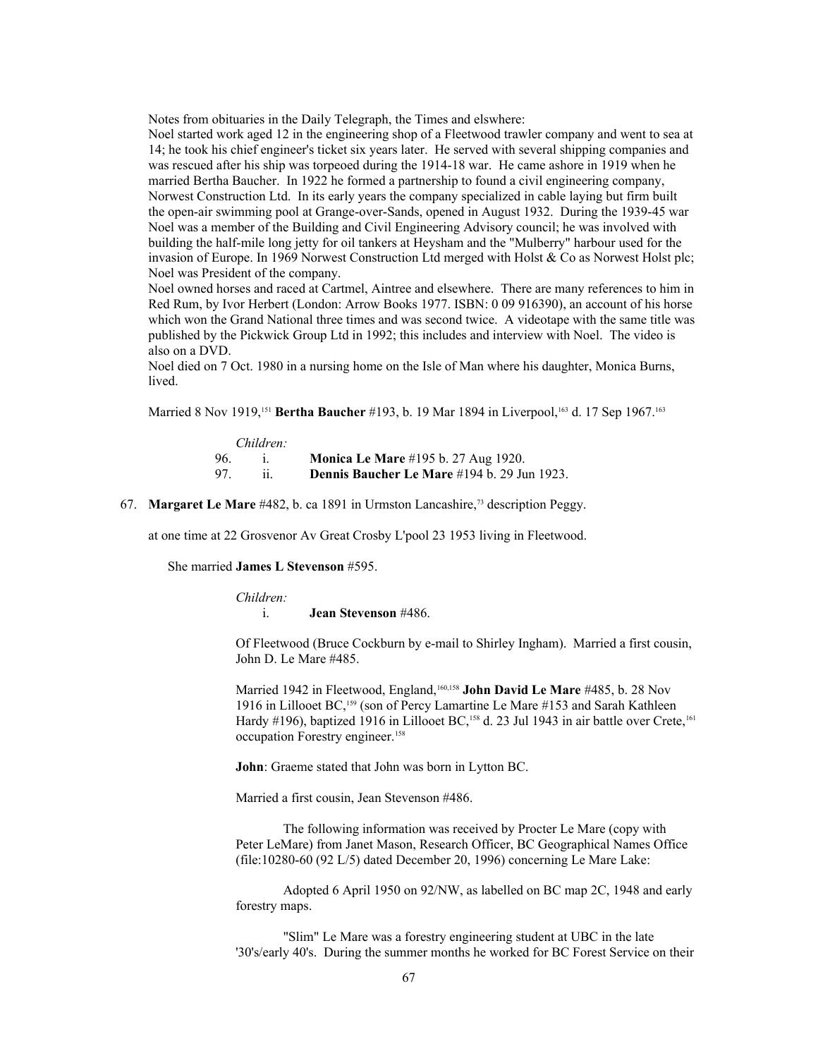Notes from obituaries in the Daily Telegraph, the Times and elswhere:
Noel started work aged 12 in the engineering shop of a Fleetwood trawler company and went to sea at 14; he took his chief engineer's ticket six years later. He served with several shipping companies and was rescued after his ship was torpeoed during the 1914-18 war. He came ashore in 1919 when he married Bertha Baucher. In 1922 he formed a partnership to found a civil engineering company, Norwest Construction Ltd. In its early years the company specialized in cable laying but firm built the open-air swimming pool at Grange-over-Sands, opened in August 1932. During the 1939-45 war Noel was a member of the Building and Civil Engineering Advisory council; he was involved with building the half-mile long jetty for oil tankers at Heysham and the "Mulberry" harbour used for the invasion of Europe. In 1969 Norwest Construction Ltd merged with Holst & Co as Norwest Holst plc; Noel was President of the company.
Noel owned horses and raced at Cartmel, Aintree and elsewhere. There are many references to him in Red Rum, by Ivor Herbert (London: Arrow Books 1977. ISBN: 0 09 916390), an account of his horse which won the Grand National three times and was second twice. A videotape with the same title was published by the Pickwick Group Ltd in 1992; this includes and interview with Noel. The video is also on a DVD.
Noel died on 7 Oct. 1980 in a nursing home on the Isle of Man where his daughter, Monica Burns, lived.

Married 8 Nov 1919,[151] **Bertha Baucher** #193, b. 19 Mar 1894 in Liverpool,[163] d. 17 Sep 1967.[163]

*Children:*

96. i. **Monica Le Mare** #195 b. 27 Aug 1920.
97. ii. **Dennis Baucher Le Mare** #194 b. 29 Jun 1923.

67. **Margaret Le Mare** #482, b. ca 1891 in Urmston Lancashire,[73] description Peggy.

at one time at 22 Grosvenor Av Great Crosby L'pool 23 1953 living in Fleetwood.

She married **James L Stevenson** #595.

*Children:*

i. **Jean Stevenson** #486.

Of Fleetwood (Bruce Cockburn by e-mail to Shirley Ingham). Married a first cousin, John D. Le Mare #485.

Married 1942 in Fleetwood, England,[160,158] **John David Le Mare** #485, b. 28 Nov 1916 in Lillooet BC,[159] (son of Percy Lamartine Le Mare #153 and Sarah Kathleen Hardy #196), baptized 1916 in Lillooet BC,[158] d. 23 Jul 1943 in air battle over Crete,[161] occupation Forestry engineer.[158]

**John**: Graeme stated that John was born in Lytton BC.

Married a first cousin, Jean Stevenson #486.

The following information was received by Procter Le Mare (copy with Peter LeMare) from Janet Mason, Research Officer, BC Geographical Names Office (file:10280-60 (92 L/5) dated December 20, 1996) concerning Le Mare Lake:

Adopted 6 April 1950 on 92/NW, as labelled on BC map 2C, 1948 and early forestry maps.

"Slim" Le Mare was a forestry engineering student at UBC in the late '30's/early 40's. During the summer months he worked for BC Forest Service on their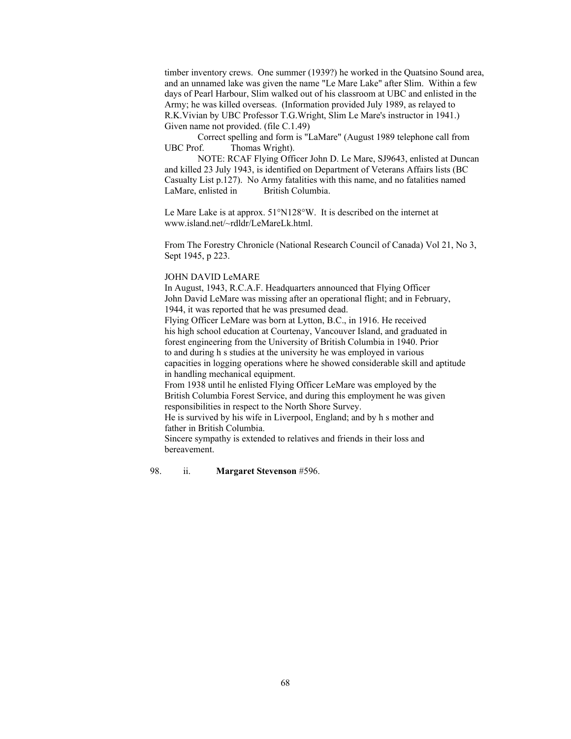timber inventory crews. One summer (1939?) he worked in the Quatsino Sound area, and an unnamed lake was given the name "Le Mare Lake" after Slim. Within a few days of Pearl Harbour, Slim walked out of his classroom at UBC and enlisted in the Army; he was killed overseas. (Information provided July 1989, as relayed to R.K.Vivian by UBC Professor T.G.Wright, Slim Le Mare's instructor in 1941.) Given name not provided. (file C.1.49)

Correct spelling and form is "LaMare" (August 1989 telephone call from UBC Prof. Thomas Wright).

NOTE: RCAF Flying Officer John D. Le Mare, SJ9643, enlisted at Duncan and killed 23 July 1943, is identified on Department of Veterans Affairs lists (BC Casualty List p.127). No Army fatalities with this name, and no fatalities named LaMare, enlisted in British Columbia.

Le Mare Lake is at approx. 51°N128°W. It is described on the internet at www.island.net/~rdldr/LeMareLk.html.

From The Forestry Chronicle (National Research Council of Canada) Vol 21, No 3, Sept 1945, p 223.

JOHN DAVID LeMARE

In August, 1943, R.C.A.F. Headquarters announced that Flying Officer John David LeMare was missing after an operational flight; and in February, 1944, it was reported that he was presumed dead.

Flying Officer LeMare was born at Lytton, B.C., in 1916. He received his high school education at Courtenay, Vancouver Island, and graduated in forest engineering from the University of British Columbia in 1940. Prior to and during h s studies at the university he was employed in various capacities in logging operations where he showed considerable skill and aptitude in handling mechanical equipment.

From 1938 until he enlisted Flying Officer LeMare was employed by the British Columbia Forest Service, and during this employment he was given responsibilities in respect to the North Shore Survey.

He is survived by his wife in Liverpool, England; and by h s mother and father in British Columbia.

Sincere sympathy is extended to relatives and friends in their loss and bereavement.

98. ii. **Margaret Stevenson** #596.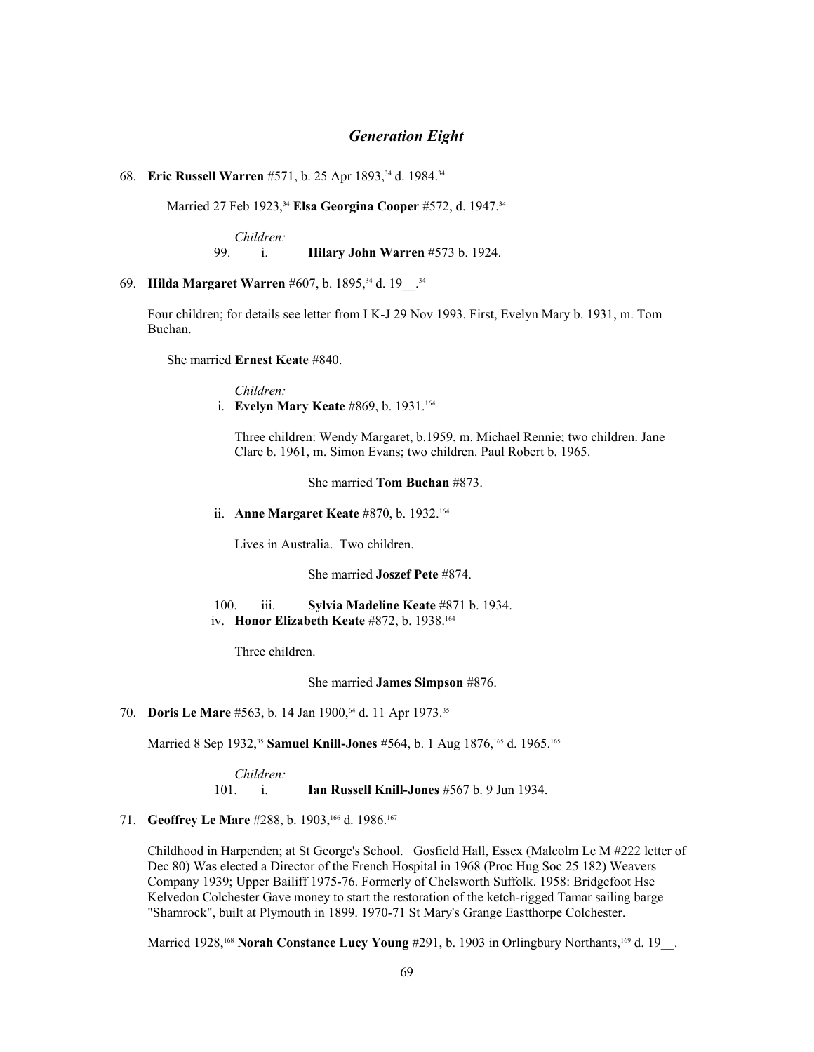## *Generation Eight*

68. **Eric Russell Warren** #571, b. 25 Apr 1893,[34] d. 1984.[34]

   Married 27 Feb 1923,[34] **Elsa Georgina Cooper** #572, d. 1947.[34]

   *Children:*

   99. i. **Hilary John Warren** #573 b. 1924.

69. **Hilda Margaret Warren** #607, b. 1895,[34] d. 19__.[34]

   Four children; for details see letter from I K-J 29 Nov 1993. First, Evelyn Mary b. 1931, m. Tom Buchan.

   She married **Ernest Keate** #840.

   *Children:*

   i. **Evelyn Mary Keate** #869, b. 1931.[164]

   Three children: Wendy Margaret, b.1959, m. Michael Rennie; two children. Jane Clare b. 1961, m. Simon Evans; two children. Paul Robert b. 1965.

   She married **Tom Buchan** #873.

   ii. **Anne Margaret Keate** #870, b. 1932.[164]

   Lives in Australia. Two children.

   She married **Joszef Pete** #874.

   100. iii. **Sylvia Madeline Keate** #871 b. 1934.

   iv. **Honor Elizabeth Keate** #872, b. 1938.[164]

   Three children.

   She married **James Simpson** #876.

70. **Doris Le Mare** #563, b. 14 Jan 1900,[64] d. 11 Apr 1973.[35]

   Married 8 Sep 1932,[35] **Samuel Knill-Jones** #564, b. 1 Aug 1876,[165] d. 1965.[165]

   *Children:*

   101. i. **Ian Russell Knill-Jones** #567 b. 9 Jun 1934.

71. **Geoffrey Le Mare** #288, b. 1903,[166] d. 1986.[167]

   Childhood in Harpenden; at St George's School. Gosfield Hall, Essex (Malcolm Le M #222 letter of Dec 80) Was elected a Director of the French Hospital in 1968 (Proc Hug Soc 25 182) Weavers Company 1939; Upper Bailiff 1975-76. Formerly of Chelsworth Suffolk. 1958: Bridgefoot Hse Kelvedon Colchester Gave money to start the restoration of the ketch-rigged Tamar sailing barge "Shamrock", built at Plymouth in 1899. 1970-71 St Mary's Grange Eastthorpe Colchester.

   Married 1928,[168] **Norah Constance Lucy Young** #291, b. 1903 in Orlingbury Northants,[169] d. 19__.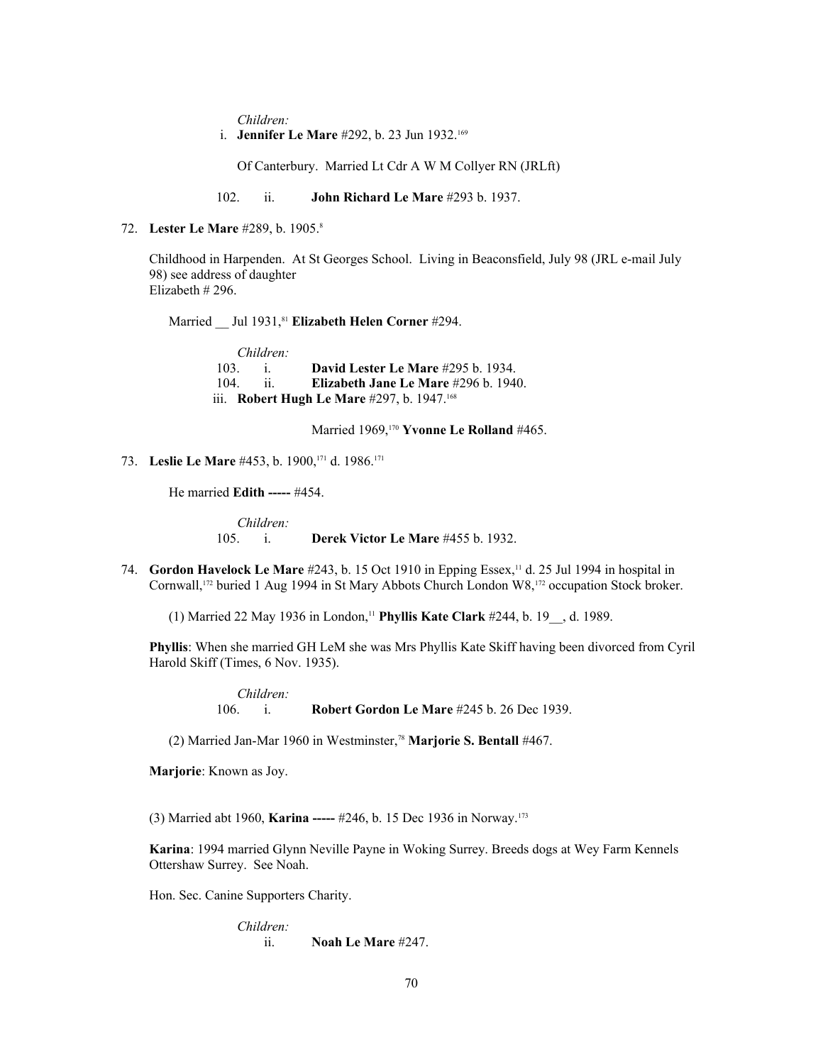*Children:*

i. **Jennifer Le Mare** #292, b. 23 Jun 1932.[169]

Of Canterbury. Married Lt Cdr A W M Collyer RN (JRLft)

102. ii. **John Richard Le Mare** #293 b. 1937.

72. **Lester Le Mare** #289, b. 1905.[8]

Childhood in Harpenden. At St Georges School. Living in Beaconsfield, July 98 (JRL e-mail July 98) see address of daughter Elizabeth # 296.

Married __ Jul 1931,[81] **Elizabeth Helen Corner** #294.

*Children:*

103. i. **David Lester Le Mare** #295 b. 1934.
104. ii. **Elizabeth Jane Le Mare** #296 b. 1940.
iii. **Robert Hugh Le Mare** #297, b. 1947.[168]

Married 1969,[170] **Yvonne Le Rolland** #465.

73. **Leslie Le Mare** #453, b. 1900,[171] d. 1986.[171]

He married **Edith -----** #454.

*Children:*

105. i. **Derek Victor Le Mare** #455 b. 1932.

74. **Gordon Havelock Le Mare** #243, b. 15 Oct 1910 in Epping Essex,[11] d. 25 Jul 1994 in hospital in Cornwall,[172] buried 1 Aug 1994 in St Mary Abbots Church London W8,[172] occupation Stock broker.

(1) Married 22 May 1936 in London,[11] **Phyllis Kate Clark** #244, b. 19__, d. 1989.

**Phyllis**: When she married GH LeM she was Mrs Phyllis Kate Skiff having been divorced from Cyril Harold Skiff (Times, 6 Nov. 1935).

*Children:*

106. i. **Robert Gordon Le Mare** #245 b. 26 Dec 1939.

(2) Married Jan-Mar 1960 in Westminster,[78] **Marjorie S. Bentall** #467.

**Marjorie**: Known as Joy.

(3) Married abt 1960, **Karina -----** #246, b. 15 Dec 1936 in Norway.[173]

**Karina**: 1994 married Glynn Neville Payne in Woking Surrey. Breeds dogs at Wey Farm Kennels Ottershaw Surrey. See Noah.

Hon. Sec. Canine Supporters Charity.

*Children:*

ii. **Noah Le Mare** #247.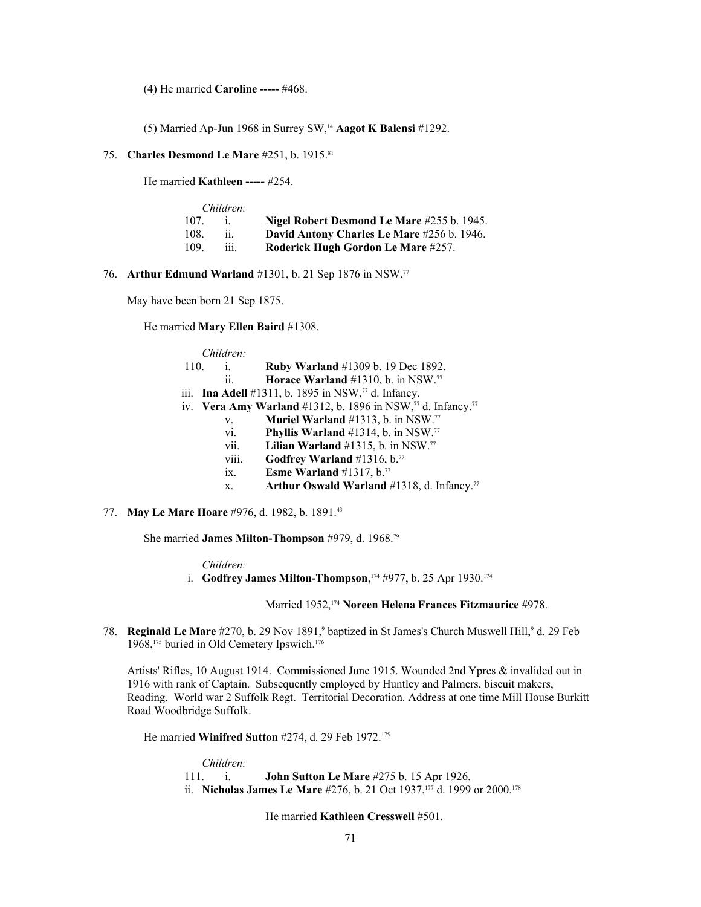(4) He married **Caroline -----** #468.

(5) Married Ap-Jun 1968 in Surrey SW,[14] **Aagot K Balensi** #1292.

75. **Charles Desmond Le Mare** #251, b. 1915.[81]

He married **Kathleen -----** #254.

*Children:*

107. i. **Nigel Robert Desmond Le Mare** #255 b. 1945.
108. ii. **David Antony Charles Le Mare** #256 b. 1946.
109. iii. **Roderick Hugh Gordon Le Mare** #257.

76. **Arthur Edmund Warland** #1301, b. 21 Sep 1876 in NSW.[77]

May have been born 21 Sep 1875.

He married **Mary Ellen Baird** #1308.

*Children:*

110. i. **Ruby Warland** #1309 b. 19 Dec 1892.
ii. **Horace Warland** #1310, b. in NSW.[77]
iii. **Ina Adell** #1311, b. 1895 in NSW,[77] d. Infancy.
iv. **Vera Amy Warland** #1312, b. 1896 in NSW,[77] d. Infancy.[77]
v. **Muriel Warland** #1313, b. in NSW.[77]
vi. **Phyllis Warland** #1314, b. in NSW.[77]
vii. **Lilian Warland** #1315, b. in NSW.[77]
viii. **Godfrey Warland** #1316, b.[77]
ix. **Esme Warland** #1317, b.[77]
x. **Arthur Oswald Warland** #1318, d. Infancy.[77]

77. **May Le Mare Hoare** #976, d. 1982, b. 1891.[43]

She married **James Milton-Thompson** #979, d. 1968.[79]

*Children:*

i. **Godfrey James Milton-Thompson**,[174] #977, b. 25 Apr 1930.[174]

Married 1952,[174] **Noreen Helena Frances Fitzmaurice** #978.

78. **Reginald Le Mare** #270, b. 29 Nov 1891,[9] baptized in St James's Church Muswell Hill,[9] d. 29 Feb 1968,[175] buried in Old Cemetery Ipswich.[176]

Artists' Rifles, 10 August 1914. Commissioned June 1915. Wounded 2nd Ypres & invalided out in 1916 with rank of Captain. Subsequently employed by Huntley and Palmers, biscuit makers, Reading. World war 2 Suffolk Regt. Territorial Decoration. Address at one time Mill House Burkitt Road Woodbridge Suffolk.

He married **Winifred Sutton** #274, d. 29 Feb 1972.[175]

*Children:*

111. i. **John Sutton Le Mare** #275 b. 15 Apr 1926.
ii. **Nicholas James Le Mare** #276, b. 21 Oct 1937,[177] d. 1999 or 2000.[178]

He married **Kathleen Cresswell** #501.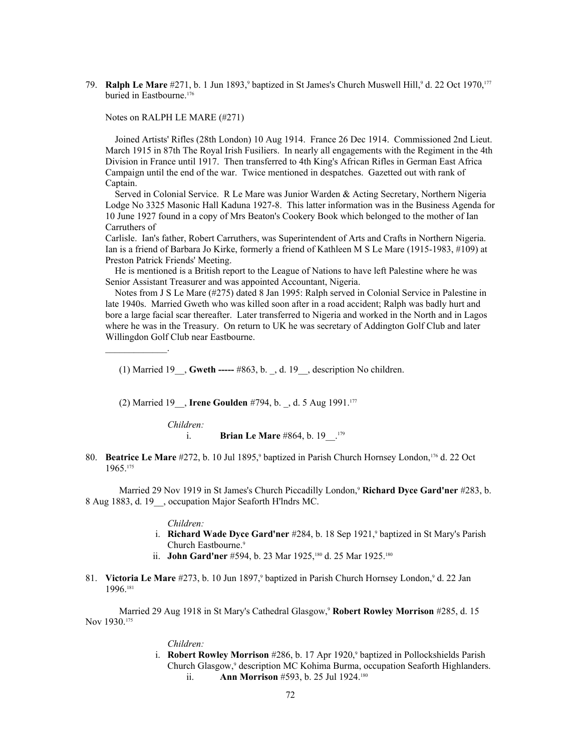79. **Ralph Le Mare** #271, b. 1 Jun 1893,[9] baptized in St James's Church Muswell Hill,[9] d. 22 Oct 1970,[177] buried in Eastbourne.[176]

Notes on RALPH LE MARE (#271)

Joined Artists' Rifles (28th London) 10 Aug 1914. France 26 Dec 1914. Commissioned 2nd Lieut. March 1915 in 87th The Royal Irish Fusiliers. In nearly all engagements with the Regiment in the 4th Division in France until 1917. Then transferred to 4th King's African Rifles in German East Africa Campaign until the end of the war. Twice mentioned in despatches. Gazetted out with rank of Captain.

Served in Colonial Service. R Le Mare was Junior Warden & Acting Secretary, Northern Nigeria Lodge No 3325 Masonic Hall Kaduna 1927-8. This latter information was in the Business Agenda for 10 June 1927 found in a copy of Mrs Beaton's Cookery Book which belonged to the mother of Ian Carruthers of
Carlisle. Ian's father, Robert Carruthers, was Superintendent of Arts and Crafts in Northern Nigeria. Ian is a friend of Barbara Jo Kirke, formerly a friend of Kathleen M S Le Mare (1915-1983, #109) at Preston Patrick Friends' Meeting.

He is mentioned is a British report to the League of Nations to have left Palestine where he was Senior Assistant Treasurer and was appointed Accountant, Nigeria.

Notes from J S Le Mare (#275) dated 8 Jan 1995: Ralph served in Colonial Service in Palestine in late 1940s. Married Gweth who was killed soon after in a road accident; Ralph was badly hurt and bore a large facial scar thereafter. Later transferred to Nigeria and worked in the North and in Lagos where he was in the Treasury. On return to UK he was secretary of Addington Golf Club and later Willingdon Golf Club near Eastbourne.

_____________.

(1) Married 19__, **Gweth -----** #863, b. _, d. 19__, description No children.

(2) Married 19__, **Irene Goulden** #794, b. _, d. 5 Aug 1991.[177]

*Children:*

i. **Brian Le Mare** #864, b. 19__.[179]

80. **Beatrice Le Mare** #272, b. 10 Jul 1895,[9] baptized in Parish Church Hornsey London,[176] d. 22 Oct 1965.[175]

Married 29 Nov 1919 in St James's Church Piccadilly London,[9] **Richard Dyce Gard'ner** #283, b. 8 Aug 1883, d. 19__, occupation Major Seaforth H'lndrs MC.

*Children:*

i. **Richard Wade Dyce Gard'ner** #284, b. 18 Sep 1921,[9] baptized in St Mary's Parish Church Eastbourne.[9]
ii. **John Gard'ner** #594, b. 23 Mar 1925,[180] d. 25 Mar 1925.[180]

81. **Victoria Le Mare** #273, b. 10 Jun 1897,[9] baptized in Parish Church Hornsey London,[9] d. 22 Jan 1996.[181]

Married 29 Aug 1918 in St Mary's Cathedral Glasgow,[9] **Robert Rowley Morrison** #285, d. 15 Nov 1930.[175]

*Children:*

i. **Robert Rowley Morrison** #286, b. 17 Apr 1920,[9] baptized in Pollockshields Parish Church Glasgow,[9] description MC Kohima Burma, occupation Seaforth Highlanders.
ii. **Ann Morrison** #593, b. 25 Jul 1924.[180]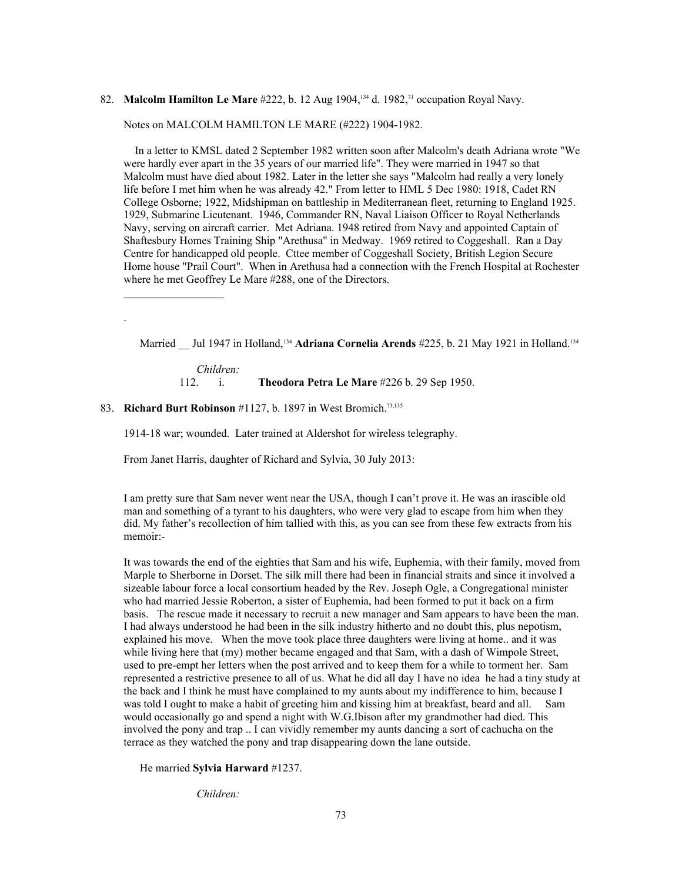82. **Malcolm Hamilton Le Mare** #222, b. 12 Aug 1904,[134] d. 1982,[71] occupation Royal Navy.

Notes on MALCOLM HAMILTON LE MARE (#222) 1904-1982.

In a letter to KMSL dated 2 September 1982 written soon after Malcolm's death Adriana wrote "We were hardly ever apart in the 35 years of our married life". They were married in 1947 so that Malcolm must have died about 1982. Later in the letter she says "Malcolm had really a very lonely life before I met him when he was already 42." From letter to HML 5 Dec 1980: 1918, Cadet RN College Osborne; 1922, Midshipman on battleship in Mediterranean fleet, returning to England 1925. 1929, Submarine Lieutenant. 1946, Commander RN, Naval Liaison Officer to Royal Netherlands Navy, serving on aircraft carrier. Met Adriana. 1948 retired from Navy and appointed Captain of Shaftesbury Homes Training Ship "Arethusa" in Medway. 1969 retired to Coggeshall. Ran a Day Centre for handicapped old people. Cttee member of Coggeshall Society, British Legion Secure Home house "Prail Court". When in Arethusa had a connection with the French Hospital at Rochester where he met Geoffrey Le Mare #288, one of the Directors.

\_\_\_\_\_\_\_\_\_\_\_\_\_\_\_\_\_\_

.

Married \_\_ Jul 1947 in Holland,[134] **Adriana Cornelia Arends** #225, b. 21 May 1921 in Holland.[134]

*Children:*

112. i. **Theodora Petra Le Mare** #226 b. 29 Sep 1950.

83. **Richard Burt Robinson** #1127, b. 1897 in West Bromich.[73,135]

1914-18 war; wounded. Later trained at Aldershot for wireless telegraphy.

From Janet Harris, daughter of Richard and Sylvia, 30 July 2013:

I am pretty sure that Sam never went near the USA, though I can't prove it. He was an irascible old man and something of a tyrant to his daughters, who were very glad to escape from him when they did. My father's recollection of him tallied with this, as you can see from these few extracts from his memoir:-

It was towards the end of the eighties that Sam and his wife, Euphemia, with their family, moved from Marple to Sherborne in Dorset. The silk mill there had been in financial straits and since it involved a sizeable labour force a local consortium headed by the Rev. Joseph Ogle, a Congregational minister who had married Jessie Roberton, a sister of Euphemia, had been formed to put it back on a firm basis. The rescue made it necessary to recruit a new manager and Sam appears to have been the man. I had always understood he had been in the silk industry hitherto and no doubt this, plus nepotism, explained his move. When the move took place three daughters were living at home.. and it was while living here that (my) mother became engaged and that Sam, with a dash of Wimpole Street, used to pre-empt her letters when the post arrived and to keep them for a while to torment her. Sam represented a restrictive presence to all of us. What he did all day I have no idea he had a tiny study at the back and I think he must have complained to my aunts about my indifference to him, because I was told I ought to make a habit of greeting him and kissing him at breakfast, beard and all. Sam would occasionally go and spend a night with W.G.Ibison after my grandmother had died. This involved the pony and trap .. I can vividly remember my aunts dancing a sort of cachucha on the terrace as they watched the pony and trap disappearing down the lane outside.

He married **Sylvia Harward** #1237.

*Children:*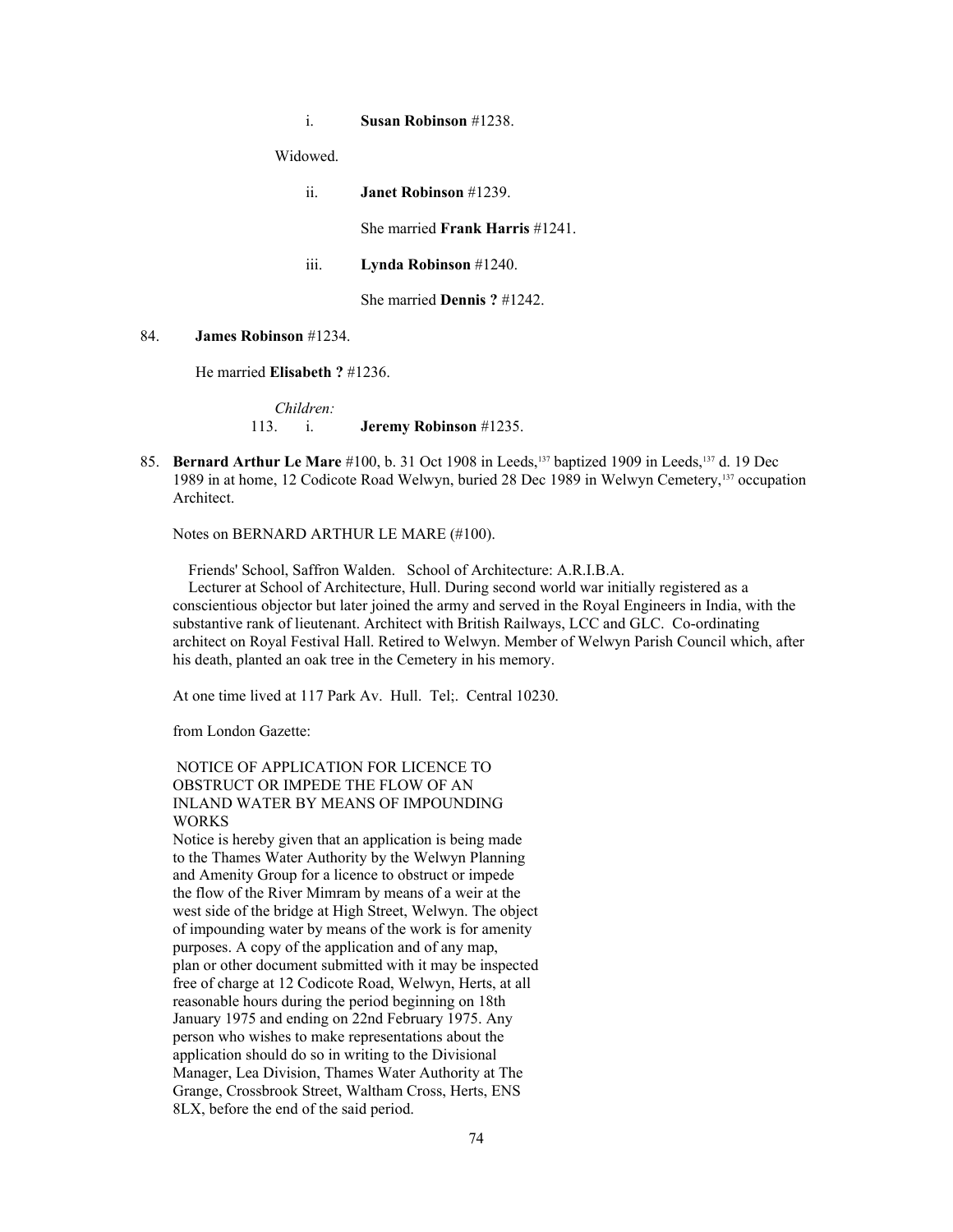i. **Susan Robinson** #1238.

Widowed.

ii. **Janet Robinson** #1239.

She married **Frank Harris** #1241.

iii. **Lynda Robinson** #1240.

She married **Dennis ?** #1242.

84. **James Robinson** #1234.

He married **Elisabeth ?** #1236.

*Children:*

113. i. **Jeremy Robinson** #1235.

85. **Bernard Arthur Le Mare** #100, b. 31 Oct 1908 in Leeds,[137] baptized 1909 in Leeds,[137] d. 19 Dec 1989 in at home, 12 Codicote Road Welwyn, buried 28 Dec 1989 in Welwyn Cemetery,[137] occupation Architect.

Notes on BERNARD ARTHUR LE MARE (#100).

Friends' School, Saffron Walden. School of Architecture: A.R.I.B.A.

Lecturer at School of Architecture, Hull. During second world war initially registered as a conscientious objector but later joined the army and served in the Royal Engineers in India, with the substantive rank of lieutenant. Architect with British Railways, LCC and GLC. Co-ordinating architect on Royal Festival Hall. Retired to Welwyn. Member of Welwyn Parish Council which, after his death, planted an oak tree in the Cemetery in his memory.

At one time lived at 117 Park Av. Hull. Tel;. Central 10230.

from London Gazette:

NOTICE OF APPLICATION FOR LICENCE TO OBSTRUCT OR IMPEDE THE FLOW OF AN INLAND WATER BY MEANS OF IMPOUNDING WORKS

Notice is hereby given that an application is being made to the Thames Water Authority by the Welwyn Planning and Amenity Group for a licence to obstruct or impede the flow of the River Mimram by means of a weir at the west side of the bridge at High Street, Welwyn. The object of impounding water by means of the work is for amenity purposes. A copy of the application and of any map, plan or other document submitted with it may be inspected free of charge at 12 Codicote Road, Welwyn, Herts, at all reasonable hours during the period beginning on 18th January 1975 and ending on 22nd February 1975. Any person who wishes to make representations about the application should do so in writing to the Divisional Manager, Lea Division, Thames Water Authority at The Grange, Crossbrook Street, Waltham Cross, Herts, ENS 8LX, before the end of the said period.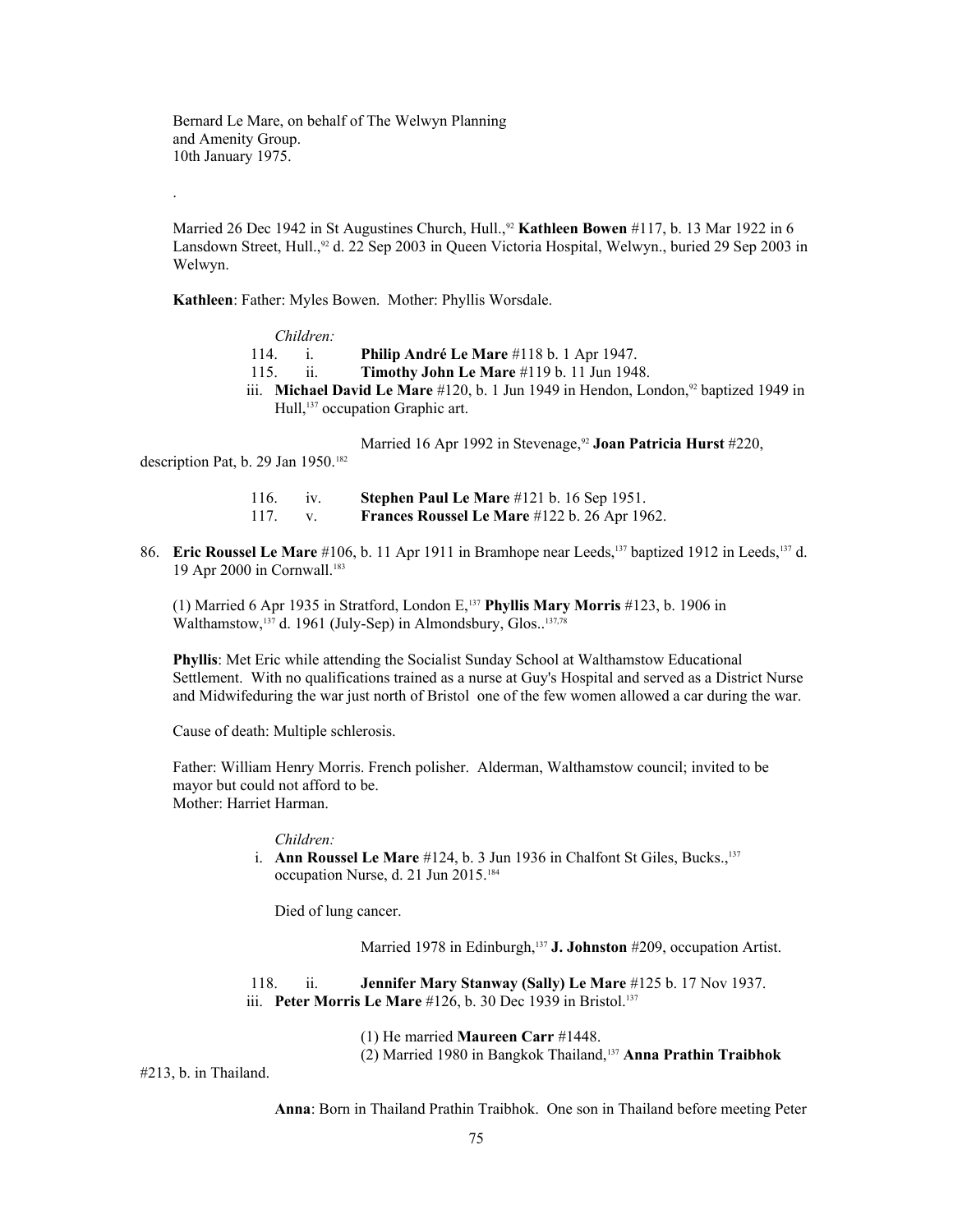Bernard Le Mare, on behalf of The Welwyn Planning
and Amenity Group.
10th January 1975.

.

Married 26 Dec 1942 in St Augustines Church, Hull.,[92] **Kathleen Bowen** #117, b. 13 Mar 1922 in 6 Lansdown Street, Hull.,[92] d. 22 Sep 2003 in Queen Victoria Hospital, Welwyn., buried 29 Sep 2003 in Welwyn.

**Kathleen**: Father: Myles Bowen. Mother: Phyllis Worsdale.

*Children:*

114. i. **Philip André Le Mare** #118 b. 1 Apr 1947.
115. ii. **Timothy John Le Mare** #119 b. 11 Jun 1948.

iii. **Michael David Le Mare** #120, b. 1 Jun 1949 in Hendon, London,[92] baptized 1949 in Hull,[137] occupation Graphic art.

Married 16 Apr 1992 in Stevenage,[92] **Joan Patricia Hurst** #220, description Pat, b. 29 Jan 1950.[182]

116. iv. **Stephen Paul Le Mare** #121 b. 16 Sep 1951.
117. v. **Frances Roussel Le Mare** #122 b. 26 Apr 1962.

86. **Eric Roussel Le Mare** #106, b. 11 Apr 1911 in Bramhope near Leeds,[137] baptized 1912 in Leeds,[137] d. 19 Apr 2000 in Cornwall.[183]

(1) Married 6 Apr 1935 in Stratford, London E,[137] **Phyllis Mary Morris** #123, b. 1906 in Walthamstow,[137] d. 1961 (July-Sep) in Almondsbury, Glos..[137,78]

**Phyllis**: Met Eric while attending the Socialist Sunday School at Walthamstow Educational Settlement. With no qualifications trained as a nurse at Guy's Hospital and served as a District Nurse and Midwifeduring the war just north of Bristol one of the few women allowed a car during the war.

Cause of death: Multiple schlerosis.

Father: William Henry Morris. French polisher. Alderman, Walthamstow council; invited to be mayor but could not afford to be.
Mother: Harriet Harman.

*Children:*

i. **Ann Roussel Le Mare** #124, b. 3 Jun 1936 in Chalfont St Giles, Bucks.,[137] occupation Nurse, d. 21 Jun 2015.[184]

Died of lung cancer.

Married 1978 in Edinburgh,[137] **J. Johnston** #209, occupation Artist.

118. ii. **Jennifer Mary Stanway (Sally) Le Mare** #125 b. 17 Nov 1937.

iii. **Peter Morris Le Mare** #126, b. 30 Dec 1939 in Bristol.[137]

(1) He married **Maureen Carr** #1448.
(2) Married 1980 in Bangkok Thailand,[137] **Anna Prathin Traibhok** #213, b. in Thailand.

**Anna**: Born in Thailand Prathin Traibhok. One son in Thailand before meeting Peter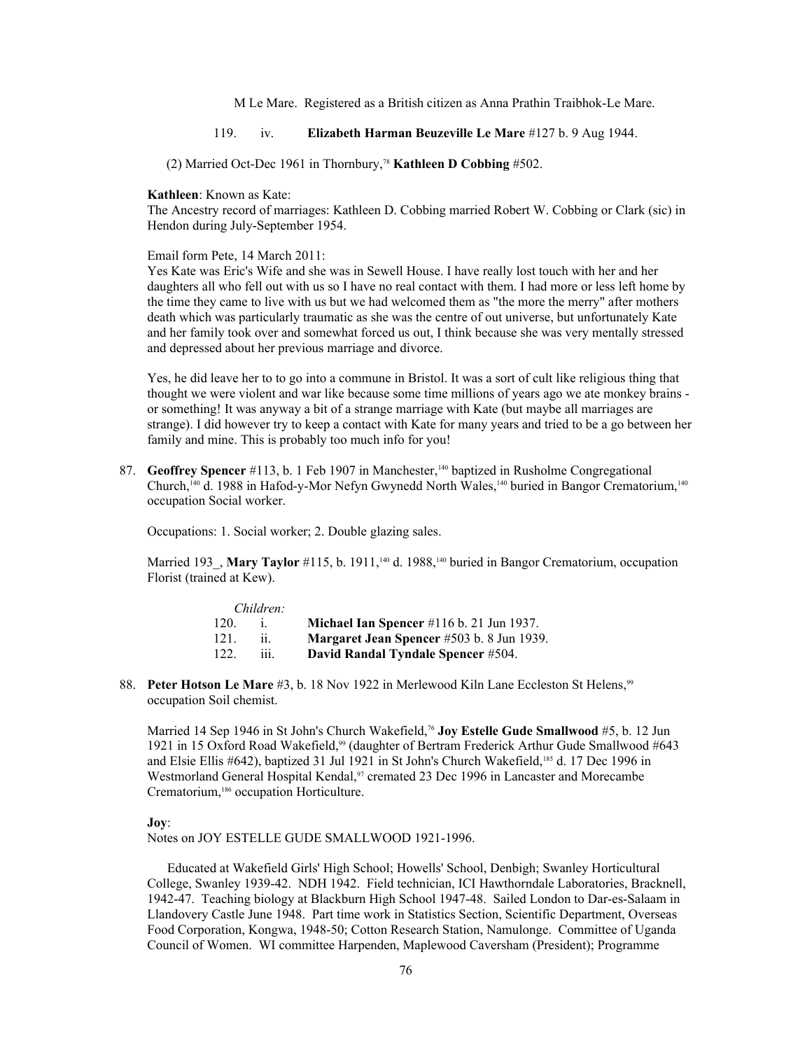M Le Mare. Registered as a British citizen as Anna Prathin Traibhok-Le Mare.

119. iv. **Elizabeth Harman Beuzeville Le Mare** #127 b. 9 Aug 1944.

(2) Married Oct-Dec 1961 in Thornbury,[78] **Kathleen D Cobbing** #502.

**Kathleen**: Known as Kate:
The Ancestry record of marriages: Kathleen D. Cobbing married Robert W. Cobbing or Clark (sic) in Hendon during July-September 1954.

Email form Pete, 14 March 2011:
Yes Kate was Eric's Wife and she was in Sewell House. I have really lost touch with her and her daughters all who fell out with us so I have no real contact with them. I had more or less left home by the time they came to live with us but we had welcomed them as "the more the merry" after mothers death which was particularly traumatic as she was the centre of out universe, but unfortunately Kate and her family took over and somewhat forced us out, I think because she was very mentally stressed and depressed about her previous marriage and divorce.

Yes, he did leave her to to go into a commune in Bristol. It was a sort of cult like religious thing that thought we were violent and war like because some time millions of years ago we ate monkey brains - or something! It was anyway a bit of a strange marriage with Kate (but maybe all marriages are strange). I did however try to keep a contact with Kate for many years and tried to be a go between her family and mine. This is probably too much info for you!

87. **Geoffrey Spencer** #113, b. 1 Feb 1907 in Manchester,[140] baptized in Rusholme Congregational Church,[140] d. 1988 in Hafod-y-Mor Nefyn Gwynedd North Wales,[140] buried in Bangor Crematorium,[140] occupation Social worker.

Occupations: 1. Social worker; 2. Double glazing sales.

Married 193_, **Mary Taylor** #115, b. 1911,[140] d. 1988,[140] buried in Bangor Crematorium, occupation Florist (trained at Kew).

*Children:*

120. i. **Michael Ian Spencer** #116 b. 21 Jun 1937.
121. ii. **Margaret Jean Spencer** #503 b. 8 Jun 1939.
122. iii. **David Randal Tyndale Spencer** #504.

88. **Peter Hotson Le Mare** #3, b. 18 Nov 1922 in Merlewood Kiln Lane Eccleston St Helens,[99] occupation Soil chemist.

Married 14 Sep 1946 in St John's Church Wakefield,[76] **Joy Estelle Gude Smallwood** #5, b. 12 Jun 1921 in 15 Oxford Road Wakefield,[99] (daughter of Bertram Frederick Arthur Gude Smallwood #643 and Elsie Ellis #642), baptized 31 Jul 1921 in St John's Church Wakefield,[185] d. 17 Dec 1996 in Westmorland General Hospital Kendal,[97] cremated 23 Dec 1996 in Lancaster and Morecambe Crematorium,[186] occupation Horticulture.

**Joy**:
Notes on JOY ESTELLE GUDE SMALLWOOD 1921-1996.

Educated at Wakefield Girls' High School; Howells' School, Denbigh; Swanley Horticultural College, Swanley 1939-42. NDH 1942. Field technician, ICI Hawthorndale Laboratories, Bracknell, 1942-47. Teaching biology at Blackburn High School 1947-48. Sailed London to Dar-es-Salaam in Llandovery Castle June 1948. Part time work in Statistics Section, Scientific Department, Overseas Food Corporation, Kongwa, 1948-50; Cotton Research Station, Namulonge. Committee of Uganda Council of Women. WI committee Harpenden, Maplewood Caversham (President); Programme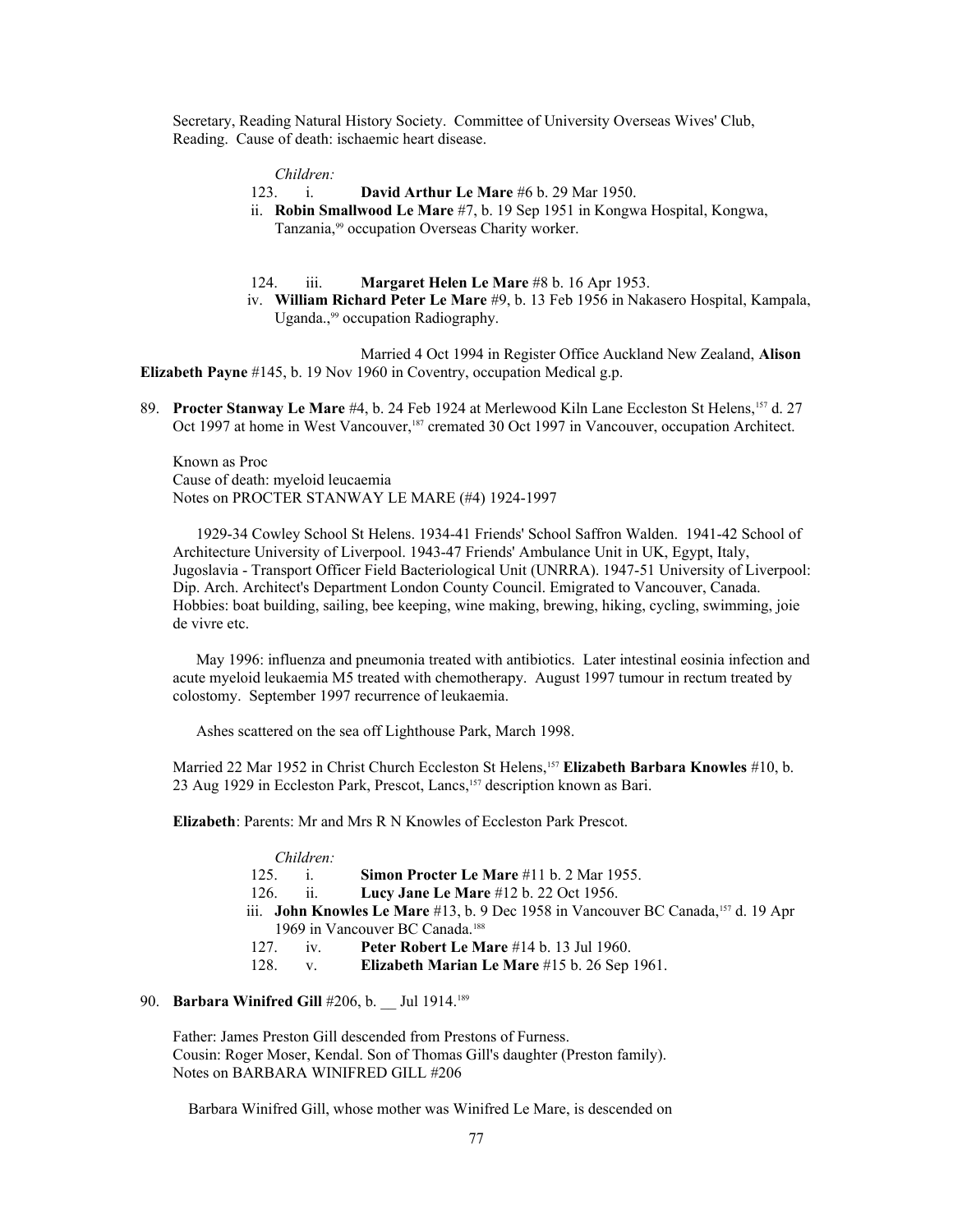Secretary, Reading Natural History Society. Committee of University Overseas Wives' Club, Reading. Cause of death: ischaemic heart disease.

*Children:*

123. i. **David Arthur Le Mare** #6 b. 29 Mar 1950.

ii. **Robin Smallwood Le Mare** #7, b. 19 Sep 1951 in Kongwa Hospital, Kongwa, Tanzania,[99] occupation Overseas Charity worker.

124. iii. **Margaret Helen Le Mare** #8 b. 16 Apr 1953.

iv. **William Richard Peter Le Mare** #9, b. 13 Feb 1956 in Nakasero Hospital, Kampala, Uganda.,[99] occupation Radiography.

Married 4 Oct 1994 in Register Office Auckland New Zealand, **Alison Elizabeth Payne** #145, b. 19 Nov 1960 in Coventry, occupation Medical g.p.

89. **Procter Stanway Le Mare** #4, b. 24 Feb 1924 at Merlewood Kiln Lane Eccleston St Helens,[157] d. 27 Oct 1997 at home in West Vancouver,[187] cremated 30 Oct 1997 in Vancouver, occupation Architect.

Known as Proc
Cause of death: myeloid leucaemia
Notes on PROCTER STANWAY LE MARE (#4) 1924-1997

1929-34 Cowley School St Helens. 1934-41 Friends' School Saffron Walden. 1941-42 School of Architecture University of Liverpool. 1943-47 Friends' Ambulance Unit in UK, Egypt, Italy, Jugoslavia - Transport Officer Field Bacteriological Unit (UNRRA). 1947-51 University of Liverpool: Dip. Arch. Architect's Department London County Council. Emigrated to Vancouver, Canada. Hobbies: boat building, sailing, bee keeping, wine making, brewing, hiking, cycling, swimming, joie de vivre etc.

May 1996: influenza and pneumonia treated with antibiotics. Later intestinal eosinia infection and acute myeloid leukaemia M5 treated with chemotherapy. August 1997 tumour in rectum treated by colostomy. September 1997 recurrence of leukaemia.

Ashes scattered on the sea off Lighthouse Park, March 1998.

Married 22 Mar 1952 in Christ Church Eccleston St Helens,[157] **Elizabeth Barbara Knowles** #10, b. 23 Aug 1929 in Eccleston Park, Prescot, Lancs,[157] description known as Bari.

**Elizabeth**: Parents: Mr and Mrs R N Knowles of Eccleston Park Prescot.

*Children:*

125. i. **Simon Procter Le Mare** #11 b. 2 Mar 1955.

126. ii. **Lucy Jane Le Mare** #12 b. 22 Oct 1956.

iii. **John Knowles Le Mare** #13, b. 9 Dec 1958 in Vancouver BC Canada,[157] d. 19 Apr 1969 in Vancouver BC Canada.[188]

127. iv. **Peter Robert Le Mare** #14 b. 13 Jul 1960.

128. v. **Elizabeth Marian Le Mare** #15 b. 26 Sep 1961.

90. **Barbara Winifred Gill** #206, b. __ Jul 1914.[189]

Father: James Preston Gill descended from Prestons of Furness.
Cousin: Roger Moser, Kendal. Son of Thomas Gill's daughter (Preston family).
Notes on BARBARA WINIFRED GILL #206

Barbara Winifred Gill, whose mother was Winifred Le Mare, is descended on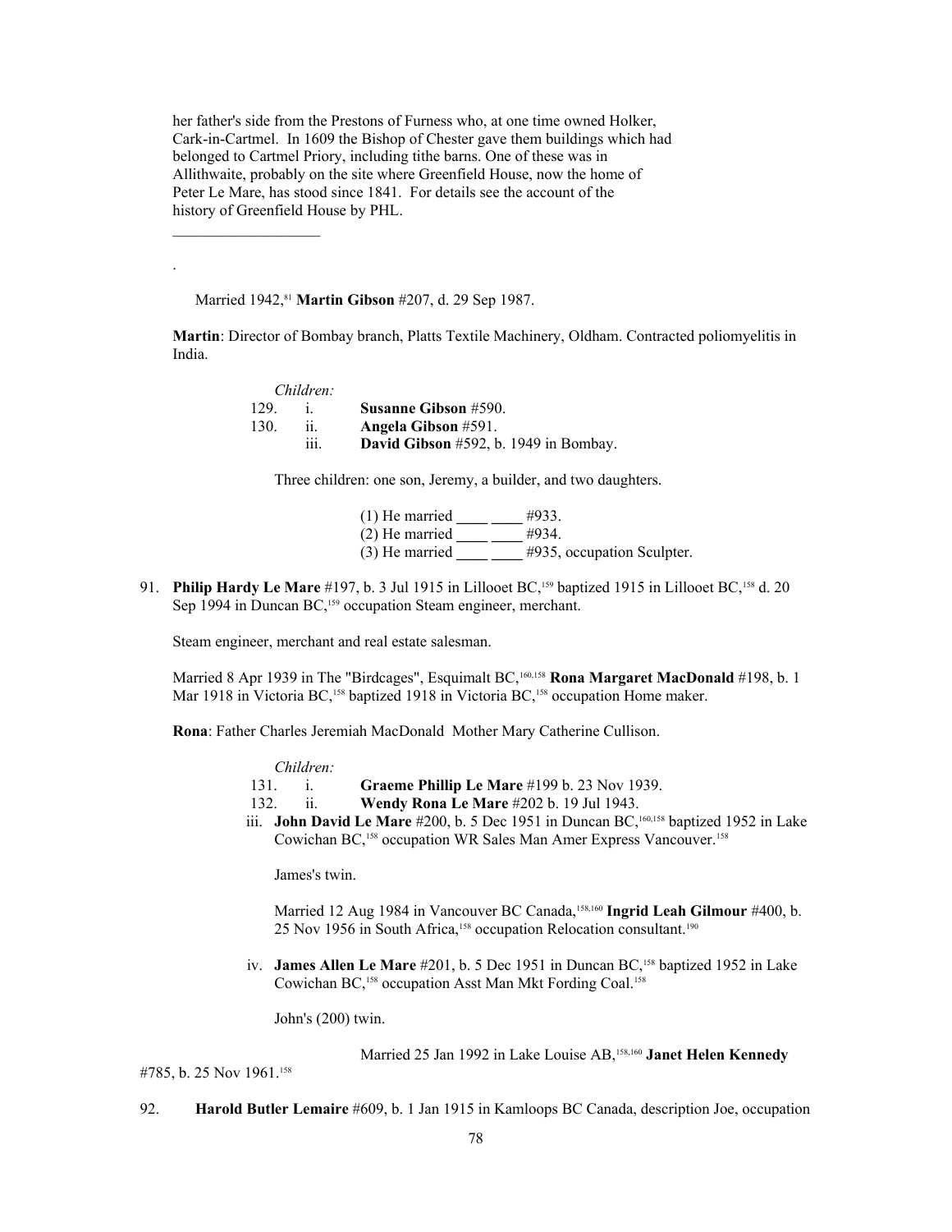her father's side from the Prestons of Furness who, at one time owned Holker, Cark-in-Cartmel. In 1609 the Bishop of Chester gave them buildings which had belonged to Cartmel Priory, including tithe barns. One of these was in Allithwaite, probably on the site where Greenfield House, now the home of Peter Le Mare, has stood since 1841. For details see the account of the history of Greenfield House by PHL.

\_\_\_\_\_\_\_\_\_\_\_\_\_\_\_\_\_\_\_

.

Married 1942,[81] **Martin Gibson** #207, d. 29 Sep 1987.

**Martin**: Director of Bombay branch, Platts Textile Machinery, Oldham. Contracted poliomyelitis in India.

*Children:*

129. i. **Susanne Gibson** #590.
130. ii. **Angela Gibson** #591.
iii. **David Gibson** #592, b. 1949 in Bombay.

Three children: one son, Jeremy, a builder, and two daughters.

(1) He married \_\_\_\_ \_\_\_\_ #933.
(2) He married \_\_\_\_ \_\_\_\_ #934.
(3) He married \_\_\_\_ \_\_\_\_ #935, occupation Sculpter.

91. **Philip Hardy Le Mare** #197, b. 3 Jul 1915 in Lillooet BC,[159] baptized 1915 in Lillooet BC,[158] d. 20 Sep 1994 in Duncan BC,[159] occupation Steam engineer, merchant.

Steam engineer, merchant and real estate salesman.

Married 8 Apr 1939 in The "Birdcages", Esquimalt BC,[160,158] **Rona Margaret MacDonald** #198, b. 1 Mar 1918 in Victoria BC,[158] baptized 1918 in Victoria BC,[158] occupation Home maker.

**Rona**: Father Charles Jeremiah MacDonald Mother Mary Catherine Cullison.

*Children:*

131. i. **Graeme Phillip Le Mare** #199 b. 23 Nov 1939.
132. ii. **Wendy Rona Le Mare** #202 b. 19 Jul 1943.
iii. **John David Le Mare** #200, b. 5 Dec 1951 in Duncan BC,[160,158] baptized 1952 in Lake Cowichan BC,[158] occupation WR Sales Man Amer Express Vancouver.[158]

James's twin.

Married 12 Aug 1984 in Vancouver BC Canada,[158,160] **Ingrid Leah Gilmour** #400, b. 25 Nov 1956 in South Africa,[158] occupation Relocation consultant.[190]

iv. **James Allen Le Mare** #201, b. 5 Dec 1951 in Duncan BC,[158] baptized 1952 in Lake Cowichan BC,[158] occupation Asst Man Mkt Fording Coal.[158]

John's (200) twin.

Married 25 Jan 1992 in Lake Louise AB,[158,160] **Janet Helen Kennedy** #785, b. 25 Nov 1961.[158]

92. **Harold Butler Lemaire** #609, b. 1 Jan 1915 in Kamloops BC Canada, description Joe, occupation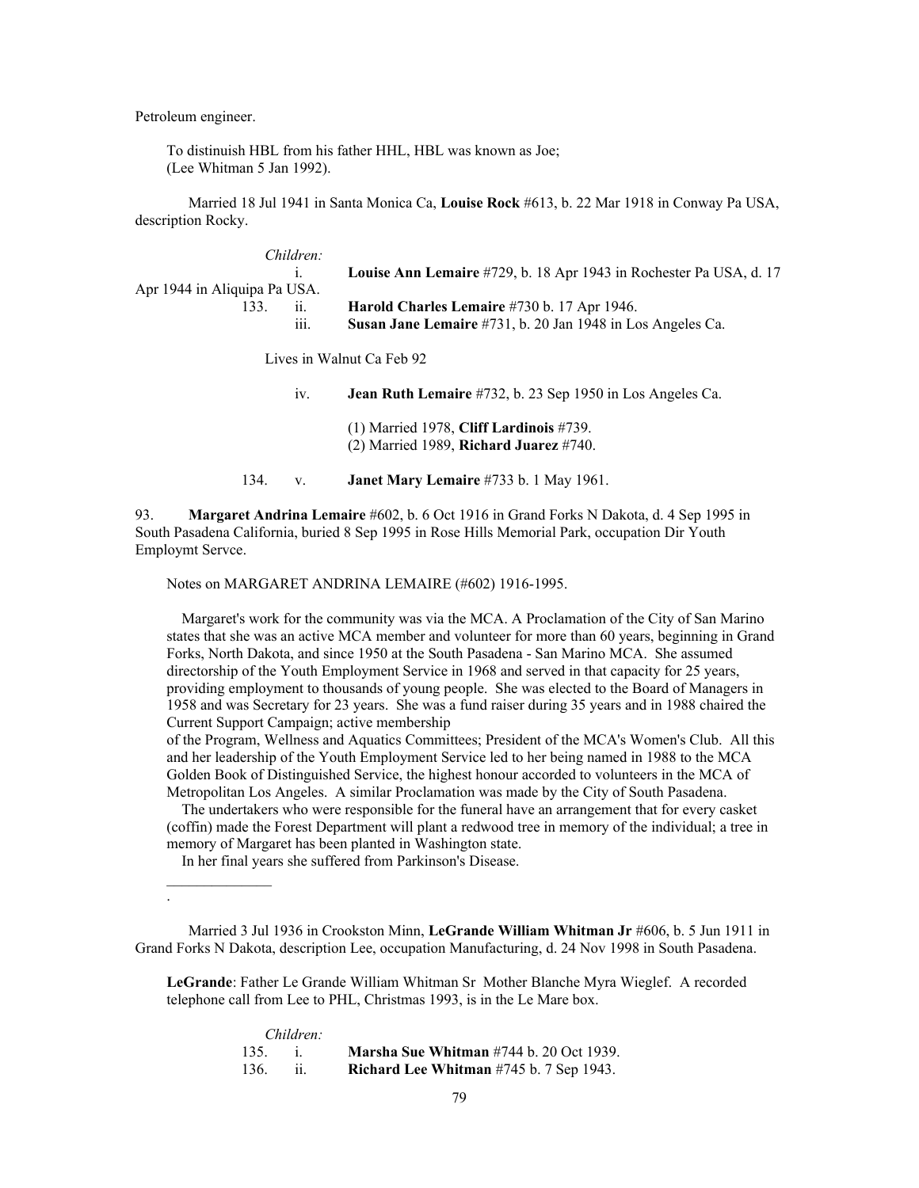Petroleum engineer.

To distinuish HBL from his father HHL, HBL was known as Joe;
(Lee Whitman 5 Jan 1992).

Married 18 Jul 1941 in Santa Monica Ca, **Louise Rock** #613, b. 22 Mar 1918 in Conway Pa USA, description Rocky.

*Children:*

i. **Louise Ann Lemaire** #729, b. 18 Apr 1943 in Rochester Pa USA, d. 17 Apr 1944 in Aliquipa Pa USA.

133. ii. **Harold Charles Lemaire** #730 b. 17 Apr 1946.

iii. **Susan Jane Lemaire** #731, b. 20 Jan 1948 in Los Angeles Ca.

Lives in Walnut Ca Feb 92

iv. **Jean Ruth Lemaire** #732, b. 23 Sep 1950 in Los Angeles Ca.

(1) Married 1978, **Cliff Lardinois** #739.
(2) Married 1989, **Richard Juarez** #740.

134. v. **Janet Mary Lemaire** #733 b. 1 May 1961.

93. **Margaret Andrina Lemaire** #602, b. 6 Oct 1916 in Grand Forks N Dakota, d. 4 Sep 1995 in South Pasadena California, buried 8 Sep 1995 in Rose Hills Memorial Park, occupation Dir Youth Employmt Servce.

Notes on MARGARET ANDRINA LEMAIRE (#602) 1916-1995.

Margaret's work for the community was via the MCA. A Proclamation of the City of San Marino states that she was an active MCA member and volunteer for more than 60 years, beginning in Grand Forks, North Dakota, and since 1950 at the South Pasadena - San Marino MCA. She assumed directorship of the Youth Employment Service in 1968 and served in that capacity for 25 years, providing employment to thousands of young people. She was elected to the Board of Managers in 1958 and was Secretary for 23 years. She was a fund raiser during 35 years and in 1988 chaired the Current Support Campaign; active membership
of the Program, Wellness and Aquatics Committees; President of the MCA's Women's Club. All this and her leadership of the Youth Employment Service led to her being named in 1988 to the MCA Golden Book of Distinguished Service, the highest honour accorded to volunteers in the MCA of Metropolitan Los Angeles. A similar Proclamation was made by the City of South Pasadena.

The undertakers who were responsible for the funeral have an arrangement that for every casket (coffin) made the Forest Department will plant a redwood tree in memory of the individual; a tree in memory of Margaret has been planted in Washington state.

In her final years she suffered from Parkinson's Disease.

______________

.

Married 3 Jul 1936 in Crookston Minn, **LeGrande William Whitman Jr** #606, b. 5 Jun 1911 in Grand Forks N Dakota, description Lee, occupation Manufacturing, d. 24 Nov 1998 in South Pasadena.

**LeGrande**: Father Le Grande William Whitman Sr Mother Blanche Myra Wieglef. A recorded telephone call from Lee to PHL, Christmas 1993, is in the Le Mare box.

*Children:*

135. i. **Marsha Sue Whitman** #744 b. 20 Oct 1939.

136. ii. **Richard Lee Whitman** #745 b. 7 Sep 1943.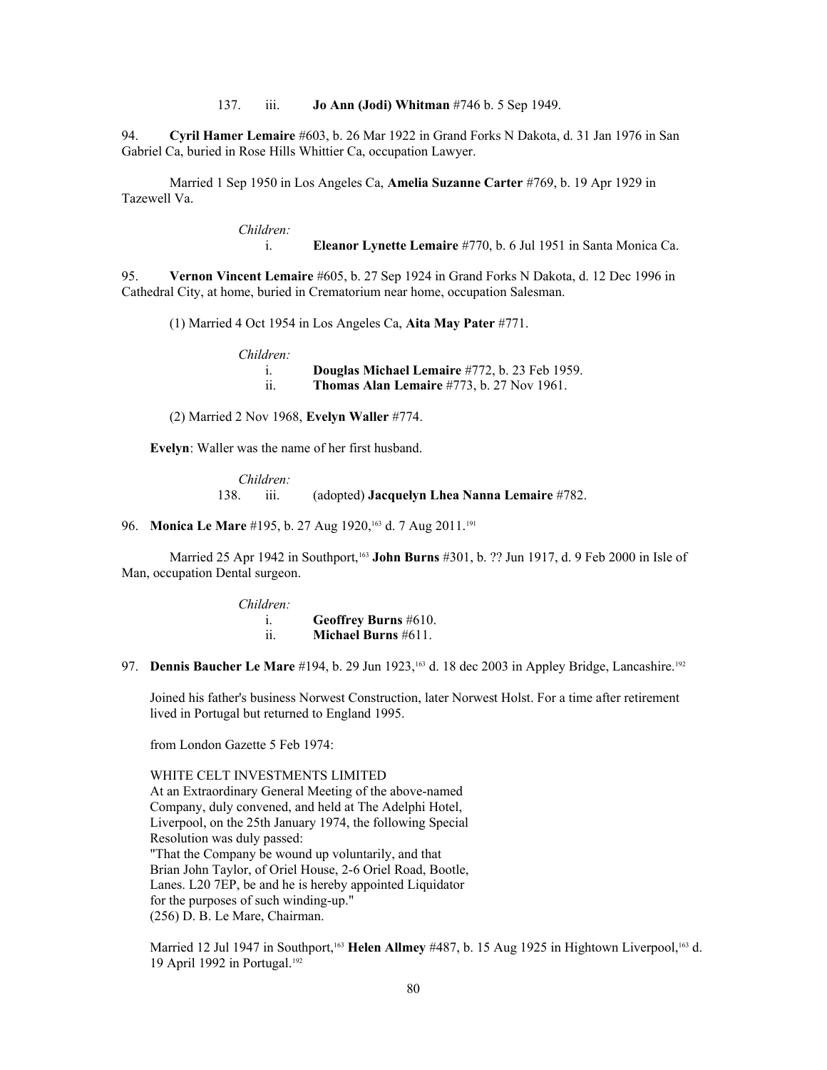137. iii. **Jo Ann (Jodi) Whitman** #746 b. 5 Sep 1949.

94. **Cyril Hamer Lemaire** #603, b. 26 Mar 1922 in Grand Forks N Dakota, d. 31 Jan 1976 in San Gabriel Ca, buried in Rose Hills Whittier Ca, occupation Lawyer.

Married 1 Sep 1950 in Los Angeles Ca, **Amelia Suzanne Carter** #769, b. 19 Apr 1929 in Tazewell Va.

*Children:*

i. **Eleanor Lynette Lemaire** #770, b. 6 Jul 1951 in Santa Monica Ca.

95. **Vernon Vincent Lemaire** #605, b. 27 Sep 1924 in Grand Forks N Dakota, d. 12 Dec 1996 in Cathedral City, at home, buried in Crematorium near home, occupation Salesman.

(1) Married 4 Oct 1954 in Los Angeles Ca, **Aita May Pater** #771.

*Children:*

i. **Douglas Michael Lemaire** #772, b. 23 Feb 1959.
ii. **Thomas Alan Lemaire** #773, b. 27 Nov 1961.

(2) Married 2 Nov 1968, **Evelyn Waller** #774.

**Evelyn**: Waller was the name of her first husband.

*Children:*

138. iii. (adopted) **Jacquelyn Lhea Nanna Lemaire** #782.

96. **Monica Le Mare** #195, b. 27 Aug 1920,[163] d. 7 Aug 2011.[191]

Married 25 Apr 1942 in Southport,[163] **John Burns** #301, b. ?? Jun 1917, d. 9 Feb 2000 in Isle of Man, occupation Dental surgeon.

*Children:*

i. **Geoffrey Burns** #610.
ii. **Michael Burns** #611.

97. **Dennis Baucher Le Mare** #194, b. 29 Jun 1923,[163] d. 18 dec 2003 in Appley Bridge, Lancashire.[192]

Joined his father's business Norwest Construction, later Norwest Holst. For a time after retirement lived in Portugal but returned to England 1995.

from London Gazette 5 Feb 1974:

WHITE CELT INVESTMENTS LIMITED
At an Extraordinary General Meeting of the above-named Company, duly convened, and held at The Adelphi Hotel, Liverpool, on the 25th January 1974, the following Special Resolution was duly passed:
"That the Company be wound up voluntarily, and that Brian John Taylor, of Oriel House, 2-6 Oriel Road, Bootle, Lancs. L20 7EP, be and he is hereby appointed Liquidator for the purposes of such winding-up."
(256) D. B. Le Mare, Chairman.

Married 12 Jul 1947 in Southport,[163] **Helen Allmey** #487, b. 15 Aug 1925 in Hightown Liverpool,[163] d. 19 April 1992 in Portugal.[192]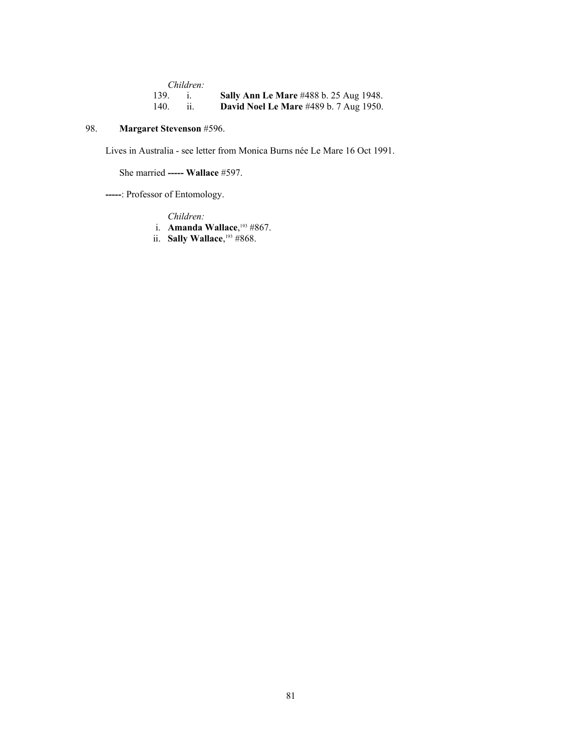*Children:*

139. i. **Sally Ann Le Mare** #488 b. 25 Aug 1948.
140. ii. **David Noel Le Mare** #489 b. 7 Aug 1950.

98. **Margaret Stevenson** #596.

Lives in Australia - see letter from Monica Burns née Le Mare 16 Oct 1991.

She married **----- Wallace** #597.

**-----**: Professor of Entomology.

*Children:*

i. **Amanda Wallace**,[193] #867.
ii. **Sally Wallace**,[193] #868.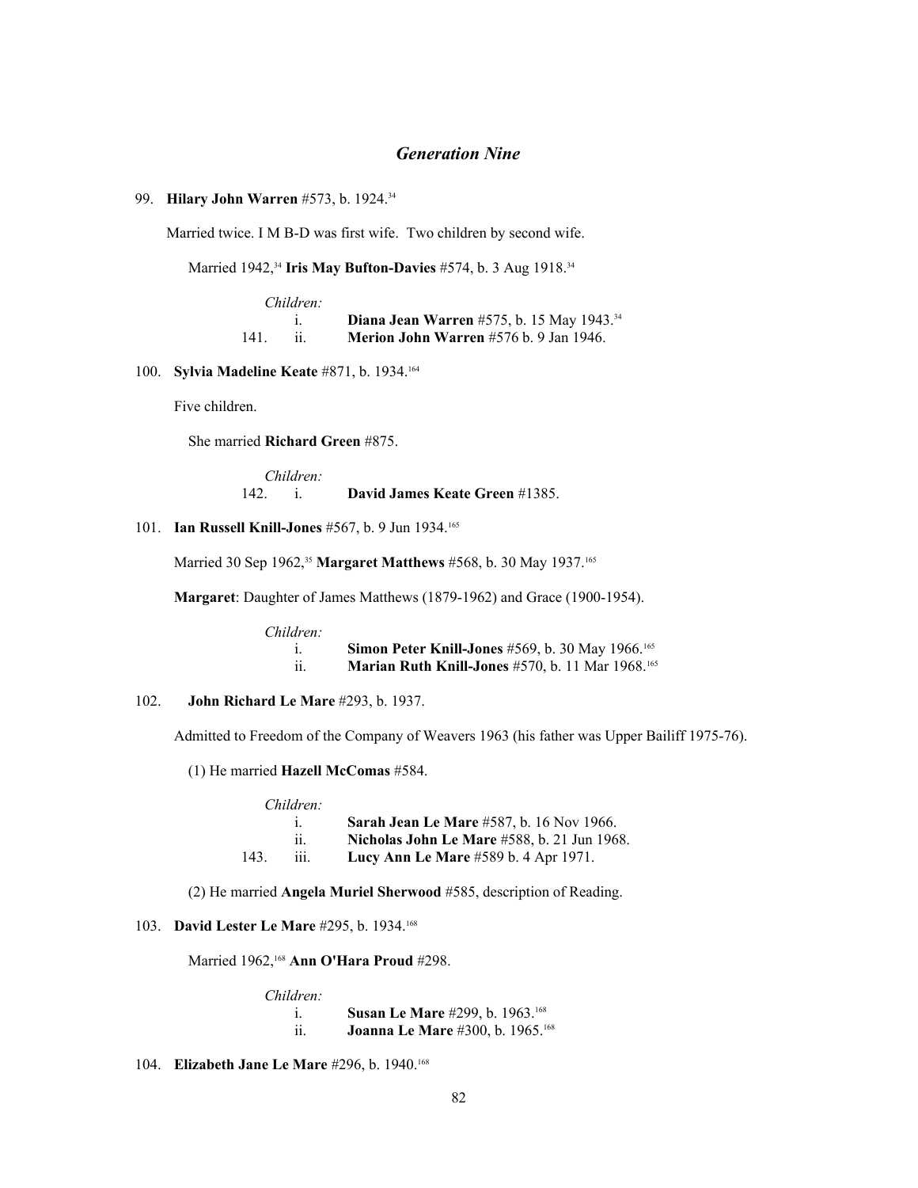## *Generation Nine*

99. **Hilary John Warren** #573, b. 1924.[34]

Married twice. I M B-D was first wife. Two children by second wife.

Married 1942,[34] **Iris May Bufton-Davies** #574, b. 3 Aug 1918.[34]

*Children:*

| | | |
|---|---|---|
| | i. | **Diana Jean Warren** #575, b. 15 May 1943.[34] |
| 141. | ii. | **Merion John Warren** #576 b. 9 Jan 1946. |

100. **Sylvia Madeline Keate** #871, b. 1934.[164]

Five children.

She married **Richard Green** #875.

*Children:*

| | | |
|---|---|---|
| 142. | i. | **David James Keate Green** #1385. |

101. **Ian Russell Knill-Jones** #567, b. 9 Jun 1934.[165]

Married 30 Sep 1962,[35] **Margaret Matthews** #568, b. 30 May 1937.[165]

**Margaret**: Daughter of James Matthews (1879-1962) and Grace (1900-1954).

*Children:*

| | | |
|---|---|---|
| | i. | **Simon Peter Knill-Jones** #569, b. 30 May 1966.[165] |
| | ii. | **Marian Ruth Knill-Jones** #570, b. 11 Mar 1968.[165] |

102. **John Richard Le Mare** #293, b. 1937.

Admitted to Freedom of the Company of Weavers 1963 (his father was Upper Bailiff 1975-76).

(1) He married **Hazell McComas** #584.

*Children:*

| | | |
|---|---|---|
| | i. | **Sarah Jean Le Mare** #587, b. 16 Nov 1966. |
| | ii. | **Nicholas John Le Mare** #588, b. 21 Jun 1968. |
| 143. | iii. | **Lucy Ann Le Mare** #589 b. 4 Apr 1971. |

(2) He married **Angela Muriel Sherwood** #585, description of Reading.

103. **David Lester Le Mare** #295, b. 1934.[168]

Married 1962,[168] **Ann O'Hara Proud** #298.

*Children:*

| | | |
|---|---|---|
| | i. | **Susan Le Mare** #299, b. 1963.[168] |
| | ii. | **Joanna Le Mare** #300, b. 1965.[168] |

104. **Elizabeth Jane Le Mare** #296, b. 1940.[168]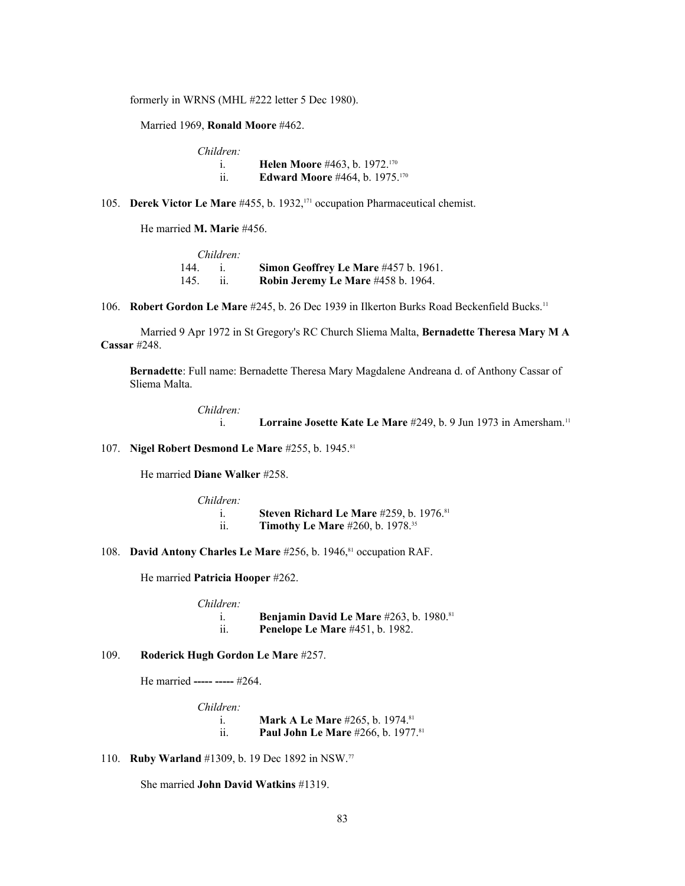formerly in WRNS (MHL #222 letter 5 Dec 1980).

Married 1969, **Ronald Moore** #462.

*Children:*

i. **Helen Moore** #463, b. 1972.[170]
ii. **Edward Moore** #464, b. 1975.[170]

105. **Derek Victor Le Mare** #455, b. 1932,[171] occupation Pharmaceutical chemist.

He married **M. Marie** #456.

*Children:*

144. i. **Simon Geoffrey Le Mare** #457 b. 1961.
145. ii. **Robin Jeremy Le Mare** #458 b. 1964.

106. **Robert Gordon Le Mare** #245, b. 26 Dec 1939 in Ilkerton Burks Road Beckenfield Bucks.[11]

Married 9 Apr 1972 in St Gregory's RC Church Sliema Malta, **Bernadette Theresa Mary M A Cassar** #248.

**Bernadette**: Full name: Bernadette Theresa Mary Magdalene Andreana d. of Anthony Cassar of Sliema Malta.

*Children:*

i. **Lorraine Josette Kate Le Mare** #249, b. 9 Jun 1973 in Amersham.[11]

107. **Nigel Robert Desmond Le Mare** #255, b. 1945.[81]

He married **Diane Walker** #258.

*Children:*

i. **Steven Richard Le Mare** #259, b. 1976.[81]
ii. **Timothy Le Mare** #260, b. 1978.[35]

108. **David Antony Charles Le Mare** #256, b. 1946,[81] occupation RAF.

He married **Patricia Hooper** #262.

*Children:*

i. **Benjamin David Le Mare** #263, b. 1980.[81]
ii. **Penelope Le Mare** #451, b. 1982.

109. **Roderick Hugh Gordon Le Mare** #257.

He married **----- -----** #264.

*Children:*

i. **Mark A Le Mare** #265, b. 1974.[81]
ii. **Paul John Le Mare** #266, b. 1977.[81]

110. **Ruby Warland** #1309, b. 19 Dec 1892 in NSW.[77]

She married **John David Watkins** #1319.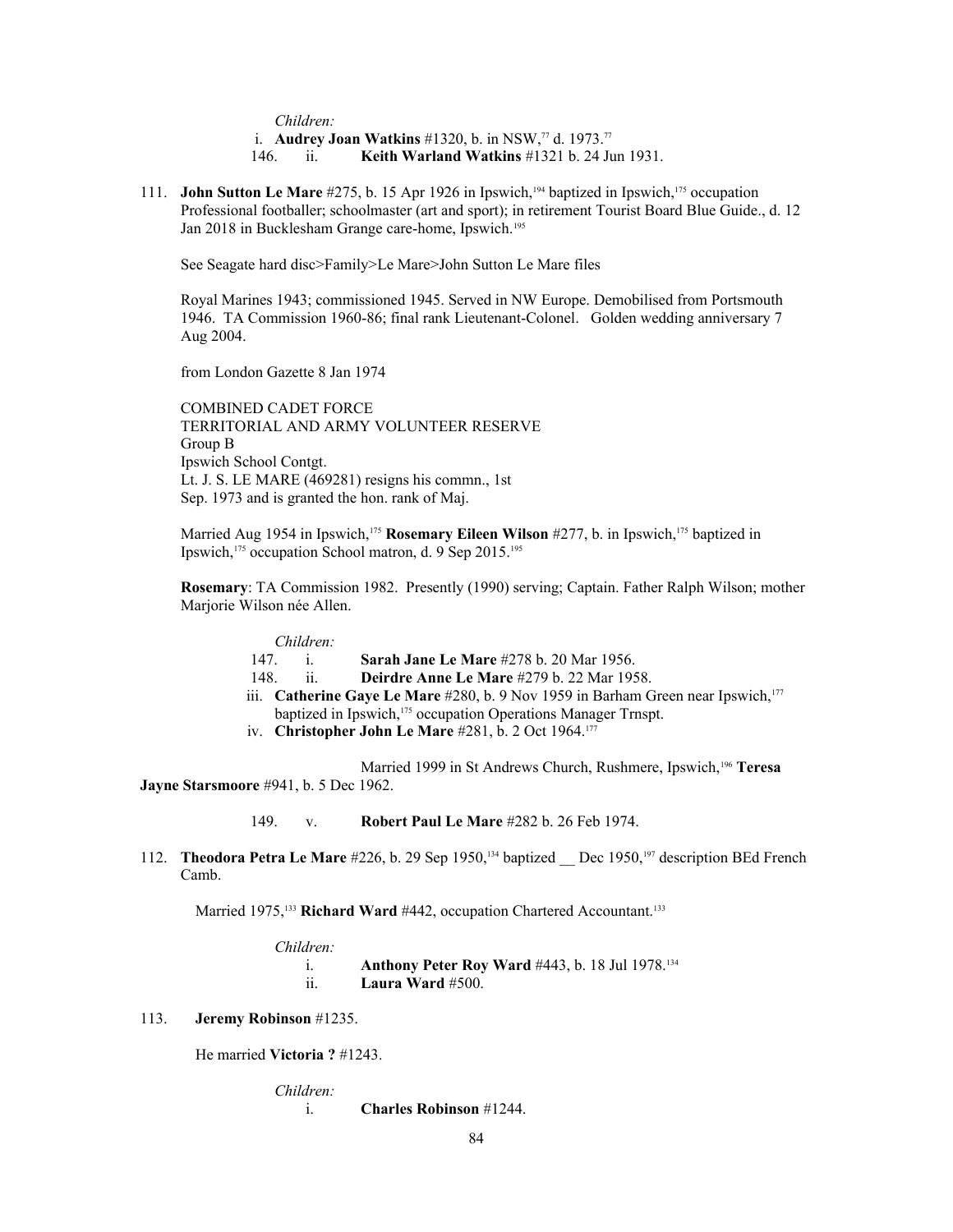*Children:*

i. **Audrey Joan Watkins** #1320, b. in NSW,[77] d. 1973.[77]

146. ii. **Keith Warland Watkins** #1321 b. 24 Jun 1931.

111. **John Sutton Le Mare** #275, b. 15 Apr 1926 in Ipswich,[194] baptized in Ipswich,[175] occupation Professional footballer; schoolmaster (art and sport); in retirement Tourist Board Blue Guide., d. 12 Jan 2018 in Bucklesham Grange care-home, Ipswich.[195]

See Seagate hard disc>Family>Le Mare>John Sutton Le Mare files

Royal Marines 1943; commissioned 1945. Served in NW Europe. Demobilised from Portsmouth 1946. TA Commission 1960-86; final rank Lieutenant-Colonel. Golden wedding anniversary 7 Aug 2004.

from London Gazette 8 Jan 1974

COMBINED CADET FORCE
TERRITORIAL AND ARMY VOLUNTEER RESERVE
Group B
Ipswich School Contgt.
Lt. J. S. LE MARE (469281) resigns his commn., 1st
Sep. 1973 and is granted the hon. rank of Maj.

Married Aug 1954 in Ipswich,[175] **Rosemary Eileen Wilson** #277, b. in Ipswich,[175] baptized in Ipswich,[175] occupation School matron, d. 9 Sep 2015.[195]

**Rosemary**: TA Commission 1982. Presently (1990) serving; Captain. Father Ralph Wilson; mother Marjorie Wilson née Allen.

*Children:*

147. i. **Sarah Jane Le Mare** #278 b. 20 Mar 1956.

148. ii. **Deirdre Anne Le Mare** #279 b. 22 Mar 1958.

iii. **Catherine Gaye Le Mare** #280, b. 9 Nov 1959 in Barham Green near Ipswich,[177] baptized in Ipswich,[175] occupation Operations Manager Trnspt.

iv. **Christopher John Le Mare** #281, b. 2 Oct 1964.[177]

Married 1999 in St Andrews Church, Rushmere, Ipswich,[196] **Teresa Jayne Starsmoore** #941, b. 5 Dec 1962.

149. v. **Robert Paul Le Mare** #282 b. 26 Feb 1974.

112. **Theodora Petra Le Mare** #226, b. 29 Sep 1950,[134] baptized __ Dec 1950,[197] description BEd French Camb.

Married 1975,[133] **Richard Ward** #442, occupation Chartered Accountant.[133]

*Children:*

i. **Anthony Peter Roy Ward** #443, b. 18 Jul 1978.[134]

ii. **Laura Ward** #500.

113. **Jeremy Robinson** #1235.

He married **Victoria ?** #1243.

*Children:*

i. **Charles Robinson** #1244.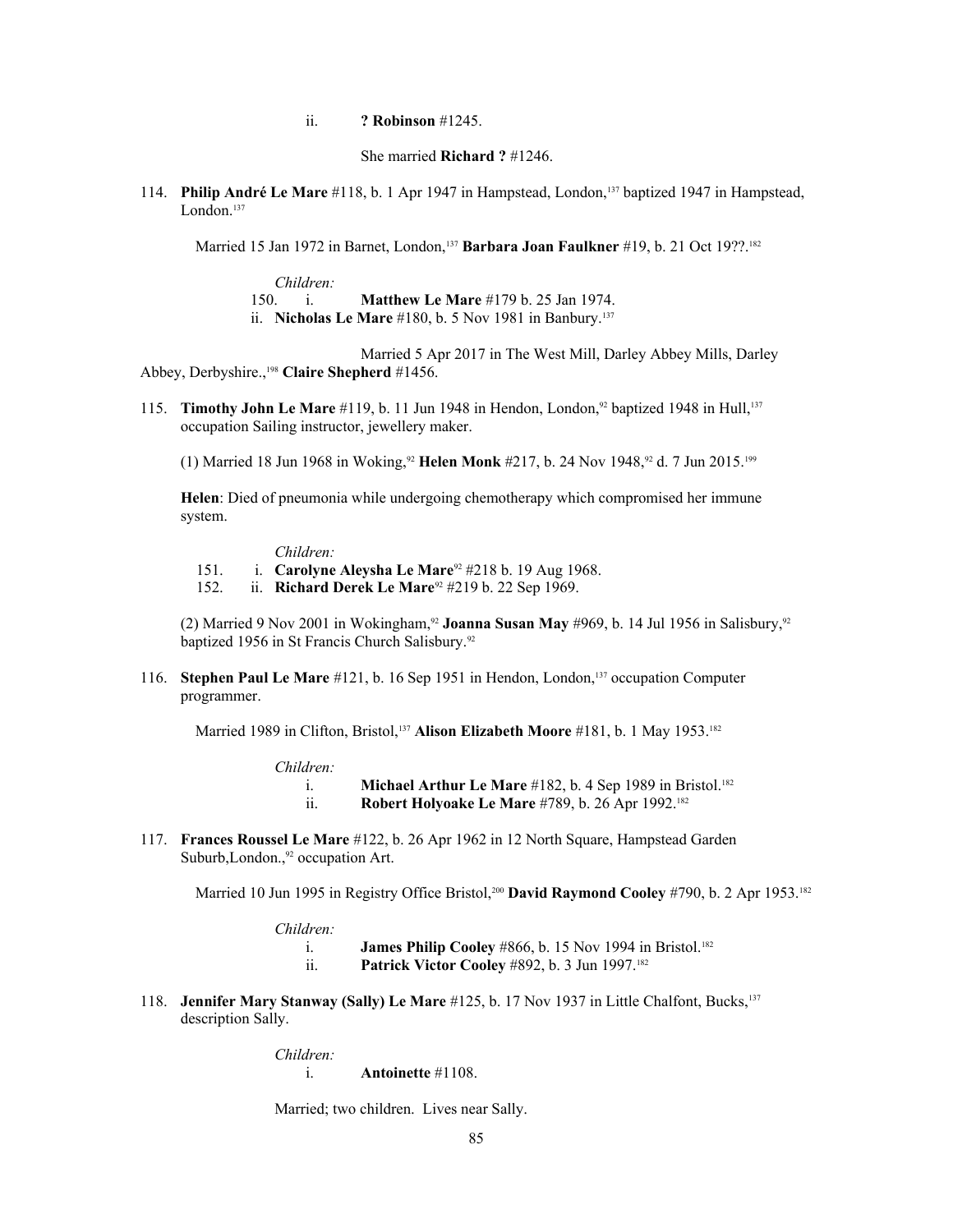ii. **? Robinson** #1245.

She married **Richard ?** #1246.

114. **Philip André Le Mare** #118, b. 1 Apr 1947 in Hampstead, London,[137] baptized 1947 in Hampstead, London.[137]

Married 15 Jan 1972 in Barnet, London,[137] **Barbara Joan Faulkner** #19, b. 21 Oct 19??.[182]

*Children:*

150. i. **Matthew Le Mare** #179 b. 25 Jan 1974.

ii. **Nicholas Le Mare** #180, b. 5 Nov 1981 in Banbury.[137]

Married 5 Apr 2017 in The West Mill, Darley Abbey Mills, Darley Abbey, Derbyshire.,[198] **Claire Shepherd** #1456.

115. **Timothy John Le Mare** #119, b. 11 Jun 1948 in Hendon, London,[92] baptized 1948 in Hull,[137] occupation Sailing instructor, jewellery maker.

(1) Married 18 Jun 1968 in Woking,[92] **Helen Monk** #217, b. 24 Nov 1948,[92] d. 7 Jun 2015.[199]

**Helen**: Died of pneumonia while undergoing chemotherapy which compromised her immune system.

*Children:*

151. i. **Carolyne Aleysha Le Mare**[92] #218 b. 19 Aug 1968.

152. ii. **Richard Derek Le Mare**[92] #219 b. 22 Sep 1969.

(2) Married 9 Nov 2001 in Wokingham,[92] **Joanna Susan May** #969, b. 14 Jul 1956 in Salisbury,[92] baptized 1956 in St Francis Church Salisbury.[92]

116. **Stephen Paul Le Mare** #121, b. 16 Sep 1951 in Hendon, London,[137] occupation Computer programmer.

Married 1989 in Clifton, Bristol,[137] **Alison Elizabeth Moore** #181, b. 1 May 1953.[182]

*Children:*

i. **Michael Arthur Le Mare** #182, b. 4 Sep 1989 in Bristol.[182]

ii. **Robert Holyoake Le Mare** #789, b. 26 Apr 1992.[182]

117. **Frances Roussel Le Mare** #122, b. 26 Apr 1962 in 12 North Square, Hampstead Garden Suburb,London.,[92] occupation Art.

Married 10 Jun 1995 in Registry Office Bristol,[200] **David Raymond Cooley** #790, b. 2 Apr 1953.[182]

*Children:*

i. **James Philip Cooley** #866, b. 15 Nov 1994 in Bristol.[182]

ii. **Patrick Victor Cooley** #892, b. 3 Jun 1997.[182]

118. **Jennifer Mary Stanway (Sally) Le Mare** #125, b. 17 Nov 1937 in Little Chalfont, Bucks,[137] description Sally.

*Children:*

i. **Antoinette** #1108.

Married; two children. Lives near Sally.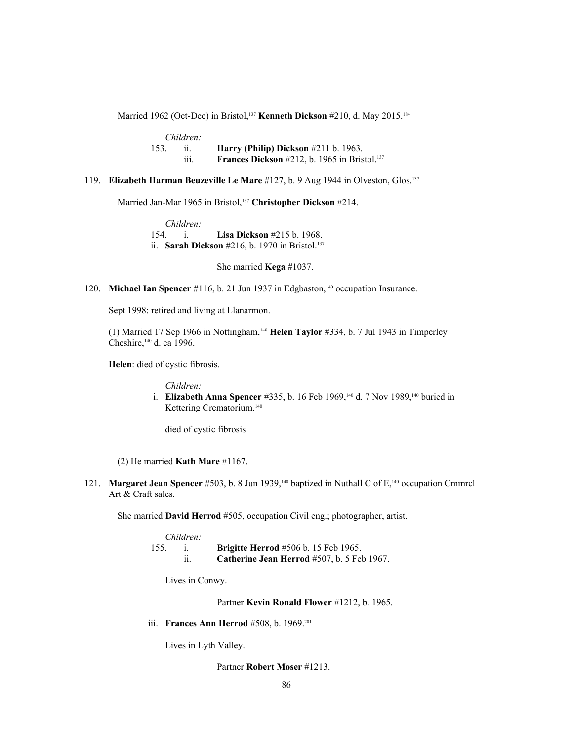Married 1962 (Oct-Dec) in Bristol,[137] **Kenneth Dickson** #210, d. May 2015.[184]

*Children:*

153. ii. **Harry (Philip) Dickson** #211 b. 1963.

iii. **Frances Dickson** #212, b. 1965 in Bristol.[137]

119. **Elizabeth Harman Beuzeville Le Mare** #127, b. 9 Aug 1944 in Olveston, Glos.[137]

Married Jan-Mar 1965 in Bristol,[137] **Christopher Dickson** #214.

*Children:*

154. i. **Lisa Dickson** #215 b. 1968.

ii. **Sarah Dickson** #216, b. 1970 in Bristol.[137]

She married **Kega** #1037.

120. **Michael Ian Spencer** #116, b. 21 Jun 1937 in Edgbaston,[140] occupation Insurance.

Sept 1998: retired and living at Llanarmon.

(1) Married 17 Sep 1966 in Nottingham,[140] **Helen Taylor** #334, b. 7 Jul 1943 in Timperley Cheshire,[140] d. ca 1996.

**Helen**: died of cystic fibrosis.

*Children:*

i. **Elizabeth Anna Spencer** #335, b. 16 Feb 1969,[140] d. 7 Nov 1989,[140] buried in Kettering Crematorium.[140]

died of cystic fibrosis

(2) He married **Kath Mare** #1167.

121. **Margaret Jean Spencer** #503, b. 8 Jun 1939,[140] baptized in Nuthall C of E,[140] occupation Cmmrcl Art & Craft sales.

She married **David Herrod** #505, occupation Civil eng.; photographer, artist.

*Children:*

155. i. **Brigitte Herrod** #506 b. 15 Feb 1965.

ii. **Catherine Jean Herrod** #507, b. 5 Feb 1967.

Lives in Conwy.

Partner **Kevin Ronald Flower** #1212, b. 1965.

iii. **Frances Ann Herrod** #508, b. 1969.[201]

Lives in Lyth Valley.

Partner **Robert Moser** #1213.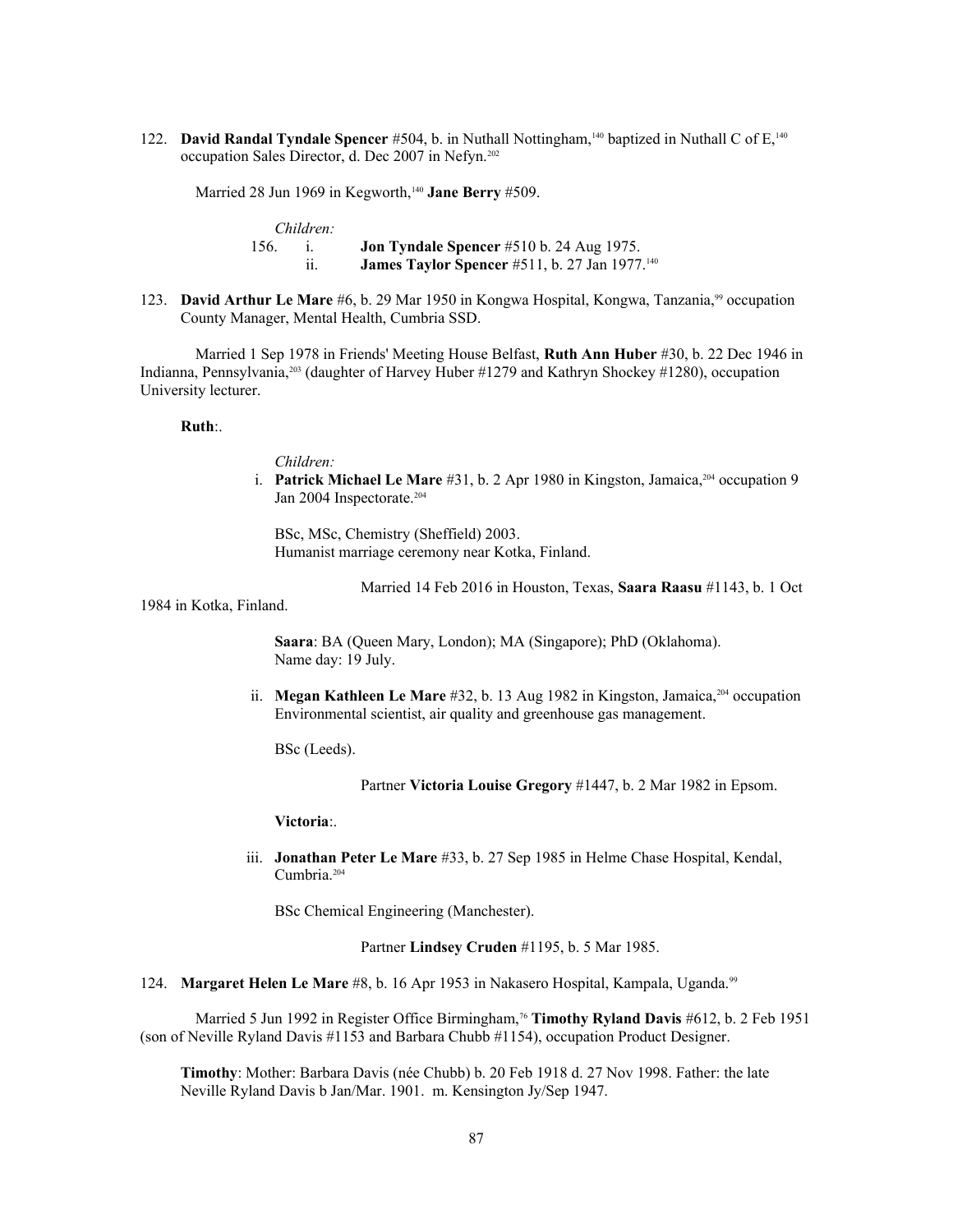122. **David Randal Tyndale Spencer** #504, b. in Nuthall Nottingham,[140] baptized in Nuthall C of E,[140] occupation Sales Director, d. Dec 2007 in Nefyn.[202]

Married 28 Jun 1969 in Kegworth,[140] **Jane Berry** #509.

*Children:*

156. i. **Jon Tyndale Spencer** #510 b. 24 Aug 1975.

ii. **James Taylor Spencer** #511, b. 27 Jan 1977.[140]

123. **David Arthur Le Mare** #6, b. 29 Mar 1950 in Kongwa Hospital, Kongwa, Tanzania,[99] occupation County Manager, Mental Health, Cumbria SSD.

Married 1 Sep 1978 in Friends' Meeting House Belfast, **Ruth Ann Huber** #30, b. 22 Dec 1946 in Indianna, Pennsylvania,[203] (daughter of Harvey Huber #1279 and Kathryn Shockey #1280), occupation University lecturer.

**Ruth**:.

*Children:*

i. **Patrick Michael Le Mare** #31, b. 2 Apr 1980 in Kingston, Jamaica,[204] occupation 9 Jan 2004 Inspectorate.[204]

BSc, MSc, Chemistry (Sheffield) 2003.
Humanist marriage ceremony near Kotka, Finland.

Married 14 Feb 2016 in Houston, Texas, **Saara Raasu** #1143, b. 1 Oct 1984 in Kotka, Finland.

**Saara**: BA (Queen Mary, London); MA (Singapore); PhD (Oklahoma).
Name day: 19 July.

ii. **Megan Kathleen Le Mare** #32, b. 13 Aug 1982 in Kingston, Jamaica,[204] occupation Environmental scientist, air quality and greenhouse gas management.

BSc (Leeds).

Partner **Victoria Louise Gregory** #1447, b. 2 Mar 1982 in Epsom.

**Victoria**:.

iii. **Jonathan Peter Le Mare** #33, b. 27 Sep 1985 in Helme Chase Hospital, Kendal, Cumbria.[204]

BSc Chemical Engineering (Manchester).

Partner **Lindsey Cruden** #1195, b. 5 Mar 1985.

124. **Margaret Helen Le Mare** #8, b. 16 Apr 1953 in Nakasero Hospital, Kampala, Uganda.[99]

Married 5 Jun 1992 in Register Office Birmingham,[76] **Timothy Ryland Davis** #612, b. 2 Feb 1951 (son of Neville Ryland Davis #1153 and Barbara Chubb #1154), occupation Product Designer.

**Timothy**: Mother: Barbara Davis (née Chubb) b. 20 Feb 1918 d. 27 Nov 1998. Father: the late Neville Ryland Davis b Jan/Mar. 1901. m. Kensington Jy/Sep 1947.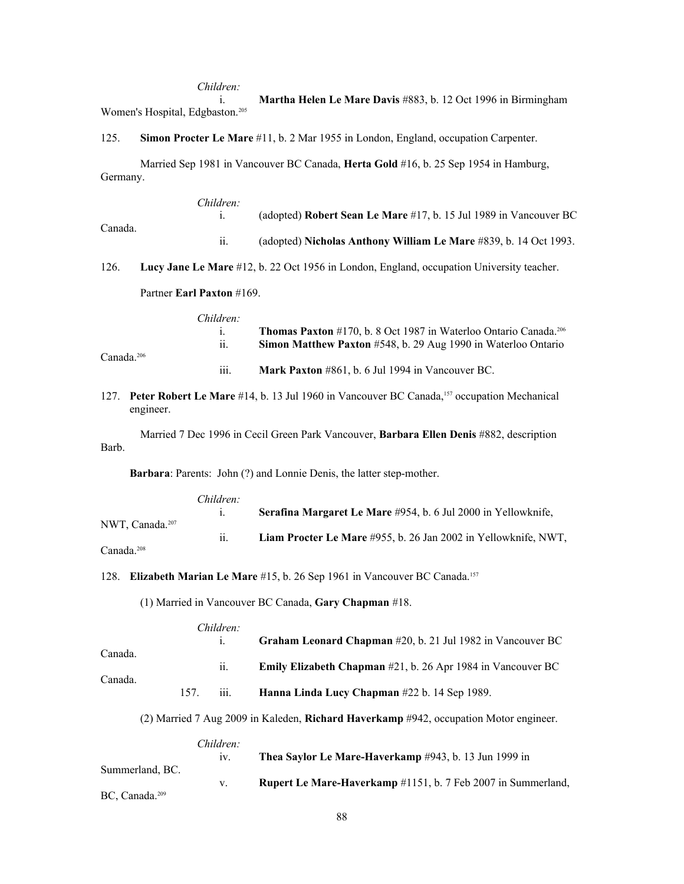*Children:*

i. **Martha Helen Le Mare Davis** #883, b. 12 Oct 1996 in Birmingham Women's Hospital, Edgbaston.[205]

125. **Simon Procter Le Mare** #11, b. 2 Mar 1955 in London, England, occupation Carpenter.

Married Sep 1981 in Vancouver BC Canada, **Herta Gold** #16, b. 25 Sep 1954 in Hamburg, Germany.

*Children:*

i. (adopted) **Robert Sean Le Mare** #17, b. 15 Jul 1989 in Vancouver BC Canada.

ii. (adopted) **Nicholas Anthony William Le Mare** #839, b. 14 Oct 1993.

126. **Lucy Jane Le Mare** #12, b. 22 Oct 1956 in London, England, occupation University teacher.

Partner **Earl Paxton** #169.

*Children:*

i. **Thomas Paxton** #170, b. 8 Oct 1987 in Waterloo Ontario Canada.[206]

ii. **Simon Matthew Paxton** #548, b. 29 Aug 1990 in Waterloo Ontario Canada.[206]

iii. **Mark Paxton** #861, b. 6 Jul 1994 in Vancouver BC.

127. **Peter Robert Le Mare** #14, b. 13 Jul 1960 in Vancouver BC Canada,[157] occupation Mechanical engineer.

Married 7 Dec 1996 in Cecil Green Park Vancouver, **Barbara Ellen Denis** #882, description Barb.

**Barbara**: Parents: John (?) and Lonnie Denis, the latter step-mother.

*Children:*

i. **Serafina Margaret Le Mare** #954, b. 6 Jul 2000 in Yellowknife, NWT, Canada.[207]

ii. **Liam Procter Le Mare** #955, b. 26 Jan 2002 in Yellowknife, NWT, Canada.[208]

128. **Elizabeth Marian Le Mare** #15, b. 26 Sep 1961 in Vancouver BC Canada.[157]

(1) Married in Vancouver BC Canada, **Gary Chapman** #18.

*Children:*

i. **Graham Leonard Chapman** #20, b. 21 Jul 1982 in Vancouver BC Canada.

ii. **Emily Elizabeth Chapman** #21, b. 26 Apr 1984 in Vancouver BC Canada.

157. iii. **Hanna Linda Lucy Chapman** #22 b. 14 Sep 1989.

(2) Married 7 Aug 2009 in Kaleden, **Richard Haverkamp** #942, occupation Motor engineer.

*Children:*

iv. **Thea Saylor Le Mare-Haverkamp** #943, b. 13 Jun 1999 in Summerland, BC.

v. **Rupert Le Mare-Haverkamp** #1151, b. 7 Feb 2007 in Summerland, BC, Canada.[209]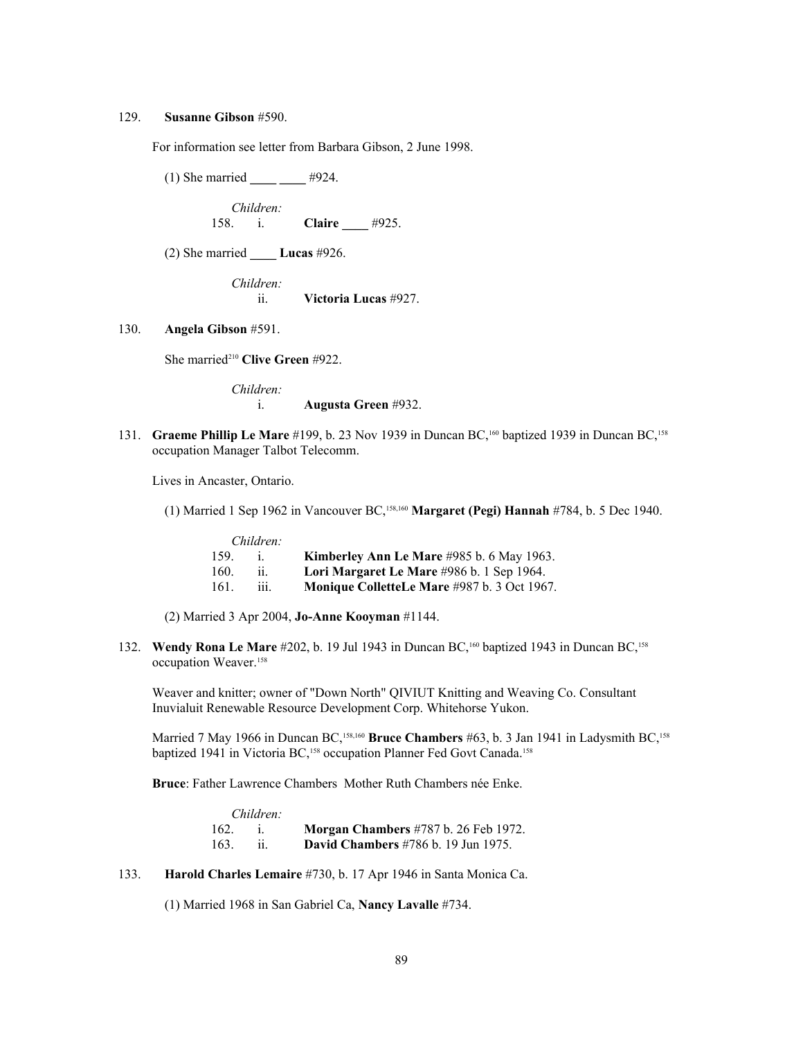129. **Susanne Gibson** #590.

For information see letter from Barbara Gibson, 2 June 1998.

(1) She married **____ ____** #924.

*Children:*

158. i. **Claire ____** #925.

(2) She married **____ Lucas** #926.

*Children:*

ii. **Victoria Lucas** #927.

130. **Angela Gibson** #591.

She married[210] **Clive Green** #922.

*Children:*

i. **Augusta Green** #932.

131. **Graeme Phillip Le Mare** #199, b. 23 Nov 1939 in Duncan BC,[160] baptized 1939 in Duncan BC,[158] occupation Manager Talbot Telecomm.

Lives in Ancaster, Ontario.

(1) Married 1 Sep 1962 in Vancouver BC,[158,160] **Margaret (Pegi) Hannah** #784, b. 5 Dec 1940.

*Children:*

159. i. **Kimberley Ann Le Mare** #985 b. 6 May 1963.
160. ii. **Lori Margaret Le Mare** #986 b. 1 Sep 1964.
161. iii. **Monique ColletteLe Mare** #987 b. 3 Oct 1967.

(2) Married 3 Apr 2004, **Jo-Anne Kooyman** #1144.

132. **Wendy Rona Le Mare** #202, b. 19 Jul 1943 in Duncan BC,[160] baptized 1943 in Duncan BC,[158] occupation Weaver.[158]

Weaver and knitter; owner of "Down North" QIVIUT Knitting and Weaving Co. Consultant Inuvialuit Renewable Resource Development Corp. Whitehorse Yukon.

Married 7 May 1966 in Duncan BC,[158,160] **Bruce Chambers** #63, b. 3 Jan 1941 in Ladysmith BC,[158] baptized 1941 in Victoria BC,[158] occupation Planner Fed Govt Canada.[158]

**Bruce**: Father Lawrence Chambers Mother Ruth Chambers née Enke.

*Children:*

162. i. **Morgan Chambers** #787 b. 26 Feb 1972.
163. ii. **David Chambers** #786 b. 19 Jun 1975.

133. **Harold Charles Lemaire** #730, b. 17 Apr 1946 in Santa Monica Ca.

(1) Married 1968 in San Gabriel Ca, **Nancy Lavalle** #734.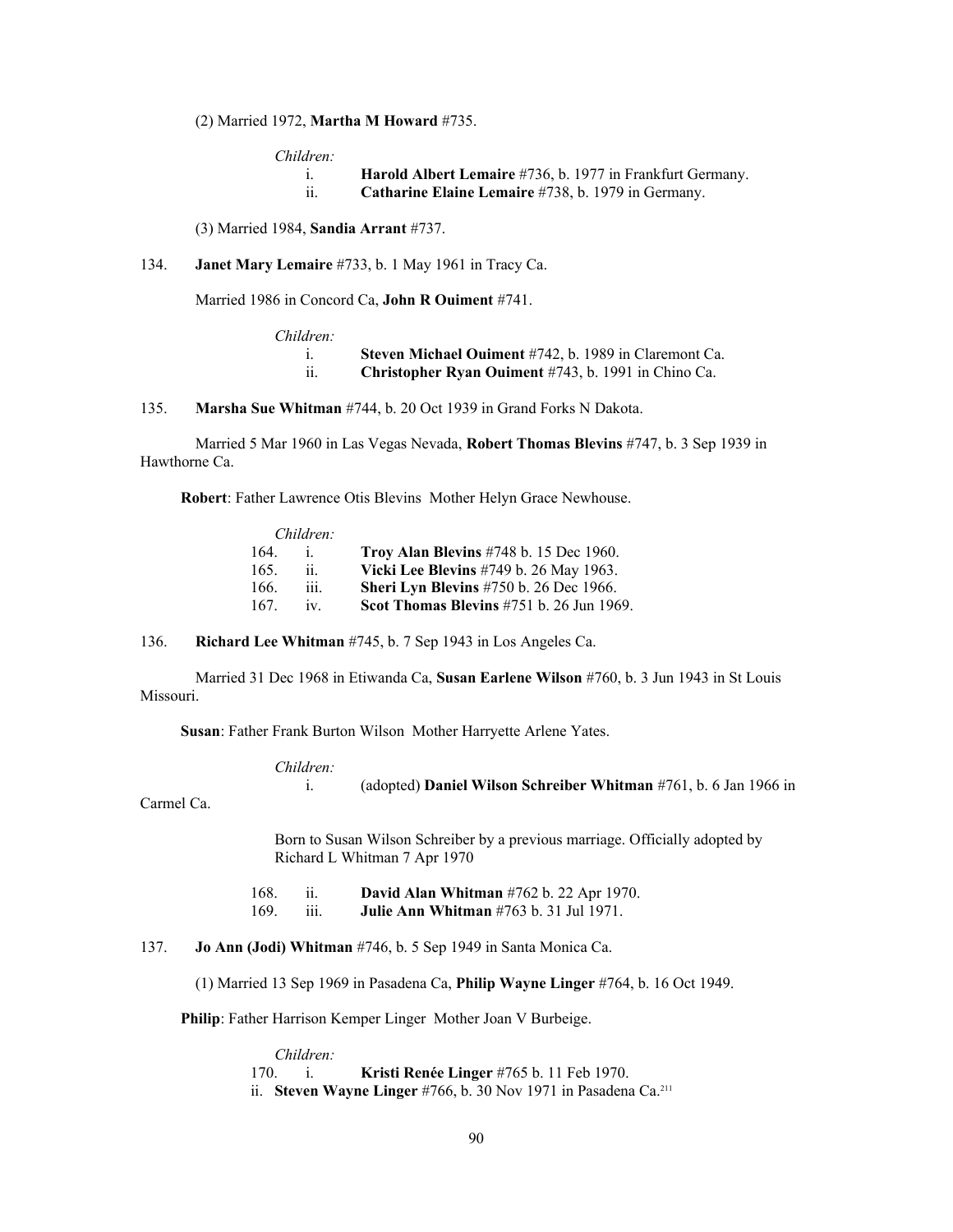(2) Married 1972, **Martha M Howard** #735.

*Children:*

i. **Harold Albert Lemaire** #736, b. 1977 in Frankfurt Germany.
ii. **Catharine Elaine Lemaire** #738, b. 1979 in Germany.

(3) Married 1984, **Sandia Arrant** #737.

134. **Janet Mary Lemaire** #733, b. 1 May 1961 in Tracy Ca.

Married 1986 in Concord Ca, **John R Ouiment** #741.

*Children:*

i. **Steven Michael Ouiment** #742, b. 1989 in Claremont Ca.
ii. **Christopher Ryan Ouiment** #743, b. 1991 in Chino Ca.

135. **Marsha Sue Whitman** #744, b. 20 Oct 1939 in Grand Forks N Dakota.

Married 5 Mar 1960 in Las Vegas Nevada, **Robert Thomas Blevins** #747, b. 3 Sep 1939 in Hawthorne Ca.

**Robert**: Father Lawrence Otis Blevins Mother Helyn Grace Newhouse.

*Children:*

164. i. **Troy Alan Blevins** #748 b. 15 Dec 1960.
165. ii. **Vicki Lee Blevins** #749 b. 26 May 1963.
166. iii. **Sheri Lyn Blevins** #750 b. 26 Dec 1966.
167. iv. **Scot Thomas Blevins** #751 b. 26 Jun 1969.

136. **Richard Lee Whitman** #745, b. 7 Sep 1943 in Los Angeles Ca.

Married 31 Dec 1968 in Etiwanda Ca, **Susan Earlene Wilson** #760, b. 3 Jun 1943 in St Louis Missouri.

**Susan**: Father Frank Burton Wilson Mother Harryette Arlene Yates.

*Children:*

i. (adopted) **Daniel Wilson Schreiber Whitman** #761, b. 6 Jan 1966 in Carmel Ca.

Born to Susan Wilson Schreiber by a previous marriage. Officially adopted by Richard L Whitman 7 Apr 1970

168. ii. **David Alan Whitman** #762 b. 22 Apr 1970.
169. iii. **Julie Ann Whitman** #763 b. 31 Jul 1971.

137. **Jo Ann (Jodi) Whitman** #746, b. 5 Sep 1949 in Santa Monica Ca.

(1) Married 13 Sep 1969 in Pasadena Ca, **Philip Wayne Linger** #764, b. 16 Oct 1949.

**Philip**: Father Harrison Kemper Linger Mother Joan V Burbeige.

*Children:*

170. i. **Kristi Renée Linger** #765 b. 11 Feb 1970.
ii. **Steven Wayne Linger** #766, b. 30 Nov 1971 in Pasadena Ca.[211]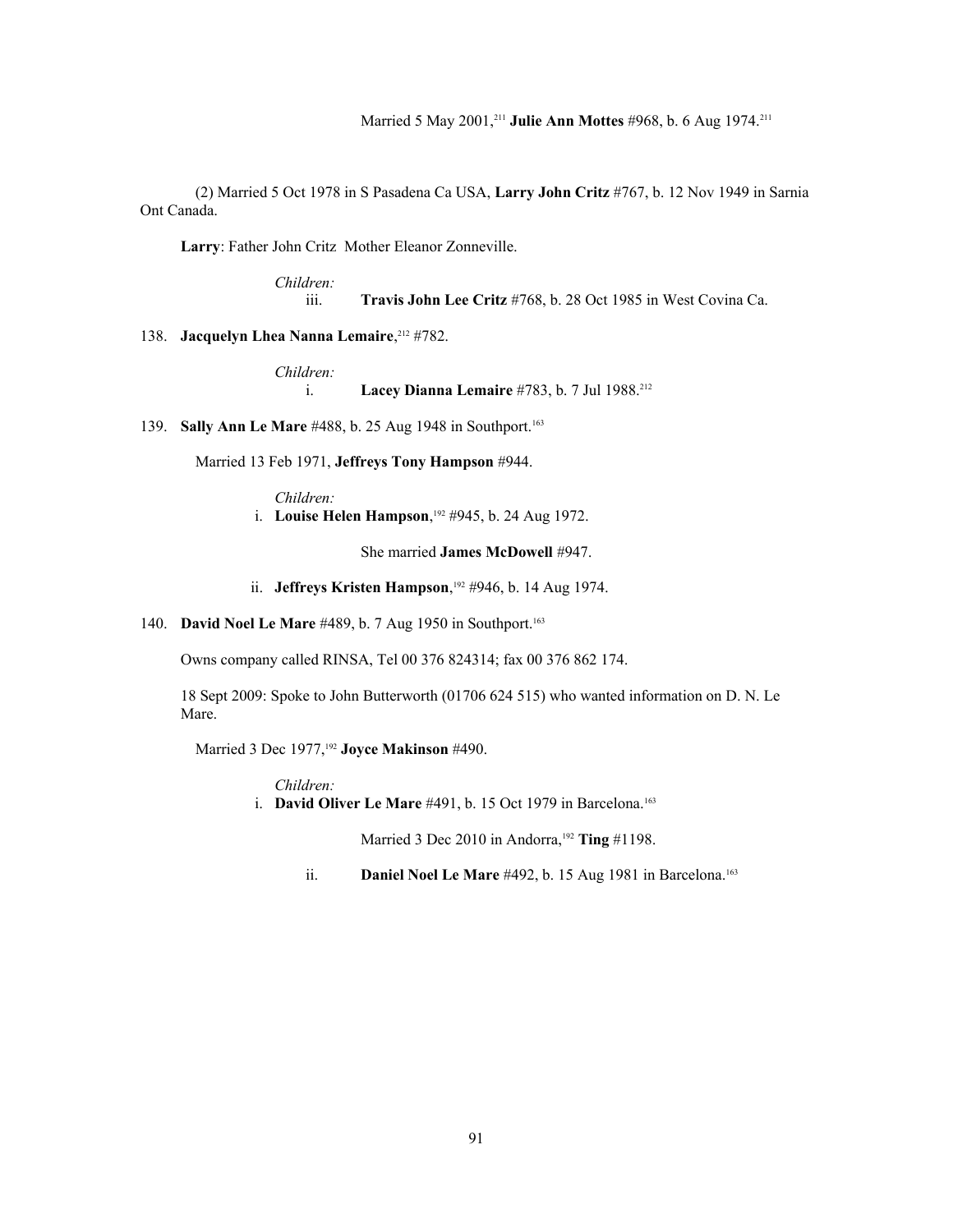Married 5 May 2001,[211] **Julie Ann Mottes** #968, b. 6 Aug 1974.[211]

(2) Married 5 Oct 1978 in S Pasadena Ca USA, **Larry John Critz** #767, b. 12 Nov 1949 in Sarnia Ont Canada.

**Larry**: Father John Critz Mother Eleanor Zonneville.

*Children:*

iii. **Travis John Lee Critz** #768, b. 28 Oct 1985 in West Covina Ca.

138. **Jacquelyn Lhea Nanna Lemaire**,[212] #782.

*Children:*

i. **Lacey Dianna Lemaire** #783, b. 7 Jul 1988.[212]

139. **Sally Ann Le Mare** #488, b. 25 Aug 1948 in Southport.[163]

Married 13 Feb 1971, **Jeffreys Tony Hampson** #944.

*Children:*

i. **Louise Helen Hampson**,[192] #945, b. 24 Aug 1972.

She married **James McDowell** #947.

ii. **Jeffreys Kristen Hampson**,[192] #946, b. 14 Aug 1974.

140. **David Noel Le Mare** #489, b. 7 Aug 1950 in Southport.[163]

Owns company called RINSA, Tel 00 376 824314; fax 00 376 862 174.

18 Sept 2009: Spoke to John Butterworth (01706 624 515) who wanted information on D. N. Le Mare.

Married 3 Dec 1977,[192] **Joyce Makinson** #490.

*Children:*

i. **David Oliver Le Mare** #491, b. 15 Oct 1979 in Barcelona.[163]

Married 3 Dec 2010 in Andorra,[192] **Ting** #1198.

ii. **Daniel Noel Le Mare** #492, b. 15 Aug 1981 in Barcelona.[163]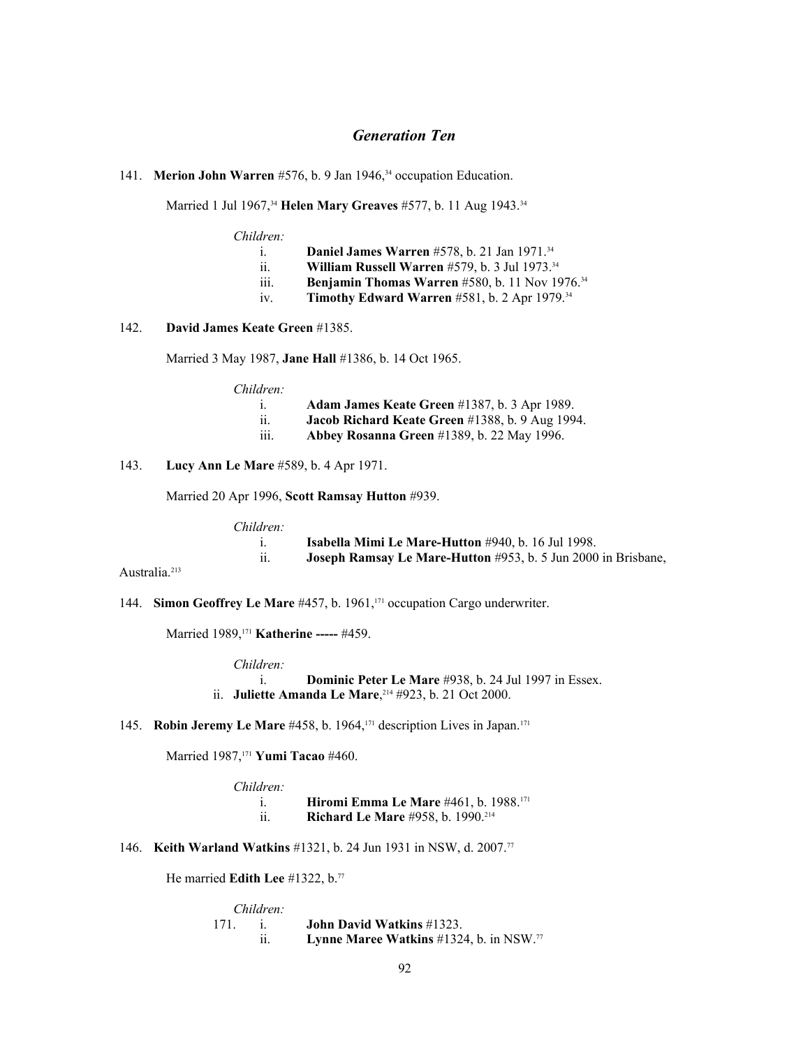## *Generation Ten*

141. **Merion John Warren** #576, b. 9 Jan 1946,[34] occupation Education.

Married 1 Jul 1967,[34] **Helen Mary Greaves** #577, b. 11 Aug 1943.[34]

*Children:*

i. **Daniel James Warren** #578, b. 21 Jan 1971.[34]
ii. **William Russell Warren** #579, b. 3 Jul 1973.[34]
iii. **Benjamin Thomas Warren** #580, b. 11 Nov 1976.[34]
iv. **Timothy Edward Warren** #581, b. 2 Apr 1979.[34]

142. **David James Keate Green** #1385.

Married 3 May 1987, **Jane Hall** #1386, b. 14 Oct 1965.

*Children:*

i. **Adam James Keate Green** #1387, b. 3 Apr 1989.
ii. **Jacob Richard Keate Green** #1388, b. 9 Aug 1994.
iii. **Abbey Rosanna Green** #1389, b. 22 May 1996.

143. **Lucy Ann Le Mare** #589, b. 4 Apr 1971.

Married 20 Apr 1996, **Scott Ramsay Hutton** #939.

*Children:*

i. **Isabella Mimi Le Mare-Hutton** #940, b. 16 Jul 1998.
ii. **Joseph Ramsay Le Mare-Hutton** #953, b. 5 Jun 2000 in Brisbane, Australia.[213]

144. **Simon Geoffrey Le Mare** #457, b. 1961,[171] occupation Cargo underwriter.

Married 1989,[171] **Katherine -----** #459.

*Children:*

i. **Dominic Peter Le Mare** #938, b. 24 Jul 1997 in Essex.
ii. **Juliette Amanda Le Mare**,[214] #923, b. 21 Oct 2000.

145. **Robin Jeremy Le Mare** #458, b. 1964,[171] description Lives in Japan.[171]

Married 1987,[171] **Yumi Tacao** #460.

*Children:*

i. **Hiromi Emma Le Mare** #461, b. 1988.[171]
ii. **Richard Le Mare** #958, b. 1990.[214]

146. **Keith Warland Watkins** #1321, b. 24 Jun 1931 in NSW, d. 2007.[77]

He married **Edith Lee** #1322, b.[77]

*Children:*

171. i. **John David Watkins** #1323.
ii. **Lynne Maree Watkins** #1324, b. in NSW.[77]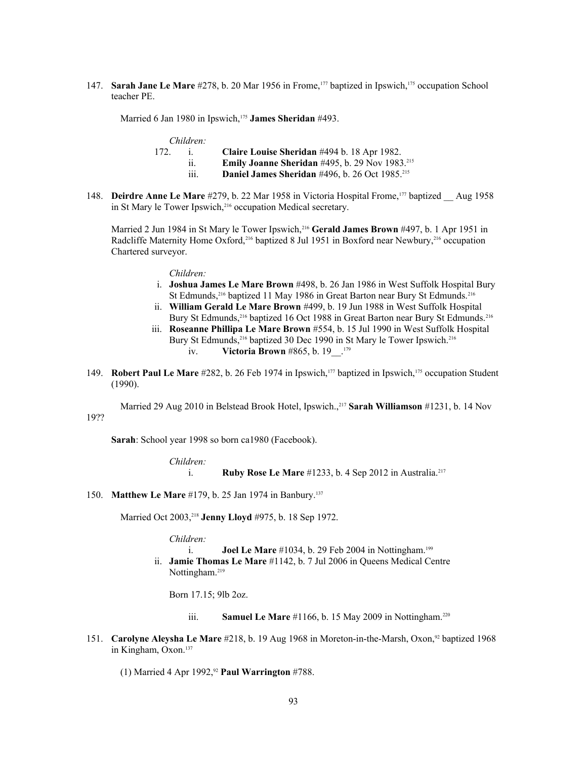147. **Sarah Jane Le Mare** #278, b. 20 Mar 1956 in Frome,[177] baptized in Ipswich,[175] occupation School teacher PE.

Married 6 Jan 1980 in Ipswich,[175] **James Sheridan** #493.

*Children:*

172. i. **Claire Louise Sheridan** #494 b. 18 Apr 1982.
ii. **Emily Joanne Sheridan** #495, b. 29 Nov 1983.[215]
iii. **Daniel James Sheridan** #496, b. 26 Oct 1985.[215]

148. **Deirdre Anne Le Mare** #279, b. 22 Mar 1958 in Victoria Hospital Frome,[177] baptized __ Aug 1958 in St Mary le Tower Ipswich,[216] occupation Medical secretary.

Married 2 Jun 1984 in St Mary le Tower Ipswich,[216] **Gerald James Brown** #497, b. 1 Apr 1951 in Radcliffe Maternity Home Oxford,[216] baptized 8 Jul 1951 in Boxford near Newbury,[216] occupation Chartered surveyor.

*Children:*

i. **Joshua James Le Mare Brown** #498, b. 26 Jan 1986 in West Suffolk Hospital Bury St Edmunds,[216] baptized 11 May 1986 in Great Barton near Bury St Edmunds.[216]
ii. **William Gerald Le Mare Brown** #499, b. 19 Jun 1988 in West Suffolk Hospital Bury St Edmunds,[216] baptized 16 Oct 1988 in Great Barton near Bury St Edmunds.[216]
iii. **Roseanne Phillipa Le Mare Brown** #554, b. 15 Jul 1990 in West Suffolk Hospital Bury St Edmunds,[216] baptized 30 Dec 1990 in St Mary le Tower Ipswich.[216]
iv. **Victoria Brown** #865, b. 19__.[179]

149. **Robert Paul Le Mare** #282, b. 26 Feb 1974 in Ipswich,[177] baptized in Ipswich,[175] occupation Student (1990).

Married 29 Aug 2010 in Belstead Brook Hotel, Ipswich.,[217] **Sarah Williamson** #1231, b. 14 Nov 19??

**Sarah**: School year 1998 so born ca1980 (Facebook).

*Children:*

i. **Ruby Rose Le Mare** #1233, b. 4 Sep 2012 in Australia.[217]

150. **Matthew Le Mare** #179, b. 25 Jan 1974 in Banbury.[137]

Married Oct 2003,[218] **Jenny Lloyd** #975, b. 18 Sep 1972.

*Children:*

i. **Joel Le Mare** #1034, b. 29 Feb 2004 in Nottingham.[199]
ii. **Jamie Thomas Le Mare** #1142, b. 7 Jul 2006 in Queens Medical Centre Nottingham.[219]

Born 17.15; 9lb 2oz.

iii. **Samuel Le Mare** #1166, b. 15 May 2009 in Nottingham.[220]

151. **Carolyne Aleysha Le Mare** #218, b. 19 Aug 1968 in Moreton-in-the-Marsh, Oxon,[92] baptized 1968 in Kingham, Oxon.[137]

(1) Married 4 Apr 1992,[92] **Paul Warrington** #788.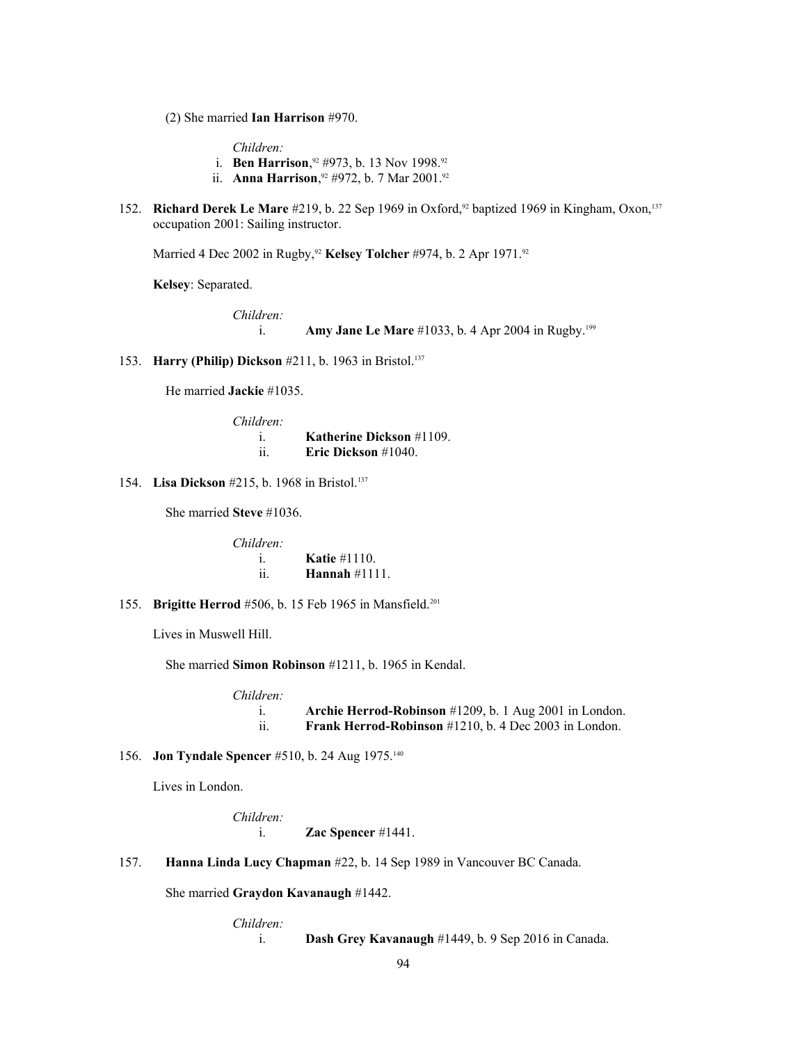(2) She married **Ian Harrison** #970.

*Children:*

i. **Ben Harrison**,[92] #973, b. 13 Nov 1998.[92]
ii. **Anna Harrison**,[92] #972, b. 7 Mar 2001.[92]

152. **Richard Derek Le Mare** #219, b. 22 Sep 1969 in Oxford,[92] baptized 1969 in Kingham, Oxon,[137] occupation 2001: Sailing instructor.

Married 4 Dec 2002 in Rugby,[92] **Kelsey Tolcher** #974, b. 2 Apr 1971.[92]

**Kelsey**: Separated.

*Children:*

i. **Amy Jane Le Mare** #1033, b. 4 Apr 2004 in Rugby.[199]

153. **Harry (Philip) Dickson** #211, b. 1963 in Bristol.[137]

He married **Jackie** #1035.

*Children:*

i. **Katherine Dickson** #1109.
ii. **Eric Dickson** #1040.

154. **Lisa Dickson** #215, b. 1968 in Bristol.[137]

She married **Steve** #1036.

*Children:*

i. **Katie** #1110.
ii. **Hannah** #1111.

155. **Brigitte Herrod** #506, b. 15 Feb 1965 in Mansfield.[201]

Lives in Muswell Hill.

She married **Simon Robinson** #1211, b. 1965 in Kendal.

*Children:*

i. **Archie Herrod-Robinson** #1209, b. 1 Aug 2001 in London.
ii. **Frank Herrod-Robinson** #1210, b. 4 Dec 2003 in London.

156. **Jon Tyndale Spencer** #510, b. 24 Aug 1975.[140]

Lives in London.

*Children:*

i. **Zac Spencer** #1441.

157. **Hanna Linda Lucy Chapman** #22, b. 14 Sep 1989 in Vancouver BC Canada.

She married **Graydon Kavanaugh** #1442.

*Children:*

i. **Dash Grey Kavanaugh** #1449, b. 9 Sep 2016 in Canada.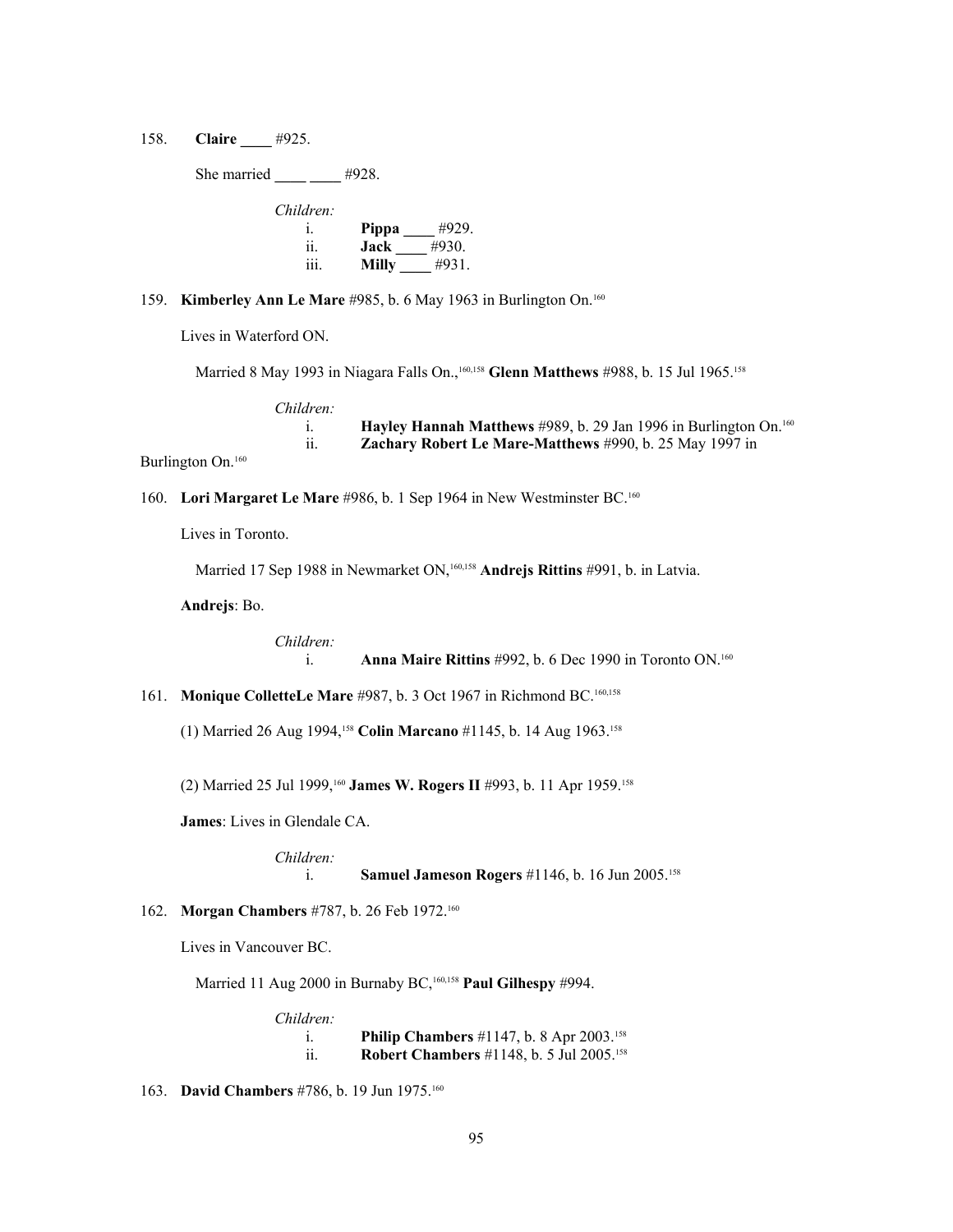158. **Claire ____** #925.

She married **____ ____** #928.

*Children:*

i. **Pippa ____** #929.
ii. **Jack ____** #930.
iii. **Milly ____** #931.

159. **Kimberley Ann Le Mare** #985, b. 6 May 1963 in Burlington On.[160]

Lives in Waterford ON.

Married 8 May 1993 in Niagara Falls On.,[160,158] **Glenn Matthews** #988, b. 15 Jul 1965.[158]

*Children:*

i. **Hayley Hannah Matthews** #989, b. 29 Jan 1996 in Burlington On.[160]
ii. **Zachary Robert Le Mare-Matthews** #990, b. 25 May 1997 in Burlington On.[160]

160. **Lori Margaret Le Mare** #986, b. 1 Sep 1964 in New Westminster BC.[160]

Lives in Toronto.

Married 17 Sep 1988 in Newmarket ON,[160,158] **Andrejs Rittins** #991, b. in Latvia.

**Andrejs**: Bo.

*Children:*

i. **Anna Maire Rittins** #992, b. 6 Dec 1990 in Toronto ON.[160]

161. **Monique ColletteLe Mare** #987, b. 3 Oct 1967 in Richmond BC.[160,158]

(1) Married 26 Aug 1994,[158] **Colin Marcano** #1145, b. 14 Aug 1963.[158]

(2) Married 25 Jul 1999,[160] **James W. Rogers II** #993, b. 11 Apr 1959.[158]

**James**: Lives in Glendale CA.

*Children:*

i. **Samuel Jameson Rogers** #1146, b. 16 Jun 2005.[158]

162. **Morgan Chambers** #787, b. 26 Feb 1972.[160]

Lives in Vancouver BC.

Married 11 Aug 2000 in Burnaby BC,[160,158] **Paul Gilhespy** #994.

*Children:*

i. **Philip Chambers** #1147, b. 8 Apr 2003.[158]
ii. **Robert Chambers** #1148, b. 5 Jul 2005.[158]

163. **David Chambers** #786, b. 19 Jun 1975.[160]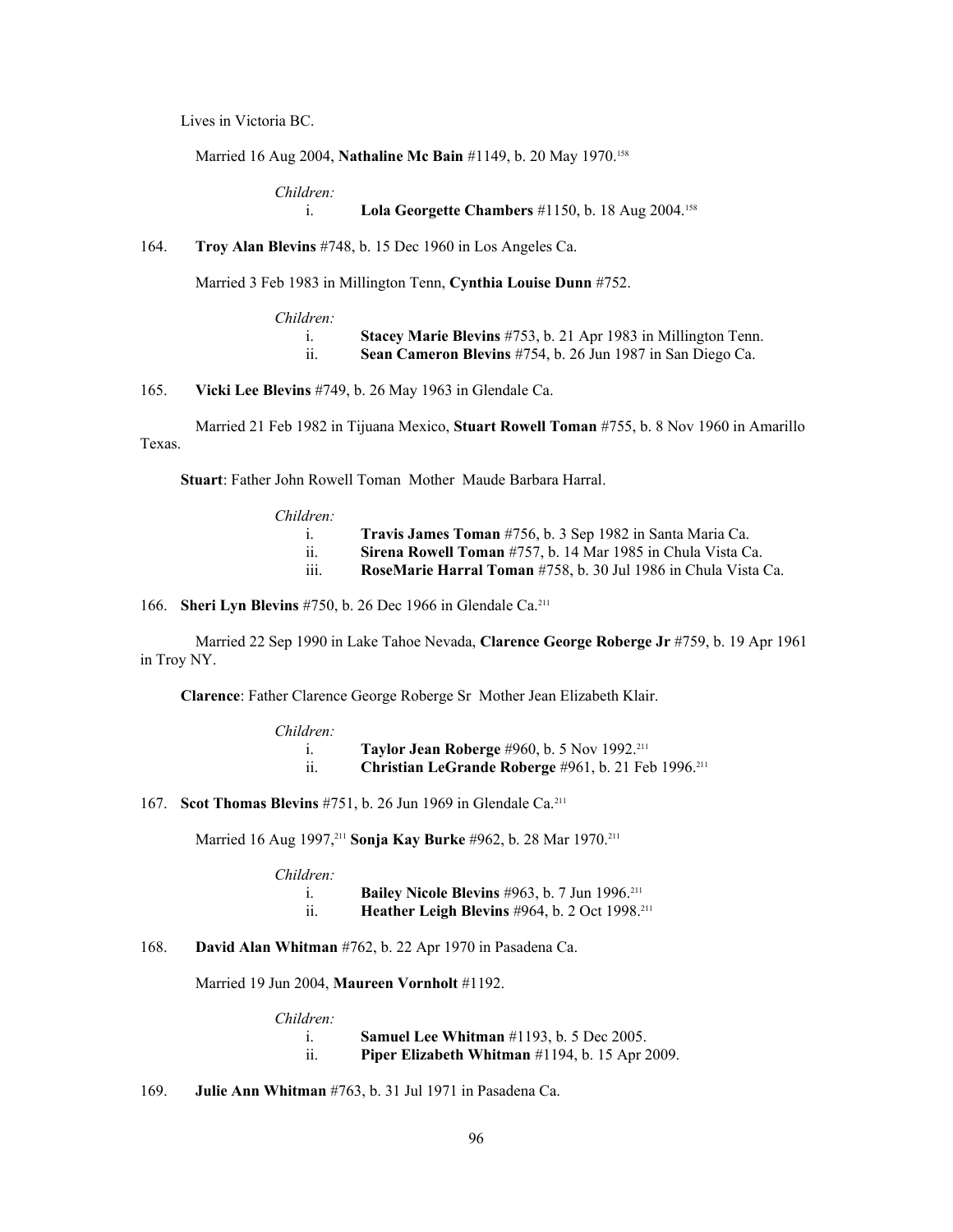Lives in Victoria BC.

Married 16 Aug 2004, **Nathaline Mc Bain** #1149, b. 20 May 1970.[158]

*Children:*

i. **Lola Georgette Chambers** #1150, b. 18 Aug 2004.[158]

164. **Troy Alan Blevins** #748, b. 15 Dec 1960 in Los Angeles Ca.

Married 3 Feb 1983 in Millington Tenn, **Cynthia Louise Dunn** #752.

*Children:*

i. **Stacey Marie Blevins** #753, b. 21 Apr 1983 in Millington Tenn.
ii. **Sean Cameron Blevins** #754, b. 26 Jun 1987 in San Diego Ca.

165. **Vicki Lee Blevins** #749, b. 26 May 1963 in Glendale Ca.

Married 21 Feb 1982 in Tijuana Mexico, **Stuart Rowell Toman** #755, b. 8 Nov 1960 in Amarillo Texas.

**Stuart**: Father John Rowell Toman Mother Maude Barbara Harral.

*Children:*

i. **Travis James Toman** #756, b. 3 Sep 1982 in Santa Maria Ca.
ii. **Sirena Rowell Toman** #757, b. 14 Mar 1985 in Chula Vista Ca.
iii. **RoseMarie Harral Toman** #758, b. 30 Jul 1986 in Chula Vista Ca.

166. **Sheri Lyn Blevins** #750, b. 26 Dec 1966 in Glendale Ca.[211]

Married 22 Sep 1990 in Lake Tahoe Nevada, **Clarence George Roberge Jr** #759, b. 19 Apr 1961 in Troy NY.

**Clarence**: Father Clarence George Roberge Sr Mother Jean Elizabeth Klair.

*Children:*

i. **Taylor Jean Roberge** #960, b. 5 Nov 1992.[211]
ii. **Christian LeGrande Roberge** #961, b. 21 Feb 1996.[211]

167. **Scot Thomas Blevins** #751, b. 26 Jun 1969 in Glendale Ca.[211]

Married 16 Aug 1997,[211] **Sonja Kay Burke** #962, b. 28 Mar 1970.[211]

*Children:*

i. **Bailey Nicole Blevins** #963, b. 7 Jun 1996.[211]
ii. **Heather Leigh Blevins** #964, b. 2 Oct 1998.[211]

168. **David Alan Whitman** #762, b. 22 Apr 1970 in Pasadena Ca.

Married 19 Jun 2004, **Maureen Vornholt** #1192.

*Children:*

i. **Samuel Lee Whitman** #1193, b. 5 Dec 2005.
ii. **Piper Elizabeth Whitman** #1194, b. 15 Apr 2009.

169. **Julie Ann Whitman** #763, b. 31 Jul 1971 in Pasadena Ca.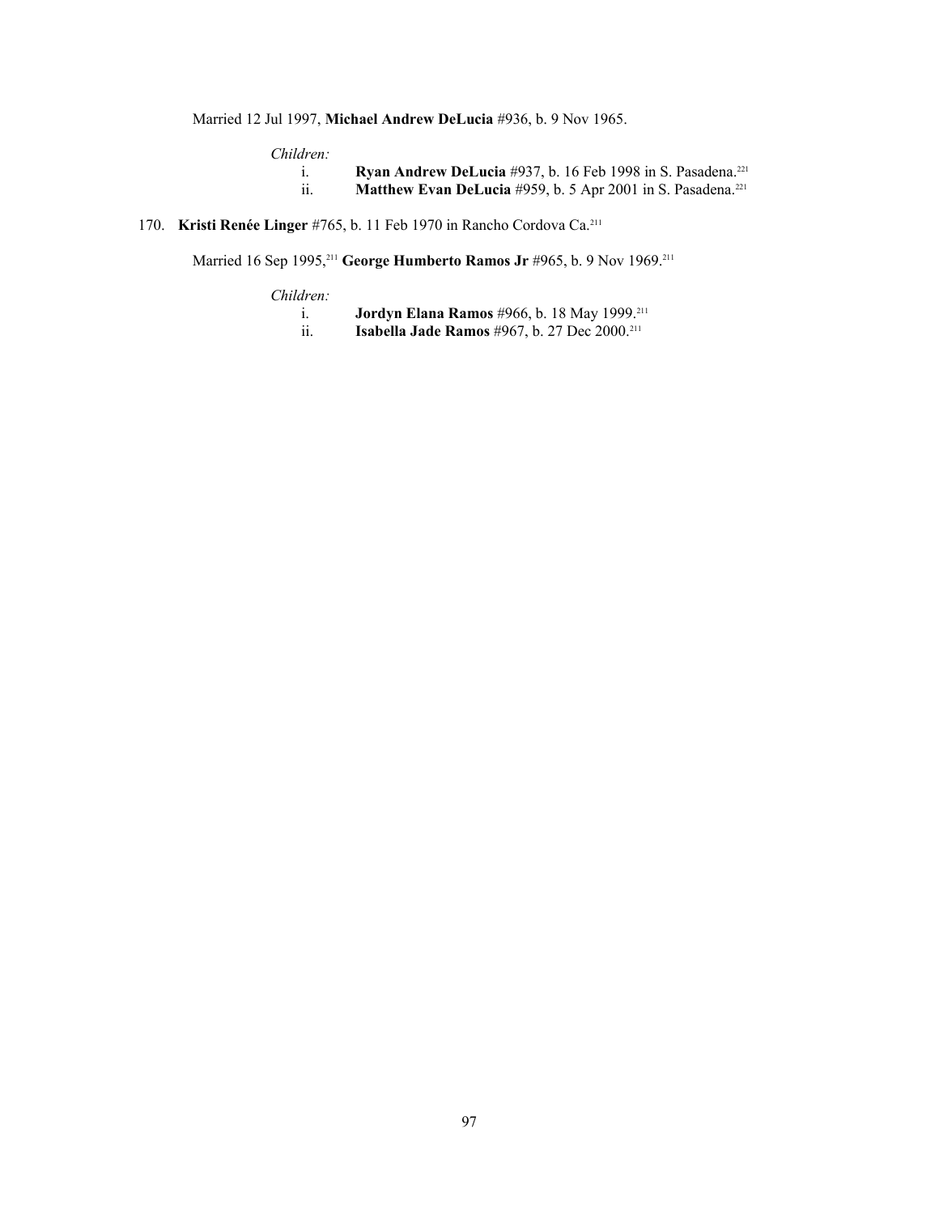Married 12 Jul 1997, **Michael Andrew DeLucia** #936, b. 9 Nov 1965.

*Children:*

i. **Ryan Andrew DeLucia** #937, b. 16 Feb 1998 in S. Pasadena.[221]
ii. **Matthew Evan DeLucia** #959, b. 5 Apr 2001 in S. Pasadena.[221]

170. **Kristi Renée Linger** #765, b. 11 Feb 1970 in Rancho Cordova Ca.[211]

Married 16 Sep 1995,[211] **George Humberto Ramos Jr** #965, b. 9 Nov 1969.[211]

*Children:*

i. **Jordyn Elana Ramos** #966, b. 18 May 1999.[211]
ii. **Isabella Jade Ramos** #967, b. 27 Dec 2000.[211]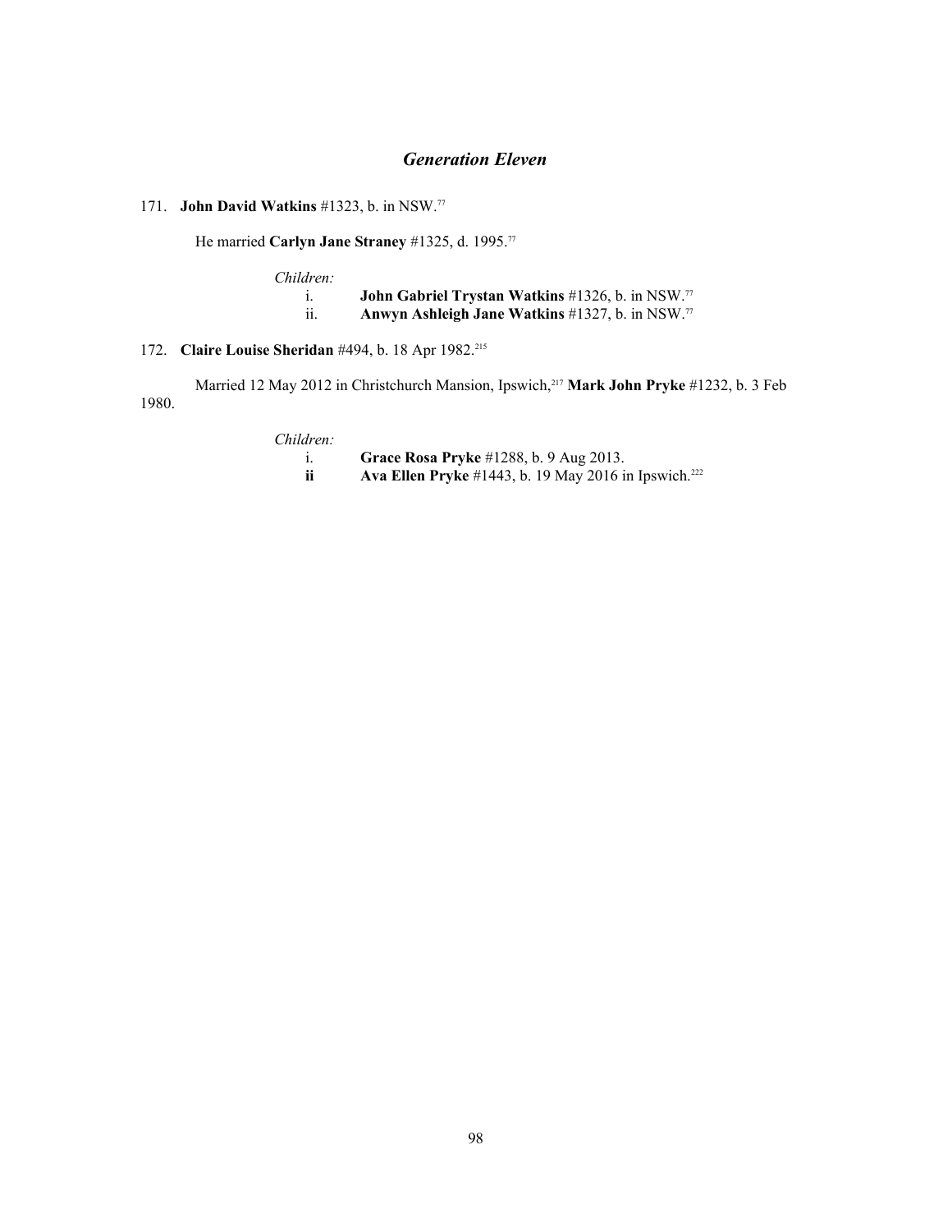## *Generation Eleven*

171. **John David Watkins** #1323, b. in NSW.[77]

He married **Carlyn Jane Straney** #1325, d. 1995.[77]

*Children:*

i. **John Gabriel Trystan Watkins** #1326, b. in NSW.[77]
ii. **Anwyn Ashleigh Jane Watkins** #1327, b. in NSW.[77]

172. **Claire Louise Sheridan** #494, b. 18 Apr 1982.[215]

Married 12 May 2012 in Christchurch Mansion, Ipswich,[217] **Mark John Pryke** #1232, b. 3 Feb 1980.

*Children:*

i. **Grace Rosa Pryke** #1288, b. 9 Aug 2013.
**ii** **Ava Ellen Pryke** #1443, b. 19 May 2016 in Ipswich.[222]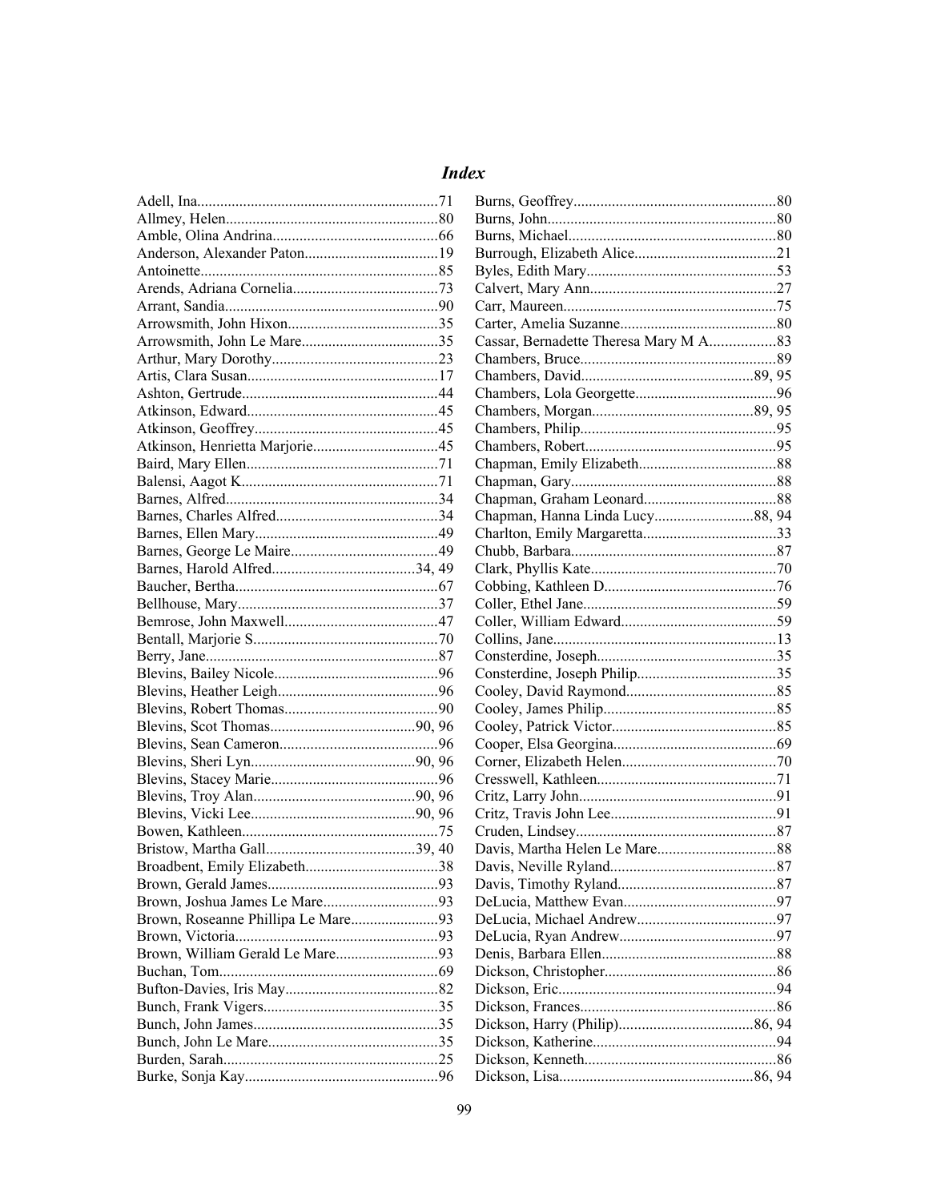## *Index*

Adell, Ina..........71
Allmey, Helen..........80
Amble, Olina Andrina..........66
Anderson, Alexander Paton..........19
Antoinette..........85
Arends, Adriana Cornelia..........73
Arrant, Sandia..........90
Arrowsmith, John Hixon..........35
Arrowsmith, John Le Mare..........35
Arthur, Mary Dorothy..........23
Artis, Clara Susan..........17
Ashton, Gertrude..........44
Atkinson, Edward..........45
Atkinson, Geoffrey..........45
Atkinson, Henrietta Marjorie..........45
Baird, Mary Ellen..........71
Balensi, Aagot K..........71
Barnes, Alfred..........34
Barnes, Charles Alfred..........34
Barnes, Ellen Mary..........49
Barnes, George Le Maire..........49
Barnes, Harold Alfred..........34, 49
Baucher, Bertha..........67
Bellhouse, Mary..........37
Bemrose, John Maxwell..........47
Bentall, Marjorie S..........70
Berry, Jane..........87
Blevins, Bailey Nicole..........96
Blevins, Heather Leigh..........96
Blevins, Robert Thomas..........90
Blevins, Scot Thomas..........90, 96
Blevins, Sean Cameron..........96
Blevins, Sheri Lyn..........90, 96
Blevins, Stacey Marie..........96
Blevins, Troy Alan..........90, 96
Blevins, Vicki Lee..........90, 96
Bowen, Kathleen..........75
Bristow, Martha Gall..........39, 40
Broadbent, Emily Elizabeth..........38
Brown, Gerald James..........93
Brown, Joshua James Le Mare..........93
Brown, Roseanne Phillipa Le Mare..........93
Brown, Victoria..........93
Brown, William Gerald Le Mare..........93
Buchan, Tom..........69
Bufton-Davies, Iris May..........82
Bunch, Frank Vigers..........35
Bunch, John James..........35
Bunch, John Le Mare..........35
Burden, Sarah..........25
Burke, Sonja Kay..........96
Burns, Geoffrey..........80
Burns, John..........80
Burns, Michael..........80
Burrough, Elizabeth Alice..........21
Byles, Edith Mary..........53
Calvert, Mary Ann..........27
Carr, Maureen..........75
Carter, Amelia Suzanne..........80
Cassar, Bernadette Theresa Mary M A..........83
Chambers, Bruce..........89
Chambers, David..........89, 95
Chambers, Lola Georgette..........96
Chambers, Morgan..........89, 95
Chambers, Philip..........95
Chambers, Robert..........95
Chapman, Emily Elizabeth..........88
Chapman, Gary..........88
Chapman, Graham Leonard..........88
Chapman, Hanna Linda Lucy..........88, 94
Charlton, Emily Margaretta..........33
Chubb, Barbara..........87
Clark, Phyllis Kate..........70
Cobbing, Kathleen D..........76
Coller, Ethel Jane..........59
Coller, William Edward..........59
Collins, Jane..........13
Consterdine, Joseph..........35
Consterdine, Joseph Philip..........35
Cooley, David Raymond..........85
Cooley, James Philip..........85
Cooley, Patrick Victor..........85
Cooper, Elsa Georgina..........69
Corner, Elizabeth Helen..........70
Cresswell, Kathleen..........71
Critz, Larry John..........91
Critz, Travis John Lee..........91
Cruden, Lindsey..........87
Davis, Martha Helen Le Mare..........88
Davis, Neville Ryland..........87
Davis, Timothy Ryland..........87
DeLucia, Matthew Evan..........97
DeLucia, Michael Andrew..........97
DeLucia, Ryan Andrew..........97
Denis, Barbara Ellen..........88
Dickson, Christopher..........86
Dickson, Eric..........94
Dickson, Frances..........86
Dickson, Harry (Philip)..........86, 94
Dickson, Katherine..........94
Dickson, Kenneth..........86
Dickson, Lisa..........86, 94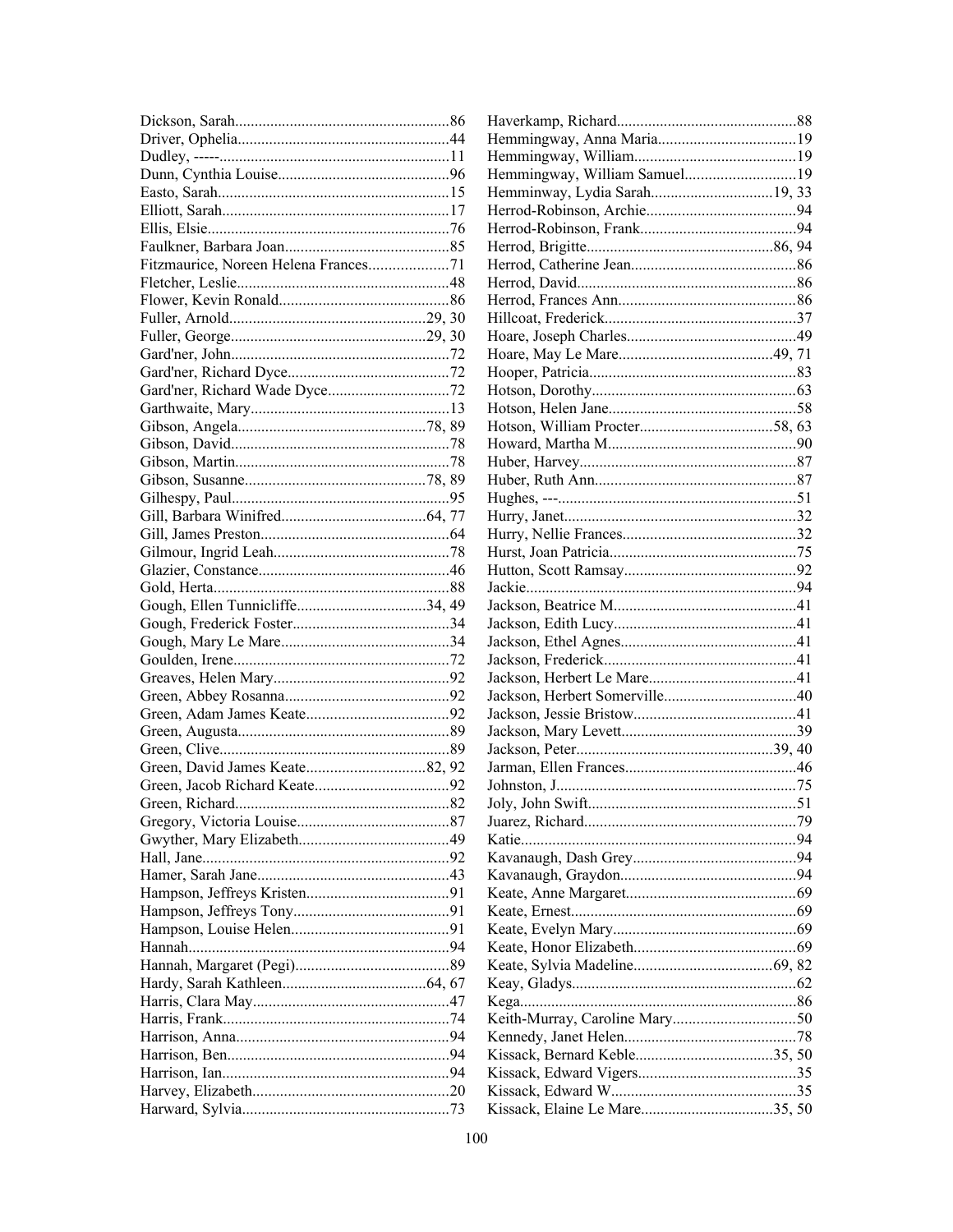Dickson, Sarah......................................................86
Driver, Ophelia......................................................44
Dudley, -----..........................................................11
Dunn, Cynthia Louise............................................96
Easto, Sarah...........................................................15
Elliott, Sarah..........................................................17
Ellis, Elsie.............................................................76
Faulkner, Barbara Joan..........................................85
Fitzmaurice, Noreen Helena Frances....................71
Fletcher, Leslie......................................................48
Flower, Kevin Ronald............................................86
Fuller, Arnold..................................................29, 30
Fuller, George..................................................29, 30
Gard'ner, John........................................................72
Gard'ner, Richard Dyce..........................................72
Gard'ner, Richard Wade Dyce...............................72
Garthwaite, Mary...................................................13
Gibson, Angela.................................................78, 89
Gibson, David........................................................78
Gibson, Martin.......................................................78
Gibson, Susanne...............................................78, 89
Gilhespy, Paul........................................................95
Gill, Barbara Winifred.....................................64, 77
Gill, James Preston.................................................64
Gilmour, Ingrid Leah.............................................78
Glazier, Constance.................................................46
Gold, Herta.............................................................88
Gough, Ellen Tunnicliffe.................................34, 49
Gough, Frederick Foster........................................34
Gough, Mary Le Mare...........................................34
Goulden, Irene.......................................................72
Greaves, Helen Mary.............................................92
Green, Abbey Rosanna...........................................92
Green, Adam James Keate.....................................92
Green, Augusta......................................................89
Green, Clive...........................................................89
Green, David James Keate...............................82, 92
Green, Jacob Richard Keate...................................92
Green, Richard.......................................................82
Gregory, Victoria Louise.......................................87
Gwyther, Mary Elizabeth.......................................49
Hall, Jane................................................................92
Hamer, Sarah Jane..................................................43
Hampson, Jeffreys Kristen.....................................91
Hampson, Jeffreys Tony........................................91
Hampson, Louise Helen.........................................91
Hannah...................................................................94
Hannah, Margaret (Pegi).......................................89
Hardy, Sarah Kathleen.....................................64, 67
Harris, Clara May..................................................47
Harris, Frank..........................................................74
Harrison, Anna.......................................................94
Harrison, Ben.........................................................94
Harrison, Ian..........................................................94
Harvey, Elizabeth..................................................20
Harward, Sylvia.....................................................73
Haverkamp, Richard..............................................88
Hemmingway, Anna Maria...................................19
Hemmingway, William.........................................19
Hemmingway, William Samuel............................19
Hemminway, Lydia Sarah...............................19, 33
Herrod-Robinson, Archie.......................................94
Herrod-Robinson, Frank........................................94
Herrod, Brigitte................................................86, 94
Herrod, Catherine Jean..........................................86
Herrod, David........................................................86
Herrod, Frances Ann..............................................86
Hillcoat, Frederick.................................................37
Hoare, Joseph Charles...........................................49
Hoare, May Le Mare.......................................49, 71
Hooper, Patricia.....................................................83
Hotson, Dorothy....................................................63
Hotson, Helen Jane................................................58
Hotson, William Procter..................................58, 63
Howard, Martha M................................................90
Huber, Harvey.......................................................87
Huber, Ruth Ann...................................................87
Hughes, ---.............................................................51
Hurry, Janet...........................................................32
Hurry, Nellie Frances............................................32
Hurst, Joan Patricia...............................................75
Hutton, Scott Ramsay............................................92
Jackie.....................................................................94
Jackson, Beatrice M...............................................41
Jackson, Edith Lucy...............................................41
Jackson, Ethel Agnes.............................................41
Jackson, Frederick.................................................41
Jackson, Herbert Le Mare......................................41
Jackson, Herbert Somerville..................................40
Jackson, Jessie Bristow.........................................41
Jackson, Mary Levett.............................................39
Jackson, Peter..................................................39, 40
Jarman, Ellen Frances............................................46
Johnston, J.............................................................75
Joly, John Swift.....................................................51
Juarez, Richard......................................................79
Katie......................................................................94
Kavanaugh, Dash Grey..........................................94
Kavanaugh, Graydon.............................................94
Keate, Anne Margaret............................................69
Keate, Ernest..........................................................69
Keate, Evelyn Mary...............................................69
Keate, Honor Elizabeth..........................................69
Keate, Sylvia Madeline...................................69, 82
Keay, Gladys..........................................................62
Kega.......................................................................86
Keith-Murray, Caroline Mary................................50
Kennedy, Janet Helen............................................78
Kissack, Bernard Keble...................................35, 50
Kissack, Edward Vigers........................................35
Kissack, Edward W...............................................35
Kissack, Elaine Le Mare.................................35, 50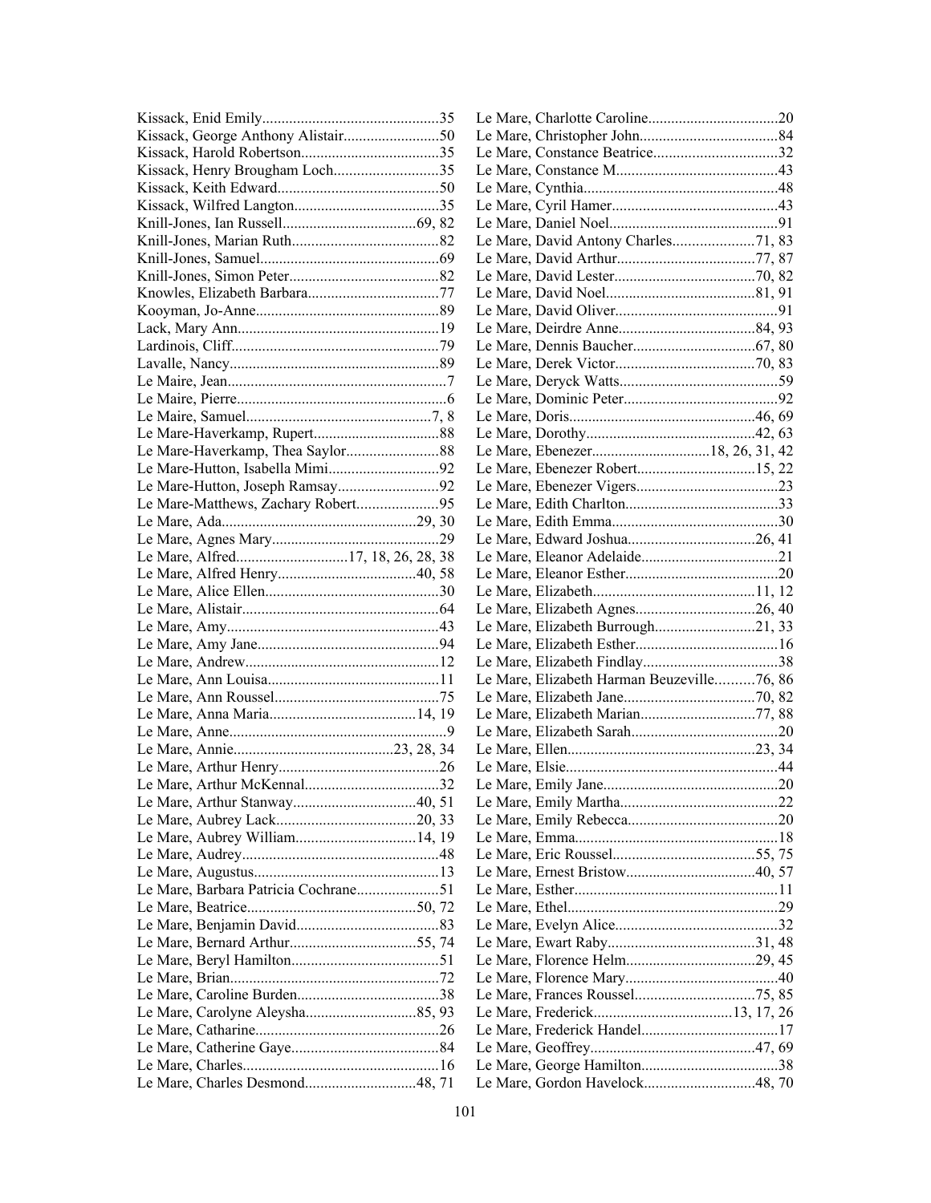Kissack, Enid Emily..............................................35
Kissack, George Anthony Alistair.........................50
Kissack, Harold Robertson....................................35
Kissack, Henry Brougham Loch...........................35
Kissack, Keith Edward..........................................50
Kissack, Wilfred Langton......................................35
Knill-Jones, Ian Russell...................................69, 82
Knill-Jones, Marian Ruth......................................82
Knill-Jones, Samuel...............................................69
Knill-Jones, Simon Peter.......................................82
Knowles, Elizabeth Barbara..................................77
Kooyman, Jo-Anne................................................89
Lack, Mary Ann.....................................................19
Lardinois, Cliff......................................................79
Lavalle, Nancy.......................................................89
Le Maire, Jean.........................................................7
Le Maire, Pierre.......................................................6
Le Maire, Samuel................................................7, 8
Le Mare-Haverkamp, Rupert.................................88
Le Mare-Haverkamp, Thea Saylor........................88
Le Mare-Hutton, Isabella Mimi.............................92
Le Mare-Hutton, Joseph Ramsay..........................92
Le Mare-Matthews, Zachary Robert.....................95
Le Mare, Ada...................................................29, 30
Le Mare, Agnes Mary............................................29
Le Mare, Alfred.............................17, 18, 26, 28, 38
Le Mare, Alfred Henry....................................40, 58
Le Mare, Alice Ellen.............................................30
Le Mare, Alistair...................................................64
Le Mare, Amy.......................................................43
Le Mare, Amy Jane...............................................94
Le Mare, Andrew...................................................12
Le Mare, Ann Louisa.............................................11
Le Mare, Ann Roussel...........................................75
Le Mare, Anna Maria......................................14, 19
Le Mare, Anne.........................................................9
Le Mare, Annie..........................................23, 28, 34
Le Mare, Arthur Henry..........................................26
Le Mare, Arthur McKennal...................................32
Le Mare, Arthur Stanway................................40, 51
Le Mare, Aubrey Lack....................................20, 33
Le Mare, Aubrey William...............................14, 19
Le Mare, Audrey...................................................48
Le Mare, Augustus................................................13
Le Mare, Barbara Patricia Cochrane.....................51
Le Mare, Beatrice............................................50, 72
Le Mare, Benjamin David.....................................83
Le Mare, Bernard Arthur.................................55, 74
Le Mare, Beryl Hamilton......................................51
Le Mare, Brian.......................................................72
Le Mare, Caroline Burden.....................................38
Le Mare, Carolyne Aleysha.............................85, 93
Le Mare, Catharine................................................26
Le Mare, Catherine Gaye......................................84
Le Mare, Charles...................................................16
Le Mare, Charles Desmond.............................48, 71
Le Mare, Charlotte Caroline..................................20
Le Mare, Christopher John....................................84
Le Mare, Constance Beatrice................................32
Le Mare, Constance M..........................................43
Le Mare, Cynthia...................................................48
Le Mare, Cyril Hamer...........................................43
Le Mare, Daniel Noel............................................91
Le Mare, David Antony Charles.....................71, 83
Le Mare, David Arthur....................................77, 87
Le Mare, David Lester.....................................70, 82
Le Mare, David Noel.......................................81, 91
Le Mare, David Oliver...........................................91
Le Mare, Deirdre Anne....................................84, 93
Le Mare, Dennis Baucher................................67, 80
Le Mare, Derek Victor.....................................70, 83
Le Mare, Deryck Watts.........................................59
Le Mare, Dominic Peter........................................92
Le Mare, Doris................................................46, 69
Le Mare, Dorothy............................................42, 63
Le Mare, Ebenezer..............................18, 26, 31, 42
Le Mare, Ebenezer Robert...............................15, 22
Le Mare, Ebenezer Vigers.....................................23
Le Mare, Edith Charlton........................................33
Le Mare, Edith Emma...........................................30
Le Mare, Edward Joshua.................................26, 41
Le Mare, Eleanor Adelaide....................................21
Le Mare, Eleanor Esther........................................20
Le Mare, Elizabeth..........................................11, 12
Le Mare, Elizabeth Agnes...............................26, 40
Le Mare, Elizabeth Burrough..........................21, 33
Le Mare, Elizabeth Esther.....................................16
Le Mare, Elizabeth Findlay...................................38
Le Mare, Elizabeth Harman Beuzeville..........76, 86
Le Mare, Elizabeth Jane..................................70, 82
Le Mare, Elizabeth Marian..............................77, 88
Le Mare, Elizabeth Sarah......................................20
Le Mare, Ellen.................................................23, 34
Le Mare, Elsie.......................................................44
Le Mare, Emily Jane.............................................20
Le Mare, Emily Martha.........................................22
Le Mare, Emily Rebecca.......................................20
Le Mare, Emma.....................................................18
Le Mare, Eric Roussel.....................................55, 75
Le Mare, Ernest Bristow..................................40, 57
Le Mare, Esther.....................................................11
Le Mare, Ethel.......................................................29
Le Mare, Evelyn Alice...........................................32
Le Mare, Ewart Raby......................................31, 48
Le Mare, Florence Helm..................................29, 45
Le Mare, Florence Mary........................................40
Le Mare, Frances Roussel...............................75, 85
Le Mare, Frederick....................................13, 17, 26
Le Mare, Frederick Handel....................................17
Le Mare, Geoffrey...........................................47, 69
Le Mare, George Hamilton....................................38
Le Mare, Gordon Havelock.............................48, 70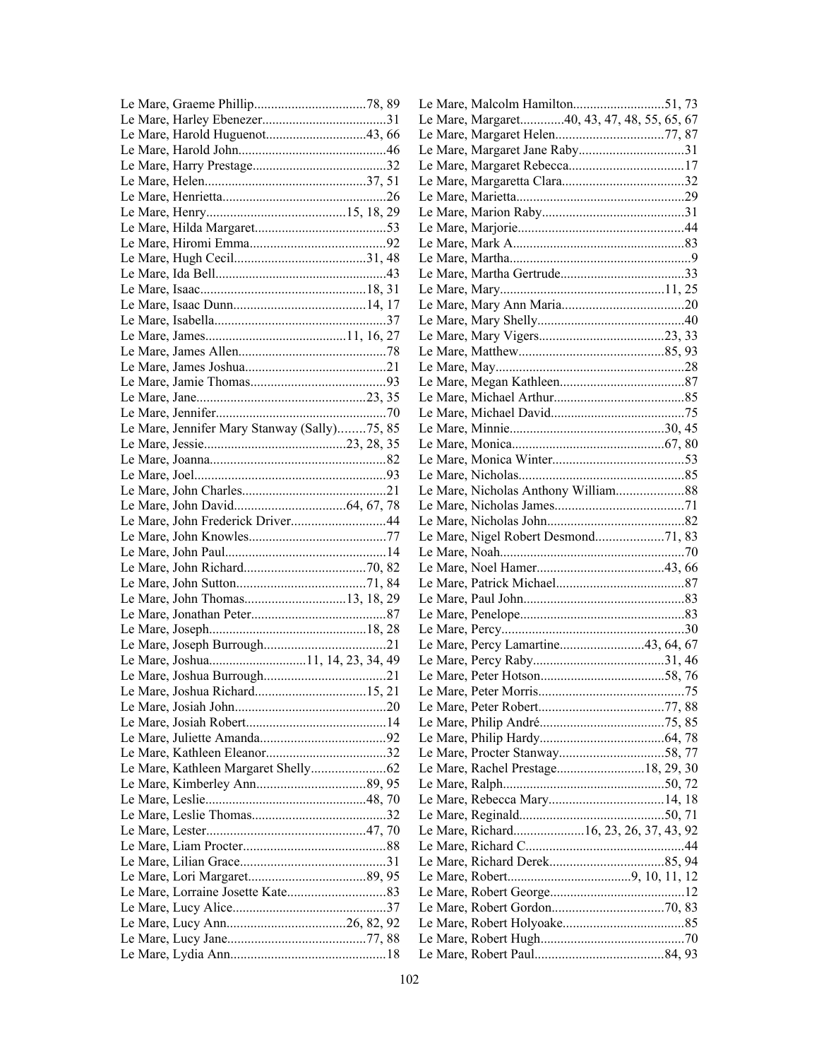Le Mare, Graeme Phillip.................................78, 89
Le Mare, Harley Ebenezer.....................................31
Le Mare, Harold Huguenot.............................43, 66
Le Mare, Harold John...........................................46
Le Mare, Harry Prestage.......................................32
Le Mare, Helen................................................37, 51
Le Mare, Henrietta................................................26
Le Mare, Henry.........................................15, 18, 29
Le Mare, Hilda Margaret.......................................53
Le Mare, Hiromi Emma........................................92
Le Mare, Hugh Cecil.......................................31, 48
Le Mare, Ida Bell..................................................43
Le Mare, Isaac.................................................18, 31
Le Mare, Isaac Dunn.......................................14, 17
Le Mare, Isabella..................................................37
Le Mare, James..........................................11, 16, 27
Le Mare, James Allen............................................78
Le Mare, James Joshua..........................................21
Le Mare, Jamie Thomas........................................93
Le Mare, Jane..................................................23, 35
Le Mare, Jennifer..................................................70
Le Mare, Jennifer Mary Stanway (Sally)........75, 85
Le Mare, Jessie..........................................23, 28, 35
Le Mare, Joanna....................................................82
Le Mare, Joel........................................................93
Le Mare, John Charles..........................................21
Le Mare, John David.................................64, 67, 78
Le Mare, John Frederick Driver............................44
Le Mare, John Knowles.........................................77
Le Mare, John Paul................................................14
Le Mare, John Richard....................................70, 82
Le Mare, John Sutton......................................71, 84
Le Mare, John Thomas..............................13, 18, 29
Le Mare, Jonathan Peter.......................................87
Le Mare, Joseph..............................................18, 28
Le Mare, Joseph Burrough....................................21
Le Mare, Joshua.............................11, 14, 23, 34, 49
Le Mare, Joshua Burrough....................................21
Le Mare, Joshua Richard.................................15, 21
Le Mare, Josiah John............................................20
Le Mare, Josiah Robert.........................................14
Le Mare, Juliette Amanda.....................................92
Le Mare, Kathleen Eleanor...................................32
Le Mare, Kathleen Margaret Shelly......................62
Le Mare, Kimberley Ann................................89, 95
Le Mare, Leslie...............................................48, 70
Le Mare, Leslie Thomas........................................32
Le Mare, Lester...............................................47, 70
Le Mare, Liam Procter..........................................88
Le Mare, Lilian Grace...........................................31
Le Mare, Lori Margaret...................................89, 95
Le Mare, Lorraine Josette Kate.............................83
Le Mare, Lucy Alice.............................................37
Le Mare, Lucy Ann...................................26, 82, 92
Le Mare, Lucy Jane.........................................77, 88
Le Mare, Lydia Ann.............................................18
Le Mare, Malcolm Hamilton...........................51, 73
Le Mare, Margaret............40, 43, 47, 48, 55, 65, 67
Le Mare, Margaret Helen................................77, 87
Le Mare, Margaret Jane Raby...............................31
Le Mare, Margaret Rebecca..................................17
Le Mare, Margaretta Clara....................................32
Le Mare, Marietta.................................................29
Le Mare, Marion Raby..........................................31
Le Mare, Marjorie................................................44
Le Mare, Mark A...................................................83
Le Mare, Martha.....................................................9
Le Mare, Martha Gertrude.....................................33
Le Mare, Mary................................................11, 25
Le Mare, Mary Ann Maria....................................20
Le Mare, Mary Shelly...........................................40
Le Mare, Mary Vigers.....................................23, 33
Le Mare, Matthew...........................................85, 93
Le Mare, May........................................................28
Le Mare, Megan Kathleen.....................................87
Le Mare, Michael Arthur.......................................85
Le Mare, Michael David.......................................75
Le Mare, Minnie.............................................30, 45
Le Mare, Monica............................................67, 80
Le Mare, Monica Winter.......................................53
Le Mare, Nicholas.................................................85
Le Mare, Nicholas Anthony William....................88
Le Mare, Nicholas James......................................71
Le Mare, Nicholas John.........................................82
Le Mare, Nigel Robert Desmond....................71, 83
Le Mare, Noah......................................................70
Le Mare, Noel Hamer......................................43, 66
Le Mare, Patrick Michael......................................87
Le Mare, Paul John................................................83
Le Mare, Penelope................................................83
Le Mare, Percy......................................................30
Le Mare, Percy Lamartine.........................43, 64, 67
Le Mare, Percy Raby.......................................31, 46
Le Mare, Peter Hotson.....................................58, 76
Le Mare, Peter Morris...........................................75
Le Mare, Peter Robert.....................................77, 88
Le Mare, Philip André.....................................75, 85
Le Mare, Philip Hardy.....................................64, 78
Le Mare, Procter Stanway...............................58, 77
Le Mare, Rachel Prestage..........................18, 29, 30
Le Mare, Ralph................................................50, 72
Le Mare, Rebecca Mary..................................14, 18
Le Mare, Reginald...........................................50, 71
Le Mare, Richard....................16, 23, 26, 37, 43, 92
Le Mare, Richard C...............................................44
Le Mare, Richard Derek..................................85, 94
Le Mare, Robert....................................9, 10, 11, 12
Le Mare, Robert George........................................12
Le Mare, Robert Gordon.................................70, 83
Le Mare, Robert Holyoake....................................85
Le Mare, Robert Hugh..........................................70
Le Mare, Robert Paul......................................84, 93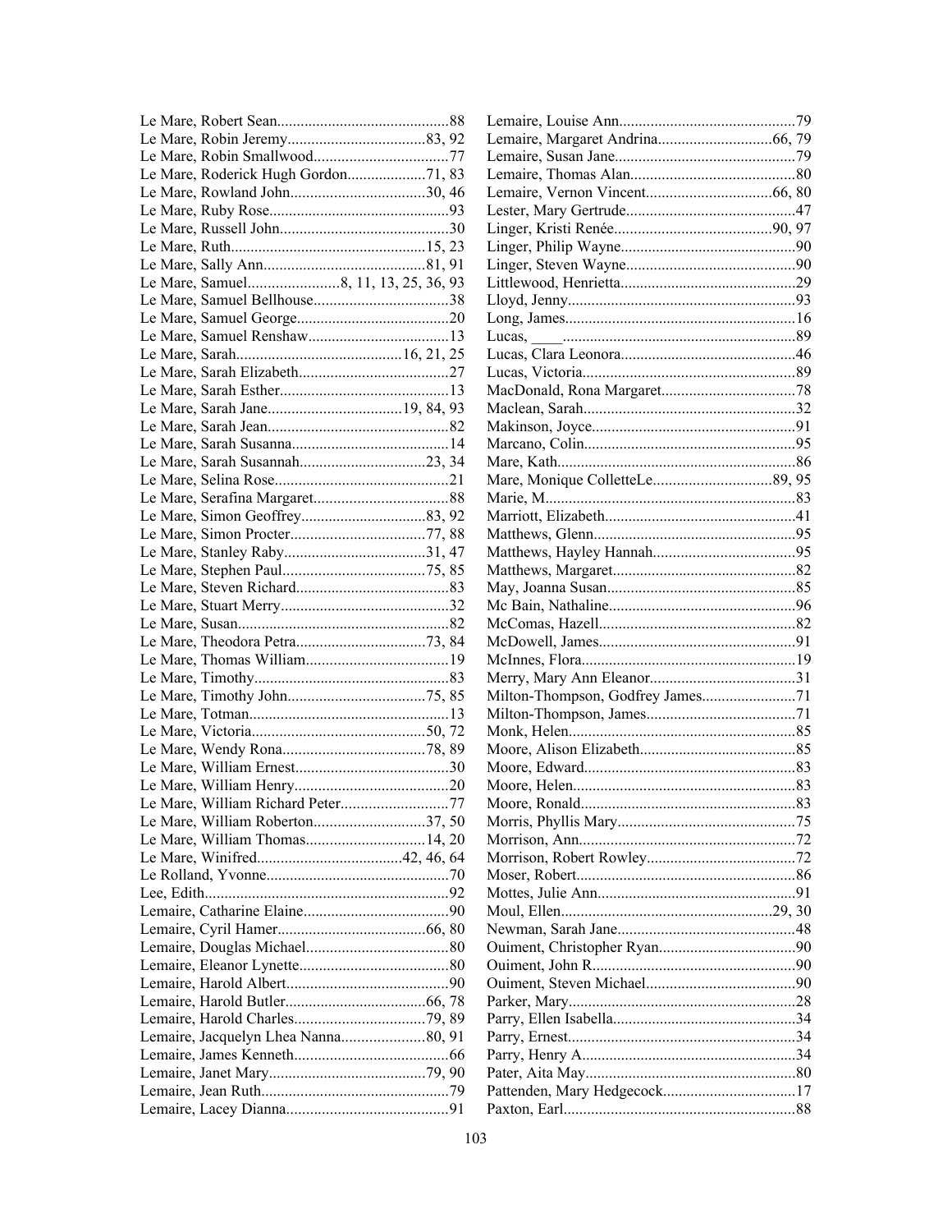Le Mare, Robert Sean....................................88
Le Mare, Robin Jeremy..............................83, 92
Le Mare, Robin Smallwood............................77
Le Mare, Roderick Hugh Gordon...................71, 83
Le Mare, Rowland John..............................30, 46
Le Mare, Ruby Rose.....................................93
Le Mare, Russell John..................................30
Le Mare, Ruth..........................................15, 23
Le Mare, Sally Ann....................................81, 91
Le Mare, Samuel....................8, 11, 13, 25, 36, 93
Le Mare, Samuel Bellhouse............................38
Le Mare, Samuel George...............................20
Le Mare, Samuel Renshaw.............................13
Le Mare, Sarah.....................................16, 21, 25
Le Mare, Sarah Elizabeth..............................27
Le Mare, Sarah Esther..................................13
Le Mare, Sarah Jane.............................19, 84, 93
Le Mare, Sarah Jean.....................................82
Le Mare, Sarah Susanna................................14
Le Mare, Sarah Susannah............................23, 34
Le Mare, Selina Rose....................................21
Le Mare, Serafina Margaret............................88
Le Mare, Simon Geoffrey............................83, 92
Le Mare, Simon Procter..............................77, 88
Le Mare, Stanley Raby...............................31, 47
Le Mare, Stephen Paul...............................75, 85
Le Mare, Steven Richard...............................83
Le Mare, Stuart Merry..................................32
Le Mare, Susan............................................82
Le Mare, Theodora Petra............................73, 84
Le Mare, Thomas William............................19
Le Mare, Timothy........................................83
Le Mare, Timothy John...............................75, 85
Le Mare, Totman.........................................13
Le Mare, Victoria.....................................50, 72
Le Mare, Wendy Rona................................78, 89
Le Mare, William Ernest...............................30
Le Mare, William Henry...............................20
Le Mare, William Richard Peter......................77
Le Mare, William Roberton.........................37, 50
Le Mare, William Thomas..........................14, 20
Le Mare, Winifred................................42, 46, 64
Le Rolland, Yvonne......................................70
Lee, Edith...................................................92
Lemaire, Catharine Elaine.............................90
Lemaire, Cyril Hamer................................66, 80
Lemaire, Douglas Michael.............................80
Lemaire, Eleanor Lynette..............................80
Lemaire, Harold Albert..................................90
Lemaire, Harold Butler..............................66, 78
Lemaire, Harold Charles.............................79, 89
Lemaire, Jacquelyn Lhea Nanna...................80, 91
Lemaire, James Kenneth...............................66
Lemaire, Janet Mary..................................79, 90
Lemaire, Jean Ruth.......................................79
Lemaire, Lacey Dianna..................................91
Lemaire, Louise Ann.....................................79
Lemaire, Margaret Andrina........................66, 79
Lemaire, Susan Jane......................................79
Lemaire, Thomas Alan...................................80
Lemaire, Vernon Vincent...........................66, 80
Lester, Mary Gertrude...................................47
Linger, Kristi Renée.................................90, 97
Linger, Philip Wayne....................................90
Linger, Steven Wayne...................................90
Littlewood, Henrietta....................................29
Lloyd, Jenny................................................93
Long, James.................................................16
Lucas, ____..................................................89
Lucas, Clara Leonora....................................46
Lucas, Victoria.............................................89
MacDonald, Rona Margaret...........................78
Maclean, Sarah.............................................32
Makinson, Joyce...........................................91
Marcano, Colin.............................................95
Mare, Kath...................................................86
Mare, Monique ColletteLe.........................89, 95
Marie, M......................................................83
Marriott, Elizabeth........................................41
Matthews, Glenn...........................................95
Matthews, Hayley Hannah.............................95
Matthews, Margaret.......................................82
May, Joanna Susan........................................85
Mc Bain, Nathaline........................................96
McComas, Hazell..........................................82
McDowell, James..........................................91
McInnes, Flora..............................................19
Merry, Mary Ann Eleanor..............................31
Milton-Thompson, Godfrey James..................71
Milton-Thompson, James...............................71
Monk, Helen.................................................85
Moore, Alison Elizabeth.................................85
Moore, Edward.............................................83
Moore, Helen................................................83
Moore, Ronald..............................................83
Morris, Phyllis Mary......................................75
Morrison, Ann...............................................72
Morrison, Robert Rowley...............................72
Moser, Robert...............................................86
Mottes, Julie Ann..........................................91
Moul, Ellen...............................................29, 30
Newman, Sarah Jane......................................48
Ouiment, Christopher Ryan............................90
Ouiment, John R............................................90
Ouiment, Steven Michael................................90
Parker, Mary.................................................28
Parry, Ellen Isabella.......................................34
Parry, Ernest.................................................34
Parry, Henry A..............................................34
Pater, Aita May.............................................80
Pattenden, Mary Hedgecock...........................17
Paxton, Earl..................................................88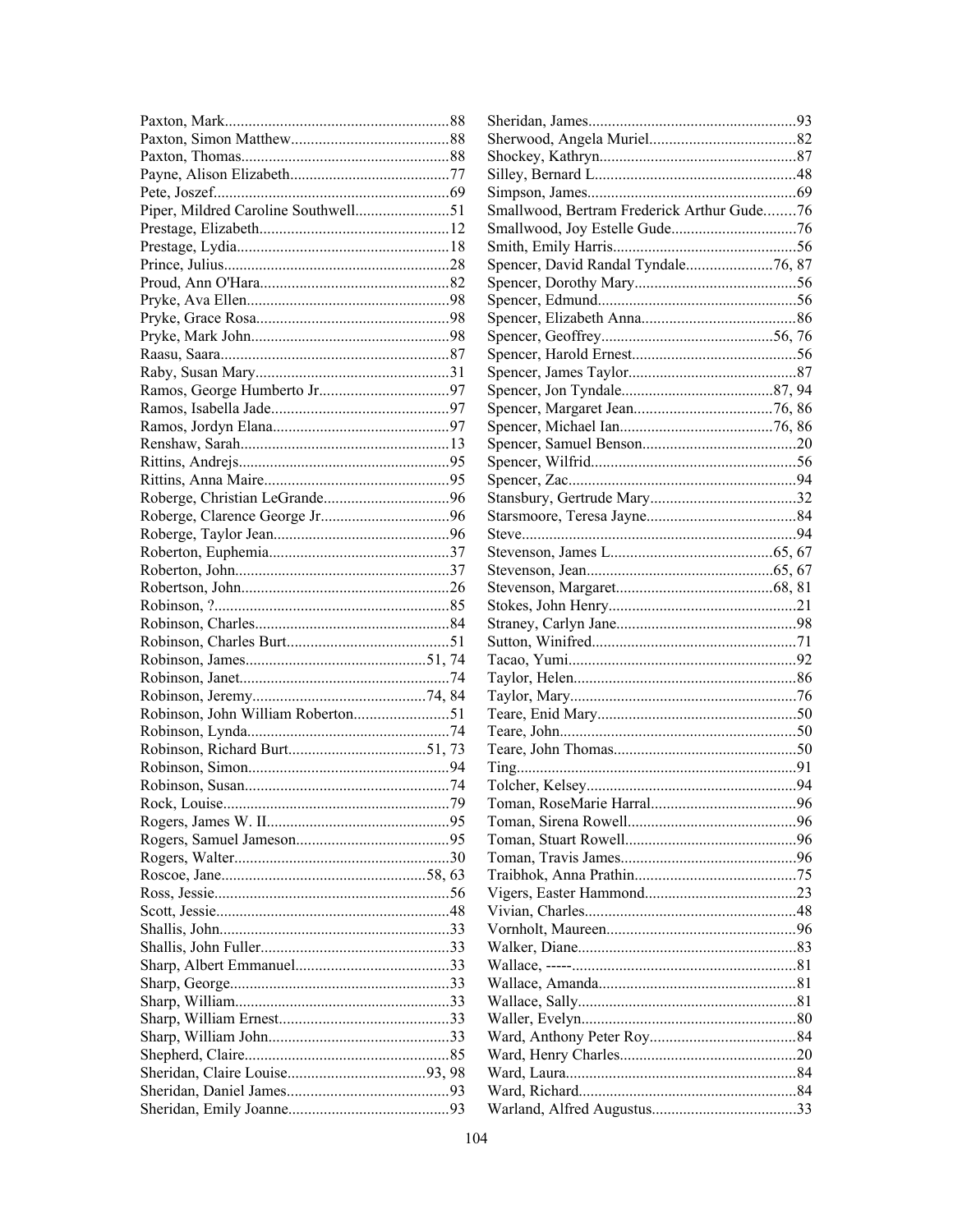Paxton, Mark........................................................88
Paxton, Simon Matthew........................................88
Paxton, Thomas....................................................88
Payne, Alison Elizabeth........................................77
Pete, Joszef............................................................69
Piper, Mildred Caroline Southwell........................51
Prestage, Elizabeth...............................................12
Prestage, Lydia......................................................18
Prince, Julius.........................................................28
Proud, Ann O'Hara................................................82
Pryke, Ava Ellen...................................................98
Pryke, Grace Rosa.................................................98
Pryke, Mark John..................................................98
Raasu, Saara..........................................................87
Raby, Susan Mary..................................................31
Ramos, George Humberto Jr.................................97
Ramos, Isabella Jade.............................................97
Ramos, Jordyn Elana.............................................97
Renshaw, Sarah......................................................13
Rittins, Andrejs......................................................95
Rittins, Anna Maire...............................................95
Roberge, Christian LeGrande................................96
Roberge, Clarence George Jr.................................96
Roberge, Taylor Jean.............................................96
Roberton, Euphemia..............................................37
Roberton, John.......................................................37
Robertson, John.....................................................26
Robinson, ?............................................................85
Robinson, Charles..................................................84
Robinson, Charles Burt.........................................51
Robinson, James.............................................51, 74
Robinson, Janet......................................................74
Robinson, Jeremy............................................74, 84
Robinson, John William Roberton........................51
Robinson, Lynda....................................................74
Robinson, Richard Burt...................................51, 73
Robinson, Simon...................................................94
Robinson, Susan.....................................................74
Rock, Louise..........................................................79
Rogers, James W. II..............................................95
Rogers, Samuel Jameson.......................................95
Rogers, Walter.......................................................30
Roscoe, Jane....................................................58, 63
Ross, Jessie............................................................56
Scott, Jessie............................................................48
Shallis, John...........................................................33
Shallis, John Fuller................................................33
Sharp, Albert Emmanuel.......................................33
Sharp, George........................................................33
Sharp, William.......................................................33
Sharp, William Ernest...........................................33
Sharp, William John..............................................33
Shepherd, Claire....................................................85
Sheridan, Claire Louise...................................93, 98
Sheridan, Daniel James.........................................93
Sheridan, Emily Joanne.........................................93
Sheridan, James.....................................................93
Sherwood, Angela Muriel.....................................82
Shockey, Kathryn..................................................87
Silley, Bernard L....................................................48
Simpson, James.....................................................69
Smallwood, Bertram Frederick Arthur Gude........76
Smallwood, Joy Estelle Gude................................76
Smith, Emily Harris...............................................56
Spencer, David Randal Tyndale......................76, 87
Spencer, Dorothy Mary.........................................56
Spencer, Edmund...................................................56
Spencer, Elizabeth Anna.......................................86
Spencer, Geoffrey............................................56, 76
Spencer, Harold Ernest..........................................56
Spencer, James Taylor...........................................87
Spencer, Jon Tyndale.......................................87, 94
Spencer, Margaret Jean...................................76, 86
Spencer, Michael Ian.......................................76, 86
Spencer, Samuel Benson.......................................20
Spencer, Wilfrid....................................................56
Spencer, Zac..........................................................94
Stansbury, Gertrude Mary.....................................32
Starsmoore, Teresa Jayne......................................84
Steve......................................................................94
Stevenson, James L.........................................65, 67
Stevenson, Jean...............................................65, 67
Stevenson, Margaret........................................68, 81
Stokes, John Henry................................................21
Straney, Carlyn Jane..............................................98
Sutton, Winifred....................................................71
Tacao, Yumi..........................................................92
Taylor, Helen.........................................................86
Taylor, Mary..........................................................76
Teare, Enid Mary...................................................50
Teare, John............................................................50
Teare, John Thomas..............................................50
Ting.......................................................................91
Tolcher, Kelsey......................................................94
Toman, RoseMarie Harral.....................................96
Toman, Sirena Rowell...........................................96
Toman, Stuart Rowell............................................96
Toman, Travis James.............................................96
Traibhok, Anna Prathin.........................................75
Vigers, Easter Hammond.......................................23
Vivian, Charles......................................................48
Vornholt, Maureen................................................96
Walker, Diane........................................................83
Wallace, -----.........................................................81
Wallace, Amanda..................................................81
Wallace, Sally........................................................81
Waller, Evelyn.......................................................80
Ward, Anthony Peter Roy.....................................84
Ward, Henry Charles.............................................20
Ward, Laura...........................................................84
Ward, Richard.......................................................84
Warland, Alfred Augustus.....................................33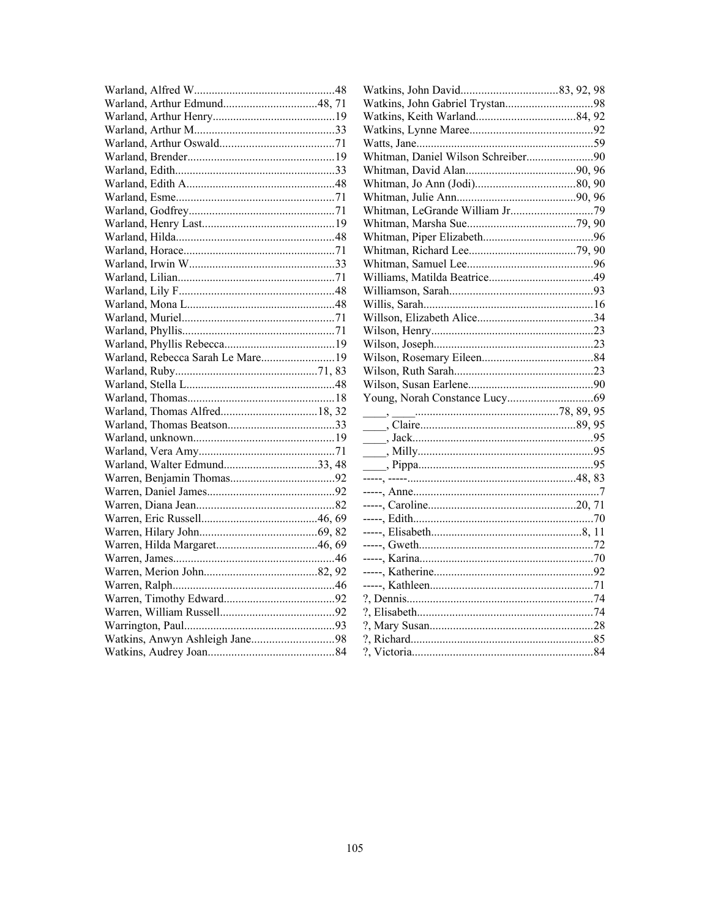Warland, Alfred W................................................48
Warland, Arthur Edmund................................48, 71
Warland, Arthur Henry..........................................19
Warland, Arthur M................................................33
Warland, Arthur Oswald.......................................71
Warland, Brender..................................................19
Warland, Edith......................................................33
Warland, Edith A...................................................48
Warland, Esme......................................................71
Warland, Godfrey..................................................71
Warland, Henry Last.............................................19
Warland, Hilda......................................................48
Warland, Horace....................................................71
Warland, Irwin W..................................................33
Warland, Lilian......................................................71
Warland, Lily F.....................................................48
Warland, Mona L...................................................48
Warland, Muriel....................................................71
Warland, Phyllis....................................................71
Warland, Phyllis Rebecca......................................19
Warland, Rebecca Sarah Le Mare.........................19
Warland, Ruby.................................................71, 83
Warland, Stella L...................................................48
Warland, Thomas..................................................18
Warland, Thomas Alfred.................................18, 32
Warland, Thomas Beatson.....................................33
Warland, unknown................................................19
Warland, Vera Amy...............................................71
Warland, Walter Edmund................................33, 48
Warren, Benjamin Thomas....................................92
Warren, Daniel James............................................92
Warren, Diana Jean...............................................82
Warren, Eric Russell........................................46, 69
Warren, Hilary John........................................69, 82
Warren, Hilda Margaret...................................46, 69
Warren, James.......................................................46
Warren, Merion John.......................................82, 92
Warren, Ralph........................................................46
Warren, Timothy Edward......................................92
Warren, William Russell.......................................92
Warrington, Paul....................................................93
Watkins, Anwyn Ashleigh Jane............................98
Watkins, Audrey Joan...........................................84
Watkins, John David.................................83, 92, 98
Watkins, John Gabriel Trystan..............................98
Watkins, Keith Warland..................................84, 92
Watkins, Lynne Maree..........................................92
Watts, Jane.............................................................59
Whitman, Daniel Wilson Schreiber.......................90
Whitman, David Alan......................................90, 96
Whitman, Jo Ann (Jodi)..................................80, 90
Whitman, Julie Ann.........................................90, 96
Whitman, LeGrande William Jr............................79
Whitman, Marsha Sue.....................................79, 90
Whitman, Piper Elizabeth.....................................96
Whitman, Richard Lee.....................................79, 90
Whitman, Samuel Lee...........................................96
Williams, Matilda Beatrice....................................49
Williamson, Sarah.................................................93
Willis, Sarah..........................................................16
Willson, Elizabeth Alice........................................34
Wilson, Henry.......................................................23
Wilson, Joseph......................................................23
Wilson, Rosemary Eileen......................................84
Wilson, Ruth Sarah................................................23
Wilson, Susan Earlene...........................................90
Young, Norah Constance Lucy.............................69
____, ____................................................78, 89, 95
____, Claire.....................................................89, 95
____, Jack.............................................................95
____, Milly............................................................95
____, Pippa............................................................95
-----, -----.........................................................48, 83
-----, Anne................................................................7
-----, Caroline..................................................20, 71
-----, Edith.............................................................70
-----, Elisabeth...................................................8, 11
-----, Gweth...........................................................72
-----, Karina...........................................................70
-----, Katherine......................................................92
-----, Kathleen........................................................71
?, Dennis................................................................74
?, Elisabeth............................................................74
?, Mary Susan........................................................28
?, Richard..............................................................85
?, Victoria..............................................................84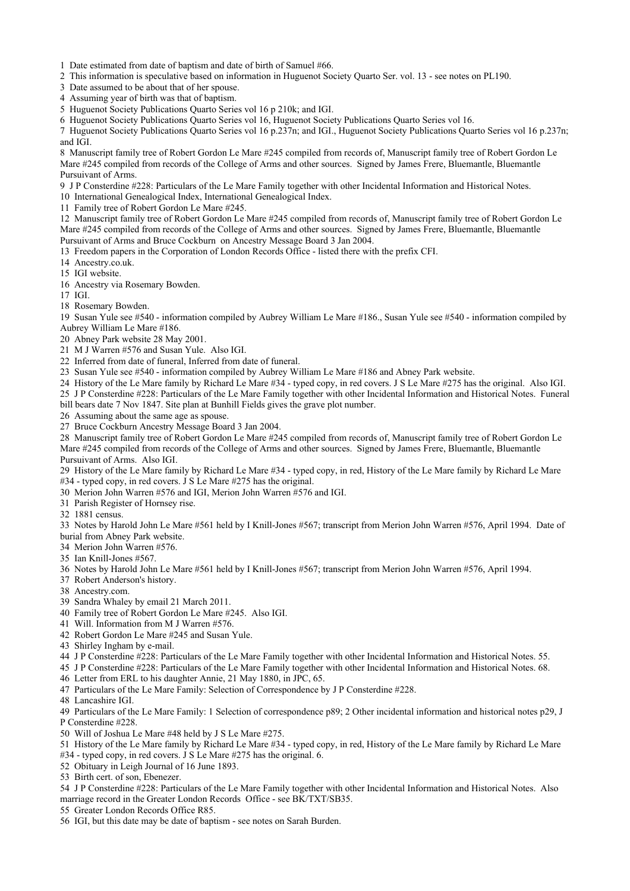1 Date estimated from date of baptism and date of birth of Samuel #66.
2 This information is speculative based on information in Huguenot Society Quarto Ser. vol. 13 - see notes on PL190.
3 Date assumed to be about that of her spouse.
4 Assuming year of birth was that of baptism.
5 Huguenot Society Publications Quarto Series vol 16 p 210k; and IGI.
6 Huguenot Society Publications Quarto Series vol 16, Huguenot Society Publications Quarto Series vol 16.
7 Huguenot Society Publications Quarto Series vol 16 p.237n; and IGI., Huguenot Society Publications Quarto Series vol 16 p.237n; and IGI.
8 Manuscript family tree of Robert Gordon Le Mare #245 compiled from records of, Manuscript family tree of Robert Gordon Le Mare #245 compiled from records of the College of Arms and other sources. Signed by James Frere, Bluemantle, Bluemantle Pursuivant of Arms.
9 J P Consterdine #228: Particulars of the Le Mare Family together with other Incidental Information and Historical Notes.
10 International Genealogical Index, International Genealogical Index.
11 Family tree of Robert Gordon Le Mare #245.
12 Manuscript family tree of Robert Gordon Le Mare #245 compiled from records of, Manuscript family tree of Robert Gordon Le Mare #245 compiled from records of the College of Arms and other sources. Signed by James Frere, Bluemantle, Bluemantle Pursuivant of Arms and Bruce Cockburn on Ancestry Message Board 3 Jan 2004.
13 Freedom papers in the Corporation of London Records Office - listed there with the prefix CFI.
14 Ancestry.co.uk.
15 IGI website.
16 Ancestry via Rosemary Bowden.
17 IGI.
18 Rosemary Bowden.
19 Susan Yule see #540 - information compiled by Aubrey William Le Mare #186., Susan Yule see #540 - information compiled by Aubrey William Le Mare #186.
20 Abney Park website 28 May 2001.
21 M J Warren #576 and Susan Yule. Also IGI.
22 Inferred from date of funeral, Inferred from date of funeral.
23 Susan Yule see #540 - information compiled by Aubrey William Le Mare #186 and Abney Park website.
24 History of the Le Mare family by Richard Le Mare #34 - typed copy, in red covers. J S Le Mare #275 has the original. Also IGI.
25 J P Consterdine #228: Particulars of the Le Mare Family together with other Incidental Information and Historical Notes. Funeral bill bears date 7 Nov 1847. Site plan at Bunhill Fields gives the grave plot number.
26 Assuming about the same age as spouse.
27 Bruce Cockburn Ancestry Message Board 3 Jan 2004.
28 Manuscript family tree of Robert Gordon Le Mare #245 compiled from records of, Manuscript family tree of Robert Gordon Le Mare #245 compiled from records of the College of Arms and other sources. Signed by James Frere, Bluemantle, Bluemantle Pursuivant of Arms. Also IGI.
29 History of the Le Mare family by Richard Le Mare #34 - typed copy, in red, History of the Le Mare family by Richard Le Mare #34 - typed copy, in red covers. J S Le Mare #275 has the original.
30 Merion John Warren #576 and IGI, Merion John Warren #576 and IGI.
31 Parish Register of Hornsey rise.
32 1881 census.
33 Notes by Harold John Le Mare #561 held by I Knill-Jones #567; transcript from Merion John Warren #576, April 1994. Date of burial from Abney Park website.
34 Merion John Warren #576.
35 Ian Knill-Jones #567.
36 Notes by Harold John Le Mare #561 held by I Knill-Jones #567; transcript from Merion John Warren #576, April 1994.
37 Robert Anderson's history.
38 Ancestry.com.
39 Sandra Whaley by email 21 March 2011.
40 Family tree of Robert Gordon Le Mare #245. Also IGI.
41 Will. Information from M J Warren #576.
42 Robert Gordon Le Mare #245 and Susan Yule.
43 Shirley Ingham by e-mail.
44 J P Consterdine #228: Particulars of the Le Mare Family together with other Incidental Information and Historical Notes. 55.
45 J P Consterdine #228: Particulars of the Le Mare Family together with other Incidental Information and Historical Notes. 68.
46 Letter from ERL to his daughter Annie, 21 May 1880, in JPC, 65.
47 Particulars of the Le Mare Family: Selection of Correspondence by J P Consterdine #228.
48 Lancashire IGI.
49 Particulars of the Le Mare Family: 1 Selection of correspondence p89; 2 Other incidental information and historical notes p29, J P Consterdine #228.
50 Will of Joshua Le Mare #48 held by J S Le Mare #275.
51 History of the Le Mare family by Richard Le Mare #34 - typed copy, in red, History of the Le Mare family by Richard Le Mare #34 - typed copy, in red covers. J S Le Mare #275 has the original. 6.
52 Obituary in Leigh Journal of 16 June 1893.
53 Birth cert. of son, Ebenezer.
54 J P Consterdine #228: Particulars of the Le Mare Family together with other Incidental Information and Historical Notes. Also marriage record in the Greater London Records Office - see BK/TXT/SB35.
55 Greater London Records Office R85.
56 IGI, but this date may be date of baptism - see notes on Sarah Burden.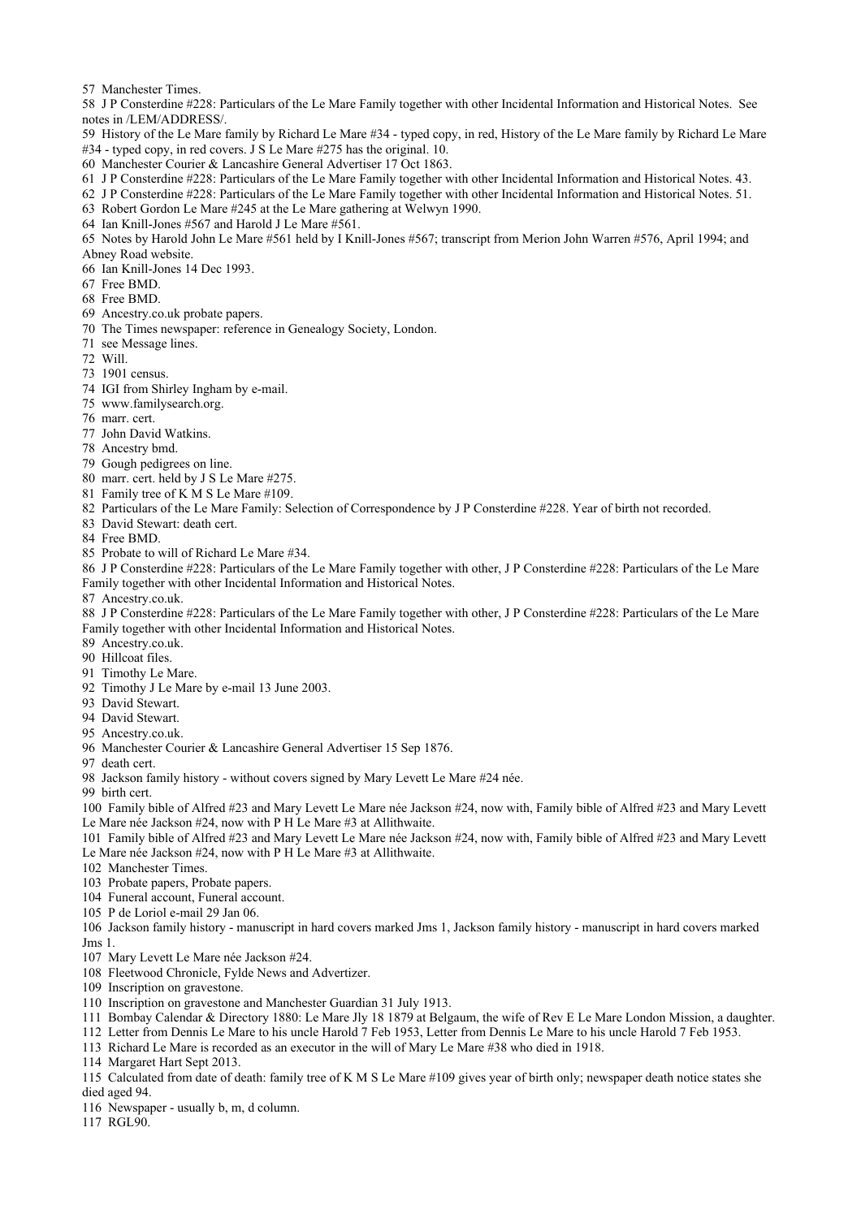57 Manchester Times.

58 J P Consterdine #228: Particulars of the Le Mare Family together with other Incidental Information and Historical Notes. See notes in /LEM/ADDRESS/.

59 History of the Le Mare family by Richard Le Mare #34 - typed copy, in red, History of the Le Mare family by Richard Le Mare #34 - typed copy, in red covers. J S Le Mare #275 has the original. 10.

60 Manchester Courier & Lancashire General Advertiser 17 Oct 1863.

61 J P Consterdine #228: Particulars of the Le Mare Family together with other Incidental Information and Historical Notes. 43.

62 J P Consterdine #228: Particulars of the Le Mare Family together with other Incidental Information and Historical Notes. 51.

63 Robert Gordon Le Mare #245 at the Le Mare gathering at Welwyn 1990.

64 Ian Knill-Jones #567 and Harold J Le Mare #561.

65 Notes by Harold John Le Mare #561 held by I Knill-Jones #567; transcript from Merion John Warren #576, April 1994; and Abney Road website.

66 Ian Knill-Jones 14 Dec 1993.

67 Free BMD.

68 Free BMD.

69 Ancestry.co.uk probate papers.

70 The Times newspaper: reference in Genealogy Society, London.

71 see Message lines.

72 Will.

73 1901 census.

74 IGI from Shirley Ingham by e-mail.

75 www.familysearch.org.

76 marr. cert.

77 John David Watkins.

78 Ancestry bmd.

79 Gough pedigrees on line.

80 marr. cert. held by J S Le Mare #275.

81 Family tree of K M S Le Mare #109.

82 Particulars of the Le Mare Family: Selection of Correspondence by J P Consterdine #228. Year of birth not recorded.

83 David Stewart: death cert.

84 Free BMD.

85 Probate to will of Richard Le Mare #34.

86 J P Consterdine #228: Particulars of the Le Mare Family together with other, J P Consterdine #228: Particulars of the Le Mare Family together with other Incidental Information and Historical Notes.

87 Ancestry.co.uk.

88 J P Consterdine #228: Particulars of the Le Mare Family together with other, J P Consterdine #228: Particulars of the Le Mare Family together with other Incidental Information and Historical Notes.

89 Ancestry.co.uk.

90 Hillcoat files.

91 Timothy Le Mare.

92 Timothy J Le Mare by e-mail 13 June 2003.

93 David Stewart.

94 David Stewart.

95 Ancestry.co.uk.

96 Manchester Courier & Lancashire General Advertiser 15 Sep 1876.

97 death cert.

98 Jackson family history - without covers signed by Mary Levett Le Mare #24 née.

99 birth cert.

100 Family bible of Alfred #23 and Mary Levett Le Mare née Jackson #24, now with, Family bible of Alfred #23 and Mary Levett Le Mare née Jackson #24, now with P H Le Mare #3 at Allithwaite.

101 Family bible of Alfred #23 and Mary Levett Le Mare née Jackson #24, now with, Family bible of Alfred #23 and Mary Levett Le Mare née Jackson #24, now with P H Le Mare #3 at Allithwaite.

102 Manchester Times.

103 Probate papers, Probate papers.

104 Funeral account, Funeral account.

105 P de Loriol e-mail 29 Jan 06.

106 Jackson family history - manuscript in hard covers marked Jms 1, Jackson family history - manuscript in hard covers marked Jms 1.

107 Mary Levett Le Mare née Jackson #24.

108 Fleetwood Chronicle, Fylde News and Advertizer.

109 Inscription on gravestone.

110 Inscription on gravestone and Manchester Guardian 31 July 1913.

111 Bombay Calendar & Directory 1880: Le Mare Jly 18 1879 at Belgaum, the wife of Rev E Le Mare London Mission, a daughter.

112 Letter from Dennis Le Mare to his uncle Harold 7 Feb 1953, Letter from Dennis Le Mare to his uncle Harold 7 Feb 1953.

113 Richard Le Mare is recorded as an executor in the will of Mary Le Mare #38 who died in 1918.

114 Margaret Hart Sept 2013.

115 Calculated from date of death: family tree of K M S Le Mare #109 gives year of birth only; newspaper death notice states she died aged 94.

116 Newspaper - usually b, m, d column.

117 RGL90.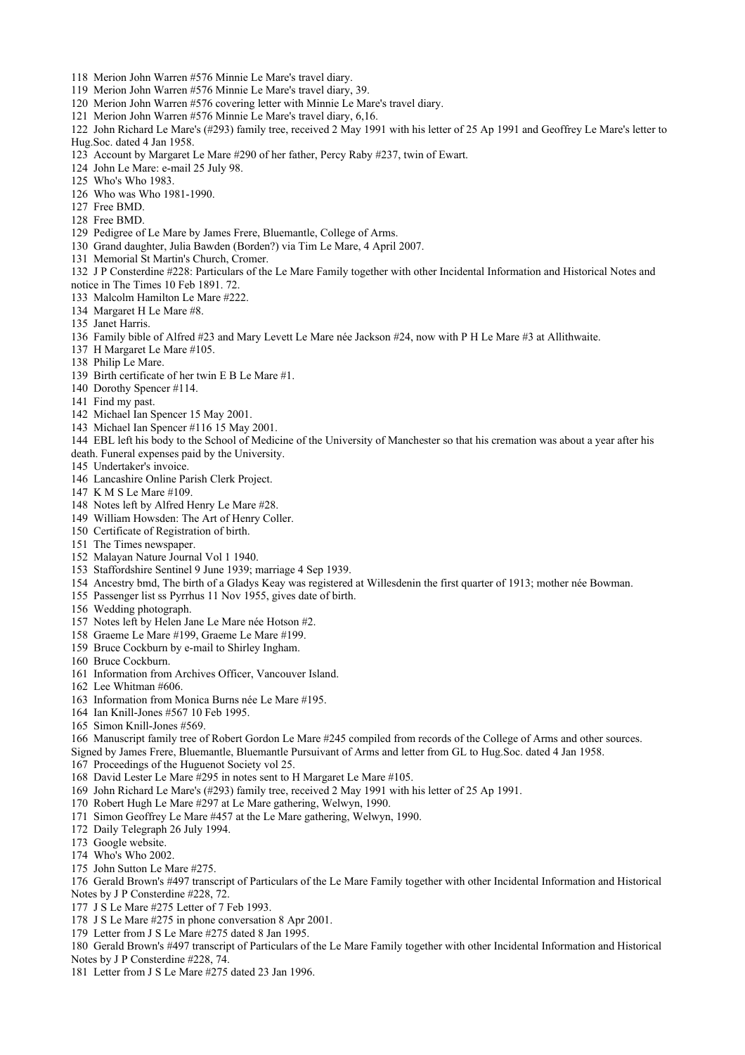118 Merion John Warren #576 Minnie Le Mare's travel diary.
119 Merion John Warren #576 Minnie Le Mare's travel diary, 39.
120 Merion John Warren #576 covering letter with Minnie Le Mare's travel diary.
121 Merion John Warren #576 Minnie Le Mare's travel diary, 6,16.
122 John Richard Le Mare's (#293) family tree, received 2 May 1991 with his letter of 25 Ap 1991 and Geoffrey Le Mare's letter to Hug.Soc. dated 4 Jan 1958.
123 Account by Margaret Le Mare #290 of her father, Percy Raby #237, twin of Ewart.
124 John Le Mare: e-mail 25 July 98.
125 Who's Who 1983.
126 Who was Who 1981-1990.
127 Free BMD.
128 Free BMD.
129 Pedigree of Le Mare by James Frere, Bluemantle, College of Arms.
130 Grand daughter, Julia Bawden (Borden?) via Tim Le Mare, 4 April 2007.
131 Memorial St Martin's Church, Cromer.
132 J P Consterdine #228: Particulars of the Le Mare Family together with other Incidental Information and Historical Notes and notice in The Times 10 Feb 1891. 72.
133 Malcolm Hamilton Le Mare #222.
134 Margaret H Le Mare #8.
135 Janet Harris.
136 Family bible of Alfred #23 and Mary Levett Le Mare née Jackson #24, now with P H Le Mare #3 at Allithwaite.
137 H Margaret Le Mare #105.
138 Philip Le Mare.
139 Birth certificate of her twin E B Le Mare #1.
140 Dorothy Spencer #114.
141 Find my past.
142 Michael Ian Spencer 15 May 2001.
143 Michael Ian Spencer #116 15 May 2001.
144 EBL left his body to the School of Medicine of the University of Manchester so that his cremation was about a year after his death. Funeral expenses paid by the University.
145 Undertaker's invoice.
146 Lancashire Online Parish Clerk Project.
147 K M S Le Mare #109.
148 Notes left by Alfred Henry Le Mare #28.
149 William Howsden: The Art of Henry Coller.
150 Certificate of Registration of birth.
151 The Times newspaper.
152 Malayan Nature Journal Vol 1 1940.
153 Staffordshire Sentinel 9 June 1939; marriage 4 Sep 1939.
154 Ancestry bmd, The birth of a Gladys Keay was registered at Willesdenin the first quarter of 1913; mother née Bowman.
155 Passenger list ss Pyrrhus 11 Nov 1955, gives date of birth.
156 Wedding photograph.
157 Notes left by Helen Jane Le Mare née Hotson #2.
158 Graeme Le Mare #199, Graeme Le Mare #199.
159 Bruce Cockburn by e-mail to Shirley Ingham.
160 Bruce Cockburn.
161 Information from Archives Officer, Vancouver Island.
162 Lee Whitman #606.
163 Information from Monica Burns née Le Mare #195.
164 Ian Knill-Jones #567 10 Feb 1995.
165 Simon Knill-Jones #569.
166 Manuscript family tree of Robert Gordon Le Mare #245 compiled from records of the College of Arms and other sources. Signed by James Frere, Bluemantle, Bluemantle Pursuivant of Arms and letter from GL to Hug.Soc. dated 4 Jan 1958.
167 Proceedings of the Huguenot Society vol 25.
168 David Lester Le Mare #295 in notes sent to H Margaret Le Mare #105.
169 John Richard Le Mare's (#293) family tree, received 2 May 1991 with his letter of 25 Ap 1991.
170 Robert Hugh Le Mare #297 at Le Mare gathering, Welwyn, 1990.
171 Simon Geoffrey Le Mare #457 at the Le Mare gathering, Welwyn, 1990.
172 Daily Telegraph 26 July 1994.
173 Google website.
174 Who's Who 2002.
175 John Sutton Le Mare #275.
176 Gerald Brown's #497 transcript of Particulars of the Le Mare Family together with other Incidental Information and Historical Notes by J P Consterdine #228, 72.
177 J S Le Mare #275 Letter of 7 Feb 1993.
178 J S Le Mare #275 in phone conversation 8 Apr 2001.
179 Letter from J S Le Mare #275 dated 8 Jan 1995.
180 Gerald Brown's #497 transcript of Particulars of the Le Mare Family together with other Incidental Information and Historical Notes by J P Consterdine #228, 74.
181 Letter from J S Le Mare #275 dated 23 Jan 1996.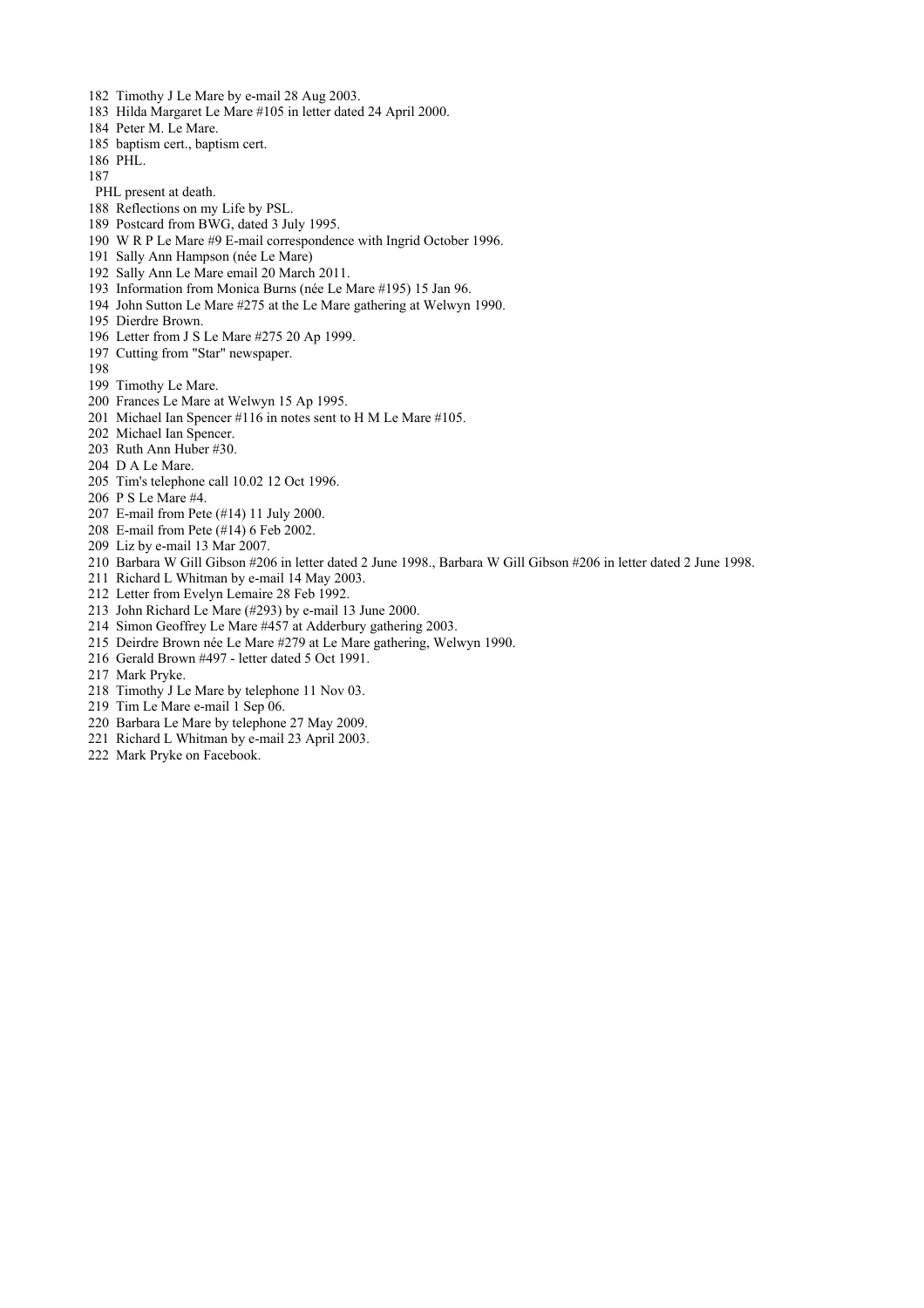182 Timothy J Le Mare by e-mail 28 Aug 2003.
183 Hilda Margaret Le Mare #105 in letter dated 24 April 2000.
184 Peter M. Le Mare.
185 baptism cert., baptism cert.
186 PHL.
187
PHL present at death.
188 Reflections on my Life by PSL.
189 Postcard from BWG, dated 3 July 1995.
190 W R P Le Mare #9 E-mail correspondence with Ingrid October 1996.
191 Sally Ann Hampson (née Le Mare)
192 Sally Ann Le Mare email 20 March 2011.
193 Information from Monica Burns (née Le Mare #195) 15 Jan 96.
194 John Sutton Le Mare #275 at the Le Mare gathering at Welwyn 1990.
195 Dierdre Brown.
196 Letter from J S Le Mare #275 20 Ap 1999.
197 Cutting from "Star" newspaper.
198
199 Timothy Le Mare.
200 Frances Le Mare at Welwyn 15 Ap 1995.
201 Michael Ian Spencer #116 in notes sent to H M Le Mare #105.
202 Michael Ian Spencer.
203 Ruth Ann Huber #30.
204 D A Le Mare.
205 Tim's telephone call 10.02 12 Oct 1996.
206 P S Le Mare #4.
207 E-mail from Pete (#14) 11 July 2000.
208 E-mail from Pete (#14) 6 Feb 2002.
209 Liz by e-mail 13 Mar 2007.
210 Barbara W Gill Gibson #206 in letter dated 2 June 1998., Barbara W Gill Gibson #206 in letter dated 2 June 1998.
211 Richard L Whitman by e-mail 14 May 2003.
212 Letter from Evelyn Lemaire 28 Feb 1992.
213 John Richard Le Mare (#293) by e-mail 13 June 2000.
214 Simon Geoffrey Le Mare #457 at Adderbury gathering 2003.
215 Deirdre Brown née Le Mare #279 at Le Mare gathering, Welwyn 1990.
216 Gerald Brown #497 - letter dated 5 Oct 1991.
217 Mark Pryke.
218 Timothy J Le Mare by telephone 11 Nov 03.
219 Tim Le Mare e-mail 1 Sep 06.
220 Barbara Le Mare by telephone 27 May 2009.
221 Richard L Whitman by e-mail 23 April 2003.
222 Mark Pryke on Facebook.